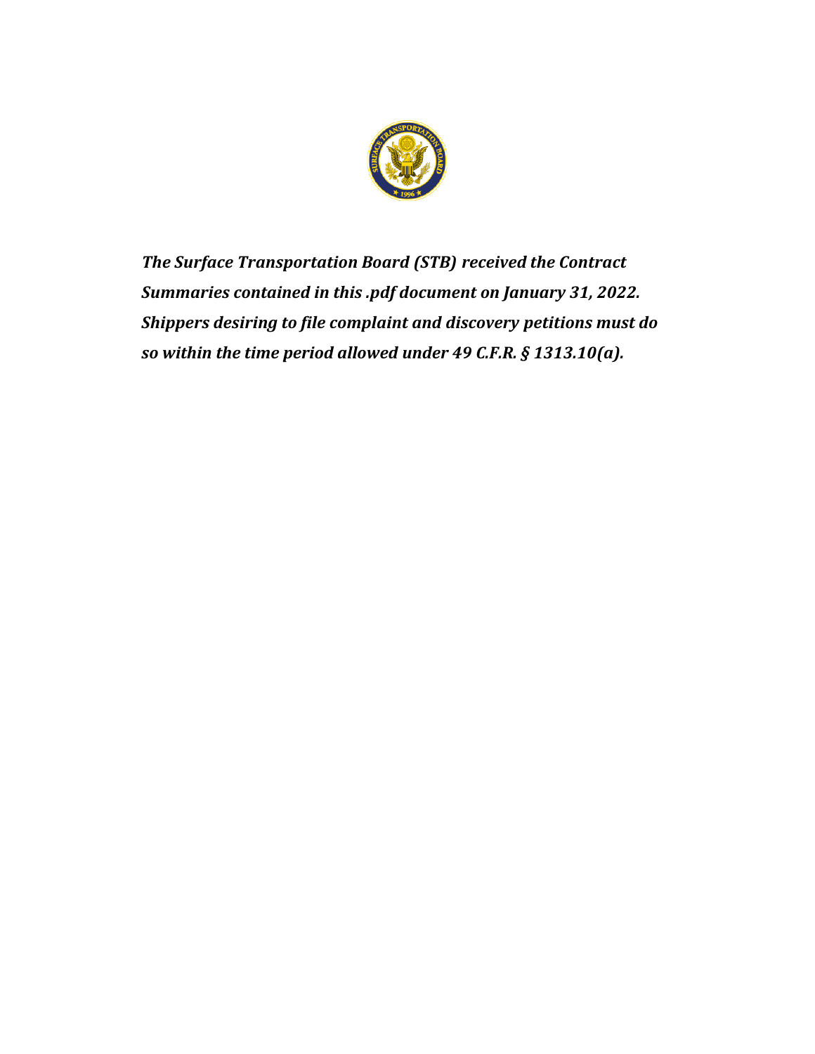***The Surface Transportation Board (STB) received the Contract Summaries contained in this .pdf document on January 31, 2022. Shippers desiring to file complaint and discovery petitions must do so within the time period allowed under 49 C.F.R. § 1313.10(a).***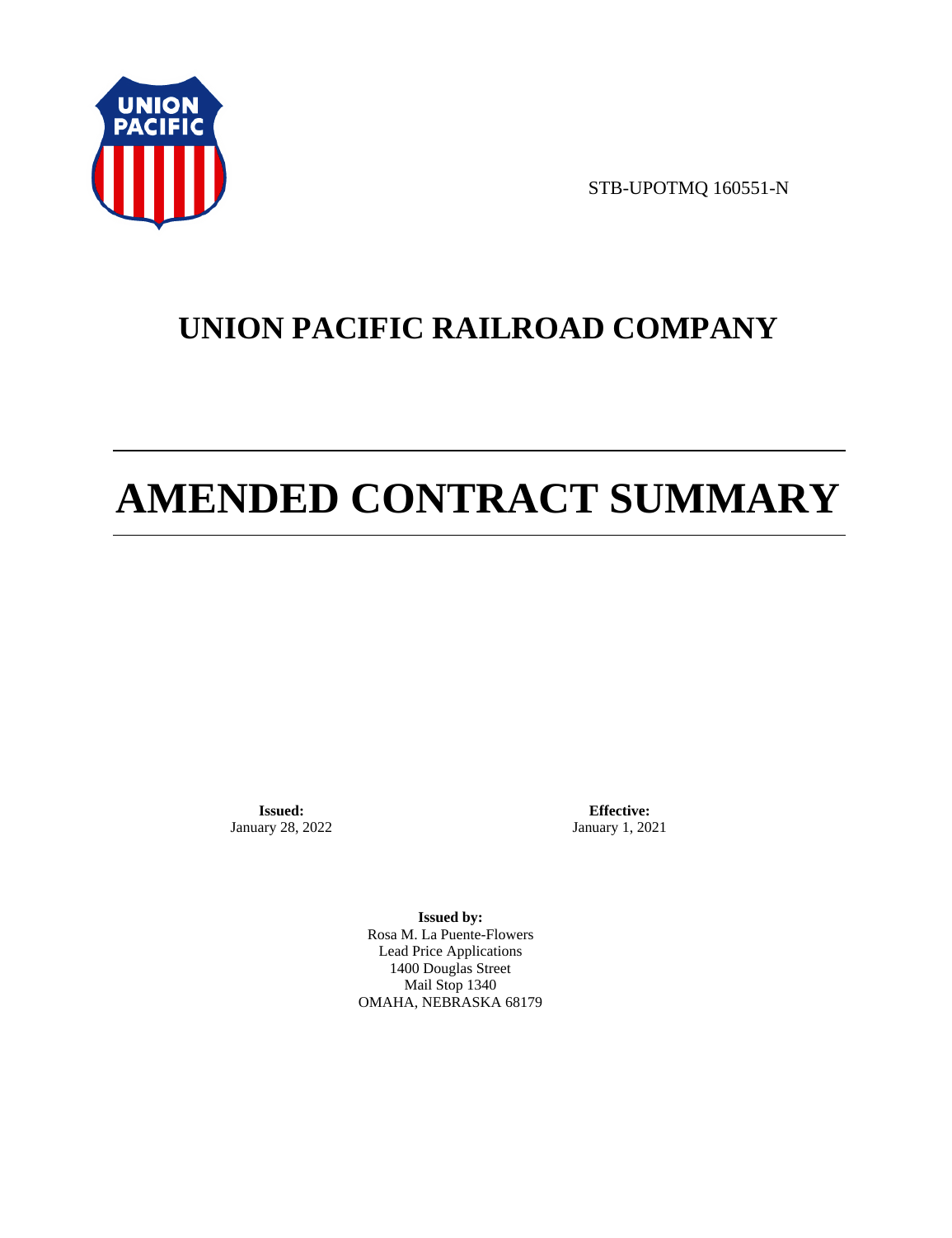STB-UPOTMQ 160551-N

# UNION PACIFIC RAILROAD COMPANY

# AMENDED CONTRACT SUMMARY

**Issued:**
January 28, 2022

**Effective:**
January 1, 2021

**Issued by:**
Rosa M. La Puente-Flowers
Lead Price Applications
1400 Douglas Street
Mail Stop 1340
OMAHA, NEBRASKA 68179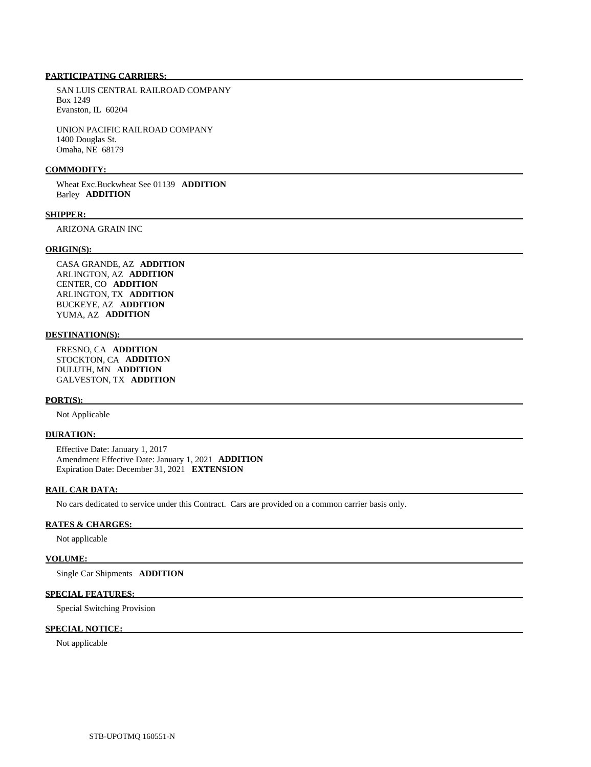## PARTICIPATING CARRIERS:

SAN LUIS CENTRAL RAILROAD COMPANY
Box 1249
Evanston, IL 60204

UNION PACIFIC RAILROAD COMPANY
1400 Douglas St.
Omaha, NE 68179

## COMMODITY:

Wheat Exc.Buckwheat See 01139 **ADDITION**
Barley **ADDITION**

## SHIPPER:

ARIZONA GRAIN INC

## ORIGIN(S):

CASA GRANDE, AZ **ADDITION**
ARLINGTON, AZ **ADDITION**
CENTER, CO **ADDITION**
ARLINGTON, TX **ADDITION**
BUCKEYE, AZ **ADDITION**
YUMA, AZ **ADDITION**

## DESTINATION(S):

FRESNO, CA **ADDITION**
STOCKTON, CA **ADDITION**
DULUTH, MN **ADDITION**
GALVESTON, TX **ADDITION**

## PORT(S):

Not Applicable

## DURATION:

Effective Date: January 1, 2017
Amendment Effective Date: January 1, 2021 **ADDITION**
Expiration Date: December 31, 2021 **EXTENSION**

## RAIL CAR DATA:

No cars dedicated to service under this Contract. Cars are provided on a common carrier basis only.

## RATES & CHARGES:

Not applicable

## VOLUME:

Single Car Shipments **ADDITION**

## SPECIAL FEATURES:

Special Switching Provision

## SPECIAL NOTICE:

Not applicable

STB-UPOTMQ 160551-N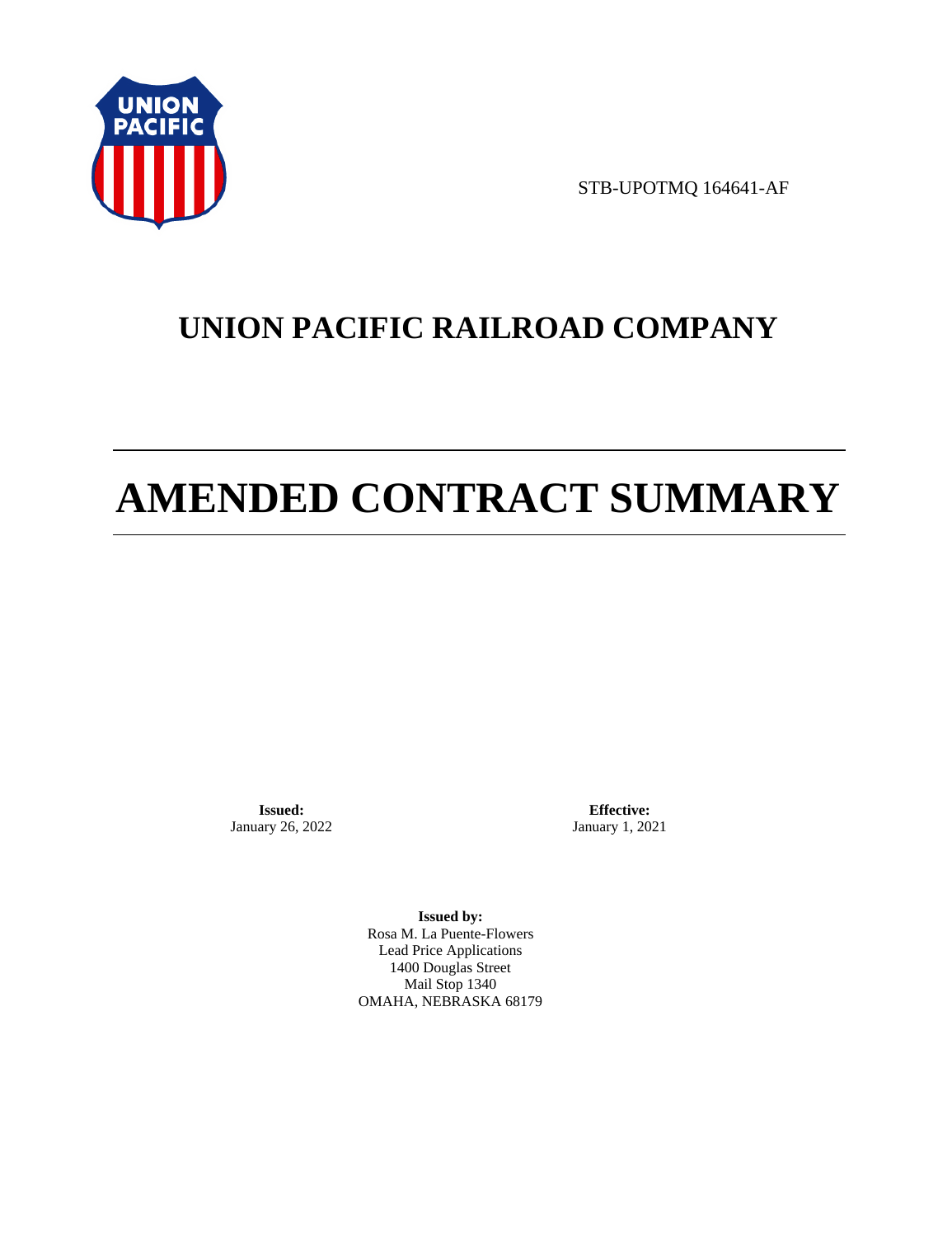STB-UPOTMQ 164641-AF

# UNION PACIFIC RAILROAD COMPANY

# AMENDED CONTRACT SUMMARY

**Issued:**
January 26, 2022

**Effective:**
January 1, 2021

**Issued by:**
Rosa M. La Puente-Flowers
Lead Price Applications
1400 Douglas Street
Mail Stop 1340
OMAHA, NEBRASKA 68179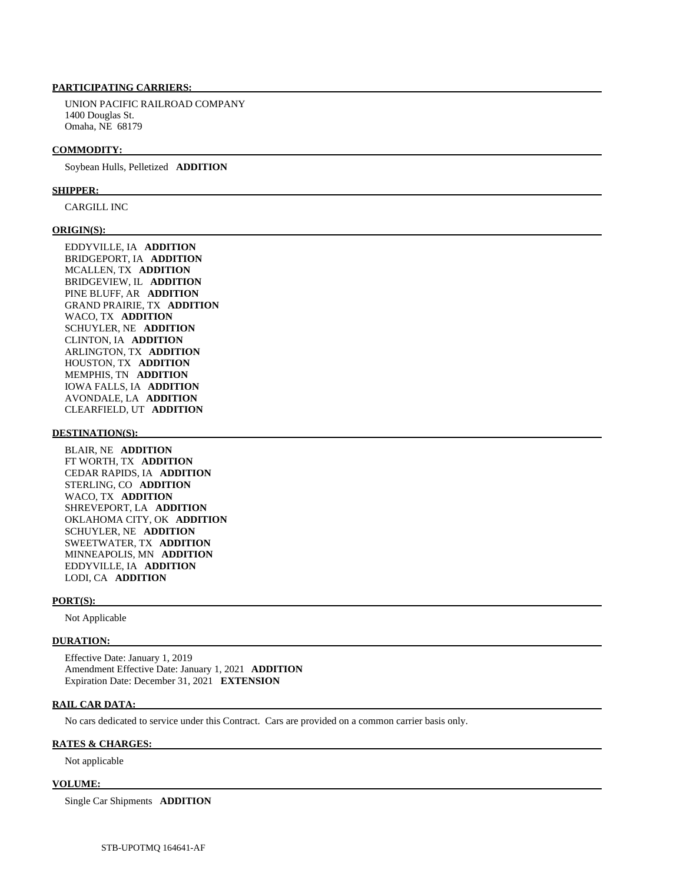**PARTICIPATING CARRIERS:**

UNION PACIFIC RAILROAD COMPANY
1400 Douglas St.
Omaha, NE 68179

**COMMODITY:**

Soybean Hulls, Pelletized **ADDITION**

**SHIPPER:**

CARGILL INC

**ORIGIN(S):**

EDDYVILLE, IA **ADDITION**
BRIDGEPORT, IA **ADDITION**
MCALLEN, TX **ADDITION**
BRIDGEVIEW, IL **ADDITION**
PINE BLUFF, AR **ADDITION**
GRAND PRAIRIE, TX **ADDITION**
WACO, TX **ADDITION**
SCHUYLER, NE **ADDITION**
CLINTON, IA **ADDITION**
ARLINGTON, TX **ADDITION**
HOUSTON, TX **ADDITION**
MEMPHIS, TN **ADDITION**
IOWA FALLS, IA **ADDITION**
AVONDALE, LA **ADDITION**
CLEARFIELD, UT **ADDITION**

**DESTINATION(S):**

BLAIR, NE **ADDITION**
FT WORTH, TX **ADDITION**
CEDAR RAPIDS, IA **ADDITION**
STERLING, CO **ADDITION**
WACO, TX **ADDITION**
SHREVEPORT, LA **ADDITION**
OKLAHOMA CITY, OK **ADDITION**
SCHUYLER, NE **ADDITION**
SWEETWATER, TX **ADDITION**
MINNEAPOLIS, MN **ADDITION**
EDDYVILLE, IA **ADDITION**
LODI, CA **ADDITION**

**PORT(S):**

Not Applicable

**DURATION:**

Effective Date: January 1, 2019
Amendment Effective Date: January 1, 2021 **ADDITION**
Expiration Date: December 31, 2021 **EXTENSION**

**RAIL CAR DATA:**

No cars dedicated to service under this Contract. Cars are provided on a common carrier basis only.

**RATES & CHARGES:**

Not applicable

**VOLUME:**

Single Car Shipments **ADDITION**

STB-UPOTMQ 164641-AF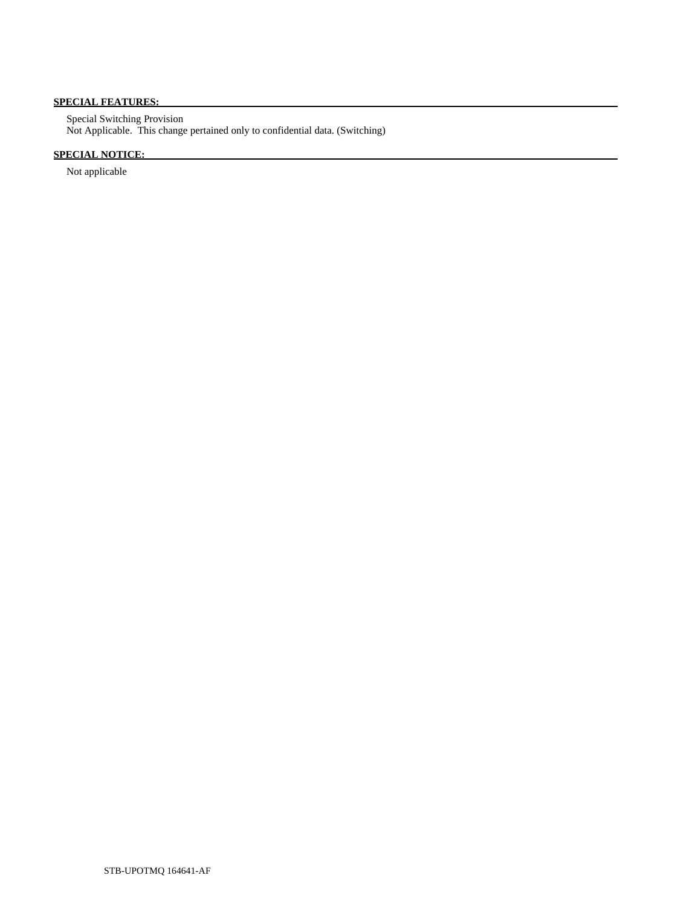**SPECIAL FEATURES:**

Special Switching Provision
Not Applicable. This change pertained only to confidential data. (Switching)

**SPECIAL NOTICE:**

Not applicable

STB-UPOTMQ 164641-AF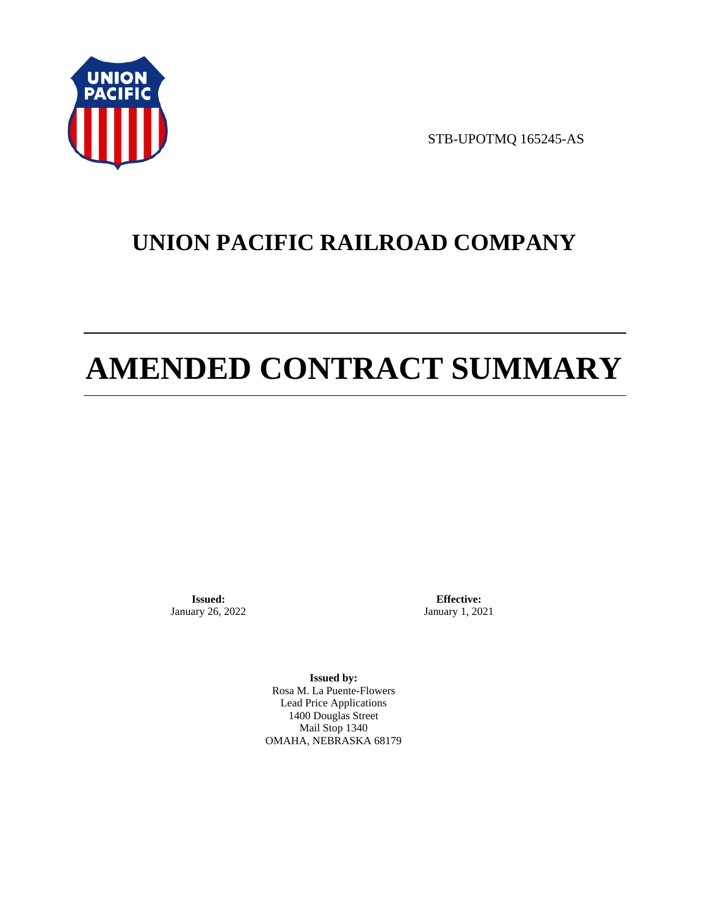STB-UPOTMQ 165245-AS

# UNION PACIFIC RAILROAD COMPANY

# AMENDED CONTRACT SUMMARY

**Issued:**
January 26, 2022

**Effective:**
January 1, 2021

**Issued by:**
Rosa M. La Puente-Flowers
Lead Price Applications
1400 Douglas Street
Mail Stop 1340
OMAHA, NEBRASKA 68179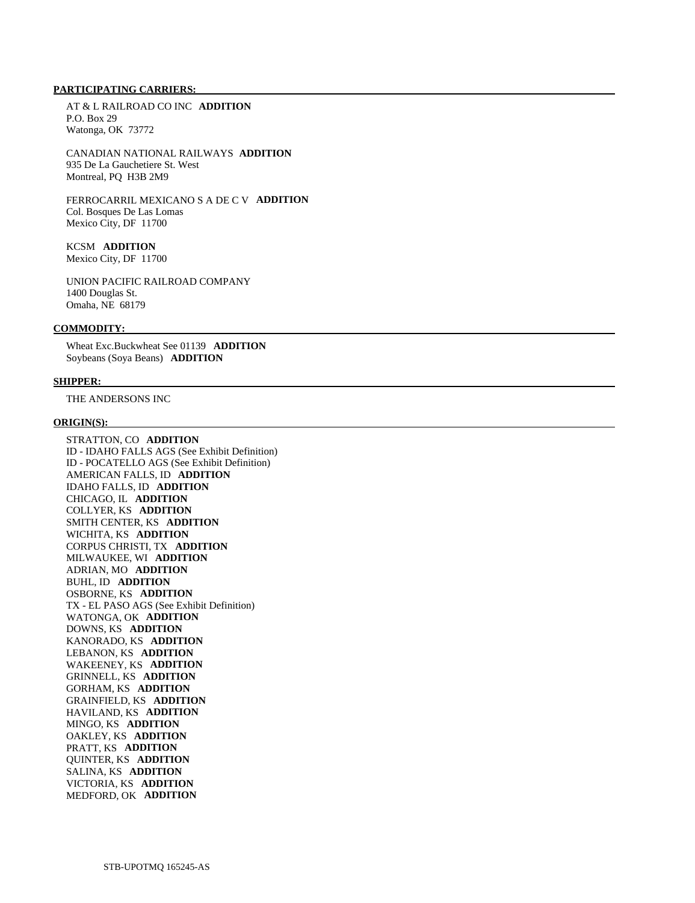**PARTICIPATING CARRIERS:**

AT & L RAILROAD CO INC **ADDITION**
P.O. Box 29
Watonga, OK 73772

CANADIAN NATIONAL RAILWAYS **ADDITION**
935 De La Gauchetiere St. West
Montreal, PQ H3B 2M9

FERROCARRIL MEXICANO S A DE C V **ADDITION**
Col. Bosques De Las Lomas
Mexico City, DF 11700

KCSM **ADDITION**
Mexico City, DF 11700

UNION PACIFIC RAILROAD COMPANY
1400 Douglas St.
Omaha, NE 68179

**COMMODITY:**

Wheat Exc.Buckwheat See 01139 **ADDITION**
Soybeans (Soya Beans) **ADDITION**

**SHIPPER:**

THE ANDERSONS INC

**ORIGIN(S):**

STRATTON, CO **ADDITION**
ID - IDAHO FALLS AGS (See Exhibit Definition)
ID - POCATELLO AGS (See Exhibit Definition)
AMERICAN FALLS, ID **ADDITION**
IDAHO FALLS, ID **ADDITION**
CHICAGO, IL **ADDITION**
COLLYER, KS **ADDITION**
SMITH CENTER, KS **ADDITION**
WICHITA, KS **ADDITION**
CORPUS CHRISTI, TX **ADDITION**
MILWAUKEE, WI **ADDITION**
ADRIAN, MO **ADDITION**
BUHL, ID **ADDITION**
OSBORNE, KS **ADDITION**
TX - EL PASO AGS (See Exhibit Definition)
WATONGA, OK **ADDITION**
DOWNS, KS **ADDITION**
KANORADO, KS **ADDITION**
LEBANON, KS **ADDITION**
WAKEENEY, KS **ADDITION**
GRINNELL, KS **ADDITION**
GORHAM, KS **ADDITION**
GRAINFIELD, KS **ADDITION**
HAVILAND, KS **ADDITION**
MINGO, KS **ADDITION**
OAKLEY, KS **ADDITION**
PRATT, KS **ADDITION**
QUINTER, KS **ADDITION**
SALINA, KS **ADDITION**
VICTORIA, KS **ADDITION**
MEDFORD, OK **ADDITION**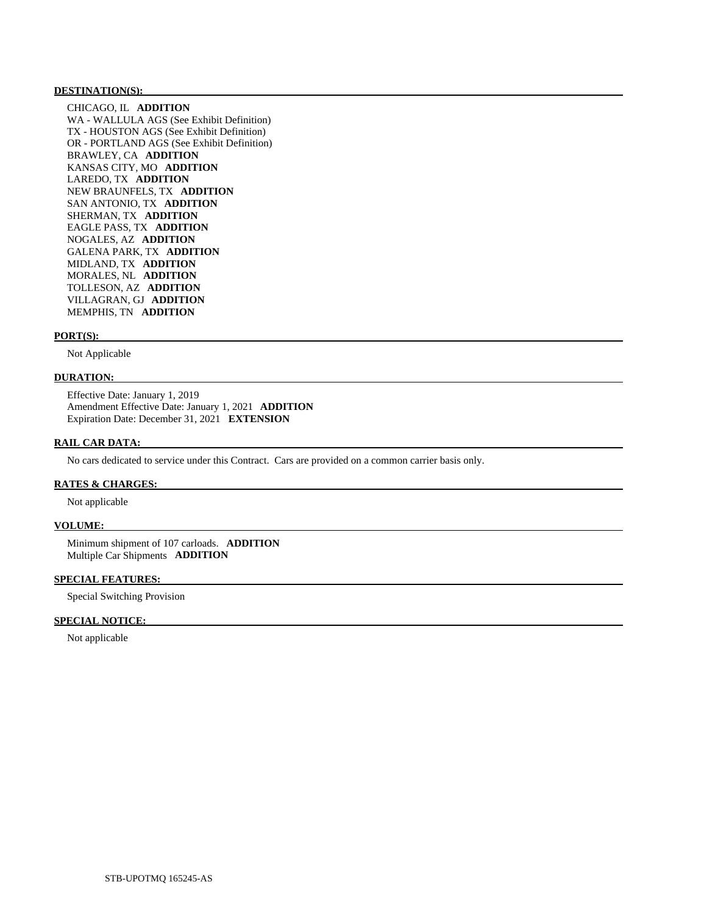**DESTINATION(S):**

CHICAGO, IL **ADDITION**
WA - WALLULA AGS (See Exhibit Definition)
TX - HOUSTON AGS (See Exhibit Definition)
OR - PORTLAND AGS (See Exhibit Definition)
BRAWLEY, CA **ADDITION**
KANSAS CITY, MO **ADDITION**
LAREDO, TX **ADDITION**
NEW BRAUNFELS, TX **ADDITION**
SAN ANTONIO, TX **ADDITION**
SHERMAN, TX **ADDITION**
EAGLE PASS, TX **ADDITION**
NOGALES, AZ **ADDITION**
GALENA PARK, TX **ADDITION**
MIDLAND, TX **ADDITION**
MORALES, NL **ADDITION**
TOLLESON, AZ **ADDITION**
VILLAGRAN, GJ **ADDITION**
MEMPHIS, TN **ADDITION**

**PORT(S):**

Not Applicable

**DURATION:**

Effective Date: January 1, 2019
Amendment Effective Date: January 1, 2021 **ADDITION**
Expiration Date: December 31, 2021 **EXTENSION**

**RAIL CAR DATA:**

No cars dedicated to service under this Contract. Cars are provided on a common carrier basis only.

**RATES & CHARGES:**

Not applicable

**VOLUME:**

Minimum shipment of 107 carloads. **ADDITION**
Multiple Car Shipments **ADDITION**

**SPECIAL FEATURES:**

Special Switching Provision

**SPECIAL NOTICE:**

Not applicable

STB-UPOTMQ 165245-AS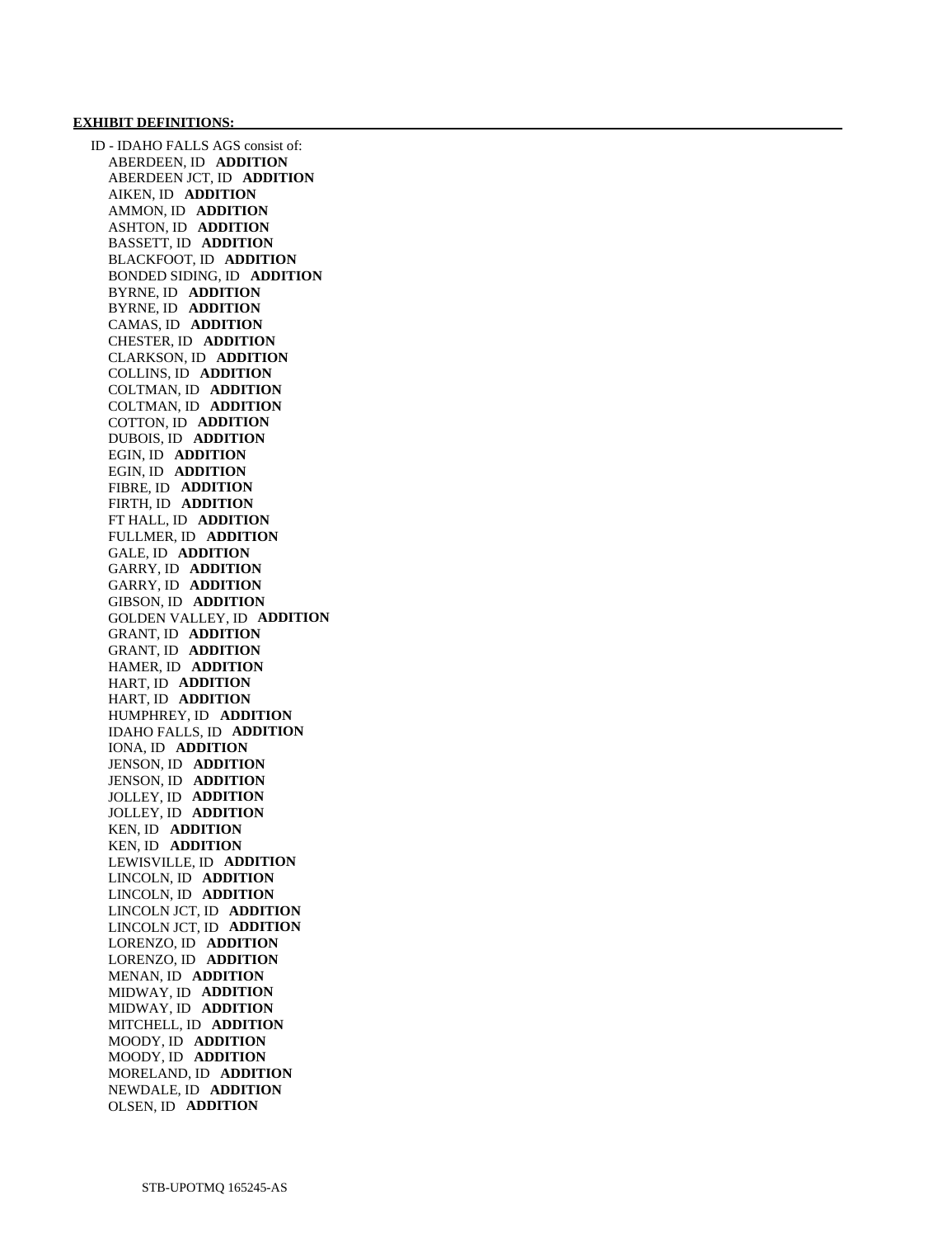**EXHIBIT DEFINITIONS:**

ID - IDAHO FALLS AGS consist of:

- ABERDEEN, ID **ADDITION**
- ABERDEEN JCT, ID **ADDITION**
- AIKEN, ID **ADDITION**
- AMMON, ID **ADDITION**
- ASHTON, ID **ADDITION**
- BASSETT, ID **ADDITION**
- BLACKFOOT, ID **ADDITION**
- BONDED SIDING, ID **ADDITION**
- BYRNE, ID **ADDITION**
- BYRNE, ID **ADDITION**
- CAMAS, ID **ADDITION**
- CHESTER, ID **ADDITION**
- CLARKSON, ID **ADDITION**
- COLLINS, ID **ADDITION**
- COLTMAN, ID **ADDITION**
- COLTMAN, ID **ADDITION**
- COTTON, ID **ADDITION**
- DUBOIS, ID **ADDITION**
- EGIN, ID **ADDITION**
- EGIN, ID **ADDITION**
- FIBRE, ID **ADDITION**
- FIRTH, ID **ADDITION**
- FT HALL, ID **ADDITION**
- FULLMER, ID **ADDITION**
- GALE, ID **ADDITION**
- GARRY, ID **ADDITION**
- GARRY, ID **ADDITION**
- GIBSON, ID **ADDITION**
- GOLDEN VALLEY, ID **ADDITION**
- GRANT, ID **ADDITION**
- GRANT, ID **ADDITION**
- HAMER, ID **ADDITION**
- HART, ID **ADDITION**
- HART, ID **ADDITION**
- HUMPHREY, ID **ADDITION**
- IDAHO FALLS, ID **ADDITION**
- IONA, ID **ADDITION**
- JENSON, ID **ADDITION**
- JENSON, ID **ADDITION**
- JOLLEY, ID **ADDITION**
- JOLLEY, ID **ADDITION**
- KEN, ID **ADDITION**
- KEN, ID **ADDITION**
- LEWISVILLE, ID **ADDITION**
- LINCOLN, ID **ADDITION**
- LINCOLN, ID **ADDITION**
- LINCOLN JCT, ID **ADDITION**
- LINCOLN JCT, ID **ADDITION**
- LORENZO, ID **ADDITION**
- LORENZO, ID **ADDITION**
- MENAN, ID **ADDITION**
- MIDWAY, ID **ADDITION**
- MIDWAY, ID **ADDITION**
- MITCHELL, ID **ADDITION**
- MOODY, ID **ADDITION**
- MOODY, ID **ADDITION**
- MORELAND, ID **ADDITION**
- NEWDALE, ID **ADDITION**
- OLSEN, ID **ADDITION**

STB-UPOTMQ 165245-AS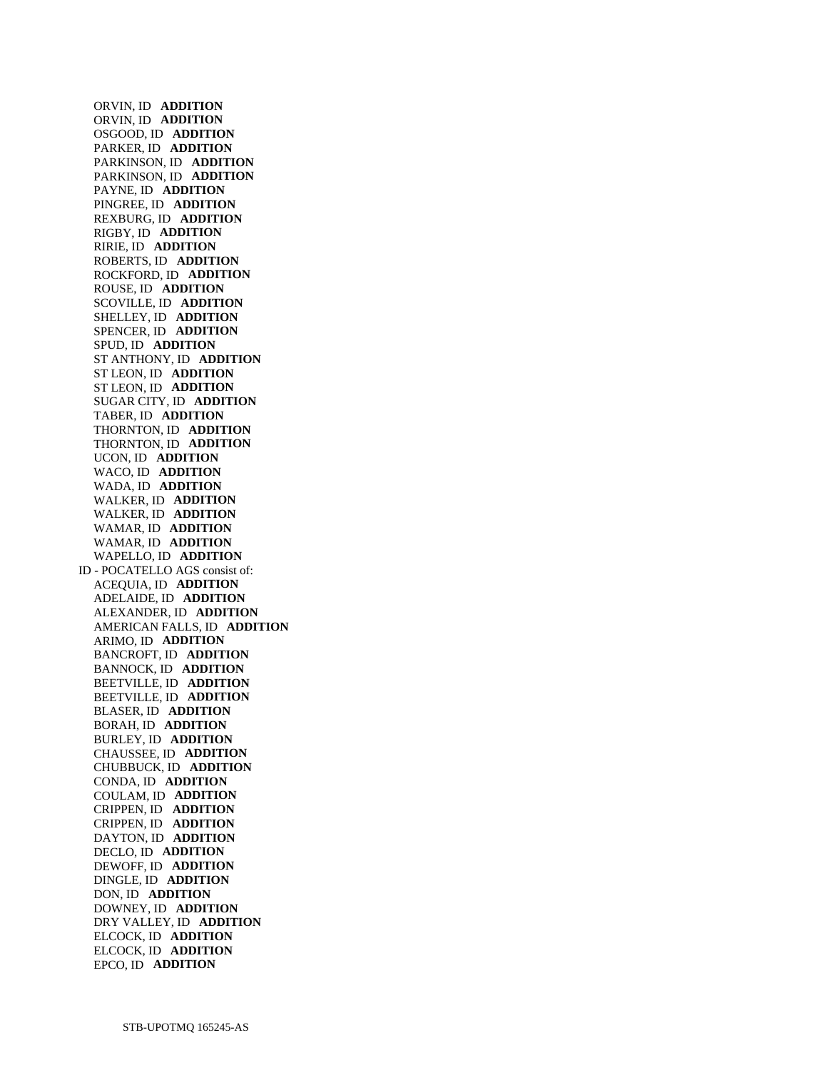ORVIN, ID **ADDITION**
ORVIN, ID **ADDITION**
OSGOOD, ID **ADDITION**
PARKER, ID **ADDITION**
PARKINSON, ID **ADDITION**
PARKINSON, ID **ADDITION**
PAYNE, ID **ADDITION**
PINGREE, ID **ADDITION**
REXBURG, ID **ADDITION**
RIGBY, ID **ADDITION**
RIRIE, ID **ADDITION**
ROBERTS, ID **ADDITION**
ROCKFORD, ID **ADDITION**
ROUSE, ID **ADDITION**
SCOVILLE, ID **ADDITION**
SHELLEY, ID **ADDITION**
SPENCER, ID **ADDITION**
SPUD, ID **ADDITION**
ST ANTHONY, ID **ADDITION**
ST LEON, ID **ADDITION**
ST LEON, ID **ADDITION**
SUGAR CITY, ID **ADDITION**
TABER, ID **ADDITION**
THORNTON, ID **ADDITION**
THORNTON, ID **ADDITION**
UCON, ID **ADDITION**
WACO, ID **ADDITION**
WADA, ID **ADDITION**
WALKER, ID **ADDITION**
WALKER, ID **ADDITION**
WAMAR, ID **ADDITION**
WAMAR, ID **ADDITION**
WAPELLO, ID **ADDITION**

ID - POCATELLO AGS consist of:

ACEQUIA, ID **ADDITION**
ADELAIDE, ID **ADDITION**
ALEXANDER, ID **ADDITION**
AMERICAN FALLS, ID **ADDITION**
ARIMO, ID **ADDITION**
BANCROFT, ID **ADDITION**
BANNOCK, ID **ADDITION**
BEETVILLE, ID **ADDITION**
BEETVILLE, ID **ADDITION**
BLASER, ID **ADDITION**
BORAH, ID **ADDITION**
BURLEY, ID **ADDITION**
CHAUSSEE, ID **ADDITION**
CHUBBUCK, ID **ADDITION**
CONDA, ID **ADDITION**
COULAM, ID **ADDITION**
CRIPPEN, ID **ADDITION**
CRIPPEN, ID **ADDITION**
DAYTON, ID **ADDITION**
DECLO, ID **ADDITION**
DEWOFF, ID **ADDITION**
DINGLE, ID **ADDITION**
DON, ID **ADDITION**
DOWNEY, ID **ADDITION**
DRY VALLEY, ID **ADDITION**
ELCOCK, ID **ADDITION**
ELCOCK, ID **ADDITION**
EPCO, ID **ADDITION**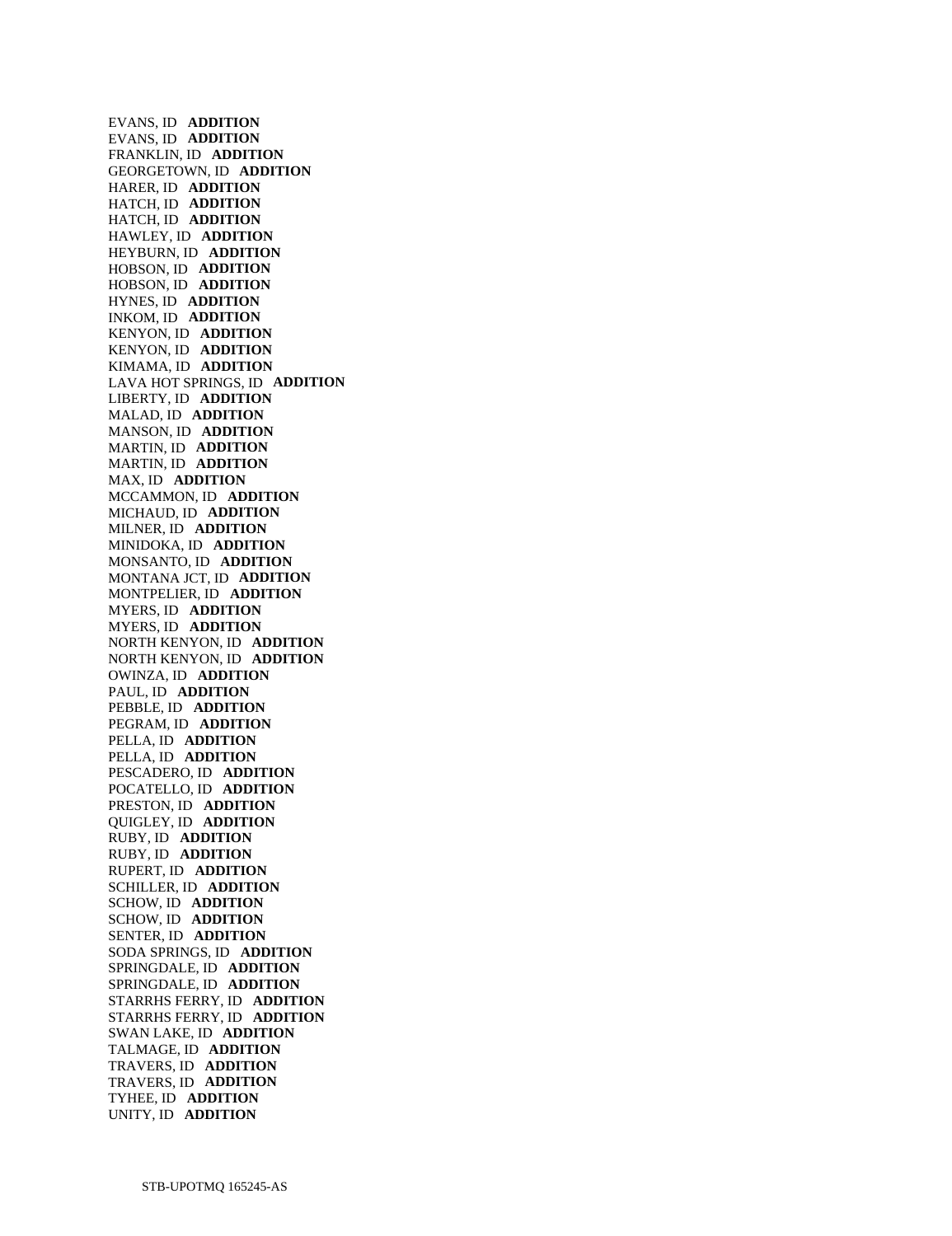EVANS, ID **ADDITION**
EVANS, ID **ADDITION**
FRANKLIN, ID **ADDITION**
GEORGETOWN, ID **ADDITION**
HARER, ID **ADDITION**
HATCH, ID **ADDITION**
HATCH, ID **ADDITION**
HAWLEY, ID **ADDITION**
HEYBURN, ID **ADDITION**
HOBSON, ID **ADDITION**
HOBSON, ID **ADDITION**
HYNES, ID **ADDITION**
INKOM, ID **ADDITION**
KENYON, ID **ADDITION**
KENYON, ID **ADDITION**
KIMAMA, ID **ADDITION**
LAVA HOT SPRINGS, ID **ADDITION**
LIBERTY, ID **ADDITION**
MALAD, ID **ADDITION**
MANSON, ID **ADDITION**
MARTIN, ID **ADDITION**
MARTIN, ID **ADDITION**
MAX, ID **ADDITION**
MCCAMMON, ID **ADDITION**
MICHAUD, ID **ADDITION**
MILNER, ID **ADDITION**
MINIDOKA, ID **ADDITION**
MONSANTO, ID **ADDITION**
MONTANA JCT, ID **ADDITION**
MONTPELIER, ID **ADDITION**
MYERS, ID **ADDITION**
MYERS, ID **ADDITION**
NORTH KENYON, ID **ADDITION**
NORTH KENYON, ID **ADDITION**
OWINZA, ID **ADDITION**
PAUL, ID **ADDITION**
PEBBLE, ID **ADDITION**
PEGRAM, ID **ADDITION**
PELLA, ID **ADDITION**
PELLA, ID **ADDITION**
PESCADERO, ID **ADDITION**
POCATELLO, ID **ADDITION**
PRESTON, ID **ADDITION**
QUIGLEY, ID **ADDITION**
RUBY, ID **ADDITION**
RUBY, ID **ADDITION**
RUPERT, ID **ADDITION**
SCHILLER, ID **ADDITION**
SCHOW, ID **ADDITION**
SCHOW, ID **ADDITION**
SENTER, ID **ADDITION**
SODA SPRINGS, ID **ADDITION**
SPRINGDALE, ID **ADDITION**
SPRINGDALE, ID **ADDITION**
STARRHS FERRY, ID **ADDITION**
STARRHS FERRY, ID **ADDITION**
SWAN LAKE, ID **ADDITION**
TALMAGE, ID **ADDITION**
TRAVERS, ID **ADDITION**
TRAVERS, ID **ADDITION**
TYHEE, ID **ADDITION**
UNITY, ID **ADDITION**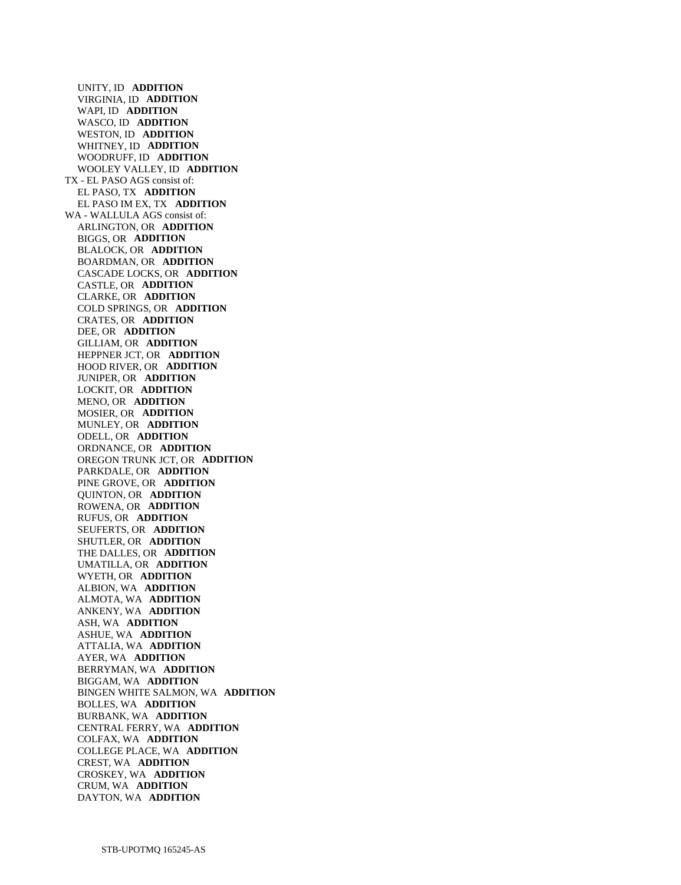UNITY, ID **ADDITION**
VIRGINIA, ID **ADDITION**
WAPI, ID **ADDITION**
WASCO, ID **ADDITION**
WESTON, ID **ADDITION**
WHITNEY, ID **ADDITION**
WOODRUFF, ID **ADDITION**
WOOLEY VALLEY, ID **ADDITION**

TX - EL PASO AGS consist of:
EL PASO, TX **ADDITION**
EL PASO IM EX, TX **ADDITION**

WA - WALLULA AGS consist of:
ARLINGTON, OR **ADDITION**
BIGGS, OR **ADDITION**
BLALOCK, OR **ADDITION**
BOARDMAN, OR **ADDITION**
CASCADE LOCKS, OR **ADDITION**
CASTLE, OR **ADDITION**
CLARKE, OR **ADDITION**
COLD SPRINGS, OR **ADDITION**
CRATES, OR **ADDITION**
DEE, OR **ADDITION**
GILLIAM, OR **ADDITION**
HEPPNER JCT, OR **ADDITION**
HOOD RIVER, OR **ADDITION**
JUNIPER, OR **ADDITION**
LOCKIT, OR **ADDITION**
MENO, OR **ADDITION**
MOSIER, OR **ADDITION**
MUNLEY, OR **ADDITION**
ODELL, OR **ADDITION**
ORDNANCE, OR **ADDITION**
OREGON TRUNK JCT, OR **ADDITION**
PARKDALE, OR **ADDITION**
PINE GROVE, OR **ADDITION**
QUINTON, OR **ADDITION**
ROWENA, OR **ADDITION**
RUFUS, OR **ADDITION**
SEUFERTS, OR **ADDITION**
SHUTLER, OR **ADDITION**
THE DALLES, OR **ADDITION**
UMATILLA, OR **ADDITION**
WYETH, OR **ADDITION**
ALBION, WA **ADDITION**
ALMOTA, WA **ADDITION**
ANKENY, WA **ADDITION**
ASH, WA **ADDITION**
ASHUE, WA **ADDITION**
ATTALIA, WA **ADDITION**
AYER, WA **ADDITION**
BERRYMAN, WA **ADDITION**
BIGGAM, WA **ADDITION**
BINGEN WHITE SALMON, WA **ADDITION**
BOLLES, WA **ADDITION**
BURBANK, WA **ADDITION**
CENTRAL FERRY, WA **ADDITION**
COLFAX, WA **ADDITION**
COLLEGE PLACE, WA **ADDITION**
CREST, WA **ADDITION**
CROSKEY, WA **ADDITION**
CRUM, WA **ADDITION**
DAYTON, WA **ADDITION**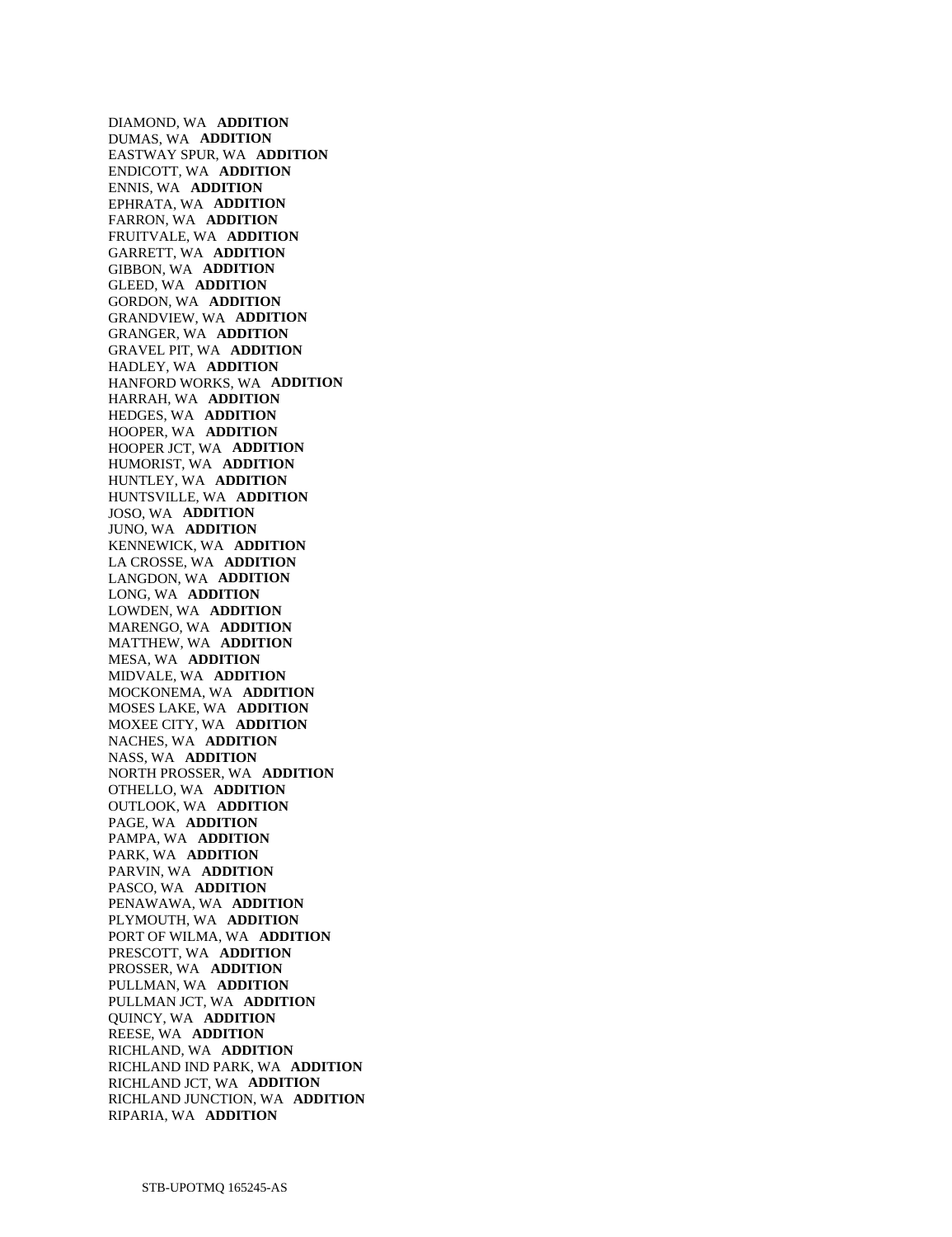DIAMOND, WA **ADDITION**
DUMAS, WA **ADDITION**
EASTWAY SPUR, WA **ADDITION**
ENDICOTT, WA **ADDITION**
ENNIS, WA **ADDITION**
EPHRATA, WA **ADDITION**
FARRON, WA **ADDITION**
FRUITVALE, WA **ADDITION**
GARRETT, WA **ADDITION**
GIBBON, WA **ADDITION**
GLEED, WA **ADDITION**
GORDON, WA **ADDITION**
GRANDVIEW, WA **ADDITION**
GRANGER, WA **ADDITION**
GRAVEL PIT, WA **ADDITION**
HADLEY, WA **ADDITION**
HANFORD WORKS, WA **ADDITION**
HARRAH, WA **ADDITION**
HEDGES, WA **ADDITION**
HOOPER, WA **ADDITION**
HOOPER JCT, WA **ADDITION**
HUMORIST, WA **ADDITION**
HUNTLEY, WA **ADDITION**
HUNTSVILLE, WA **ADDITION**
JOSO, WA **ADDITION**
JUNO, WA **ADDITION**
KENNEWICK, WA **ADDITION**
LA CROSSE, WA **ADDITION**
LANGDON, WA **ADDITION**
LONG, WA **ADDITION**
LOWDEN, WA **ADDITION**
MARENGO, WA **ADDITION**
MATTHEW, WA **ADDITION**
MESA, WA **ADDITION**
MIDVALE, WA **ADDITION**
MOCKONEMA, WA **ADDITION**
MOSES LAKE, WA **ADDITION**
MOXEE CITY, WA **ADDITION**
NACHES, WA **ADDITION**
NASS, WA **ADDITION**
NORTH PROSSER, WA **ADDITION**
OTHELLO, WA **ADDITION**
OUTLOOK, WA **ADDITION**
PAGE, WA **ADDITION**
PAMPA, WA **ADDITION**
PARK, WA **ADDITION**
PARVIN, WA **ADDITION**
PASCO, WA **ADDITION**
PENAWAWA, WA **ADDITION**
PLYMOUTH, WA **ADDITION**
PORT OF WILMA, WA **ADDITION**
PRESCOTT, WA **ADDITION**
PROSSER, WA **ADDITION**
PULLMAN, WA **ADDITION**
PULLMAN JCT, WA **ADDITION**
QUINCY, WA **ADDITION**
REESE, WA **ADDITION**
RICHLAND, WA **ADDITION**
RICHLAND IND PARK, WA **ADDITION**
RICHLAND JCT, WA **ADDITION**
RICHLAND JUNCTION, WA **ADDITION**
RIPARIA, WA **ADDITION**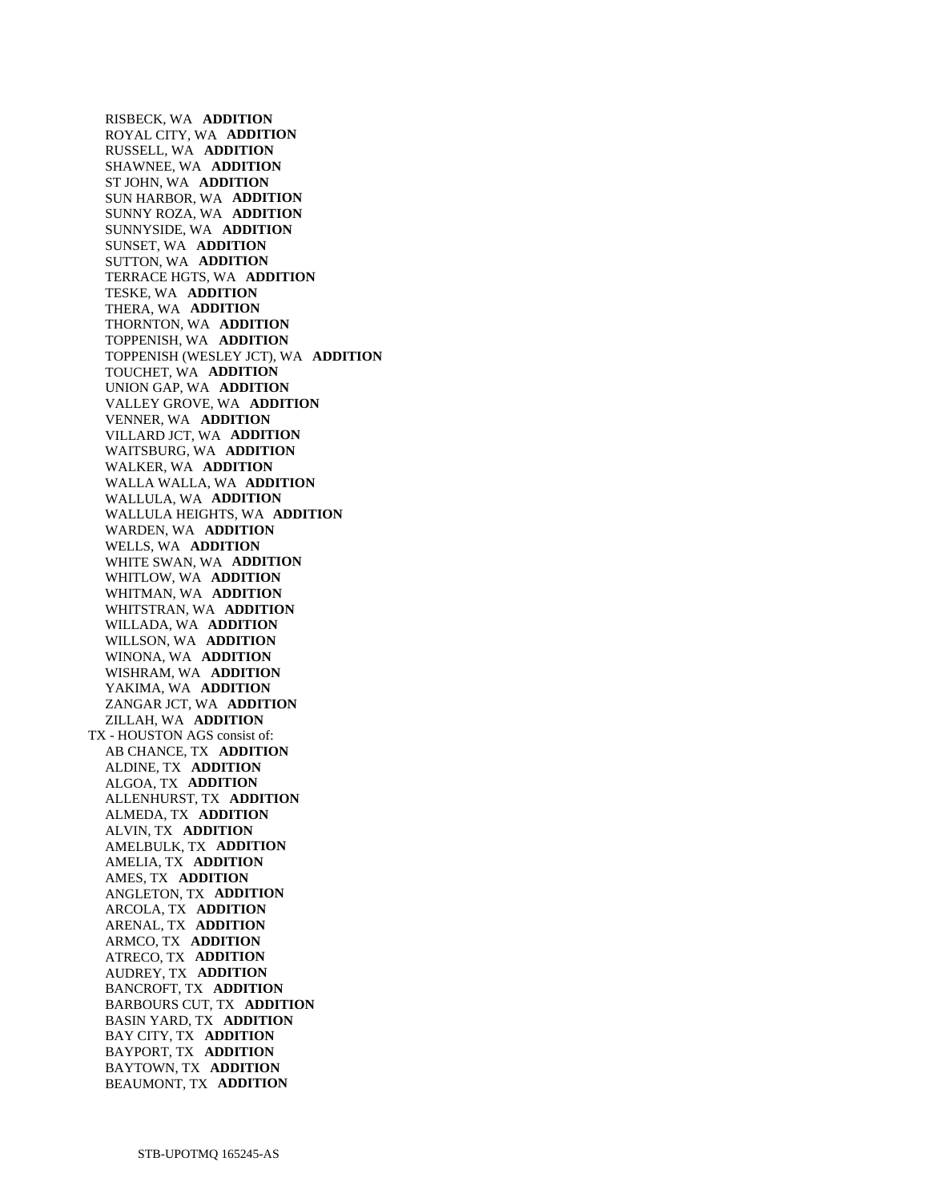RISBECK, WA **ADDITION**
ROYAL CITY, WA **ADDITION**
RUSSELL, WA **ADDITION**
SHAWNEE, WA **ADDITION**
ST JOHN, WA **ADDITION**
SUN HARBOR, WA **ADDITION**
SUNNY ROZA, WA **ADDITION**
SUNNYSIDE, WA **ADDITION**
SUNSET, WA **ADDITION**
SUTTON, WA **ADDITION**
TERRACE HGTS, WA **ADDITION**
TESKE, WA **ADDITION**
THERA, WA **ADDITION**
THORNTON, WA **ADDITION**
TOPPENISH, WA **ADDITION**
TOPPENISH (WESLEY JCT), WA **ADDITION**
TOUCHET, WA **ADDITION**
UNION GAP, WA **ADDITION**
VALLEY GROVE, WA **ADDITION**
VENNER, WA **ADDITION**
VILLARD JCT, WA **ADDITION**
WAITSBURG, WA **ADDITION**
WALKER, WA **ADDITION**
WALLA WALLA, WA **ADDITION**
WALLULA, WA **ADDITION**
WALLULA HEIGHTS, WA **ADDITION**
WARDEN, WA **ADDITION**
WELLS, WA **ADDITION**
WHITE SWAN, WA **ADDITION**
WHITLOW, WA **ADDITION**
WHITMAN, WA **ADDITION**
WHITSTRAN, WA **ADDITION**
WILLADA, WA **ADDITION**
WILLSON, WA **ADDITION**
WINONA, WA **ADDITION**
WISHRAM, WA **ADDITION**
YAKIMA, WA **ADDITION**
ZANGAR JCT, WA **ADDITION**
ZILLAH, WA **ADDITION**

TX - HOUSTON AGS consist of:
AB CHANCE, TX **ADDITION**
ALDINE, TX **ADDITION**
ALGOA, TX **ADDITION**
ALLENHURST, TX **ADDITION**
ALMEDA, TX **ADDITION**
ALVIN, TX **ADDITION**
AMELBULK, TX **ADDITION**
AMELIA, TX **ADDITION**
AMES, TX **ADDITION**
ANGLETON, TX **ADDITION**
ARCOLA, TX **ADDITION**
ARENAL, TX **ADDITION**
ARMCO, TX **ADDITION**
ATRECO, TX **ADDITION**
AUDREY, TX **ADDITION**
BANCROFT, TX **ADDITION**
BARBOURS CUT, TX **ADDITION**
BASIN YARD, TX **ADDITION**
BAY CITY, TX **ADDITION**
BAYPORT, TX **ADDITION**
BAYTOWN, TX **ADDITION**
BEAUMONT, TX **ADDITION**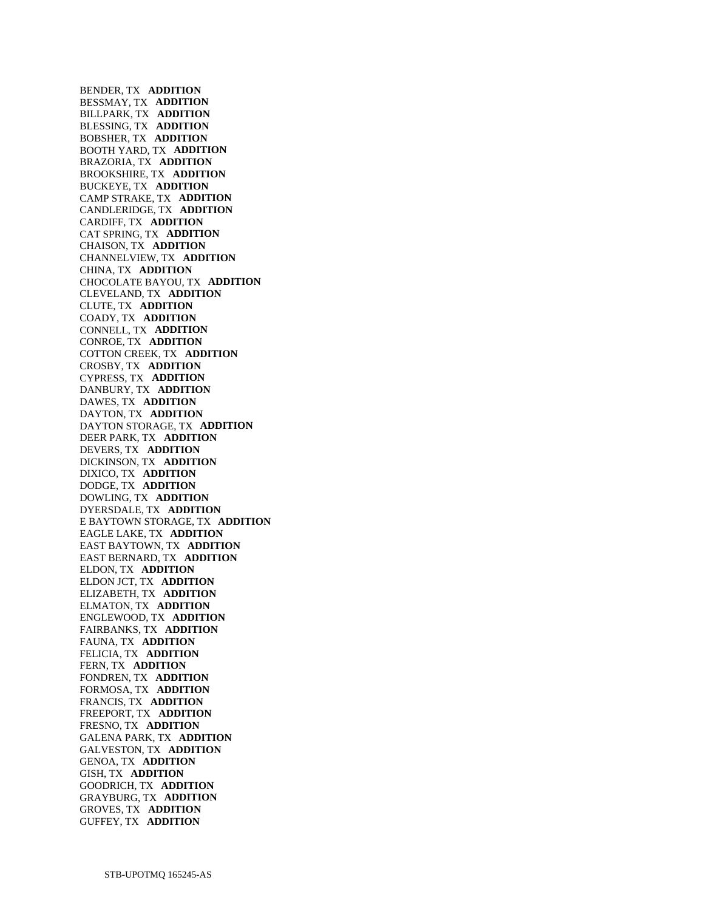BENDER, TX **ADDITION**
BESSMAY, TX **ADDITION**
BILLPARK, TX **ADDITION**
BLESSING, TX **ADDITION**
BOBSHER, TX **ADDITION**
BOOTH YARD, TX **ADDITION**
BRAZORIA, TX **ADDITION**
BROOKSHIRE, TX **ADDITION**
BUCKEYE, TX **ADDITION**
CAMP STRAKE, TX **ADDITION**
CANDLERIDGE, TX **ADDITION**
CARDIFF, TX **ADDITION**
CAT SPRING, TX **ADDITION**
CHAISON, TX **ADDITION**
CHANNELVIEW, TX **ADDITION**
CHINA, TX **ADDITION**
CHOCOLATE BAYOU, TX **ADDITION**
CLEVELAND, TX **ADDITION**
CLUTE, TX **ADDITION**
COADY, TX **ADDITION**
CONNELL, TX **ADDITION**
CONROE, TX **ADDITION**
COTTON CREEK, TX **ADDITION**
CROSBY, TX **ADDITION**
CYPRESS, TX **ADDITION**
DANBURY, TX **ADDITION**
DAWES, TX **ADDITION**
DAYTON, TX **ADDITION**
DAYTON STORAGE, TX **ADDITION**
DEER PARK, TX **ADDITION**
DEVERS, TX **ADDITION**
DICKINSON, TX **ADDITION**
DIXICO, TX **ADDITION**
DODGE, TX **ADDITION**
DOWLING, TX **ADDITION**
DYERSDALE, TX **ADDITION**
E BAYTOWN STORAGE, TX **ADDITION**
EAGLE LAKE, TX **ADDITION**
EAST BAYTOWN, TX **ADDITION**
EAST BERNARD, TX **ADDITION**
ELDON, TX **ADDITION**
ELDON JCT, TX **ADDITION**
ELIZABETH, TX **ADDITION**
ELMATON, TX **ADDITION**
ENGLEWOOD, TX **ADDITION**
FAIRBANKS, TX **ADDITION**
FAUNA, TX **ADDITION**
FELICIA, TX **ADDITION**
FERN, TX **ADDITION**
FONDREN, TX **ADDITION**
FORMOSA, TX **ADDITION**
FRANCIS, TX **ADDITION**
FREEPORT, TX **ADDITION**
FRESNO, TX **ADDITION**
GALENA PARK, TX **ADDITION**
GALVESTON, TX **ADDITION**
GENOA, TX **ADDITION**
GISH, TX **ADDITION**
GOODRICH, TX **ADDITION**
GRAYBURG, TX **ADDITION**
GROVES, TX **ADDITION**
GUFFEY, TX **ADDITION**

STB-UPOTMQ 165245-AS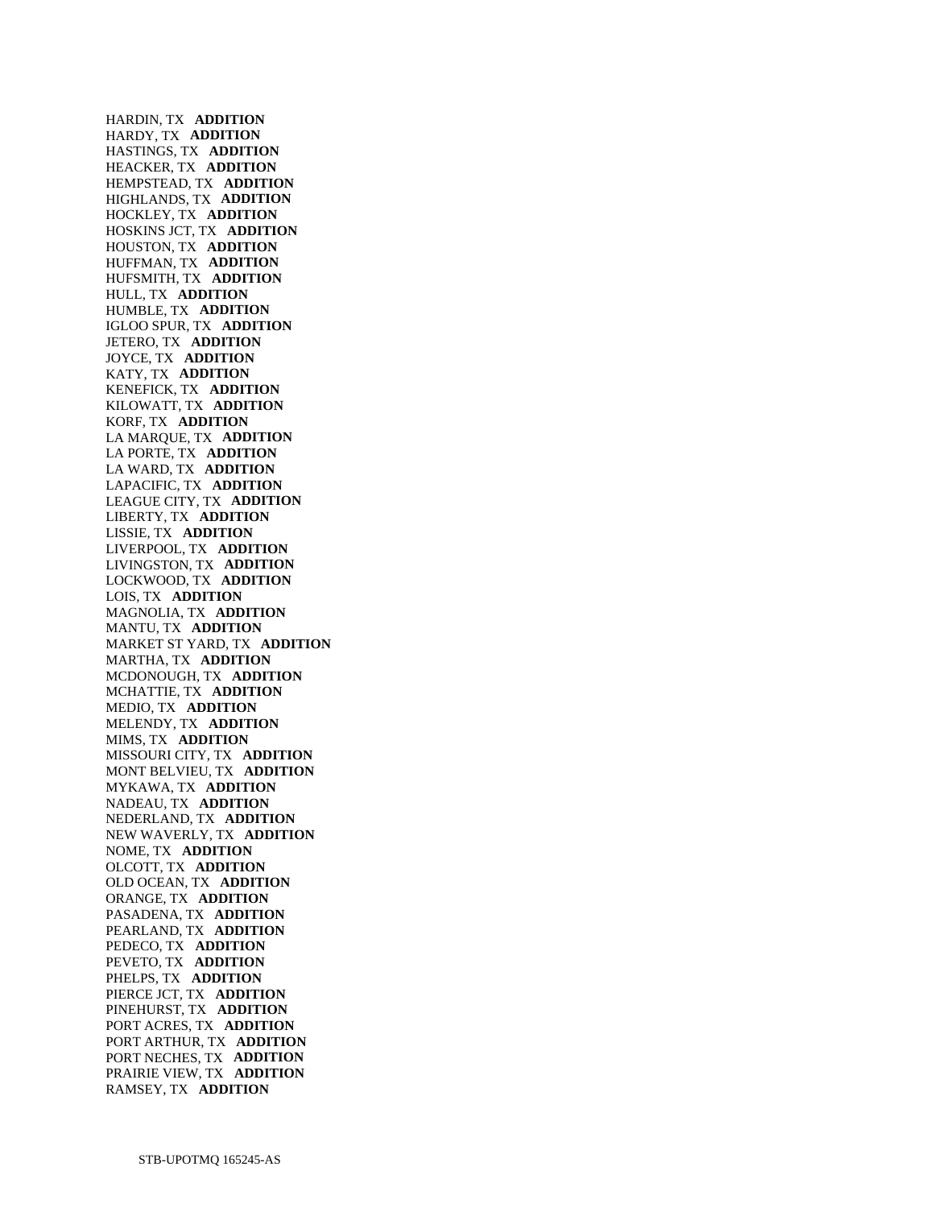HARDIN, TX **ADDITION**
HARDY, TX **ADDITION**
HASTINGS, TX **ADDITION**
HEACKER, TX **ADDITION**
HEMPSTEAD, TX **ADDITION**
HIGHLANDS, TX **ADDITION**
HOCKLEY, TX **ADDITION**
HOSKINS JCT, TX **ADDITION**
HOUSTON, TX **ADDITION**
HUFFMAN, TX **ADDITION**
HUFSMITH, TX **ADDITION**
HULL, TX **ADDITION**
HUMBLE, TX **ADDITION**
IGLOO SPUR, TX **ADDITION**
JETERO, TX **ADDITION**
JOYCE, TX **ADDITION**
KATY, TX **ADDITION**
KENEFICK, TX **ADDITION**
KILOWATT, TX **ADDITION**
KORF, TX **ADDITION**
LA MARQUE, TX **ADDITION**
LA PORTE, TX **ADDITION**
LA WARD, TX **ADDITION**
LAPACIFIC, TX **ADDITION**
LEAGUE CITY, TX **ADDITION**
LIBERTY, TX **ADDITION**
LISSIE, TX **ADDITION**
LIVERPOOL, TX **ADDITION**
LIVINGSTON, TX **ADDITION**
LOCKWOOD, TX **ADDITION**
LOIS, TX **ADDITION**
MAGNOLIA, TX **ADDITION**
MANTU, TX **ADDITION**
MARKET ST YARD, TX **ADDITION**
MARTHA, TX **ADDITION**
MCDONOUGH, TX **ADDITION**
MCHATTIE, TX **ADDITION**
MEDIO, TX **ADDITION**
MELENDY, TX **ADDITION**
MIMS, TX **ADDITION**
MISSOURI CITY, TX **ADDITION**
MONT BELVIEU, TX **ADDITION**
MYKAWA, TX **ADDITION**
NADEAU, TX **ADDITION**
NEDERLAND, TX **ADDITION**
NEW WAVERLY, TX **ADDITION**
NOME, TX **ADDITION**
OLCOTT, TX **ADDITION**
OLD OCEAN, TX **ADDITION**
ORANGE, TX **ADDITION**
PASADENA, TX **ADDITION**
PEARLAND, TX **ADDITION**
PEDECO, TX **ADDITION**
PEVETO, TX **ADDITION**
PHELPS, TX **ADDITION**
PIERCE JCT, TX **ADDITION**
PINEHURST, TX **ADDITION**
PORT ACRES, TX **ADDITION**
PORT ARTHUR, TX **ADDITION**
PORT NECHES, TX **ADDITION**
PRAIRIE VIEW, TX **ADDITION**
RAMSEY, TX **ADDITION**

STB-UPOTMQ 165245-AS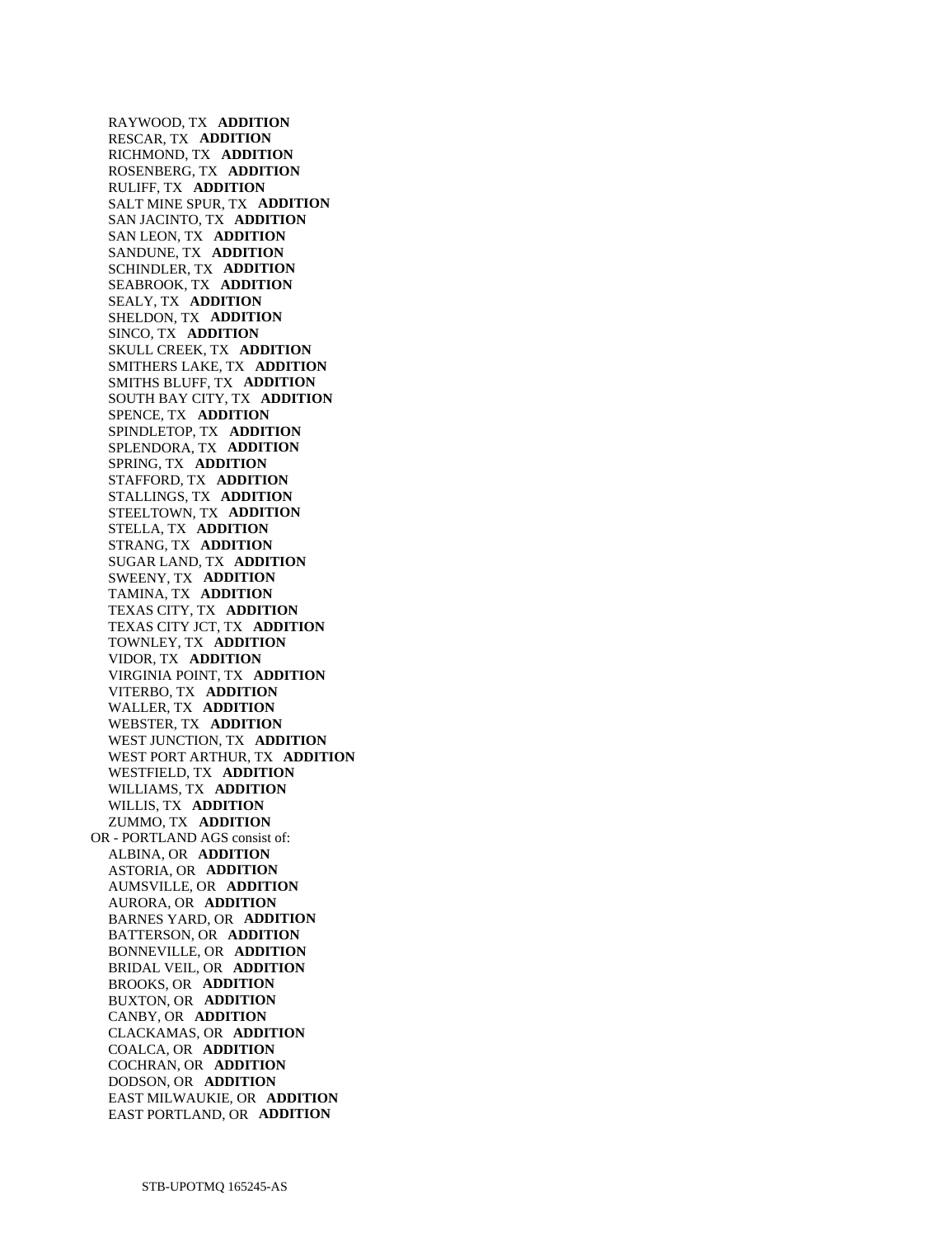RAYWOOD, TX **ADDITION**  
RESCAR, TX **ADDITION**  
RICHMOND, TX **ADDITION**  
ROSENBERG, TX **ADDITION**  
RULIFF, TX **ADDITION**  
SALT MINE SPUR, TX **ADDITION**  
SAN JACINTO, TX **ADDITION**  
SAN LEON, TX **ADDITION**  
SANDUNE, TX **ADDITION**  
SCHINDLER, TX **ADDITION**  
SEABROOK, TX **ADDITION**  
SEALY, TX **ADDITION**  
SHELDON, TX **ADDITION**  
SINCO, TX **ADDITION**  
SKULL CREEK, TX **ADDITION**  
SMITHERS LAKE, TX **ADDITION**  
SMITHS BLUFF, TX **ADDITION**  
SOUTH BAY CITY, TX **ADDITION**  
SPENCE, TX **ADDITION**  
SPINDLETOP, TX **ADDITION**  
SPLENDORA, TX **ADDITION**  
SPRING, TX **ADDITION**  
STAFFORD, TX **ADDITION**  
STALLINGS, TX **ADDITION**  
STEELTOWN, TX **ADDITION**  
STELLA, TX **ADDITION**  
STRANG, TX **ADDITION**  
SUGAR LAND, TX **ADDITION**  
SWEENY, TX **ADDITION**  
TAMINA, TX **ADDITION**  
TEXAS CITY, TX **ADDITION**  
TEXAS CITY JCT, TX **ADDITION**  
TOWNLEY, TX **ADDITION**  
VIDOR, TX **ADDITION**  
VIRGINIA POINT, TX **ADDITION**  
VITERBO, TX **ADDITION**  
WALLER, TX **ADDITION**  
WEBSTER, TX **ADDITION**  
WEST JUNCTION, TX **ADDITION**  
WEST PORT ARTHUR, TX **ADDITION**  
WESTFIELD, TX **ADDITION**  
WILLIAMS, TX **ADDITION**  
WILLIS, TX **ADDITION**  
ZUMMO, TX **ADDITION**

OR - PORTLAND AGS consist of:

ALBINA, OR **ADDITION**  
ASTORIA, OR **ADDITION**  
AUMSVILLE, OR **ADDITION**  
AURORA, OR **ADDITION**  
BARNES YARD, OR **ADDITION**  
BATTERSON, OR **ADDITION**  
BONNEVILLE, OR **ADDITION**  
BRIDAL VEIL, OR **ADDITION**  
BROOKS, OR **ADDITION**  
BUXTON, OR **ADDITION**  
CANBY, OR **ADDITION**  
CLACKAMAS, OR **ADDITION**  
COALCA, OR **ADDITION**  
COCHRAN, OR **ADDITION**  
DODSON, OR **ADDITION**  
EAST MILWAUKIE, OR **ADDITION**  
EAST PORTLAND, OR **ADDITION**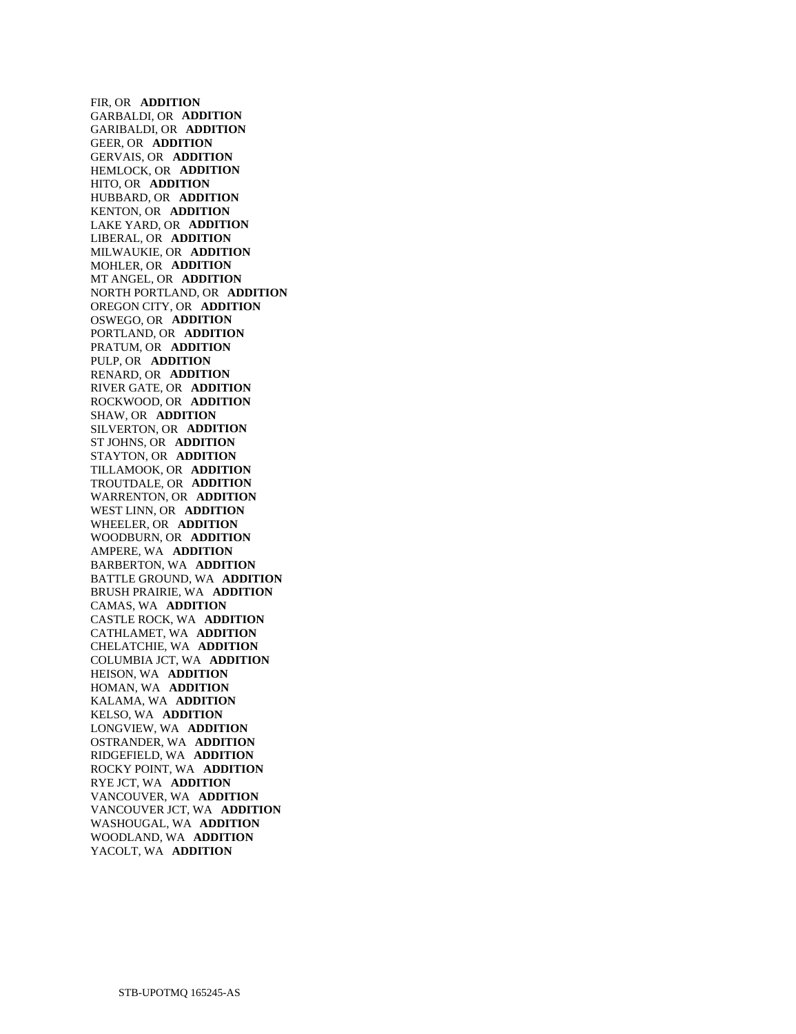FIR, OR **ADDITION**
GARBALDI, OR **ADDITION**
GARIBALDI, OR **ADDITION**
GEER, OR **ADDITION**
GERVAIS, OR **ADDITION**
HEMLOCK, OR **ADDITION**
HITO, OR **ADDITION**
HUBBARD, OR **ADDITION**
KENTON, OR **ADDITION**
LAKE YARD, OR **ADDITION**
LIBERAL, OR **ADDITION**
MILWAUKIE, OR **ADDITION**
MOHLER, OR **ADDITION**
MT ANGEL, OR **ADDITION**
NORTH PORTLAND, OR **ADDITION**
OREGON CITY, OR **ADDITION**
OSWEGO, OR **ADDITION**
PORTLAND, OR **ADDITION**
PRATUM, OR **ADDITION**
PULP, OR **ADDITION**
RENARD, OR **ADDITION**
RIVER GATE, OR **ADDITION**
ROCKWOOD, OR **ADDITION**
SHAW, OR **ADDITION**
SILVERTON, OR **ADDITION**
ST JOHNS, OR **ADDITION**
STAYTON, OR **ADDITION**
TILLAMOOK, OR **ADDITION**
TROUTDALE, OR **ADDITION**
WARRENTON, OR **ADDITION**
WEST LINN, OR **ADDITION**
WHEELER, OR **ADDITION**
WOODBURN, OR **ADDITION**
AMPERE, WA **ADDITION**
BARBERTON, WA **ADDITION**
BATTLE GROUND, WA **ADDITION**
BRUSH PRAIRIE, WA **ADDITION**
CAMAS, WA **ADDITION**
CASTLE ROCK, WA **ADDITION**
CATHLAMET, WA **ADDITION**
CHELATCHIE, WA **ADDITION**
COLUMBIA JCT, WA **ADDITION**
HEISON, WA **ADDITION**
HOMAN, WA **ADDITION**
KALAMA, WA **ADDITION**
KELSO, WA **ADDITION**
LONGVIEW, WA **ADDITION**
OSTRANDER, WA **ADDITION**
RIDGEFIELD, WA **ADDITION**
ROCKY POINT, WA **ADDITION**
RYE JCT, WA **ADDITION**
VANCOUVER, WA **ADDITION**
VANCOUVER JCT, WA **ADDITION**
WASHOUGAL, WA **ADDITION**
WOODLAND, WA **ADDITION**
YACOLT, WA **ADDITION**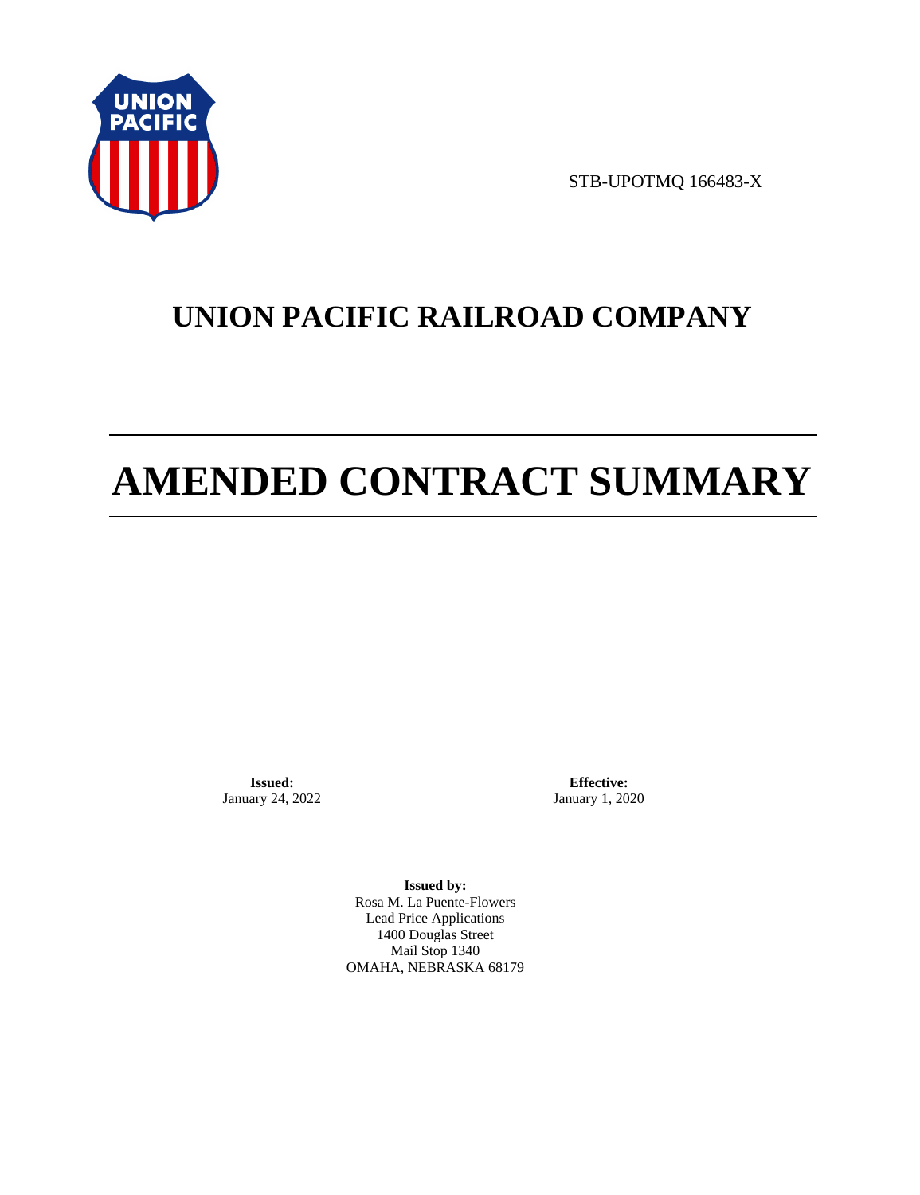STB-UPOTMQ 166483-X

# UNION PACIFIC RAILROAD COMPANY

# AMENDED CONTRACT SUMMARY

**Issued:**
January 24, 2022

**Effective:**
January 1, 2020

**Issued by:**
Rosa M. La Puente-Flowers
Lead Price Applications
1400 Douglas Street
Mail Stop 1340
OMAHA, NEBRASKA 68179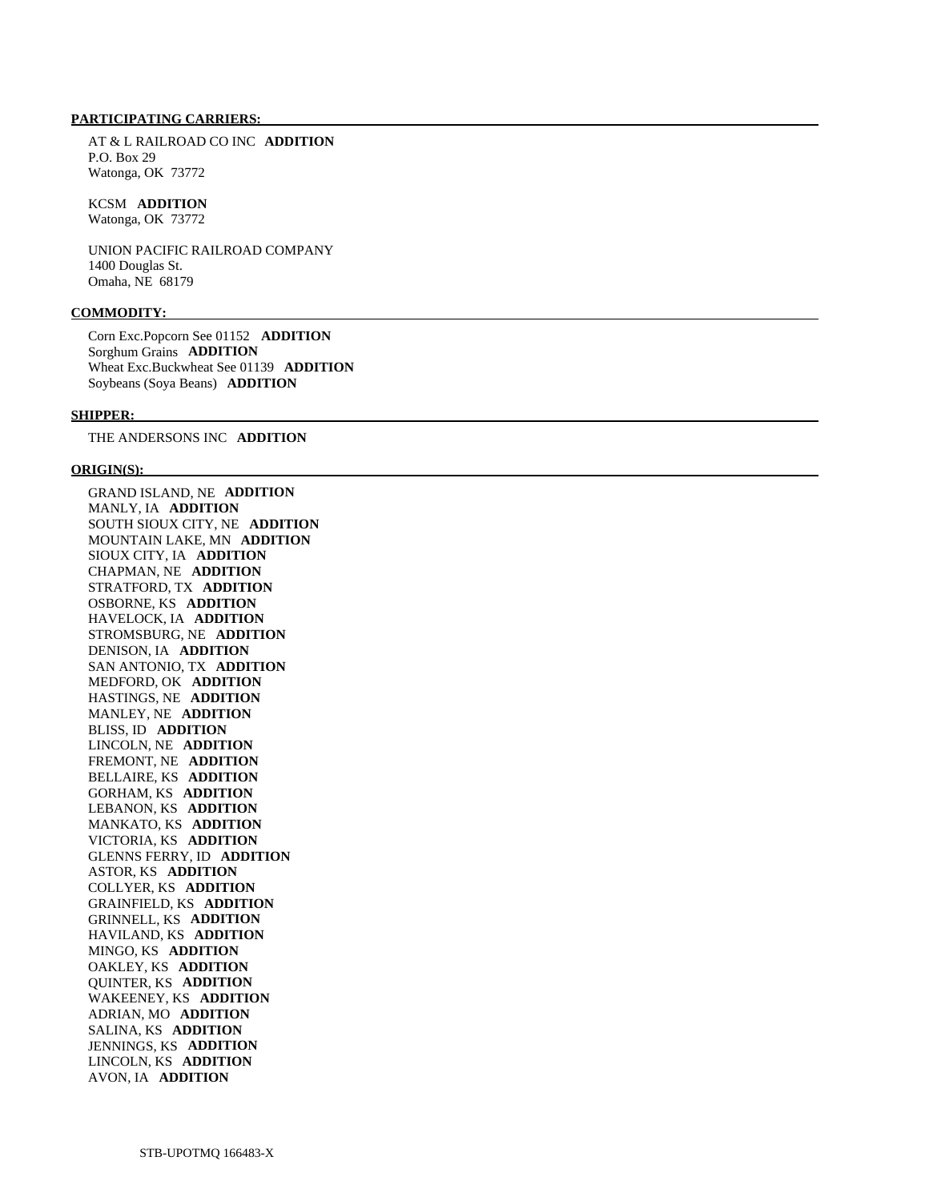**PARTICIPATING CARRIERS:**

AT & L RAILROAD CO INC **ADDITION**
P.O. Box 29
Watonga, OK 73772

KCSM **ADDITION**
Watonga, OK 73772

UNION PACIFIC RAILROAD COMPANY
1400 Douglas St.
Omaha, NE 68179

**COMMODITY:**

Corn Exc.Popcorn See 01152 **ADDITION**
Sorghum Grains **ADDITION**
Wheat Exc.Buckwheat See 01139 **ADDITION**
Soybeans (Soya Beans) **ADDITION**

**SHIPPER:**

THE ANDERSONS INC **ADDITION**

**ORIGIN(S):**

GRAND ISLAND, NE **ADDITION**
MANLY, IA **ADDITION**
SOUTH SIOUX CITY, NE **ADDITION**
MOUNTAIN LAKE, MN **ADDITION**
SIOUX CITY, IA **ADDITION**
CHAPMAN, NE **ADDITION**
STRATFORD, TX **ADDITION**
OSBORNE, KS **ADDITION**
HAVELOCK, IA **ADDITION**
STROMSBURG, NE **ADDITION**
DENISON, IA **ADDITION**
SAN ANTONIO, TX **ADDITION**
MEDFORD, OK **ADDITION**
HASTINGS, NE **ADDITION**
MANLEY, NE **ADDITION**
BLISS, ID **ADDITION**
LINCOLN, NE **ADDITION**
FREMONT, NE **ADDITION**
BELLAIRE, KS **ADDITION**
GORHAM, KS **ADDITION**
LEBANON, KS **ADDITION**
MANKATO, KS **ADDITION**
VICTORIA, KS **ADDITION**
GLENNS FERRY, ID **ADDITION**
ASTOR, KS **ADDITION**
COLLYER, KS **ADDITION**
GRAINFIELD, KS **ADDITION**
GRINNELL, KS **ADDITION**
HAVILAND, KS **ADDITION**
MINGO, KS **ADDITION**
OAKLEY, KS **ADDITION**
QUINTER, KS **ADDITION**
WAKEENEY, KS **ADDITION**
ADRIAN, MO **ADDITION**
SALINA, KS **ADDITION**
JENNINGS, KS **ADDITION**
LINCOLN, KS **ADDITION**
AVON, IA **ADDITION**

STB-UPOTMQ 166483-X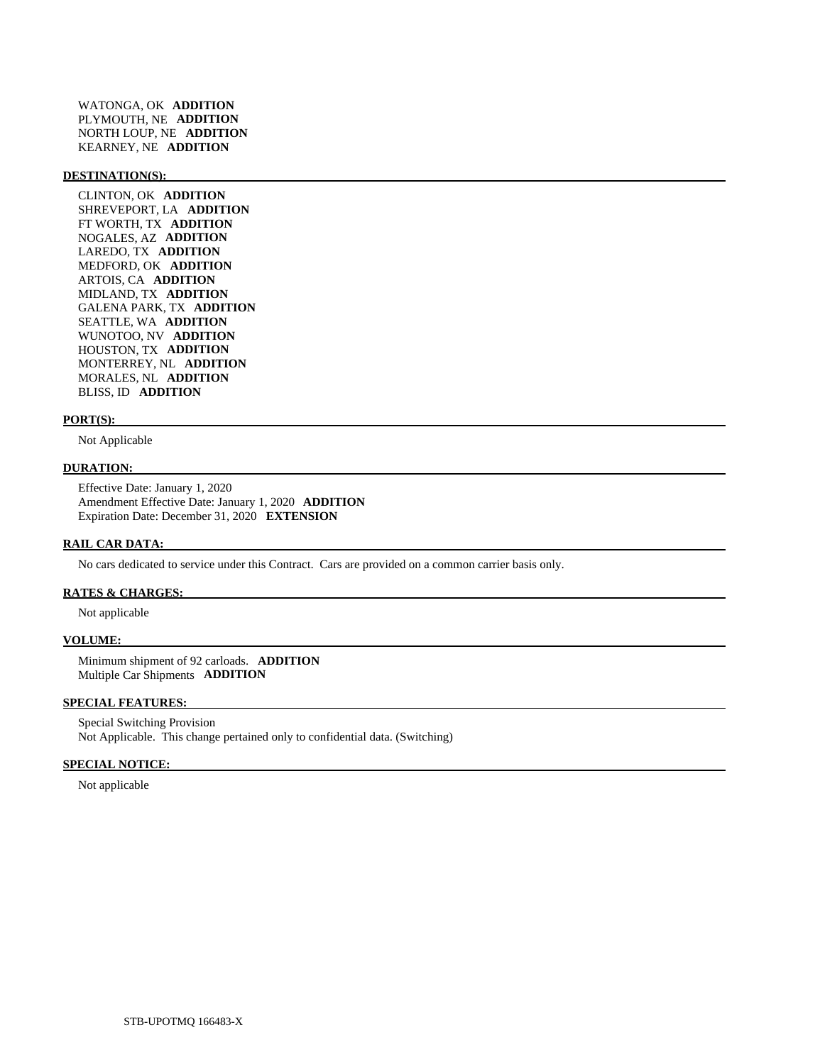WATONGA, OK **ADDITION**
PLYMOUTH, NE **ADDITION**
NORTH LOUP, NE **ADDITION**
KEARNEY, NE **ADDITION**

**DESTINATION(S):**

CLINTON, OK **ADDITION**
SHREVEPORT, LA **ADDITION**
FT WORTH, TX **ADDITION**
NOGALES, AZ **ADDITION**
LAREDO, TX **ADDITION**
MEDFORD, OK **ADDITION**
ARTOIS, CA **ADDITION**
MIDLAND, TX **ADDITION**
GALENA PARK, TX **ADDITION**
SEATTLE, WA **ADDITION**
WUNOTOO, NV **ADDITION**
HOUSTON, TX **ADDITION**
MONTERREY, NL **ADDITION**
MORALES, NL **ADDITION**
BLISS, ID **ADDITION**

**PORT(S):**

Not Applicable

**DURATION:**

Effective Date: January 1, 2020
Amendment Effective Date: January 1, 2020 **ADDITION**
Expiration Date: December 31, 2020 **EXTENSION**

**RAIL CAR DATA:**

No cars dedicated to service under this Contract. Cars are provided on a common carrier basis only.

**RATES & CHARGES:**

Not applicable

**VOLUME:**

Minimum shipment of 92 carloads. **ADDITION**
Multiple Car Shipments **ADDITION**

**SPECIAL FEATURES:**

Special Switching Provision
Not Applicable. This change pertained only to confidential data. (Switching)

**SPECIAL NOTICE:**

Not applicable

STB-UPOTMQ 166483-X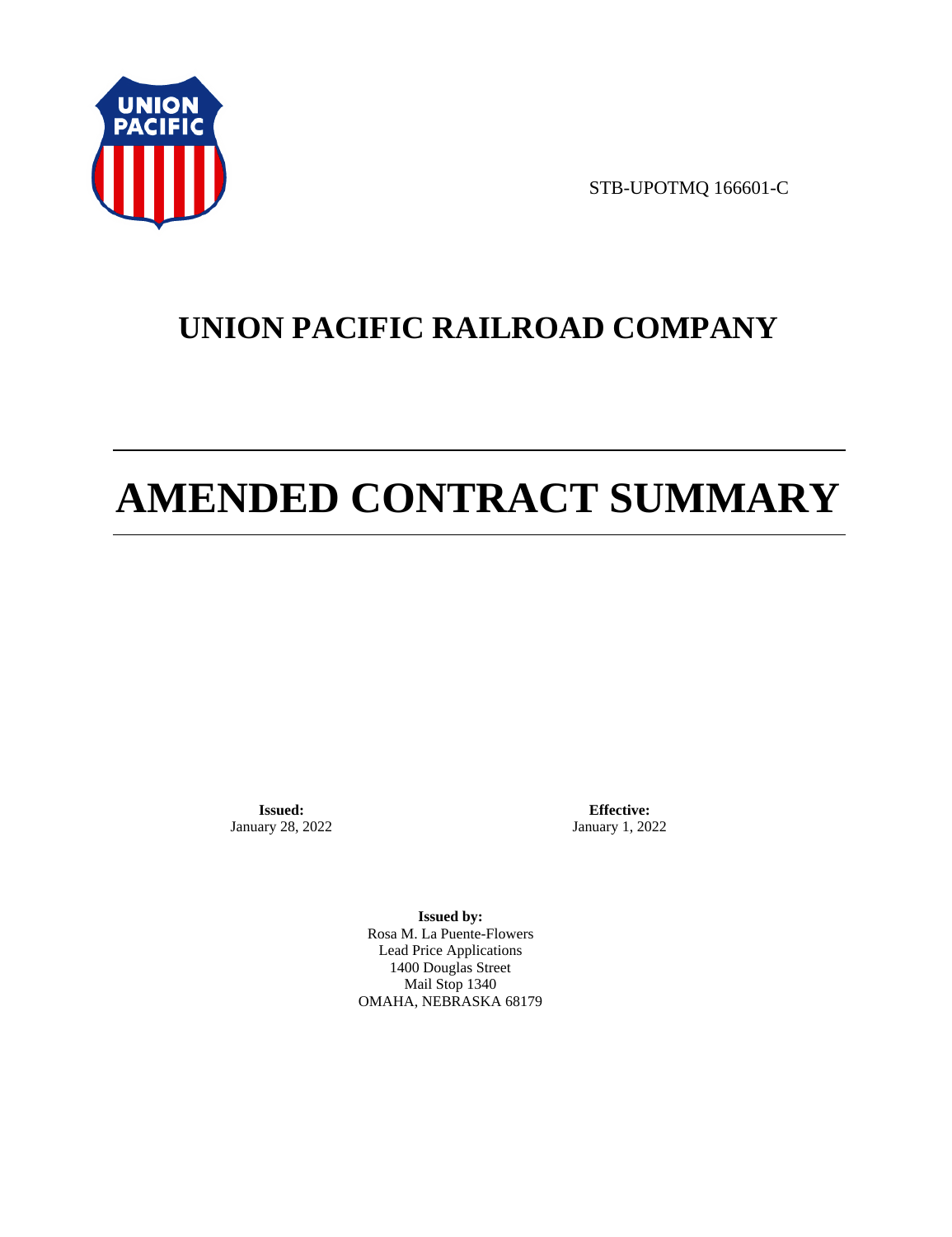STB-UPOTMQ 166601-C

# UNION PACIFIC RAILROAD COMPANY

# AMENDED CONTRACT SUMMARY

**Issued:**
January 28, 2022

**Effective:**
January 1, 2022

**Issued by:**
Rosa M. La Puente-Flowers
Lead Price Applications
1400 Douglas Street
Mail Stop 1340
OMAHA, NEBRASKA 68179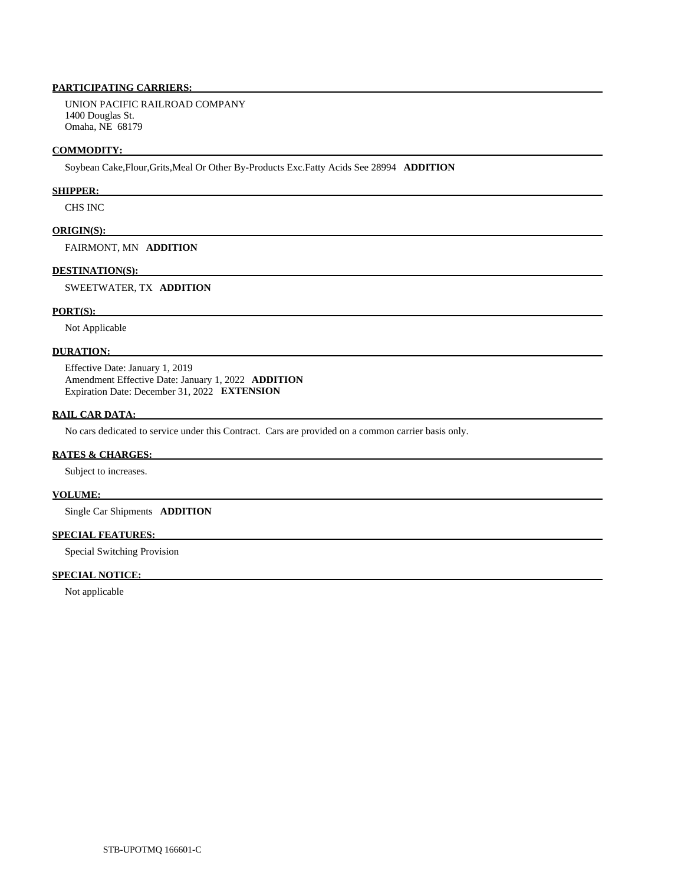**PARTICIPATING CARRIERS:**

UNION PACIFIC RAILROAD COMPANY
1400 Douglas St.
Omaha, NE 68179

**COMMODITY:**

Soybean Cake,Flour,Grits,Meal Or Other By-Products Exc.Fatty Acids See 28994 **ADDITION**

**SHIPPER:**

CHS INC

**ORIGIN(S):**

FAIRMONT, MN **ADDITION**

**DESTINATION(S):**

SWEETWATER, TX **ADDITION**

**PORT(S):**

Not Applicable

**DURATION:**

Effective Date: January 1, 2019
Amendment Effective Date: January 1, 2022 **ADDITION**
Expiration Date: December 31, 2022 **EXTENSION**

**RAIL CAR DATA:**

No cars dedicated to service under this Contract. Cars are provided on a common carrier basis only.

**RATES & CHARGES:**

Subject to increases.

**VOLUME:**

Single Car Shipments **ADDITION**

**SPECIAL FEATURES:**

Special Switching Provision

**SPECIAL NOTICE:**

Not applicable

STB-UPOTMQ 166601-C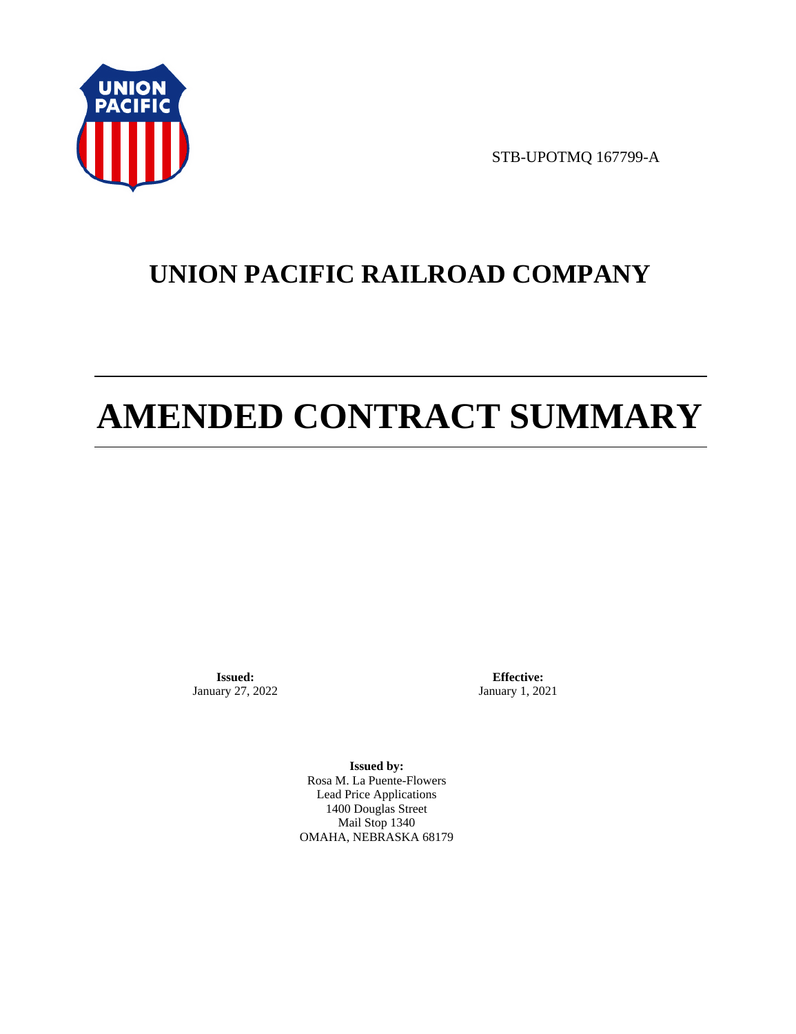STB-UPOTMQ 167799-A

# UNION PACIFIC RAILROAD COMPANY

# AMENDED CONTRACT SUMMARY

**Issued:**
January 27, 2022

**Effective:**
January 1, 2021

**Issued by:**
Rosa M. La Puente-Flowers
Lead Price Applications
1400 Douglas Street
Mail Stop 1340
OMAHA, NEBRASKA 68179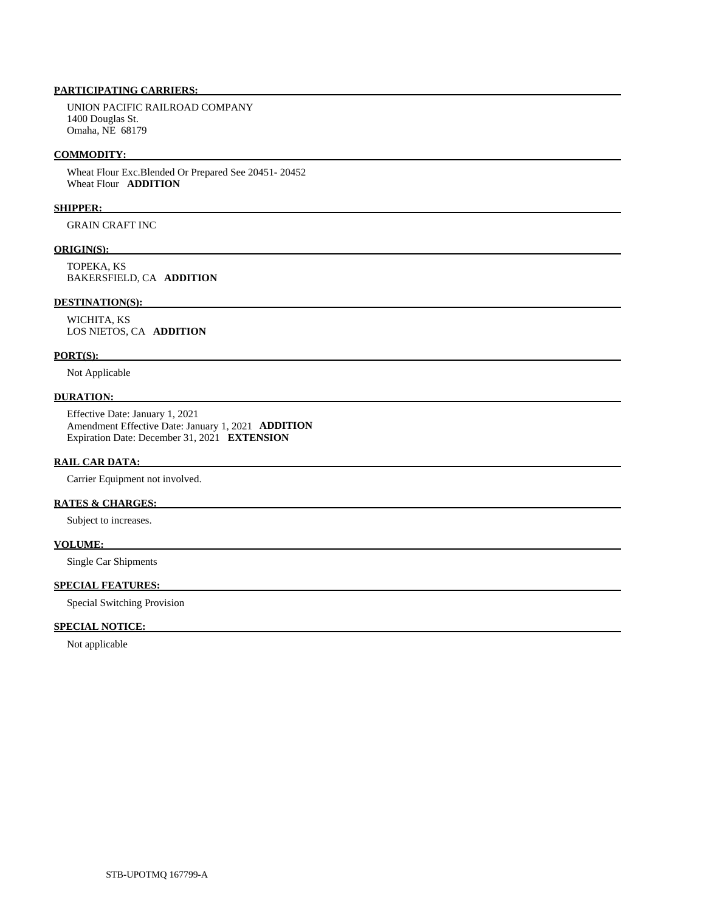**PARTICIPATING CARRIERS:**

UNION PACIFIC RAILROAD COMPANY
1400 Douglas St.
Omaha, NE 68179

**COMMODITY:**

Wheat Flour Exc.Blended Or Prepared See 20451- 20452
Wheat Flour **ADDITION**

**SHIPPER:**

GRAIN CRAFT INC

**ORIGIN(S):**

TOPEKA, KS
BAKERSFIELD, CA **ADDITION**

**DESTINATION(S):**

WICHITA, KS
LOS NIETOS, CA **ADDITION**

**PORT(S):**

Not Applicable

**DURATION:**

Effective Date: January 1, 2021
Amendment Effective Date: January 1, 2021 **ADDITION**
Expiration Date: December 31, 2021 **EXTENSION**

**RAIL CAR DATA:**

Carrier Equipment not involved.

**RATES & CHARGES:**

Subject to increases.

**VOLUME:**

Single Car Shipments

**SPECIAL FEATURES:**

Special Switching Provision

**SPECIAL NOTICE:**

Not applicable

STB-UPOTMQ 167799-A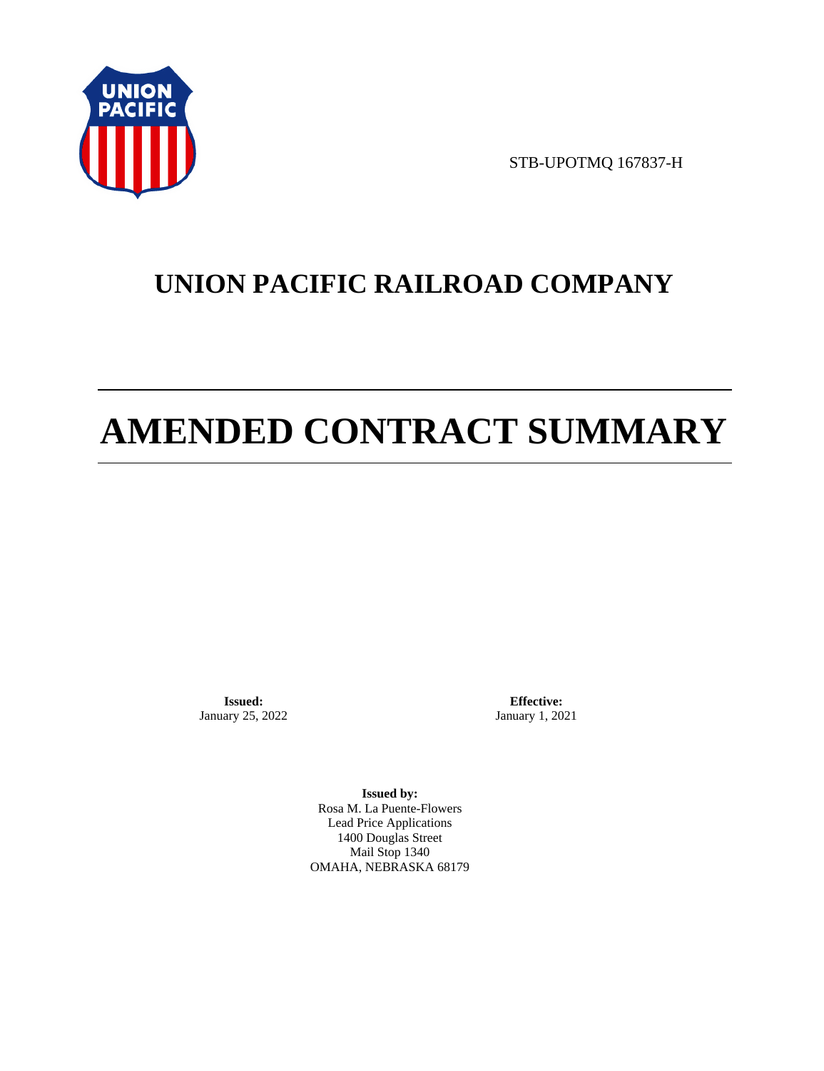STB-UPOTMQ 167837-H

# UNION PACIFIC RAILROAD COMPANY

# AMENDED CONTRACT SUMMARY

**Issued:**
January 25, 2022

**Effective:**
January 1, 2021

**Issued by:**
Rosa M. La Puente-Flowers
Lead Price Applications
1400 Douglas Street
Mail Stop 1340
OMAHA, NEBRASKA 68179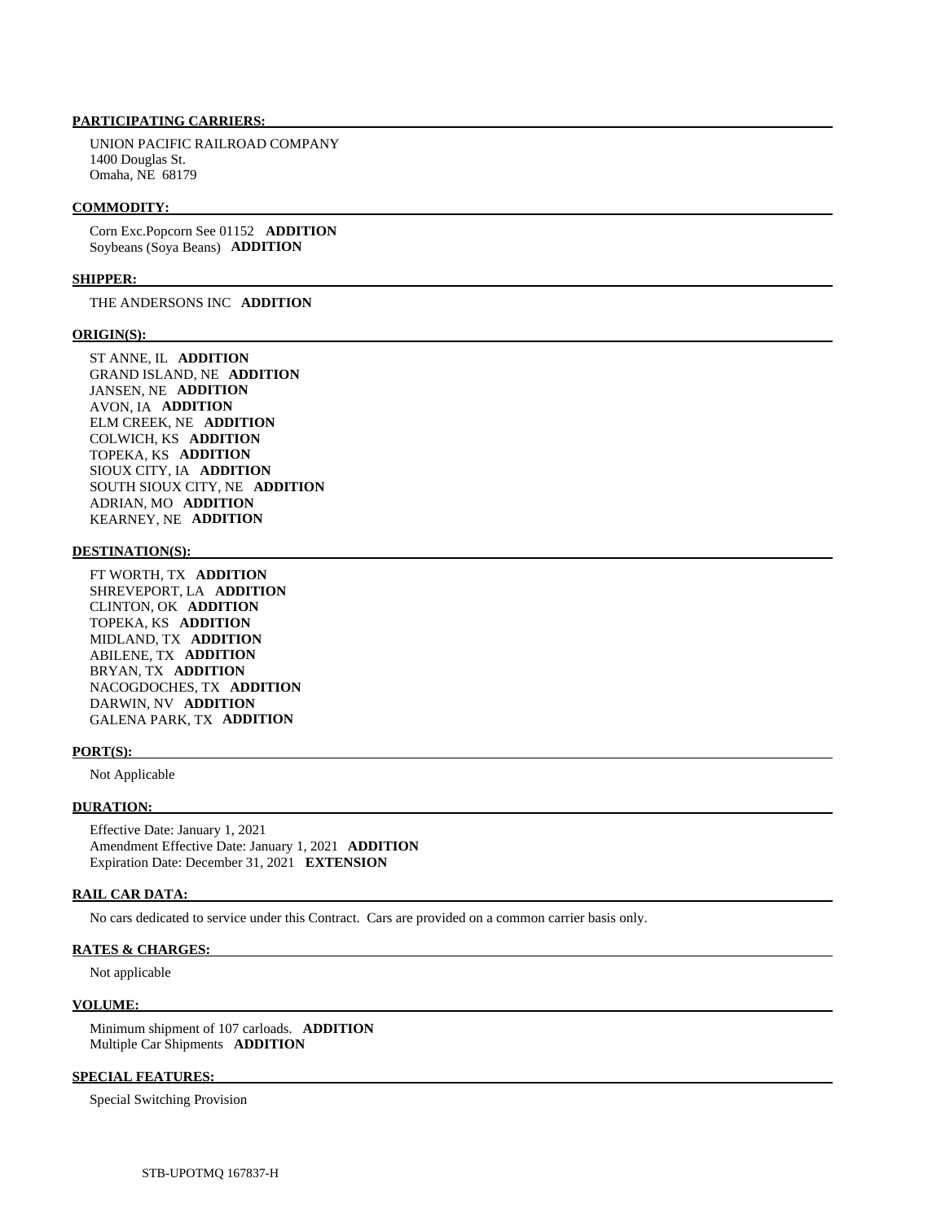**PARTICIPATING CARRIERS:**

UNION PACIFIC RAILROAD COMPANY
1400 Douglas St.
Omaha, NE 68179

**COMMODITY:**

Corn Exc.Popcorn See 01152 **ADDITION**
Soybeans (Soya Beans) **ADDITION**

**SHIPPER:**

THE ANDERSONS INC **ADDITION**

**ORIGIN(S):**

ST ANNE, IL **ADDITION**
GRAND ISLAND, NE **ADDITION**
JANSEN, NE **ADDITION**
AVON, IA **ADDITION**
ELM CREEK, NE **ADDITION**
COLWICH, KS **ADDITION**
TOPEKA, KS **ADDITION**
SIOUX CITY, IA **ADDITION**
SOUTH SIOUX CITY, NE **ADDITION**
ADRIAN, MO **ADDITION**
KEARNEY, NE **ADDITION**

**DESTINATION(S):**

FT WORTH, TX **ADDITION**
SHREVEPORT, LA **ADDITION**
CLINTON, OK **ADDITION**
TOPEKA, KS **ADDITION**
MIDLAND, TX **ADDITION**
ABILENE, TX **ADDITION**
BRYAN, TX **ADDITION**
NACOGDOCHES, TX **ADDITION**
DARWIN, NV **ADDITION**
GALENA PARK, TX **ADDITION**

**PORT(S):**

Not Applicable

**DURATION:**

Effective Date: January 1, 2021
Amendment Effective Date: January 1, 2021 **ADDITION**
Expiration Date: December 31, 2021 **EXTENSION**

**RAIL CAR DATA:**

No cars dedicated to service under this Contract. Cars are provided on a common carrier basis only.

**RATES & CHARGES:**

Not applicable

**VOLUME:**

Minimum shipment of 107 carloads. **ADDITION**
Multiple Car Shipments **ADDITION**

**SPECIAL FEATURES:**

Special Switching Provision

STB-UPOTMQ 167837-H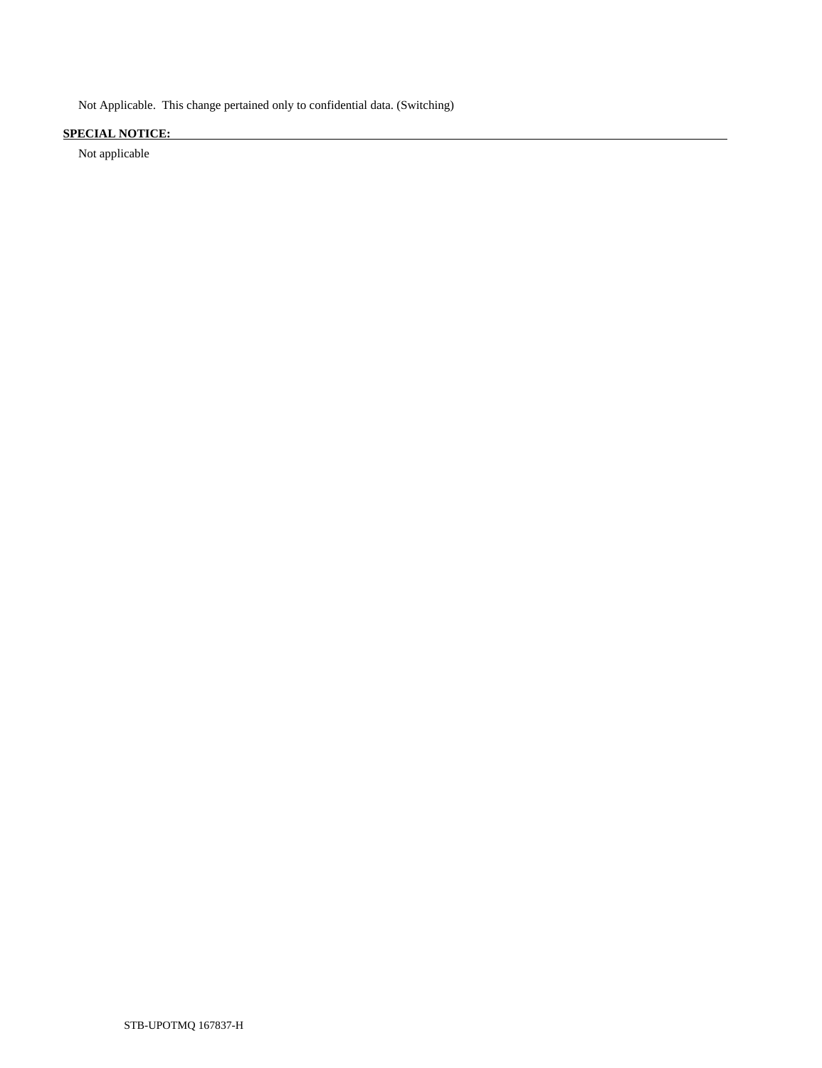Not Applicable.  This change pertained only to confidential data. (Switching)

**SPECIAL NOTICE:**

Not applicable

STB-UPOTMQ 167837-H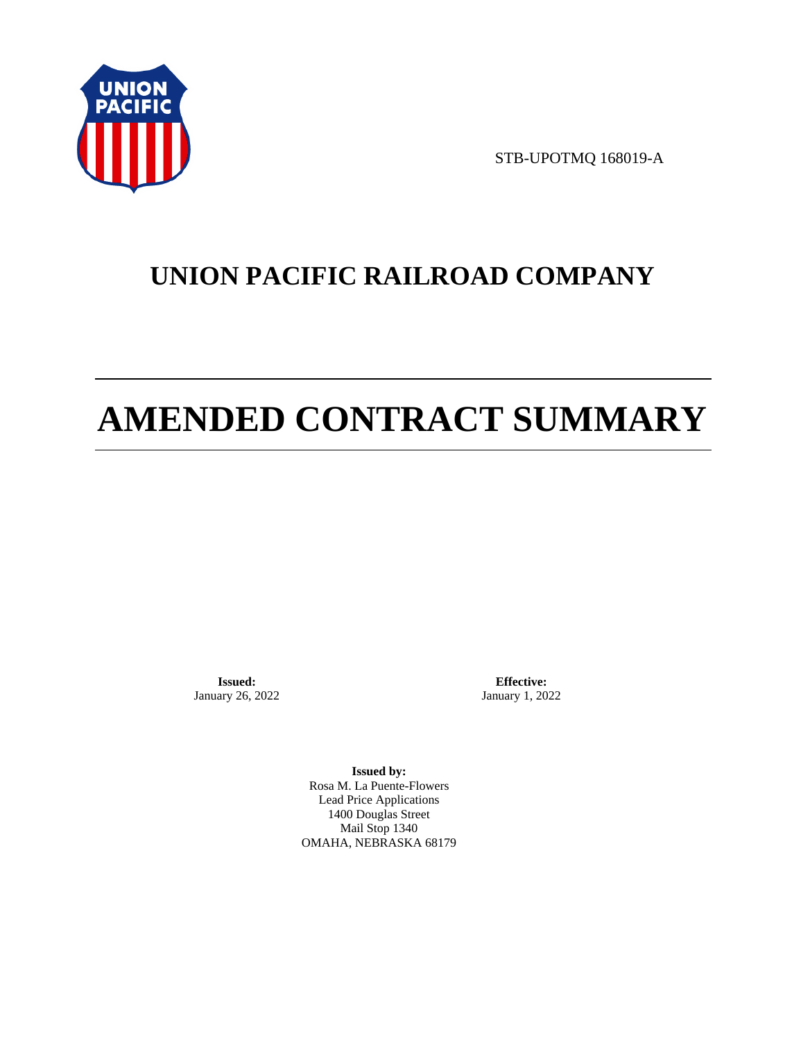STB-UPOTMQ 168019-A

# UNION PACIFIC RAILROAD COMPANY

# AMENDED CONTRACT SUMMARY

**Issued:**
January 26, 2022

**Effective:**
January 1, 2022

**Issued by:**
Rosa M. La Puente-Flowers
Lead Price Applications
1400 Douglas Street
Mail Stop 1340
OMAHA, NEBRASKA 68179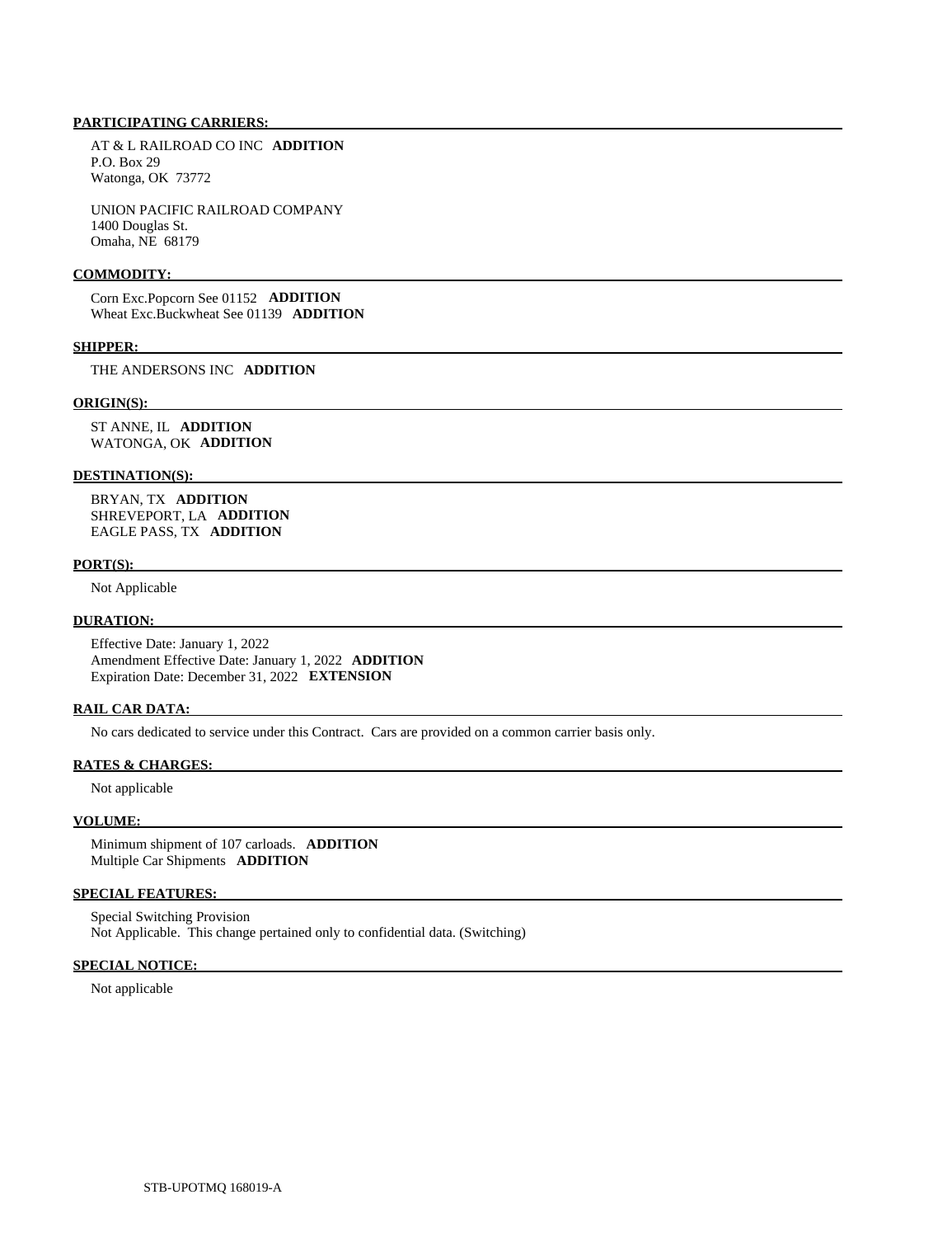**PARTICIPATING CARRIERS:**

AT & L RAILROAD CO INC **ADDITION**
P.O. Box 29
Watonga, OK 73772

UNION PACIFIC RAILROAD COMPANY
1400 Douglas St.
Omaha, NE 68179

**COMMODITY:**

Corn Exc.Popcorn See 01152 **ADDITION**
Wheat Exc.Buckwheat See 01139 **ADDITION**

**SHIPPER:**

THE ANDERSONS INC **ADDITION**

**ORIGIN(S):**

ST ANNE, IL **ADDITION**
WATONGA, OK **ADDITION**

**DESTINATION(S):**

BRYAN, TX **ADDITION**
SHREVEPORT, LA **ADDITION**
EAGLE PASS, TX **ADDITION**

**PORT(S):**

Not Applicable

**DURATION:**

Effective Date: January 1, 2022
Amendment Effective Date: January 1, 2022 **ADDITION**
Expiration Date: December 31, 2022 **EXTENSION**

**RAIL CAR DATA:**

No cars dedicated to service under this Contract. Cars are provided on a common carrier basis only.

**RATES & CHARGES:**

Not applicable

**VOLUME:**

Minimum shipment of 107 carloads. **ADDITION**
Multiple Car Shipments **ADDITION**

**SPECIAL FEATURES:**

Special Switching Provision
Not Applicable. This change pertained only to confidential data. (Switching)

**SPECIAL NOTICE:**

Not applicable

STB-UPOTMQ 168019-A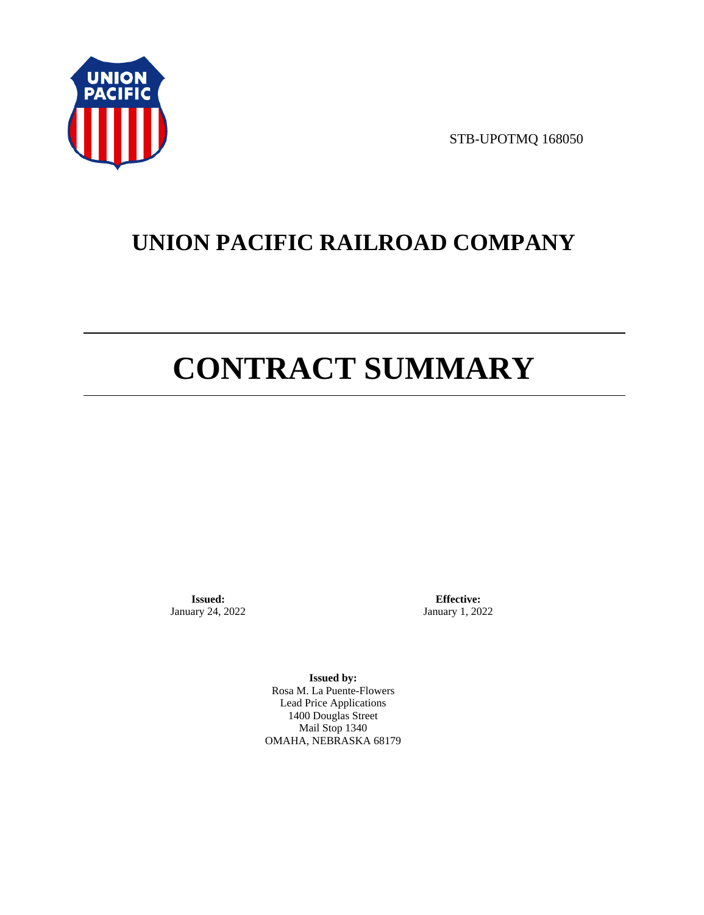STB-UPOTMQ 168050

# UNION PACIFIC RAILROAD COMPANY

# CONTRACT SUMMARY

**Issued:**
January 24, 2022

**Effective:**
January 1, 2022

**Issued by:**
Rosa M. La Puente-Flowers
Lead Price Applications
1400 Douglas Street
Mail Stop 1340
OMAHA, NEBRASKA 68179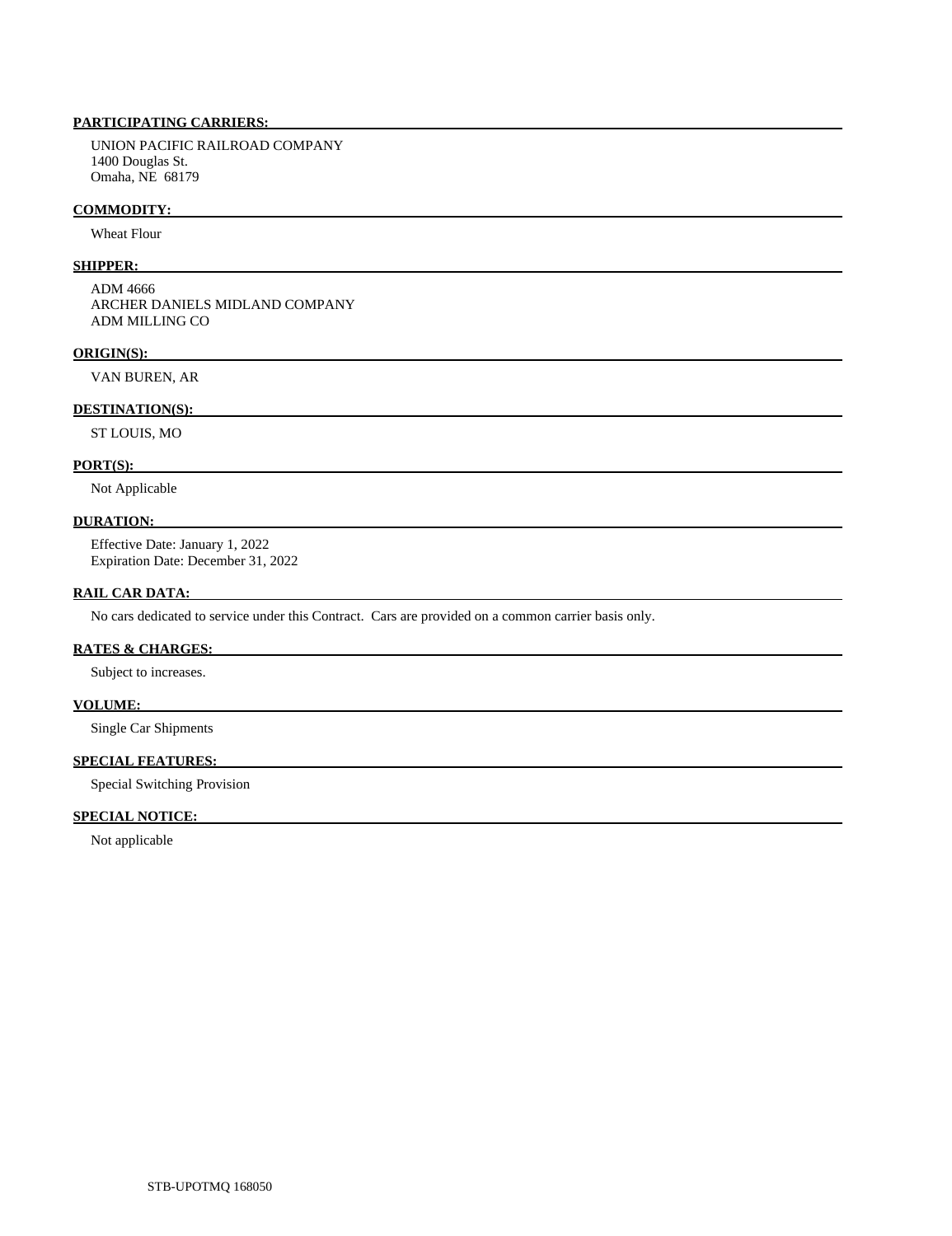**PARTICIPATING CARRIERS:**

UNION PACIFIC RAILROAD COMPANY
1400 Douglas St.
Omaha, NE 68179

**COMMODITY:**

Wheat Flour

**SHIPPER:**

ADM 4666
ARCHER DANIELS MIDLAND COMPANY
ADM MILLING CO

**ORIGIN(S):**

VAN BUREN, AR

**DESTINATION(S):**

ST LOUIS, MO

**PORT(S):**

Not Applicable

**DURATION:**

Effective Date: January 1, 2022
Expiration Date: December 31, 2022

**RAIL CAR DATA:**

No cars dedicated to service under this Contract. Cars are provided on a common carrier basis only.

**RATES & CHARGES:**

Subject to increases.

**VOLUME:**

Single Car Shipments

**SPECIAL FEATURES:**

Special Switching Provision

**SPECIAL NOTICE:**

Not applicable

STB-UPOTMQ 168050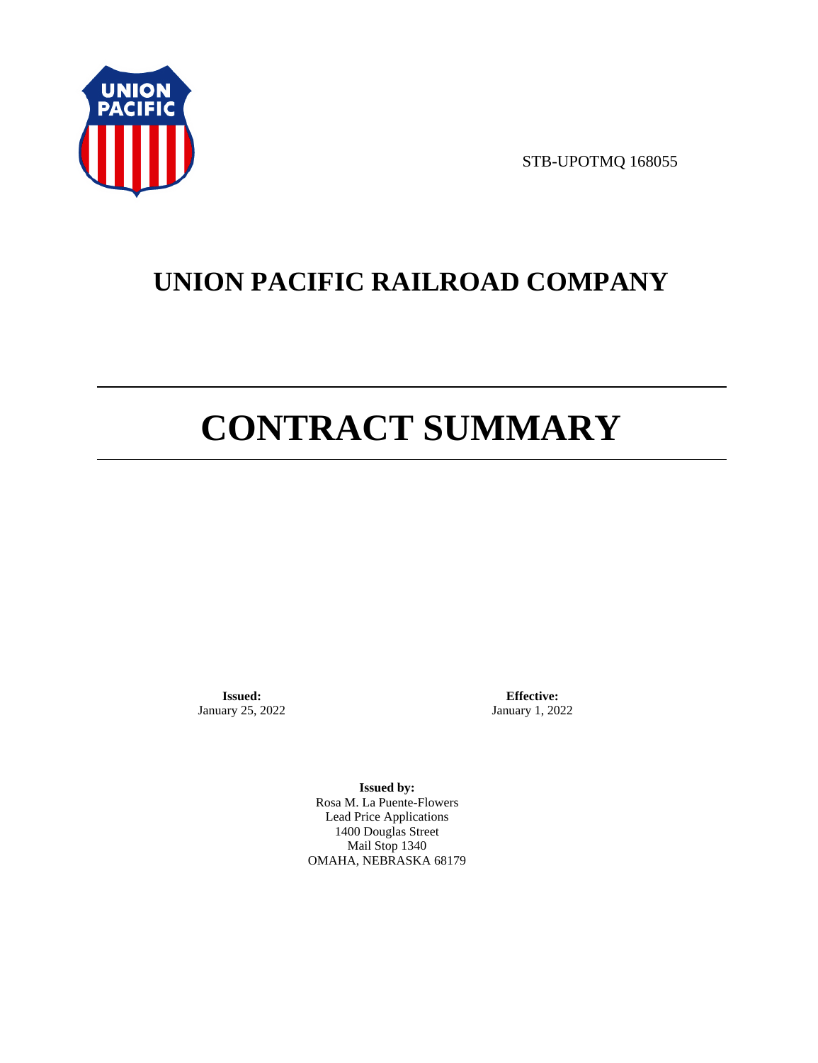STB-UPOTMQ 168055

# UNION PACIFIC RAILROAD COMPANY

# CONTRACT SUMMARY

**Issued:**
January 25, 2022

**Effective:**
January 1, 2022

**Issued by:**
Rosa M. La Puente-Flowers
Lead Price Applications
1400 Douglas Street
Mail Stop 1340
OMAHA, NEBRASKA 68179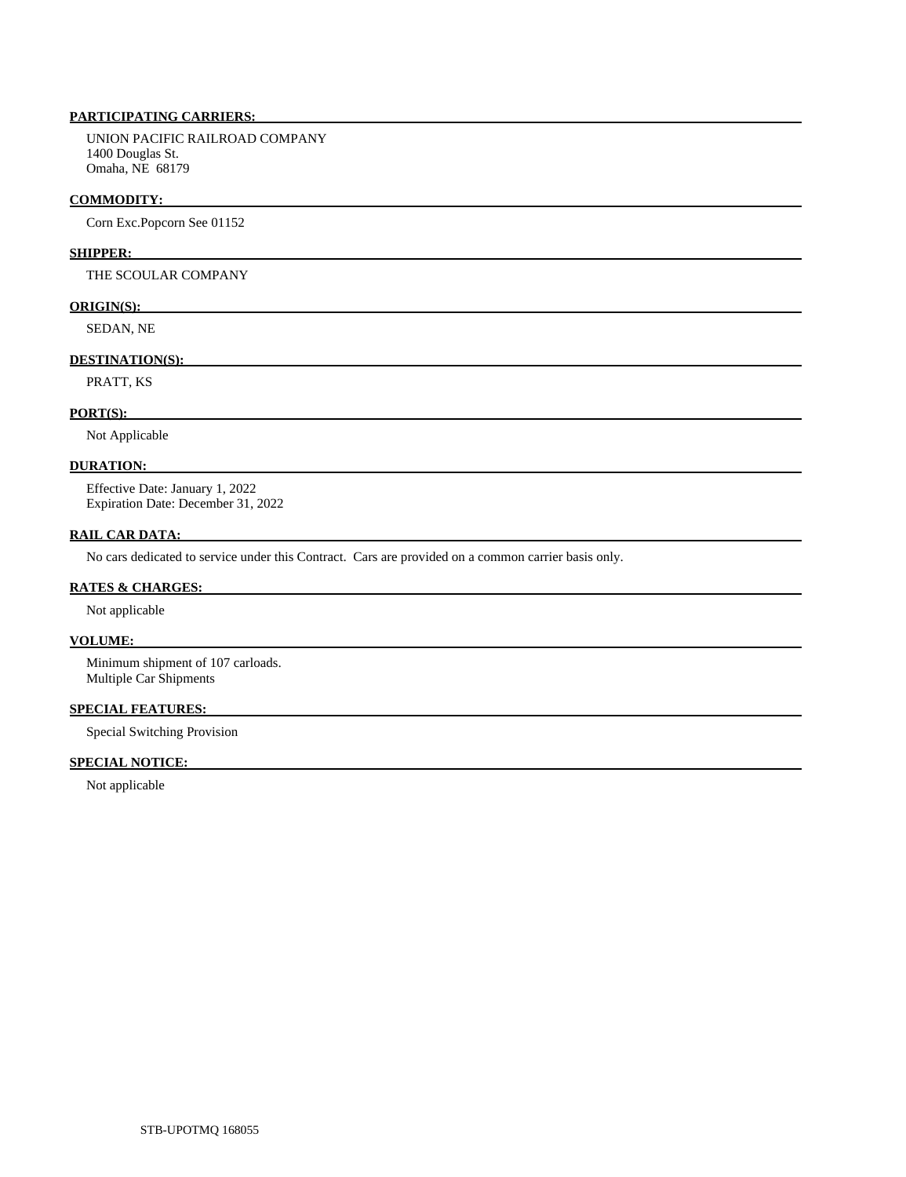**PARTICIPATING CARRIERS:**

UNION PACIFIC RAILROAD COMPANY
1400 Douglas St.
Omaha, NE 68179

**COMMODITY:**

Corn Exc.Popcorn See 01152

**SHIPPER:**

THE SCOULAR COMPANY

**ORIGIN(S):**

SEDAN, NE

**DESTINATION(S):**

PRATT, KS

**PORT(S):**

Not Applicable

**DURATION:**

Effective Date: January 1, 2022
Expiration Date: December 31, 2022

**RAIL CAR DATA:**

No cars dedicated to service under this Contract. Cars are provided on a common carrier basis only.

**RATES & CHARGES:**

Not applicable

**VOLUME:**

Minimum shipment of 107 carloads.
Multiple Car Shipments

**SPECIAL FEATURES:**

Special Switching Provision

**SPECIAL NOTICE:**

Not applicable

STB-UPOTMQ 168055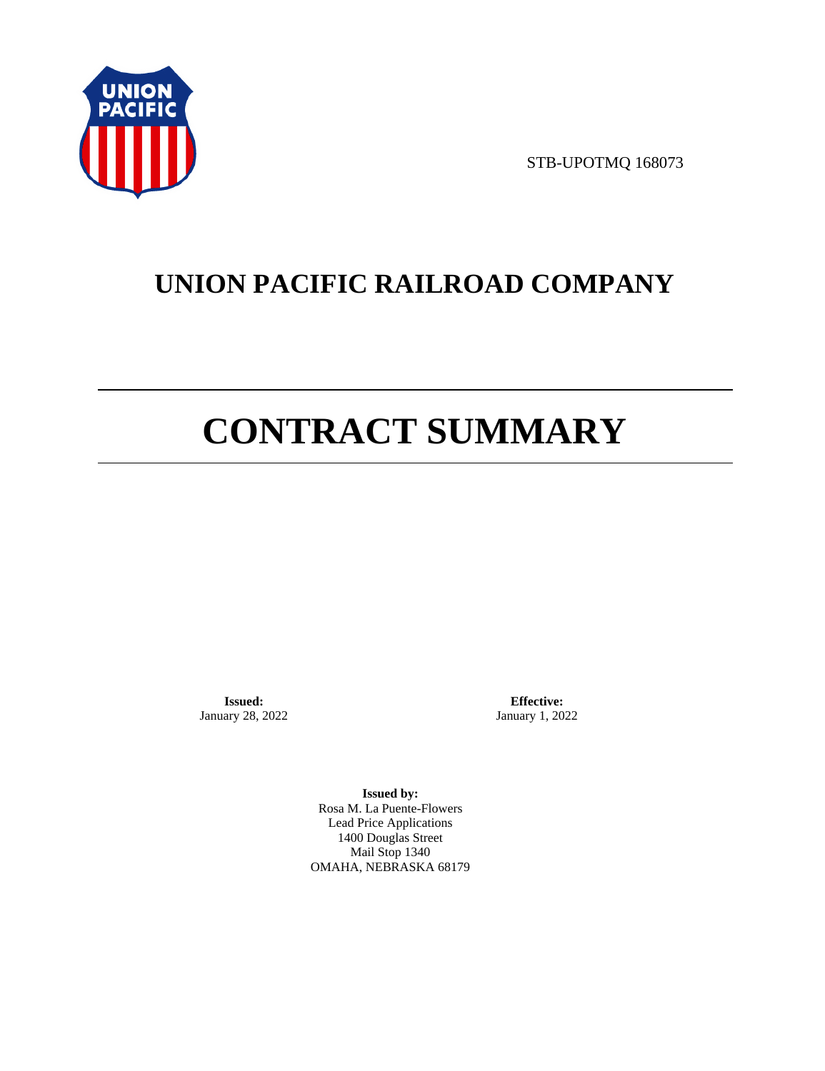STB-UPOTMQ 168073

# UNION PACIFIC RAILROAD COMPANY

# CONTRACT SUMMARY

**Issued:**
January 28, 2022

**Effective:**
January 1, 2022

**Issued by:**
Rosa M. La Puente-Flowers
Lead Price Applications
1400 Douglas Street
Mail Stop 1340
OMAHA, NEBRASKA 68179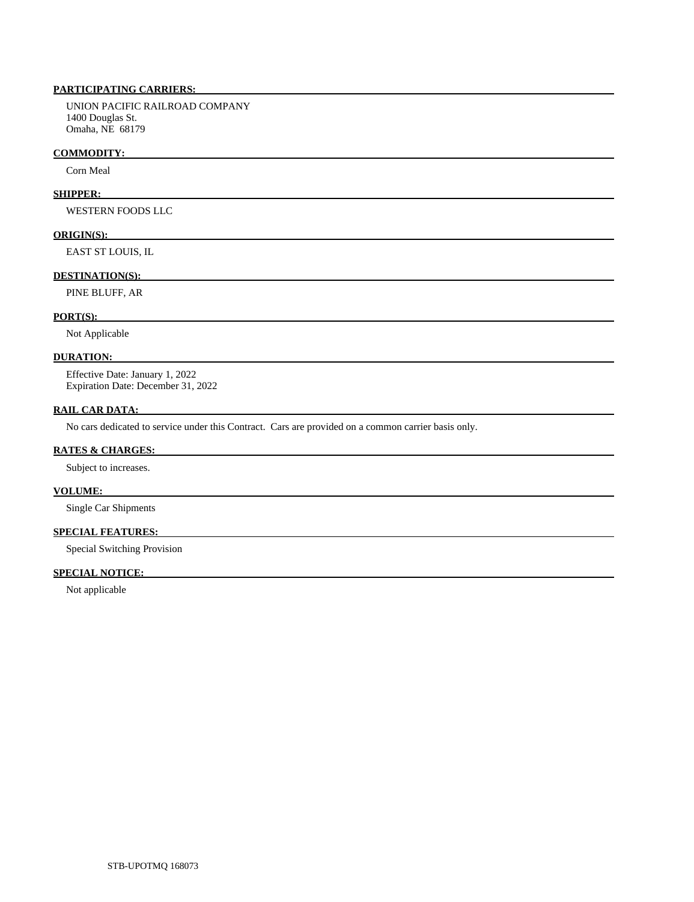**PARTICIPATING CARRIERS:**

UNION PACIFIC RAILROAD COMPANY
1400 Douglas St.
Omaha, NE 68179

**COMMODITY:**

Corn Meal

**SHIPPER:**

WESTERN FOODS LLC

**ORIGIN(S):**

EAST ST LOUIS, IL

**DESTINATION(S):**

PINE BLUFF, AR

**PORT(S):**

Not Applicable

**DURATION:**

Effective Date: January 1, 2022
Expiration Date: December 31, 2022

**RAIL CAR DATA:**

No cars dedicated to service under this Contract. Cars are provided on a common carrier basis only.

**RATES & CHARGES:**

Subject to increases.

**VOLUME:**

Single Car Shipments

**SPECIAL FEATURES:**

Special Switching Provision

**SPECIAL NOTICE:**

Not applicable

STB-UPOTMQ 168073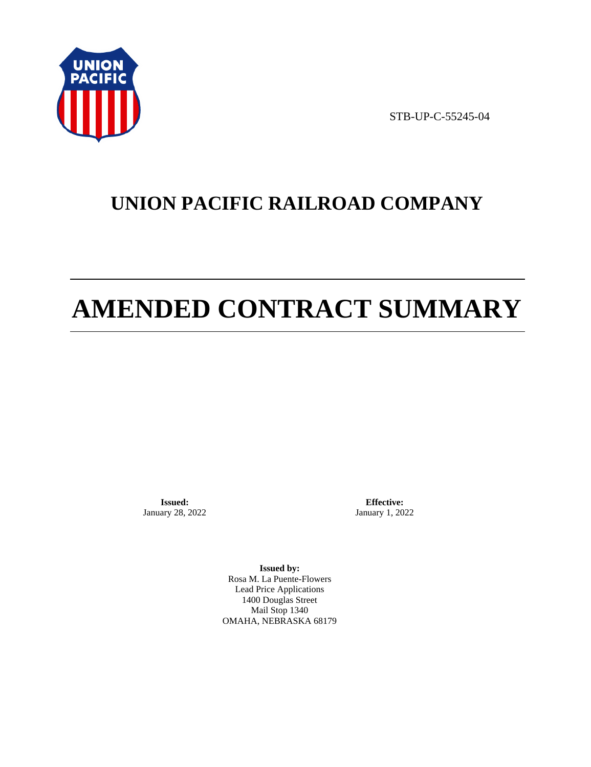STB-UP-C-55245-04

# UNION PACIFIC RAILROAD COMPANY

# AMENDED CONTRACT SUMMARY

**Issued:**
January 28, 2022

**Effective:**
January 1, 2022

**Issued by:**
Rosa M. La Puente-Flowers
Lead Price Applications
1400 Douglas Street
Mail Stop 1340
OMAHA, NEBRASKA 68179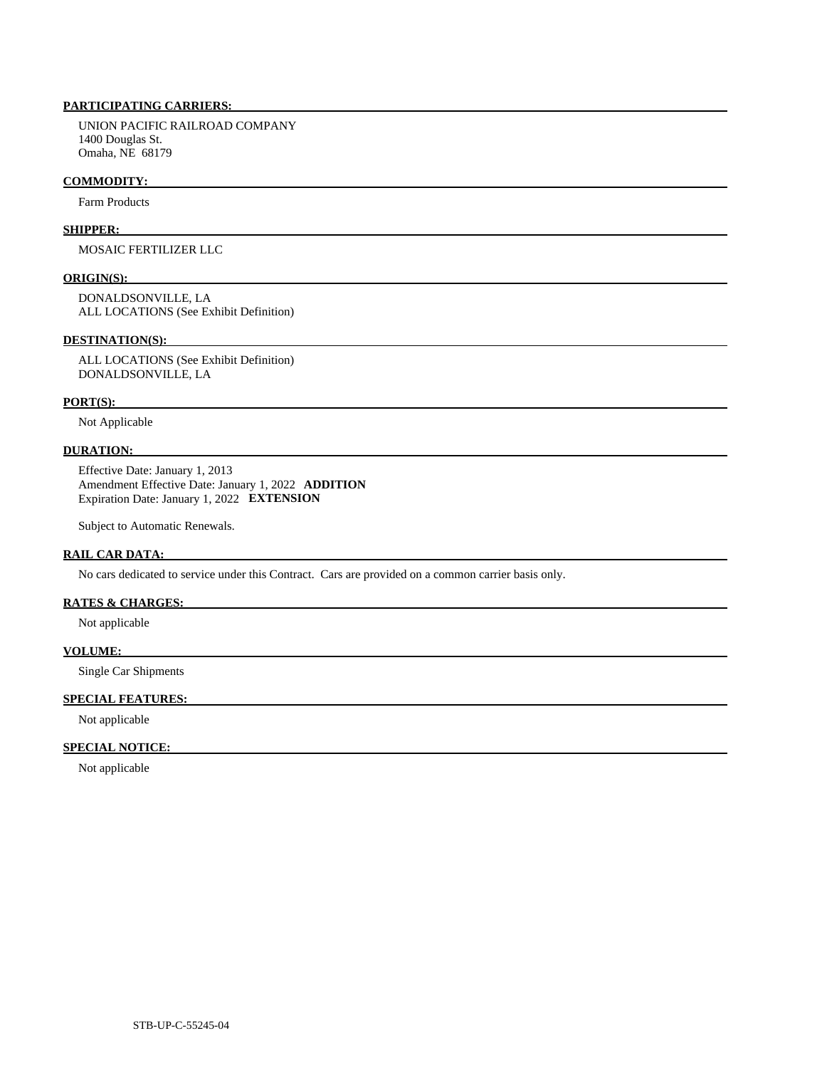**PARTICIPATING CARRIERS:**

UNION PACIFIC RAILROAD COMPANY
1400 Douglas St.
Omaha, NE 68179

**COMMODITY:**

Farm Products

**SHIPPER:**

MOSAIC FERTILIZER LLC

**ORIGIN(S):**

DONALDSONVILLE, LA
ALL LOCATIONS (See Exhibit Definition)

**DESTINATION(S):**

ALL LOCATIONS (See Exhibit Definition)
DONALDSONVILLE, LA

**PORT(S):**

Not Applicable

**DURATION:**

Effective Date: January 1, 2013
Amendment Effective Date: January 1, 2022 **ADDITION**
Expiration Date: January 1, 2022 **EXTENSION**

Subject to Automatic Renewals.

**RAIL CAR DATA:**

No cars dedicated to service under this Contract. Cars are provided on a common carrier basis only.

**RATES & CHARGES:**

Not applicable

**VOLUME:**

Single Car Shipments

**SPECIAL FEATURES:**

Not applicable

**SPECIAL NOTICE:**

Not applicable

STB-UP-C-55245-04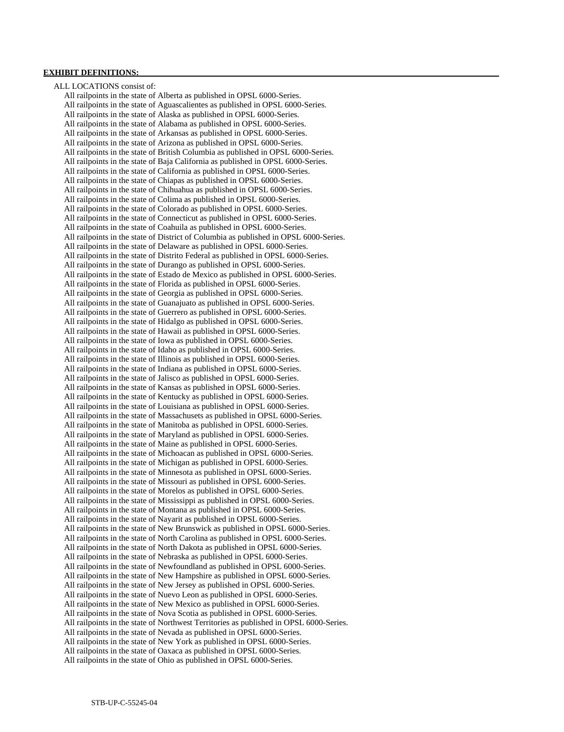**EXHIBIT DEFINITIONS:**

ALL LOCATIONS consist of:

All railpoints in the state of Alberta as published in OPSL 6000-Series.
All railpoints in the state of Aguascalientes as published in OPSL 6000-Series.
All railpoints in the state of Alaska as published in OPSL 6000-Series.
All railpoints in the state of Alabama as published in OPSL 6000-Series.
All railpoints in the state of Arkansas as published in OPSL 6000-Series.
All railpoints in the state of Arizona as published in OPSL 6000-Series.
All railpoints in the state of British Columbia as published in OPSL 6000-Series.
All railpoints in the state of Baja California as published in OPSL 6000-Series.
All railpoints in the state of California as published in OPSL 6000-Series.
All railpoints in the state of Chiapas as published in OPSL 6000-Series.
All railpoints in the state of Chihuahua as published in OPSL 6000-Series.
All railpoints in the state of Colima as published in OPSL 6000-Series.
All railpoints in the state of Colorado as published in OPSL 6000-Series.
All railpoints in the state of Connecticut as published in OPSL 6000-Series.
All railpoints in the state of Coahuila as published in OPSL 6000-Series.
All railpoints in the state of District of Columbia as published in OPSL 6000-Series.
All railpoints in the state of Delaware as published in OPSL 6000-Series.
All railpoints in the state of Distrito Federal as published in OPSL 6000-Series.
All railpoints in the state of Durango as published in OPSL 6000-Series.
All railpoints in the state of Estado de Mexico as published in OPSL 6000-Series.
All railpoints in the state of Florida as published in OPSL 6000-Series.
All railpoints in the state of Georgia as published in OPSL 6000-Series.
All railpoints in the state of Guanajuato as published in OPSL 6000-Series.
All railpoints in the state of Guerrero as published in OPSL 6000-Series.
All railpoints in the state of Hidalgo as published in OPSL 6000-Series.
All railpoints in the state of Hawaii as published in OPSL 6000-Series.
All railpoints in the state of Iowa as published in OPSL 6000-Series.
All railpoints in the state of Idaho as published in OPSL 6000-Series.
All railpoints in the state of Illinois as published in OPSL 6000-Series.
All railpoints in the state of Indiana as published in OPSL 6000-Series.
All railpoints in the state of Jalisco as published in OPSL 6000-Series.
All railpoints in the state of Kansas as published in OPSL 6000-Series.
All railpoints in the state of Kentucky as published in OPSL 6000-Series.
All railpoints in the state of Louisiana as published in OPSL 6000-Series.
All railpoints in the state of Massachusets as published in OPSL 6000-Series.
All railpoints in the state of Manitoba as published in OPSL 6000-Series.
All railpoints in the state of Maryland as published in OPSL 6000-Series.
All railpoints in the state of Maine as published in OPSL 6000-Series.
All railpoints in the state of Michoacan as published in OPSL 6000-Series.
All railpoints in the state of Michigan as published in OPSL 6000-Series.
All railpoints in the state of Minnesota as published in OPSL 6000-Series.
All railpoints in the state of Missouri as published in OPSL 6000-Series.
All railpoints in the state of Morelos as published in OPSL 6000-Series.
All railpoints in the state of Mississippi as published in OPSL 6000-Series.
All railpoints in the state of Montana as published in OPSL 6000-Series.
All railpoints in the state of Nayarit as published in OPSL 6000-Series.
All railpoints in the state of New Brunswick as published in OPSL 6000-Series.
All railpoints in the state of North Carolina as published in OPSL 6000-Series.
All railpoints in the state of North Dakota as published in OPSL 6000-Series.
All railpoints in the state of Nebraska as published in OPSL 6000-Series.
All railpoints in the state of Newfoundland as published in OPSL 6000-Series.
All railpoints in the state of New Hampshire as published in OPSL 6000-Series.
All railpoints in the state of New Jersey as published in OPSL 6000-Series.
All railpoints in the state of Nuevo Leon as published in OPSL 6000-Series.
All railpoints in the state of New Mexico as published in OPSL 6000-Series.
All railpoints in the state of Nova Scotia as published in OPSL 6000-Series.
All railpoints in the state of Northwest Territories as published in OPSL 6000-Series.
All railpoints in the state of Nevada as published in OPSL 6000-Series.
All railpoints in the state of New York as published in OPSL 6000-Series.
All railpoints in the state of Oaxaca as published in OPSL 6000-Series.
All railpoints in the state of Ohio as published in OPSL 6000-Series.

STB-UP-C-55245-04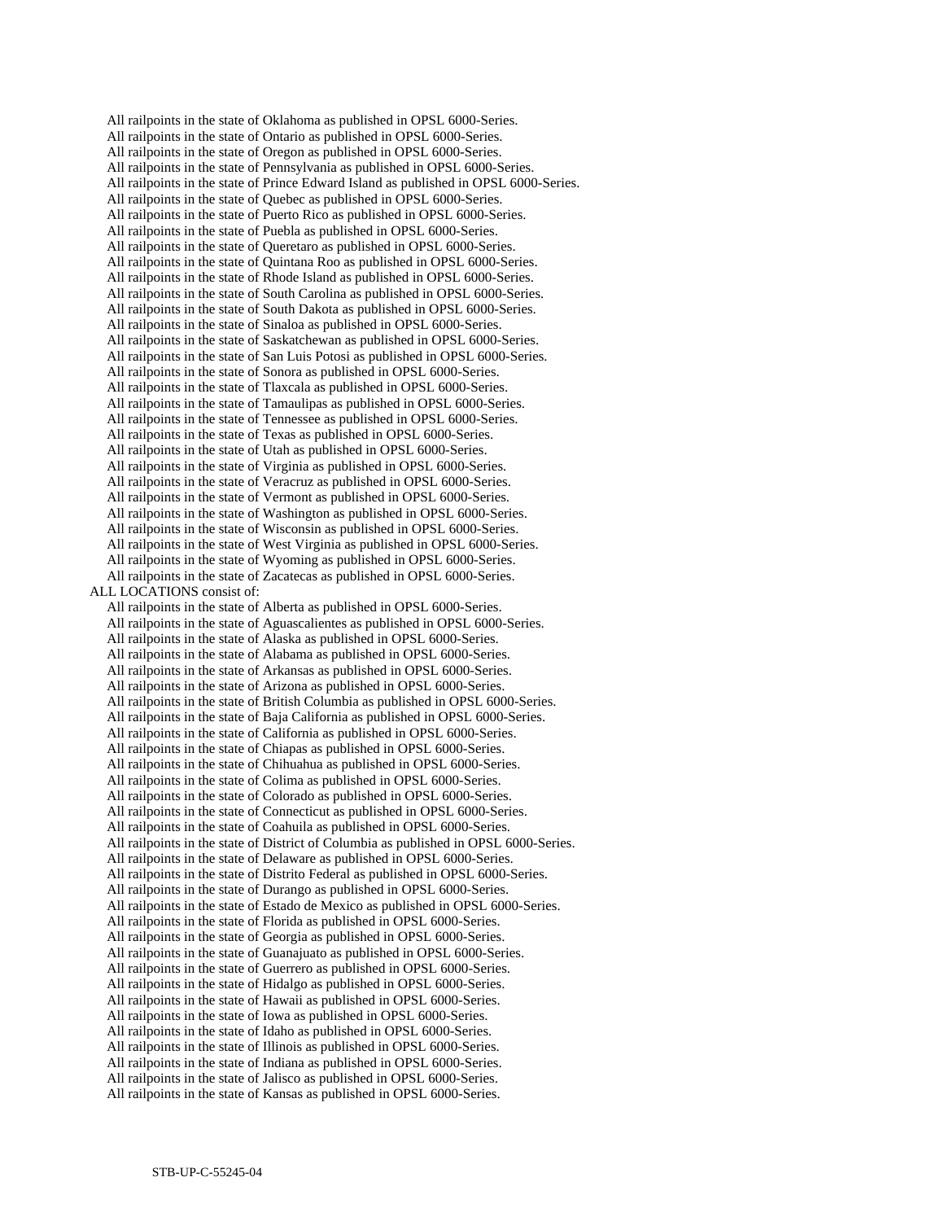All railpoints in the state of Oklahoma as published in OPSL 6000-Series.
All railpoints in the state of Ontario as published in OPSL 6000-Series.
All railpoints in the state of Oregon as published in OPSL 6000-Series.
All railpoints in the state of Pennsylvania as published in OPSL 6000-Series.
All railpoints in the state of Prince Edward Island as published in OPSL 6000-Series.
All railpoints in the state of Quebec as published in OPSL 6000-Series.
All railpoints in the state of Puerto Rico as published in OPSL 6000-Series.
All railpoints in the state of Puebla as published in OPSL 6000-Series.
All railpoints in the state of Queretaro as published in OPSL 6000-Series.
All railpoints in the state of Quintana Roo as published in OPSL 6000-Series.
All railpoints in the state of Rhode Island as published in OPSL 6000-Series.
All railpoints in the state of South Carolina as published in OPSL 6000-Series.
All railpoints in the state of South Dakota as published in OPSL 6000-Series.
All railpoints in the state of Sinaloa as published in OPSL 6000-Series.
All railpoints in the state of Saskatchewan as published in OPSL 6000-Series.
All railpoints in the state of San Luis Potosi as published in OPSL 6000-Series.
All railpoints in the state of Sonora as published in OPSL 6000-Series.
All railpoints in the state of Tlaxcala as published in OPSL 6000-Series.
All railpoints in the state of Tamaulipas as published in OPSL 6000-Series.
All railpoints in the state of Tennessee as published in OPSL 6000-Series.
All railpoints in the state of Texas as published in OPSL 6000-Series.
All railpoints in the state of Utah as published in OPSL 6000-Series.
All railpoints in the state of Virginia as published in OPSL 6000-Series.
All railpoints in the state of Veracruz as published in OPSL 6000-Series.
All railpoints in the state of Vermont as published in OPSL 6000-Series.
All railpoints in the state of Washington as published in OPSL 6000-Series.
All railpoints in the state of Wisconsin as published in OPSL 6000-Series.
All railpoints in the state of West Virginia as published in OPSL 6000-Series.
All railpoints in the state of Wyoming as published in OPSL 6000-Series.
All railpoints in the state of Zacatecas as published in OPSL 6000-Series.

ALL LOCATIONS consist of:

All railpoints in the state of Alberta as published in OPSL 6000-Series.
All railpoints in the state of Aguascalientes as published in OPSL 6000-Series.
All railpoints in the state of Alaska as published in OPSL 6000-Series.
All railpoints in the state of Alabama as published in OPSL 6000-Series.
All railpoints in the state of Arkansas as published in OPSL 6000-Series.
All railpoints in the state of Arizona as published in OPSL 6000-Series.
All railpoints in the state of British Columbia as published in OPSL 6000-Series.
All railpoints in the state of Baja California as published in OPSL 6000-Series.
All railpoints in the state of California as published in OPSL 6000-Series.
All railpoints in the state of Chiapas as published in OPSL 6000-Series.
All railpoints in the state of Chihuahua as published in OPSL 6000-Series.
All railpoints in the state of Colima as published in OPSL 6000-Series.
All railpoints in the state of Colorado as published in OPSL 6000-Series.
All railpoints in the state of Connecticut as published in OPSL 6000-Series.
All railpoints in the state of Coahuila as published in OPSL 6000-Series.
All railpoints in the state of District of Columbia as published in OPSL 6000-Series.
All railpoints in the state of Delaware as published in OPSL 6000-Series.
All railpoints in the state of Distrito Federal as published in OPSL 6000-Series.
All railpoints in the state of Durango as published in OPSL 6000-Series.
All railpoints in the state of Estado de Mexico as published in OPSL 6000-Series.
All railpoints in the state of Florida as published in OPSL 6000-Series.
All railpoints in the state of Georgia as published in OPSL 6000-Series.
All railpoints in the state of Guanajuato as published in OPSL 6000-Series.
All railpoints in the state of Guerrero as published in OPSL 6000-Series.
All railpoints in the state of Hidalgo as published in OPSL 6000-Series.
All railpoints in the state of Hawaii as published in OPSL 6000-Series.
All railpoints in the state of Iowa as published in OPSL 6000-Series.
All railpoints in the state of Idaho as published in OPSL 6000-Series.
All railpoints in the state of Illinois as published in OPSL 6000-Series.
All railpoints in the state of Indiana as published in OPSL 6000-Series.
All railpoints in the state of Jalisco as published in OPSL 6000-Series.
All railpoints in the state of Kansas as published in OPSL 6000-Series.

STB-UP-C-55245-04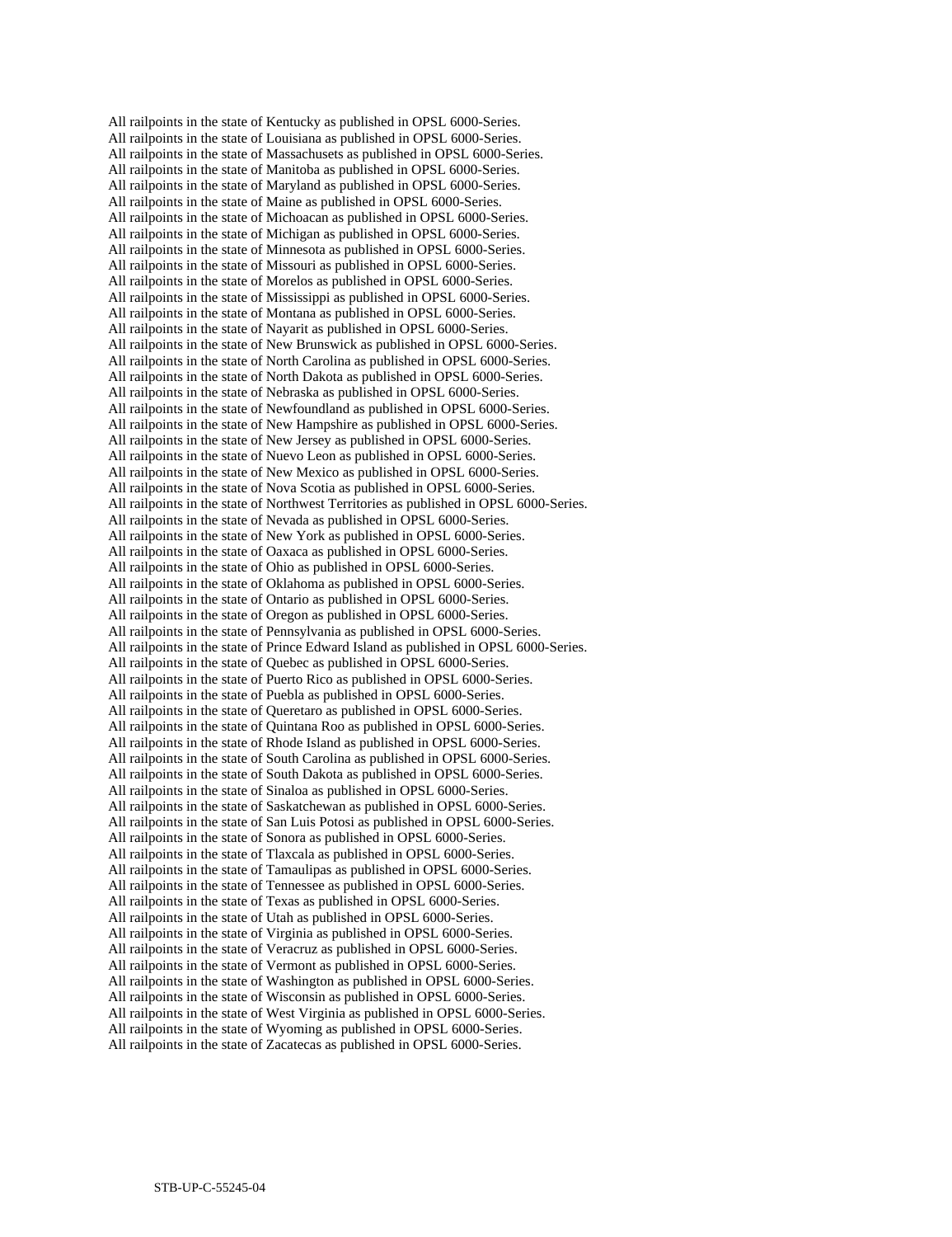All railpoints in the state of Kentucky as published in OPSL 6000-Series.
All railpoints in the state of Louisiana as published in OPSL 6000-Series.
All railpoints in the state of Massachusets as published in OPSL 6000-Series.
All railpoints in the state of Manitoba as published in OPSL 6000-Series.
All railpoints in the state of Maryland as published in OPSL 6000-Series.
All railpoints in the state of Maine as published in OPSL 6000-Series.
All railpoints in the state of Michoacan as published in OPSL 6000-Series.
All railpoints in the state of Michigan as published in OPSL 6000-Series.
All railpoints in the state of Minnesota as published in OPSL 6000-Series.
All railpoints in the state of Missouri as published in OPSL 6000-Series.
All railpoints in the state of Morelos as published in OPSL 6000-Series.
All railpoints in the state of Mississippi as published in OPSL 6000-Series.
All railpoints in the state of Montana as published in OPSL 6000-Series.
All railpoints in the state of Nayarit as published in OPSL 6000-Series.
All railpoints in the state of New Brunswick as published in OPSL 6000-Series.
All railpoints in the state of North Carolina as published in OPSL 6000-Series.
All railpoints in the state of North Dakota as published in OPSL 6000-Series.
All railpoints in the state of Nebraska as published in OPSL 6000-Series.
All railpoints in the state of Newfoundland as published in OPSL 6000-Series.
All railpoints in the state of New Hampshire as published in OPSL 6000-Series.
All railpoints in the state of New Jersey as published in OPSL 6000-Series.
All railpoints in the state of Nuevo Leon as published in OPSL 6000-Series.
All railpoints in the state of New Mexico as published in OPSL 6000-Series.
All railpoints in the state of Nova Scotia as published in OPSL 6000-Series.
All railpoints in the state of Northwest Territories as published in OPSL 6000-Series.
All railpoints in the state of Nevada as published in OPSL 6000-Series.
All railpoints in the state of New York as published in OPSL 6000-Series.
All railpoints in the state of Oaxaca as published in OPSL 6000-Series.
All railpoints in the state of Ohio as published in OPSL 6000-Series.
All railpoints in the state of Oklahoma as published in OPSL 6000-Series.
All railpoints in the state of Ontario as published in OPSL 6000-Series.
All railpoints in the state of Oregon as published in OPSL 6000-Series.
All railpoints in the state of Pennsylvania as published in OPSL 6000-Series.
All railpoints in the state of Prince Edward Island as published in OPSL 6000-Series.
All railpoints in the state of Quebec as published in OPSL 6000-Series.
All railpoints in the state of Puerto Rico as published in OPSL 6000-Series.
All railpoints in the state of Puebla as published in OPSL 6000-Series.
All railpoints in the state of Queretaro as published in OPSL 6000-Series.
All railpoints in the state of Quintana Roo as published in OPSL 6000-Series.
All railpoints in the state of Rhode Island as published in OPSL 6000-Series.
All railpoints in the state of South Carolina as published in OPSL 6000-Series.
All railpoints in the state of South Dakota as published in OPSL 6000-Series.
All railpoints in the state of Sinaloa as published in OPSL 6000-Series.
All railpoints in the state of Saskatchewan as published in OPSL 6000-Series.
All railpoints in the state of San Luis Potosi as published in OPSL 6000-Series.
All railpoints in the state of Sonora as published in OPSL 6000-Series.
All railpoints in the state of Tlaxcala as published in OPSL 6000-Series.
All railpoints in the state of Tamaulipas as published in OPSL 6000-Series.
All railpoints in the state of Tennessee as published in OPSL 6000-Series.
All railpoints in the state of Texas as published in OPSL 6000-Series.
All railpoints in the state of Utah as published in OPSL 6000-Series.
All railpoints in the state of Virginia as published in OPSL 6000-Series.
All railpoints in the state of Veracruz as published in OPSL 6000-Series.
All railpoints in the state of Vermont as published in OPSL 6000-Series.
All railpoints in the state of Washington as published in OPSL 6000-Series.
All railpoints in the state of Wisconsin as published in OPSL 6000-Series.
All railpoints in the state of West Virginia as published in OPSL 6000-Series.
All railpoints in the state of Wyoming as published in OPSL 6000-Series.
All railpoints in the state of Zacatecas as published in OPSL 6000-Series.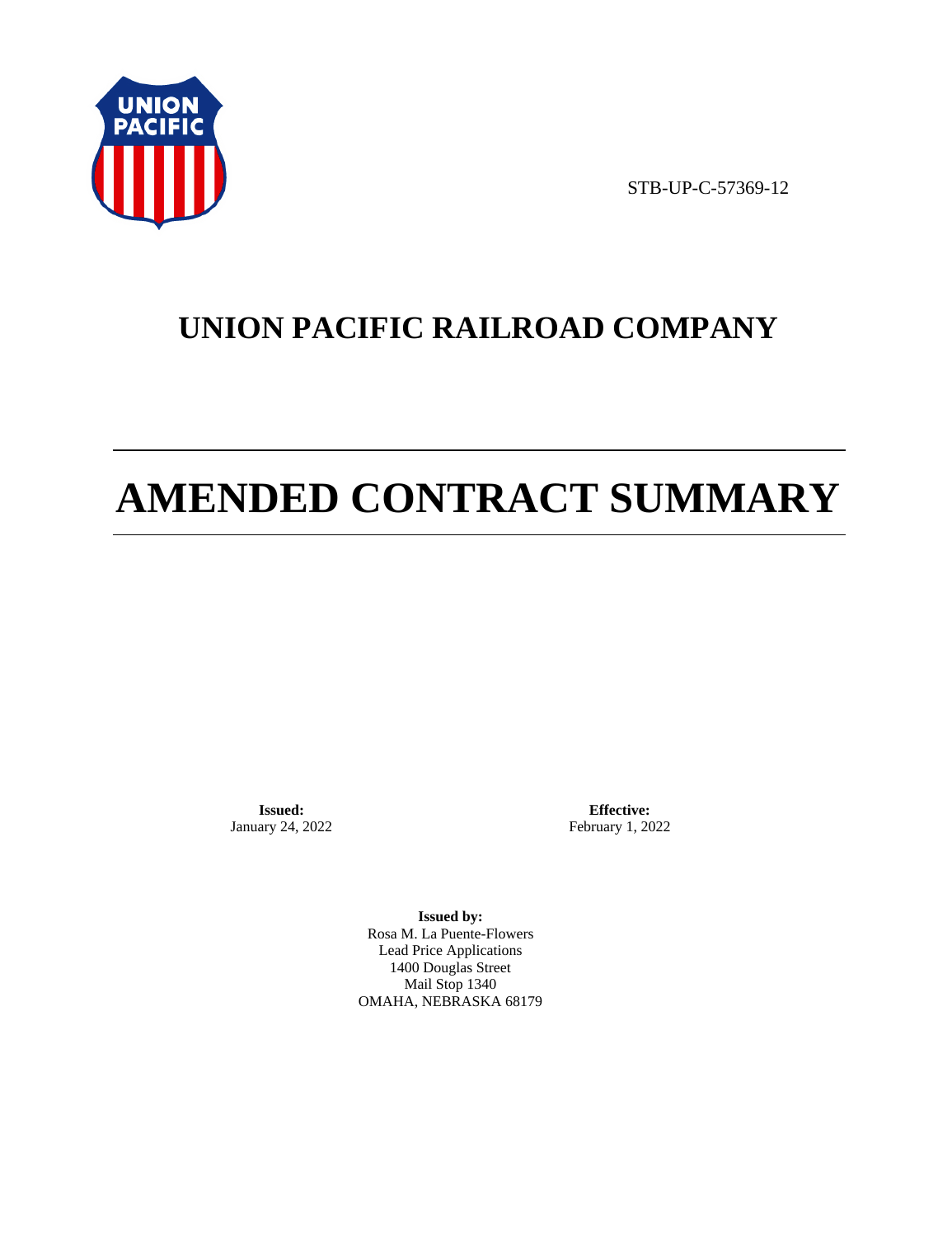STB-UP-C-57369-12

# UNION PACIFIC RAILROAD COMPANY

# AMENDED CONTRACT SUMMARY

**Issued:**
January 24, 2022

**Effective:**
February 1, 2022

**Issued by:**
Rosa M. La Puente-Flowers
Lead Price Applications
1400 Douglas Street
Mail Stop 1340
OMAHA, NEBRASKA 68179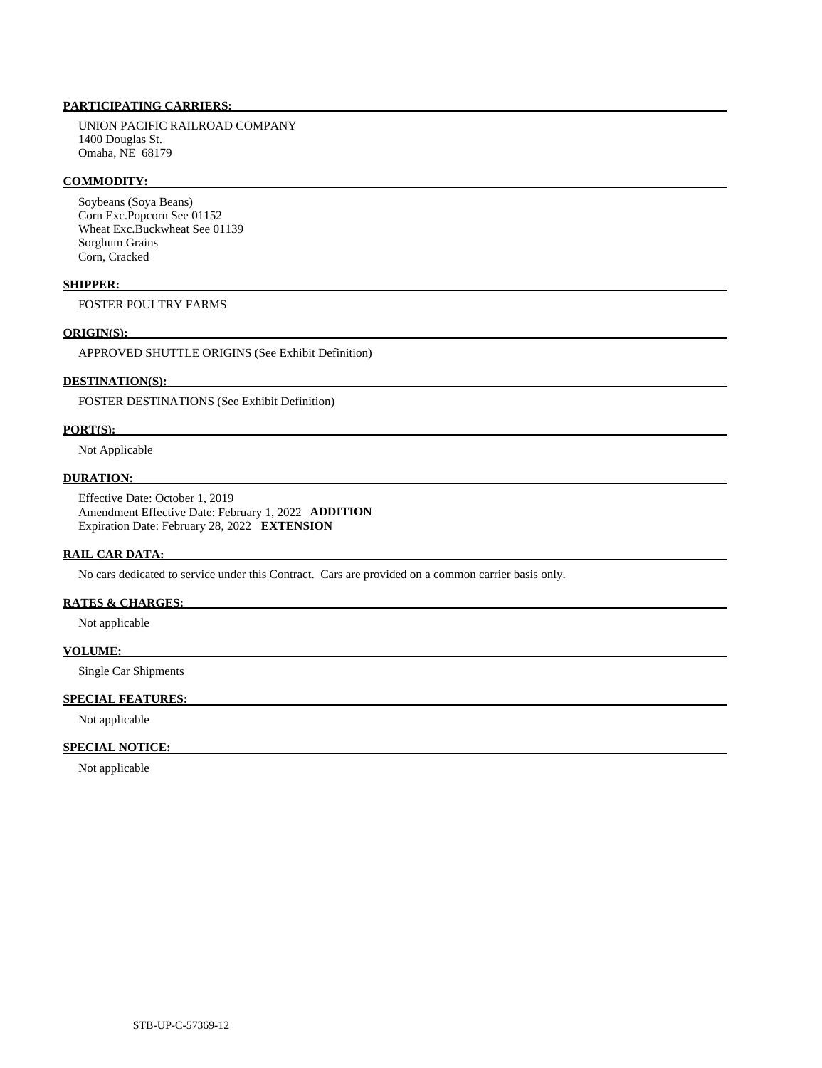**PARTICIPATING CARRIERS:**

UNION PACIFIC RAILROAD COMPANY
1400 Douglas St.
Omaha, NE 68179

**COMMODITY:**

Soybeans (Soya Beans)
Corn Exc.Popcorn See 01152
Wheat Exc.Buckwheat See 01139
Sorghum Grains
Corn, Cracked

**SHIPPER:**

FOSTER POULTRY FARMS

**ORIGIN(S):**

APPROVED SHUTTLE ORIGINS (See Exhibit Definition)

**DESTINATION(S):**

FOSTER DESTINATIONS (See Exhibit Definition)

**PORT(S):**

Not Applicable

**DURATION:**

Effective Date: October 1, 2019
Amendment Effective Date: February 1, 2022 **ADDITION**
Expiration Date: February 28, 2022 **EXTENSION**

**RAIL CAR DATA:**

No cars dedicated to service under this Contract. Cars are provided on a common carrier basis only.

**RATES & CHARGES:**

Not applicable

**VOLUME:**

Single Car Shipments

**SPECIAL FEATURES:**

Not applicable

**SPECIAL NOTICE:**

Not applicable

STB-UP-C-57369-12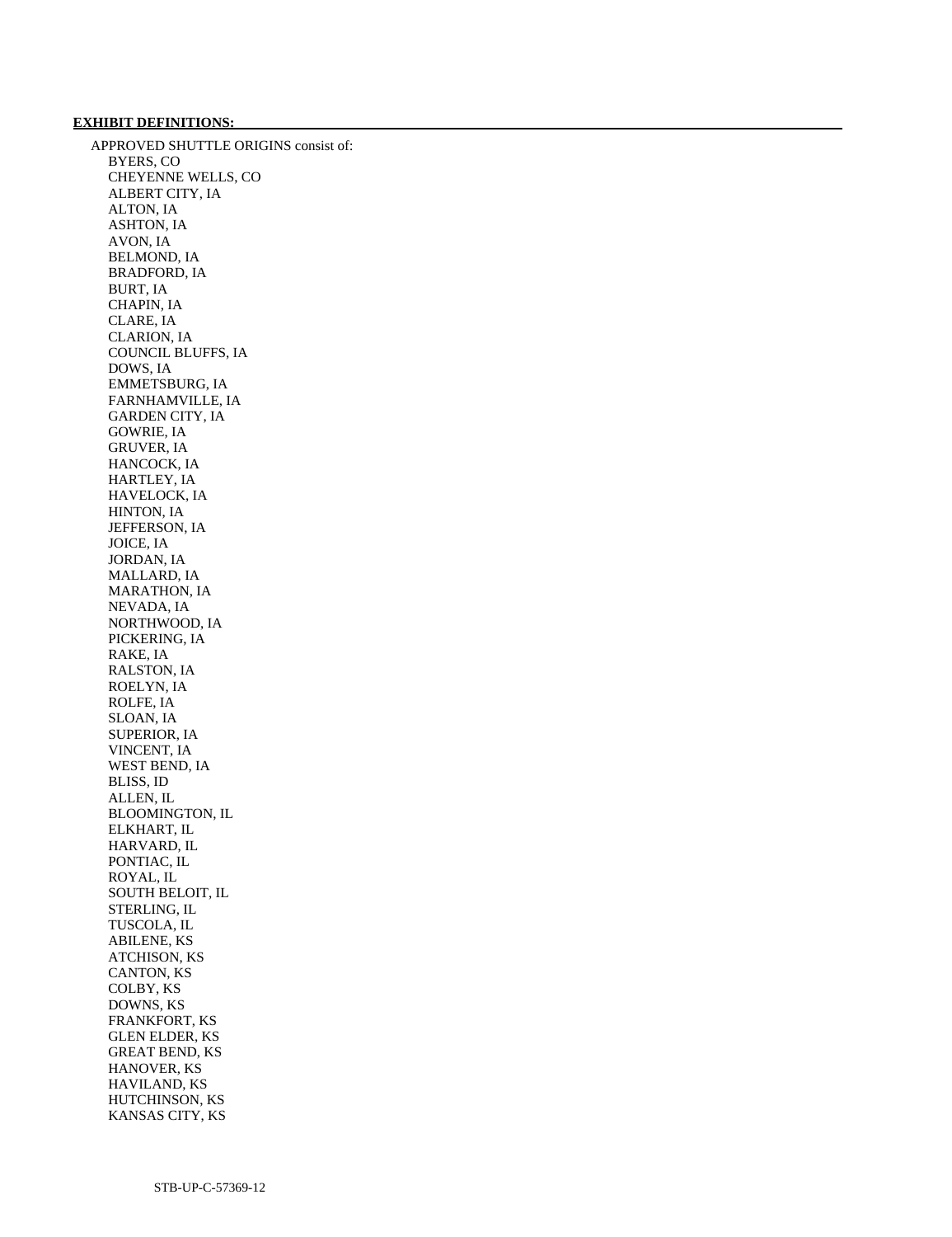**EXHIBIT DEFINITIONS:**

APPROVED SHUTTLE ORIGINS consist of:

- BYERS, CO
- CHEYENNE WELLS, CO
- ALBERT CITY, IA
- ALTON, IA
- ASHTON, IA
- AVON, IA
- BELMOND, IA
- BRADFORD, IA
- BURT, IA
- CHAPIN, IA
- CLARE, IA
- CLARION, IA
- COUNCIL BLUFFS, IA
- DOWS, IA
- EMMETSBURG, IA
- FARNHAMVILLE, IA
- GARDEN CITY, IA
- GOWRIE, IA
- GRUVER, IA
- HANCOCK, IA
- HARTLEY, IA
- HAVELOCK, IA
- HINTON, IA
- JEFFERSON, IA
- JOICE, IA
- JORDAN, IA
- MALLARD, IA
- MARATHON, IA
- NEVADA, IA
- NORTHWOOD, IA
- PICKERING, IA
- RAKE, IA
- RALSTON, IA
- ROELYN, IA
- ROLFE, IA
- SLOAN, IA
- SUPERIOR, IA
- VINCENT, IA
- WEST BEND, IA
- BLISS, ID
- ALLEN, IL
- BLOOMINGTON, IL
- ELKHART, IL
- HARVARD, IL
- PONTIAC, IL
- ROYAL, IL
- SOUTH BELOIT, IL
- STERLING, IL
- TUSCOLA, IL
- ABILENE, KS
- ATCHISON, KS
- CANTON, KS
- COLBY, KS
- DOWNS, KS
- FRANKFORT, KS
- GLEN ELDER, KS
- GREAT BEND, KS
- HANOVER, KS
- HAVILAND, KS
- HUTCHINSON, KS
- KANSAS CITY, KS

STB-UP-C-57369-12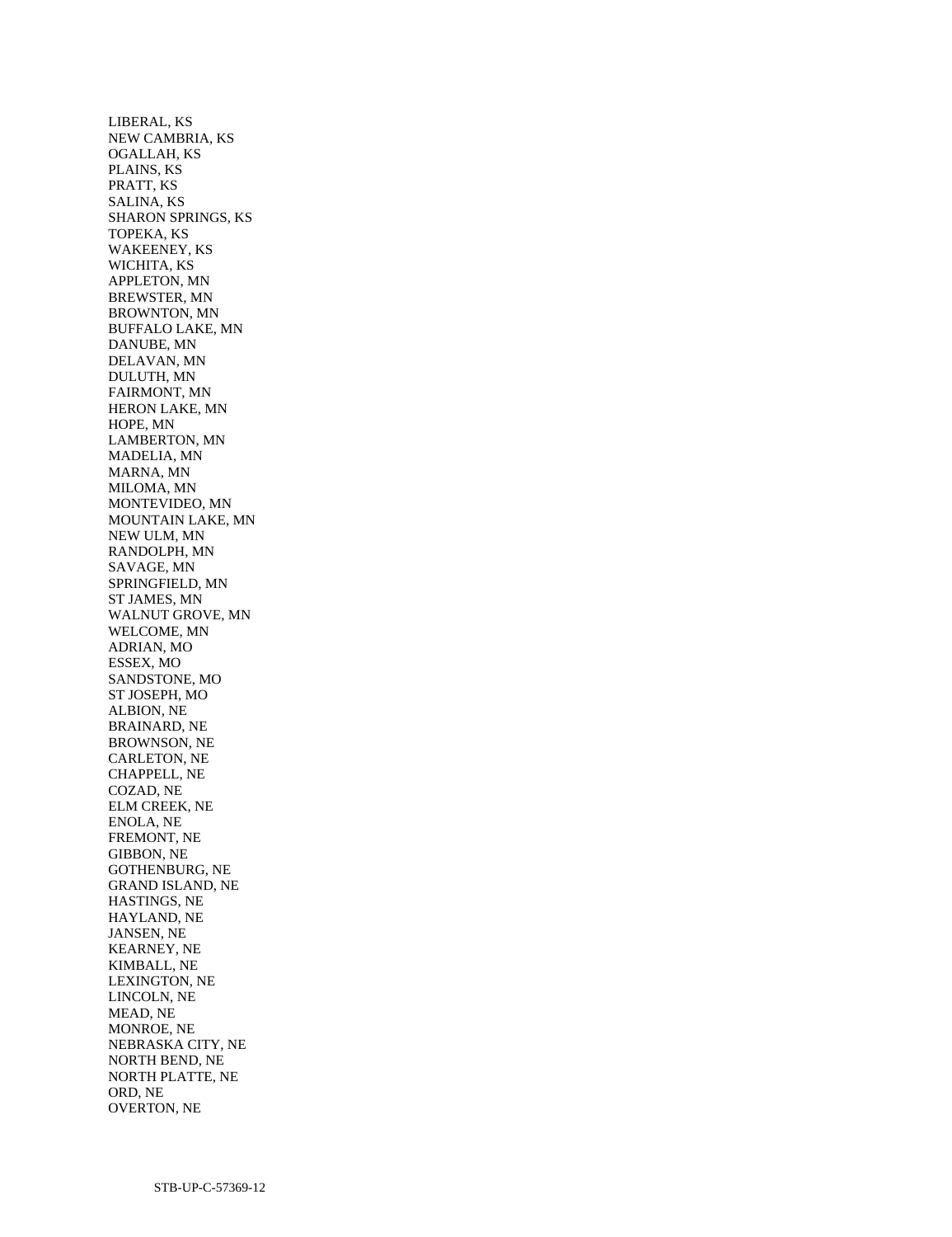LIBERAL, KS
NEW CAMBRIA, KS
OGALLAH, KS
PLAINS, KS
PRATT, KS
SALINA, KS
SHARON SPRINGS, KS
TOPEKA, KS
WAKEENEY, KS
WICHITA, KS
APPLETON, MN
BREWSTER, MN
BROWNTON, MN
BUFFALO LAKE, MN
DANUBE, MN
DELAVAN, MN
DULUTH, MN
FAIRMONT, MN
HERON LAKE, MN
HOPE, MN
LAMBERTON, MN
MADELIA, MN
MARNA, MN
MILOMA, MN
MONTEVIDEO, MN
MOUNTAIN LAKE, MN
NEW ULM, MN
RANDOLPH, MN
SAVAGE, MN
SPRINGFIELD, MN
ST JAMES, MN
WALNUT GROVE, MN
WELCOME, MN
ADRIAN, MO
ESSEX, MO
SANDSTONE, MO
ST JOSEPH, MO
ALBION, NE
BRAINARD, NE
BROWNSON, NE
CARLETON, NE
CHAPPELL, NE
COZAD, NE
ELM CREEK, NE
ENOLA, NE
FREMONT, NE
GIBBON, NE
GOTHENBURG, NE
GRAND ISLAND, NE
HASTINGS, NE
HAYLAND, NE
JANSEN, NE
KEARNEY, NE
KIMBALL, NE
LEXINGTON, NE
LINCOLN, NE
MEAD, NE
MONROE, NE
NEBRASKA CITY, NE
NORTH BEND, NE
NORTH PLATTE, NE
ORD, NE
OVERTON, NE

STB-UP-C-57369-12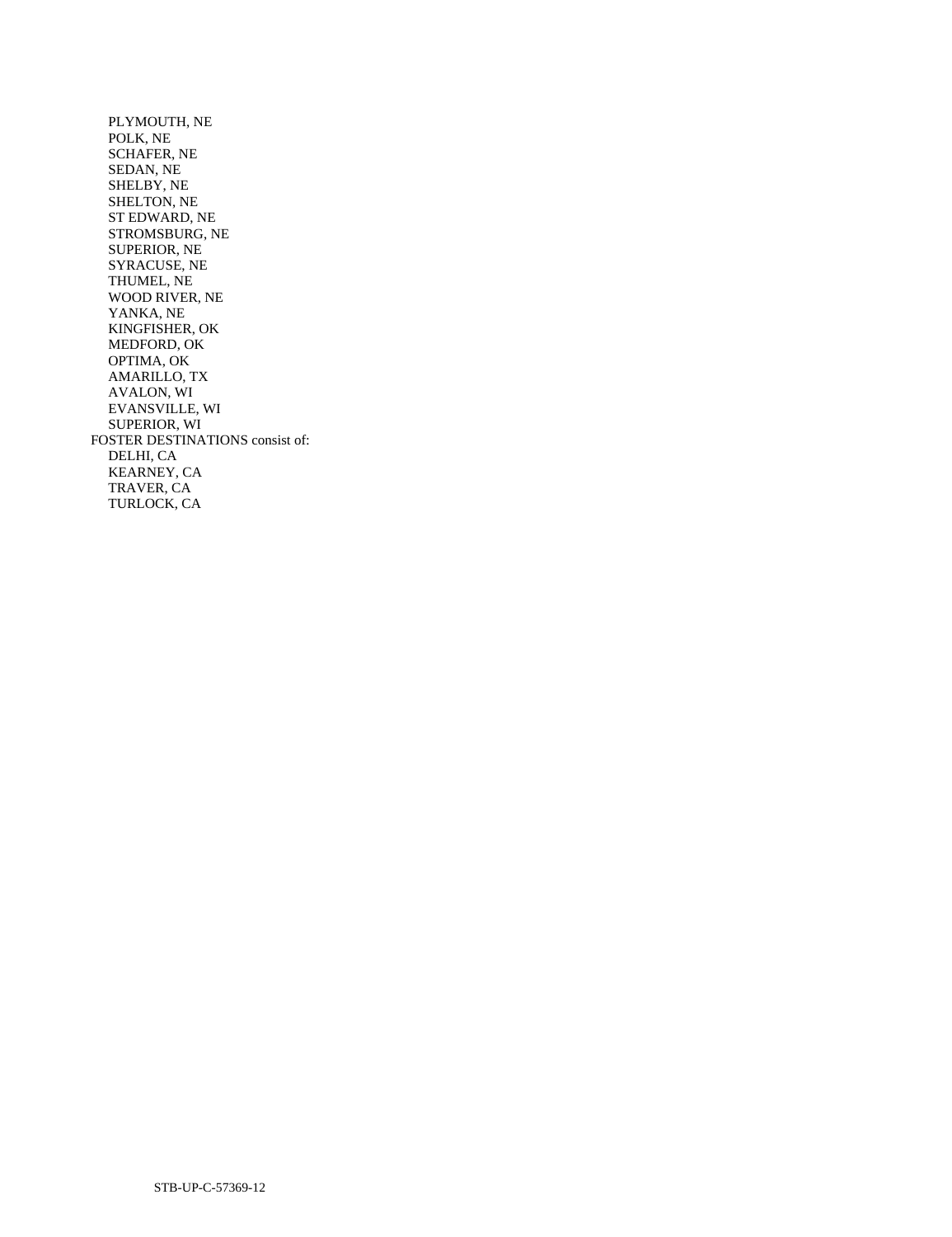PLYMOUTH, NE
POLK, NE
SCHAFER, NE
SEDAN, NE
SHELBY, NE
SHELTON, NE
ST EDWARD, NE
STROMSBURG, NE
SUPERIOR, NE
SYRACUSE, NE
THUMEL, NE
WOOD RIVER, NE
YANKA, NE
KINGFISHER, OK
MEDFORD, OK
OPTIMA, OK
AMARILLO, TX
AVALON, WI
EVANSVILLE, WI
SUPERIOR, WI

FOSTER DESTINATIONS consist of:

DELHI, CA
KEARNEY, CA
TRAVER, CA
TURLOCK, CA

STB-UP-C-57369-12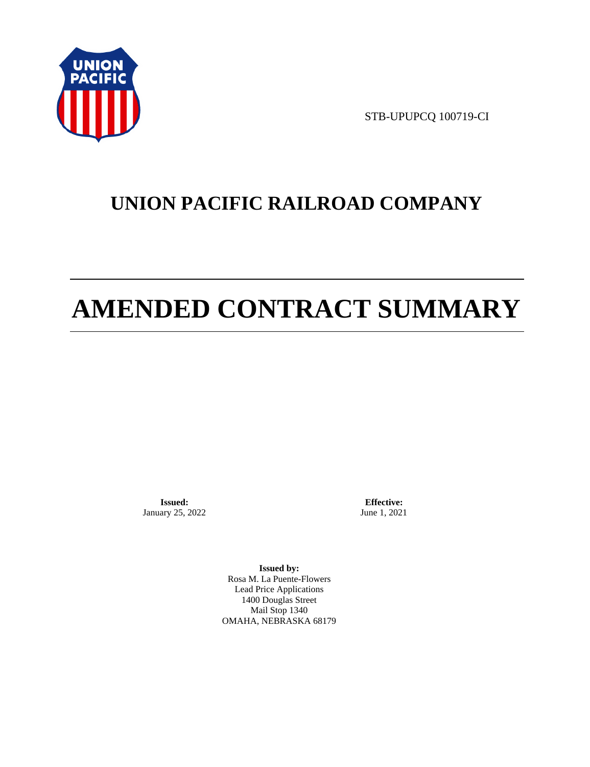STB-UPUPCQ 100719-CI

# UNION PACIFIC RAILROAD COMPANY

# AMENDED CONTRACT SUMMARY

**Issued:**
January 25, 2022

**Effective:**
June 1, 2021

**Issued by:**
Rosa M. La Puente-Flowers
Lead Price Applications
1400 Douglas Street
Mail Stop 1340
OMAHA, NEBRASKA 68179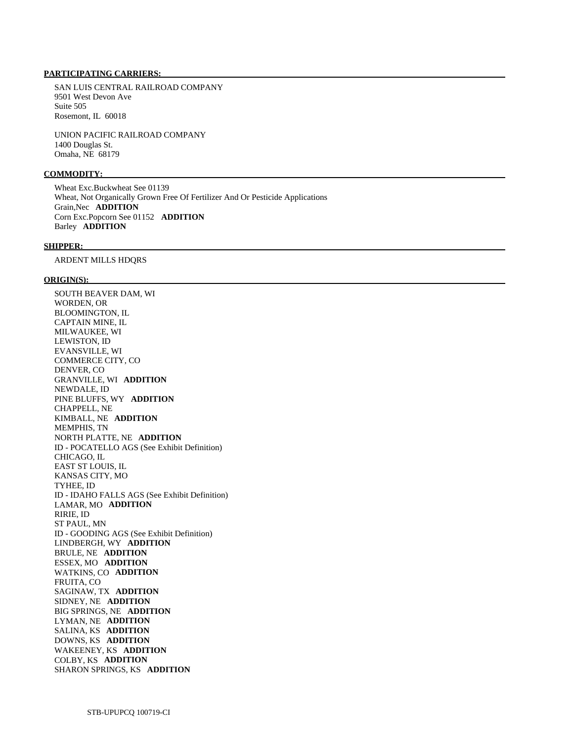**PARTICIPATING CARRIERS:**

SAN LUIS CENTRAL RAILROAD COMPANY
9501 West Devon Ave
Suite 505
Rosemont, IL 60018

UNION PACIFIC RAILROAD COMPANY
1400 Douglas St.
Omaha, NE 68179

**COMMODITY:**

Wheat Exc.Buckwheat See 01139
Wheat, Not Organically Grown Free Of Fertilizer And Or Pesticide Applications
Grain,Nec **ADDITION**
Corn Exc.Popcorn See 01152 **ADDITION**
Barley **ADDITION**

**SHIPPER:**

ARDENT MILLS HDQRS

**ORIGIN(S):**

SOUTH BEAVER DAM, WI
WORDEN, OR
BLOOMINGTON, IL
CAPTAIN MINE, IL
MILWAUKEE, WI
LEWISTON, ID
EVANSVILLE, WI
COMMERCE CITY, CO
DENVER, CO
GRANVILLE, WI **ADDITION**
NEWDALE, ID
PINE BLUFFS, WY **ADDITION**
CHAPPELL, NE
KIMBALL, NE **ADDITION**
MEMPHIS, TN
NORTH PLATTE, NE **ADDITION**
ID - POCATELLO AGS (See Exhibit Definition)
CHICAGO, IL
EAST ST LOUIS, IL
KANSAS CITY, MO
TYHEE, ID
ID - IDAHO FALLS AGS (See Exhibit Definition)
LAMAR, MO **ADDITION**
RIRIE, ID
ST PAUL, MN
ID - GOODING AGS (See Exhibit Definition)
LINDBERGH, WY **ADDITION**
BRULE, NE **ADDITION**
ESSEX, MO **ADDITION**
WATKINS, CO **ADDITION**
FRUITA, CO
SAGINAW, TX **ADDITION**
SIDNEY, NE **ADDITION**
BIG SPRINGS, NE **ADDITION**
LYMAN, NE **ADDITION**
SALINA, KS **ADDITION**
DOWNS, KS **ADDITION**
WAKEENEY, KS **ADDITION**
COLBY, KS **ADDITION**
SHARON SPRINGS, KS **ADDITION**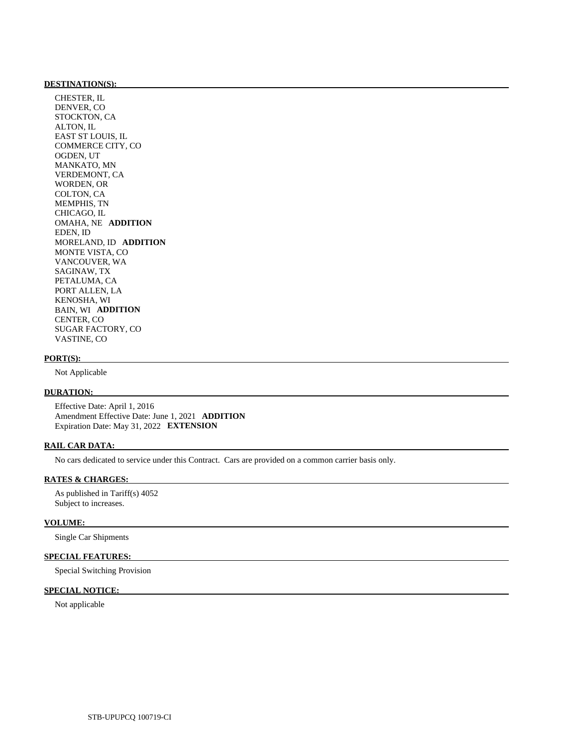**DESTINATION(S):**

CHESTER, IL
DENVER, CO
STOCKTON, CA
ALTON, IL
EAST ST LOUIS, IL
COMMERCE CITY, CO
OGDEN, UT
MANKATO, MN
VERDEMONT, CA
WORDEN, OR
COLTON, CA
MEMPHIS, TN
CHICAGO, IL
OMAHA, NE **ADDITION**
EDEN, ID
MORELAND, ID **ADDITION**
MONTE VISTA, CO
VANCOUVER, WA
SAGINAW, TX
PETALUMA, CA
PORT ALLEN, LA
KENOSHA, WI
BAIN, WI **ADDITION**
CENTER, CO
SUGAR FACTORY, CO
VASTINE, CO

**PORT(S):**

Not Applicable

**DURATION:**

Effective Date: April 1, 2016
Amendment Effective Date: June 1, 2021 **ADDITION**
Expiration Date: May 31, 2022 **EXTENSION**

**RAIL CAR DATA:**

No cars dedicated to service under this Contract. Cars are provided on a common carrier basis only.

**RATES & CHARGES:**

As published in Tariff(s) 4052
Subject to increases.

**VOLUME:**

Single Car Shipments

**SPECIAL FEATURES:**

Special Switching Provision

**SPECIAL NOTICE:**

Not applicable

STB-UPUPCQ 100719-CI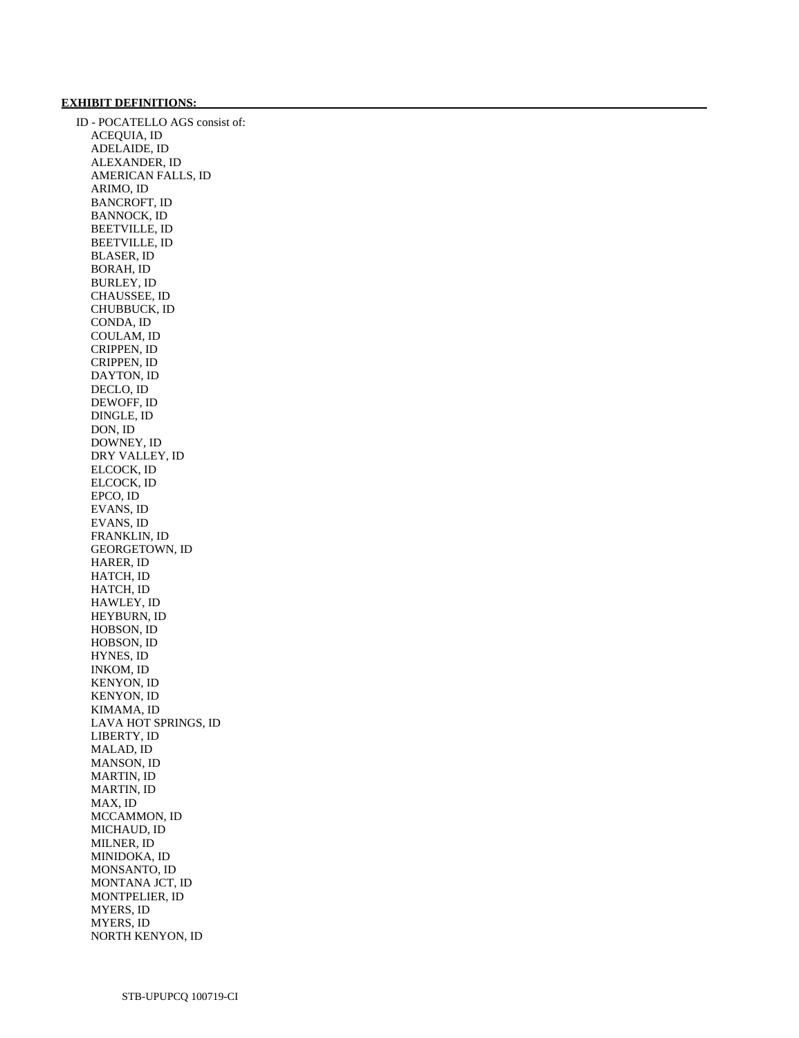**EXHIBIT DEFINITIONS:**

ID - POCATELLO AGS consist of:

- ACEQUIA, ID
- ADELAIDE, ID
- ALEXANDER, ID
- AMERICAN FALLS, ID
- ARIMO, ID
- BANCROFT, ID
- BANNOCK, ID
- BEETVILLE, ID
- BEETVILLE, ID
- BLASER, ID
- BORAH, ID
- BURLEY, ID
- CHAUSSEE, ID
- CHUBBUCK, ID
- CONDA, ID
- COULAM, ID
- CRIPPEN, ID
- CRIPPEN, ID
- DAYTON, ID
- DECLO, ID
- DEWOFF, ID
- DINGLE, ID
- DON, ID
- DOWNEY, ID
- DRY VALLEY, ID
- ELCOCK, ID
- ELCOCK, ID
- EPCO, ID
- EVANS, ID
- EVANS, ID
- FRANKLIN, ID
- GEORGETOWN, ID
- HARER, ID
- HATCH, ID
- HATCH, ID
- HAWLEY, ID
- HEYBURN, ID
- HOBSON, ID
- HOBSON, ID
- HYNES, ID
- INKOM, ID
- KENYON, ID
- KENYON, ID
- KIMAMA, ID
- LAVA HOT SPRINGS, ID
- LIBERTY, ID
- MALAD, ID
- MANSON, ID
- MARTIN, ID
- MARTIN, ID
- MAX, ID
- MCCAMMON, ID
- MICHAUD, ID
- MILNER, ID
- MINIDOKA, ID
- MONSANTO, ID
- MONTANA JCT, ID
- MONTPELIER, ID
- MYERS, ID
- MYERS, ID
- NORTH KENYON, ID

STB-UPUPCQ 100719-CI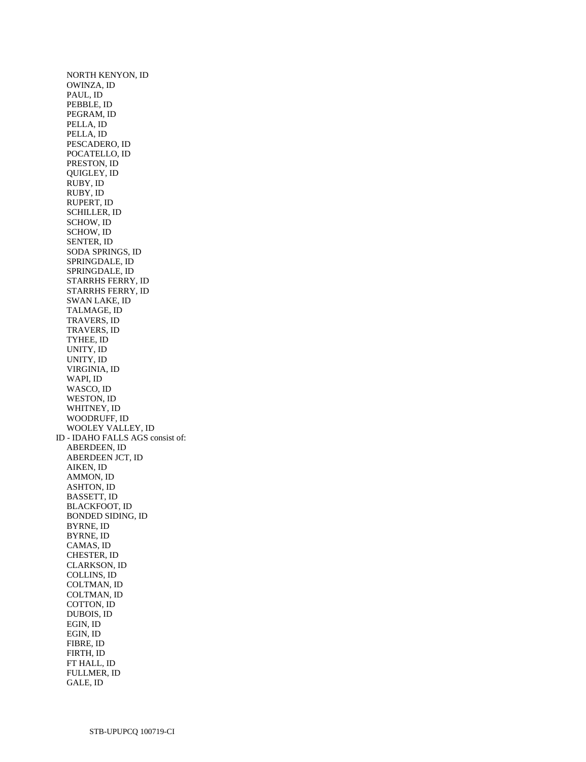NORTH KENYON, ID
OWINZA, ID
PAUL, ID
PEBBLE, ID
PEGRAM, ID
PELLA, ID
PELLA, ID
PESCADERO, ID
POCATELLO, ID
PRESTON, ID
QUIGLEY, ID
RUBY, ID
RUBY, ID
RUPERT, ID
SCHILLER, ID
SCHOW, ID
SCHOW, ID
SENTER, ID
SODA SPRINGS, ID
SPRINGDALE, ID
SPRINGDALE, ID
STARRHS FERRY, ID
STARRHS FERRY, ID
SWAN LAKE, ID
TALMAGE, ID
TRAVERS, ID
TRAVERS, ID
TYHEE, ID
UNITY, ID
UNITY, ID
VIRGINIA, ID
WAPI, ID
WASCO, ID
WESTON, ID
WHITNEY, ID
WOODRUFF, ID
WOOLEY VALLEY, ID

ID - IDAHO FALLS AGS consist of:

ABERDEEN, ID
ABERDEEN JCT, ID
AIKEN, ID
AMMON, ID
ASHTON, ID
BASSETT, ID
BLACKFOOT, ID
BONDED SIDING, ID
BYRNE, ID
BYRNE, ID
CAMAS, ID
CHESTER, ID
CLARKSON, ID
COLLINS, ID
COLTMAN, ID
COLTMAN, ID
COTTON, ID
DUBOIS, ID
EGIN, ID
EGIN, ID
FIBRE, ID
FIRTH, ID
FT HALL, ID
FULLMER, ID
GALE, ID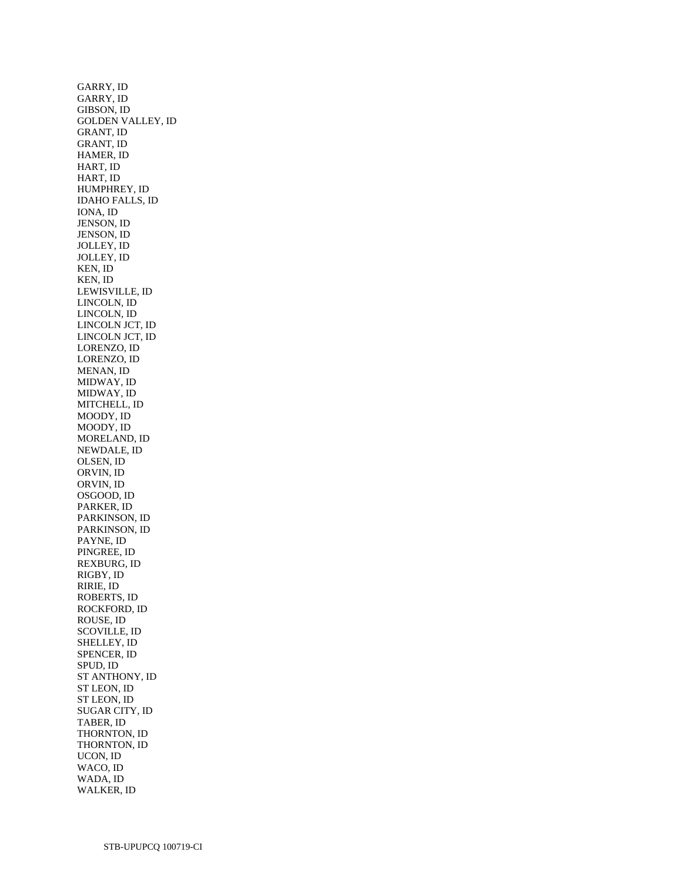GARRY, ID
GARRY, ID
GIBSON, ID
GOLDEN VALLEY, ID
GRANT, ID
GRANT, ID
HAMER, ID
HART, ID
HART, ID
HUMPHREY, ID
IDAHO FALLS, ID
IONA, ID
JENSON, ID
JENSON, ID
JOLLEY, ID
JOLLEY, ID
KEN, ID
KEN, ID
LEWISVILLE, ID
LINCOLN, ID
LINCOLN, ID
LINCOLN JCT, ID
LINCOLN JCT, ID
LORENZO, ID
LORENZO, ID
MENAN, ID
MIDWAY, ID
MIDWAY, ID
MITCHELL, ID
MOODY, ID
MOODY, ID
MORELAND, ID
NEWDALE, ID
OLSEN, ID
ORVIN, ID
ORVIN, ID
OSGOOD, ID
PARKER, ID
PARKINSON, ID
PARKINSON, ID
PAYNE, ID
PINGREE, ID
REXBURG, ID
RIGBY, ID
RIRIE, ID
ROBERTS, ID
ROCKFORD, ID
ROUSE, ID
SCOVILLE, ID
SHELLEY, ID
SPENCER, ID
SPUD, ID
ST ANTHONY, ID
ST LEON, ID
ST LEON, ID
SUGAR CITY, ID
TABER, ID
THORNTON, ID
THORNTON, ID
UCON, ID
WACO, ID
WADA, ID
WALKER, ID

STB-UPUPCQ 100719-CI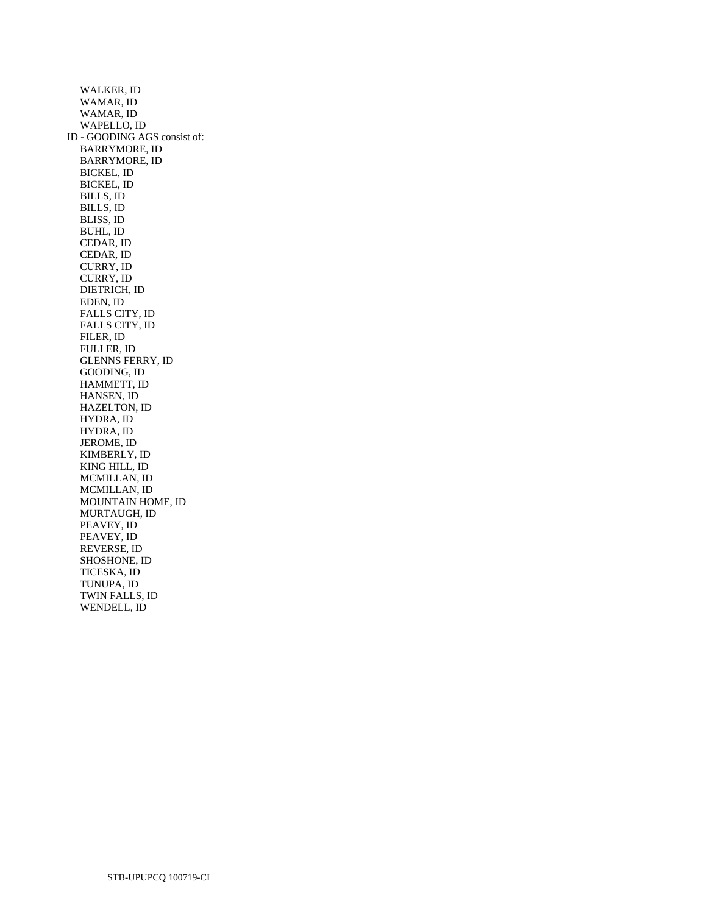WALKER, ID
WAMAR, ID
WAMAR, ID
WAPELLO, ID

ID - GOODING AGS consist of:

BARRYMORE, ID
BARRYMORE, ID
BICKEL, ID
BICKEL, ID
BILLS, ID
BILLS, ID
BLISS, ID
BUHL, ID
CEDAR, ID
CEDAR, ID
CURRY, ID
CURRY, ID
DIETRICH, ID
EDEN, ID
FALLS CITY, ID
FALLS CITY, ID
FILER, ID
FULLER, ID
GLENNS FERRY, ID
GOODING, ID
HAMMETT, ID
HANSEN, ID
HAZELTON, ID
HYDRA, ID
HYDRA, ID
JEROME, ID
KIMBERLY, ID
KING HILL, ID
MCMILLAN, ID
MCMILLAN, ID
MOUNTAIN HOME, ID
MURTAUGH, ID
PEAVEY, ID
PEAVEY, ID
REVERSE, ID
SHOSHONE, ID
TICESKA, ID
TUNUPA, ID
TWIN FALLS, ID
WENDELL, ID

STB-UPUPCQ 100719-CI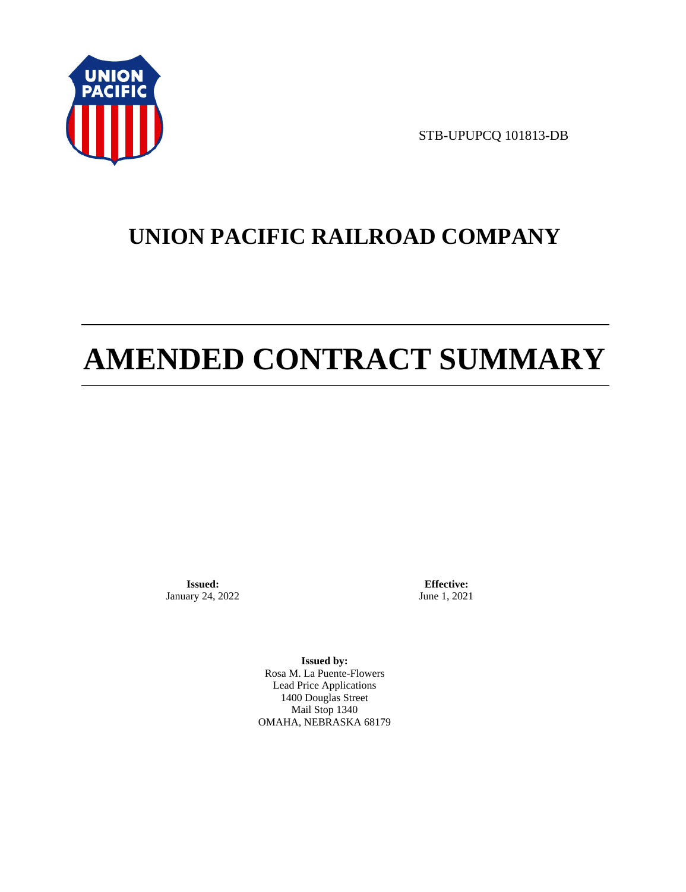STB-UPUPCQ 101813-DB

# UNION PACIFIC RAILROAD COMPANY

# AMENDED CONTRACT SUMMARY

**Issued:**
January 24, 2022

**Effective:**
June 1, 2021

**Issued by:**
Rosa M. La Puente-Flowers
Lead Price Applications
1400 Douglas Street
Mail Stop 1340
OMAHA, NEBRASKA 68179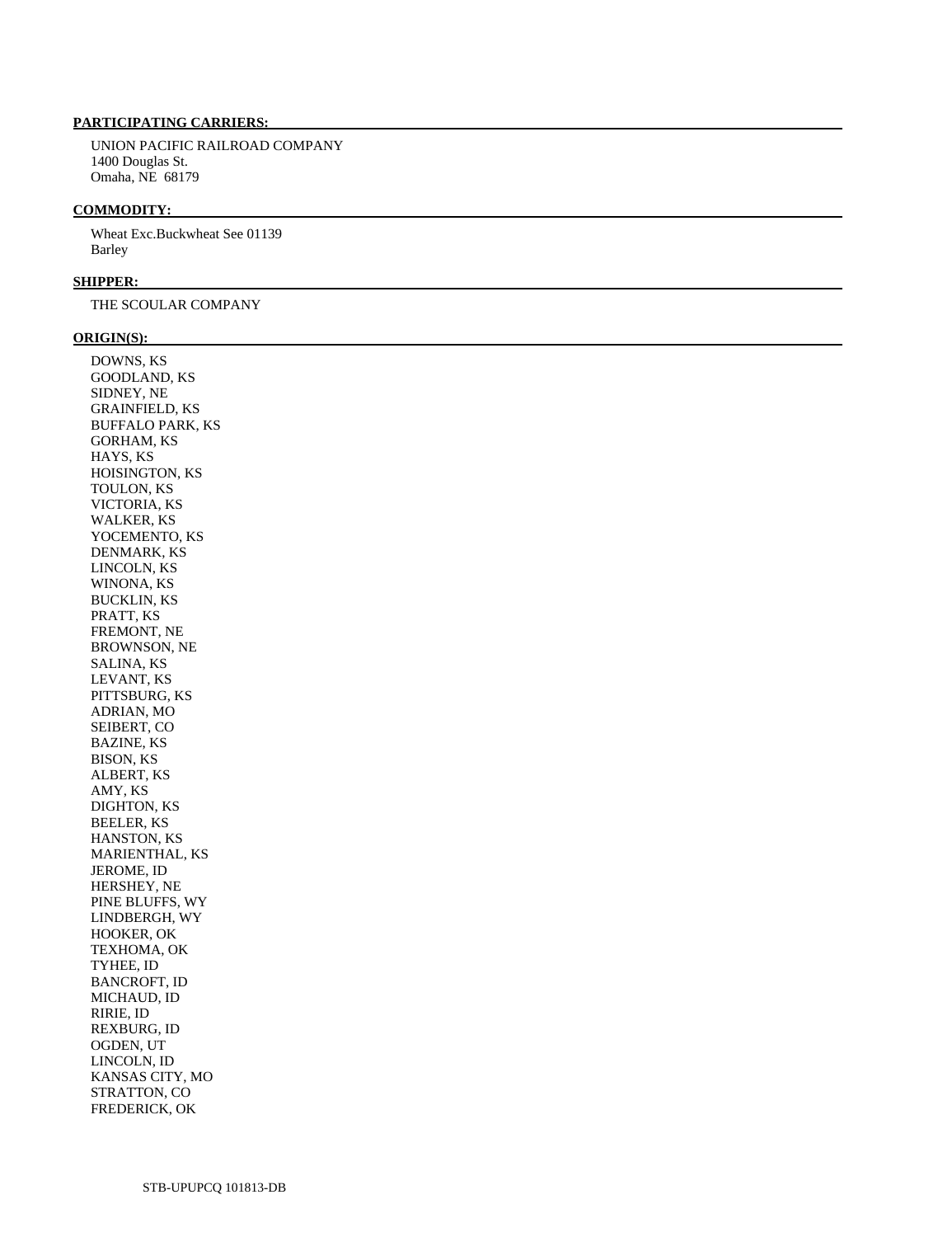**PARTICIPATING CARRIERS:**

UNION PACIFIC RAILROAD COMPANY
1400 Douglas St.
Omaha, NE 68179

**COMMODITY:**

Wheat Exc.Buckwheat See 01139
Barley

**SHIPPER:**

THE SCOULAR COMPANY

**ORIGIN(S):**

DOWNS, KS
GOODLAND, KS
SIDNEY, NE
GRAINFIELD, KS
BUFFALO PARK, KS
GORHAM, KS
HAYS, KS
HOISINGTON, KS
TOULON, KS
VICTORIA, KS
WALKER, KS
YOCEMENTO, KS
DENMARK, KS
LINCOLN, KS
WINONA, KS
BUCKLIN, KS
PRATT, KS
FREMONT, NE
BROWNSON, NE
SALINA, KS
LEVANT, KS
PITTSBURG, KS
ADRIAN, MO
SEIBERT, CO
BAZINE, KS
BISON, KS
ALBERT, KS
AMY, KS
DIGHTON, KS
BEELER, KS
HANSTON, KS
MARIENTHAL, KS
JEROME, ID
HERSHEY, NE
PINE BLUFFS, WY
LINDBERGH, WY
HOOKER, OK
TEXHOMA, OK
TYHEE, ID
BANCROFT, ID
MICHAUD, ID
RIRIE, ID
REXBURG, ID
OGDEN, UT
LINCOLN, ID
KANSAS CITY, MO
STRATTON, CO
FREDERICK, OK

STB-UPUPCQ 101813-DB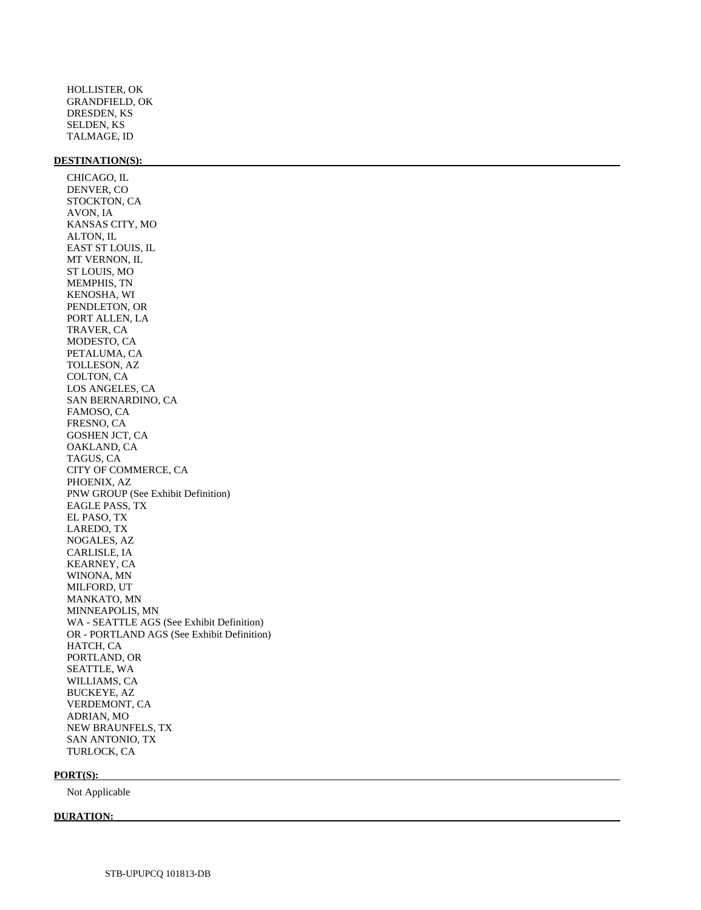HOLLISTER, OK
GRANDFIELD, OK
DRESDEN, KS
SELDEN, KS
TALMAGE, ID

**DESTINATION(S):**

CHICAGO, IL
DENVER, CO
STOCKTON, CA
AVON, IA
KANSAS CITY, MO
ALTON, IL
EAST ST LOUIS, IL
MT VERNON, IL
ST LOUIS, MO
MEMPHIS, TN
KENOSHA, WI
PENDLETON, OR
PORT ALLEN, LA
TRAVER, CA
MODESTO, CA
PETALUMA, CA
TOLLESON, AZ
COLTON, CA
LOS ANGELES, CA
SAN BERNARDINO, CA
FAMOSO, CA
FRESNO, CA
GOSHEN JCT, CA
OAKLAND, CA
TAGUS, CA
CITY OF COMMERCE, CA
PHOENIX, AZ
PNW GROUP (See Exhibit Definition)
EAGLE PASS, TX
EL PASO, TX
LAREDO, TX
NOGALES, AZ
CARLISLE, IA
KEARNEY, CA
WINONA, MN
MILFORD, UT
MANKATO, MN
MINNEAPOLIS, MN
WA - SEATTLE AGS (See Exhibit Definition)
OR - PORTLAND AGS (See Exhibit Definition)
HATCH, CA
PORTLAND, OR
SEATTLE, WA
WILLIAMS, CA
BUCKEYE, AZ
VERDEMONT, CA
ADRIAN, MO
NEW BRAUNFELS, TX
SAN ANTONIO, TX
TURLOCK, CA

**PORT(S):**

Not Applicable

**DURATION:**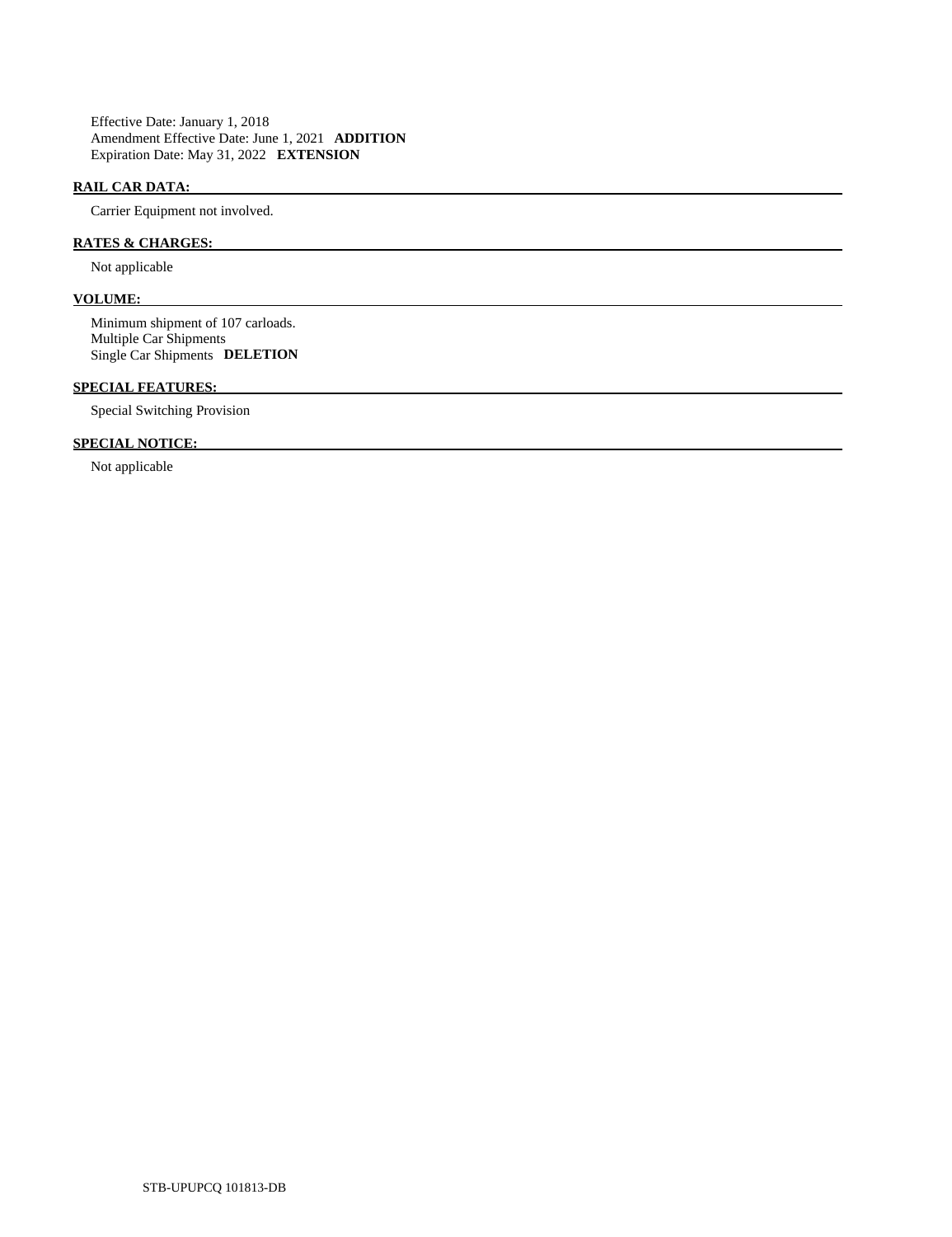Effective Date: January 1, 2018
Amendment Effective Date: June 1, 2021 **ADDITION**
Expiration Date: May 31, 2022 **EXTENSION**

**RAIL CAR DATA:**

Carrier Equipment not involved.

**RATES & CHARGES:**

Not applicable

**VOLUME:**

Minimum shipment of 107 carloads.
Multiple Car Shipments
Single Car Shipments **DELETION**

**SPECIAL FEATURES:**

Special Switching Provision

**SPECIAL NOTICE:**

Not applicable

STB-UPUPCQ 101813-DB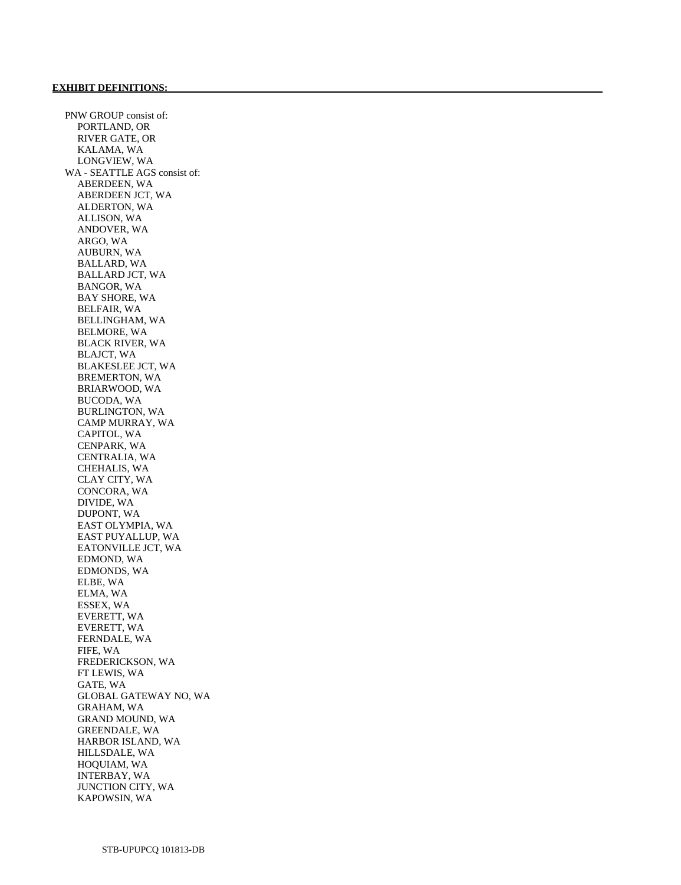**EXHIBIT DEFINITIONS:**

PNW GROUP consist of:
- PORTLAND, OR
- RIVER GATE, OR
- KALAMA, WA
- LONGVIEW, WA

WA - SEATTLE AGS consist of:
- ABERDEEN, WA
- ABERDEEN JCT, WA
- ALDERTON, WA
- ALLISON, WA
- ANDOVER, WA
- ARGO, WA
- AUBURN, WA
- BALLARD, WA
- BALLARD JCT, WA
- BANGOR, WA
- BAY SHORE, WA
- BELFAIR, WA
- BELLINGHAM, WA
- BELMORE, WA
- BLACK RIVER, WA
- BLAJCT, WA
- BLAKESLEE JCT, WA
- BREMERTON, WA
- BRIARWOOD, WA
- BUCODA, WA
- BURLINGTON, WA
- CAMP MURRAY, WA
- CAPITOL, WA
- CENPARK, WA
- CENTRALIA, WA
- CHEHALIS, WA
- CLAY CITY, WA
- CONCORA, WA
- DIVIDE, WA
- DUPONT, WA
- EAST OLYMPIA, WA
- EAST PUYALLUP, WA
- EATONVILLE JCT, WA
- EDMOND, WA
- EDMONDS, WA
- ELBE, WA
- ELMA, WA
- ESSEX, WA
- EVERETT, WA
- EVERETT, WA
- FERNDALE, WA
- FIFE, WA
- FREDERICKSON, WA
- FT LEWIS, WA
- GATE, WA
- GLOBAL GATEWAY NO, WA
- GRAHAM, WA
- GRAND MOUND, WA
- GREENDALE, WA
- HARBOR ISLAND, WA
- HILLSDALE, WA
- HOQUIAM, WA
- INTERBAY, WA
- JUNCTION CITY, WA
- KAPOWSIN, WA

STB-UPUPCQ 101813-DB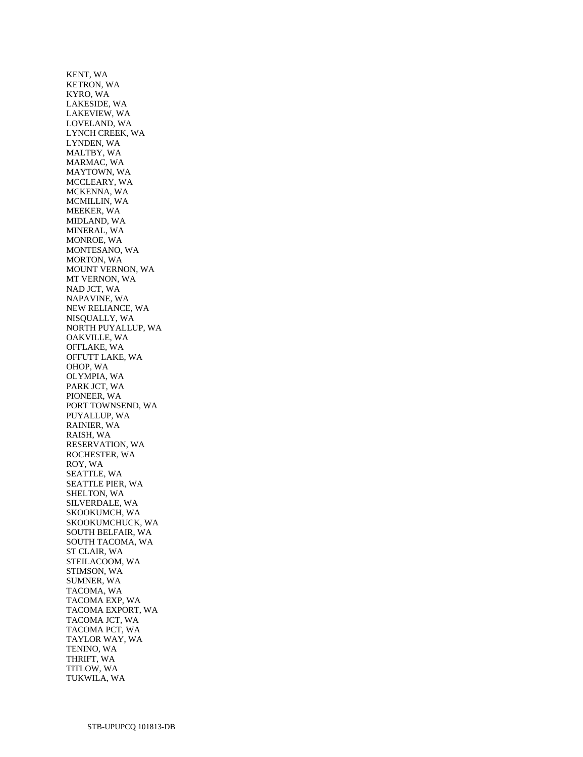KENT, WA
KETRON, WA
KYRO, WA
LAKESIDE, WA
LAKEVIEW, WA
LOVELAND, WA
LYNCH CREEK, WA
LYNDEN, WA
MALTBY, WA
MARMAC, WA
MAYTOWN, WA
MCCLEARY, WA
MCKENNA, WA
MCMILLIN, WA
MEEKER, WA
MIDLAND, WA
MINERAL, WA
MONROE, WA
MONTESANO, WA
MORTON, WA
MOUNT VERNON, WA
MT VERNON, WA
NAD JCT, WA
NAPAVINE, WA
NEW RELIANCE, WA
NISQUALLY, WA
NORTH PUYALLUP, WA
OAKVILLE, WA
OFFLAKE, WA
OFFUTT LAKE, WA
OHOP, WA
OLYMPIA, WA
PARK JCT, WA
PIONEER, WA
PORT TOWNSEND, WA
PUYALLUP, WA
RAINIER, WA
RAISH, WA
RESERVATION, WA
ROCHESTER, WA
ROY, WA
SEATTLE, WA
SEATTLE PIER, WA
SHELTON, WA
SILVERDALE, WA
SKOOKUMCH, WA
SKOOKUMCHUCK, WA
SOUTH BELFAIR, WA
SOUTH TACOMA, WA
ST CLAIR, WA
STEILACOOM, WA
STIMSON, WA
SUMNER, WA
TACOMA, WA
TACOMA EXP, WA
TACOMA EXPORT, WA
TACOMA JCT, WA
TACOMA PCT, WA
TAYLOR WAY, WA
TENINO, WA
THRIFT, WA
TITLOW, WA
TUKWILA, WA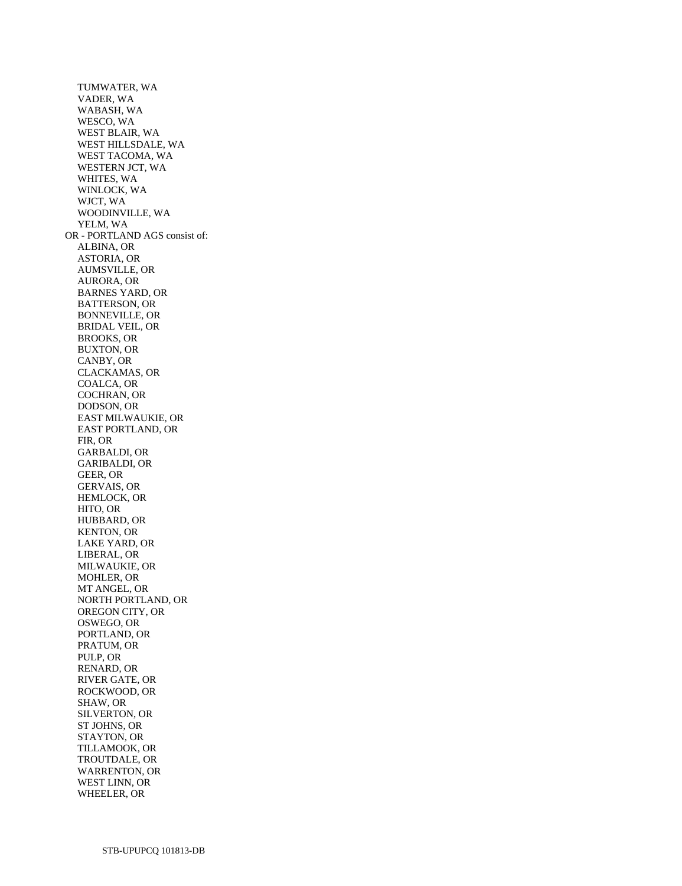- TUMWATER, WA
- VADER, WA
- WABASH, WA
- WESCO, WA
- WEST BLAIR, WA
- WEST HILLSDALE, WA
- WEST TACOMA, WA
- WESTERN JCT, WA
- WHITES, WA
- WINLOCK, WA
- WJCT, WA
- WOODINVILLE, WA
- YELM, WA

OR - PORTLAND AGS consist of:

- ALBINA, OR
- ASTORIA, OR
- AUMSVILLE, OR
- AURORA, OR
- BARNES YARD, OR
- BATTERSON, OR
- BONNEVILLE, OR
- BRIDAL VEIL, OR
- BROOKS, OR
- BUXTON, OR
- CANBY, OR
- CLACKAMAS, OR
- COALCA, OR
- COCHRAN, OR
- DODSON, OR
- EAST MILWAUKIE, OR
- EAST PORTLAND, OR
- FIR, OR
- GARBALDI, OR
- GARIBALDI, OR
- GEER, OR
- GERVAIS, OR
- HEMLOCK, OR
- HITO, OR
- HUBBARD, OR
- KENTON, OR
- LAKE YARD, OR
- LIBERAL, OR
- MILWAUKIE, OR
- MOHLER, OR
- MT ANGEL, OR
- NORTH PORTLAND, OR
- OREGON CITY, OR
- OSWEGO, OR
- PORTLAND, OR
- PRATUM, OR
- PULP, OR
- RENARD, OR
- RIVER GATE, OR
- ROCKWOOD, OR
- SHAW, OR
- SILVERTON, OR
- ST JOHNS, OR
- STAYTON, OR
- TILLAMOOK, OR
- TROUTDALE, OR
- WARRENTON, OR
- WEST LINN, OR
- WHEELER, OR

STB-UPUPCQ 101813-DB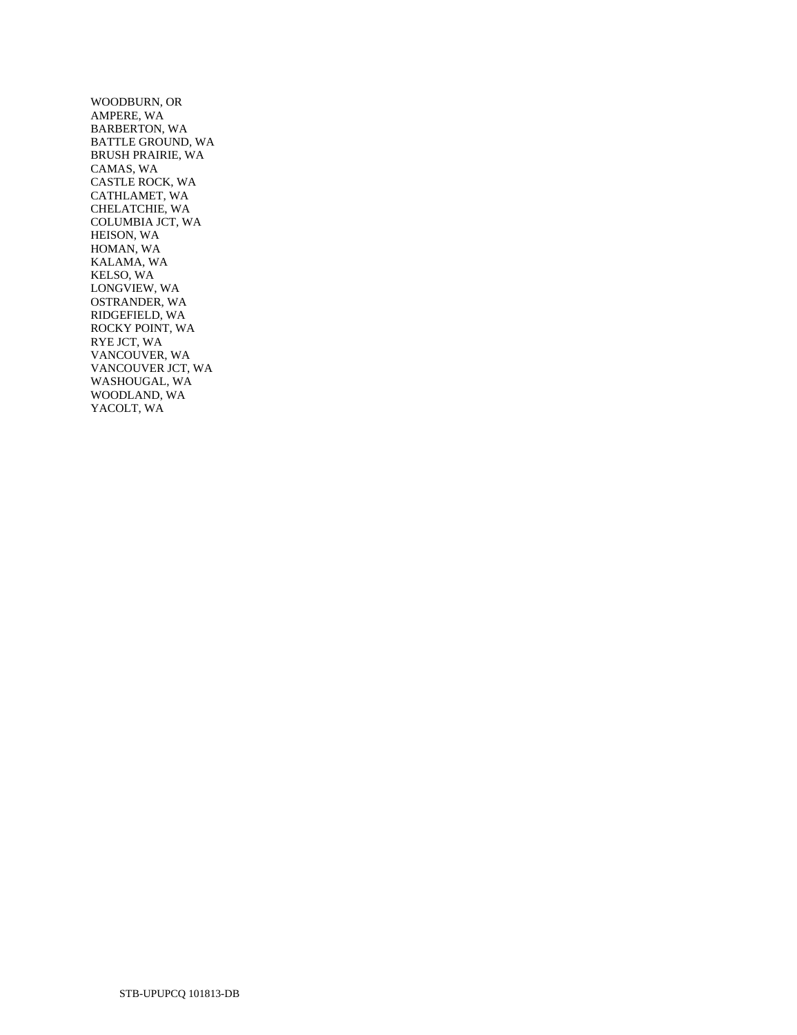WOODBURN, OR
AMPERE, WA
BARBERTON, WA
BATTLE GROUND, WA
BRUSH PRAIRIE, WA
CAMAS, WA
CASTLE ROCK, WA
CATHLAMET, WA
CHELATCHIE, WA
COLUMBIA JCT, WA
HEISON, WA
HOMAN, WA
KALAMA, WA
KELSO, WA
LONGVIEW, WA
OSTRANDER, WA
RIDGEFIELD, WA
ROCKY POINT, WA
RYE JCT, WA
VANCOUVER, WA
VANCOUVER JCT, WA
WASHOUGAL, WA
WOODLAND, WA
YACOLT, WA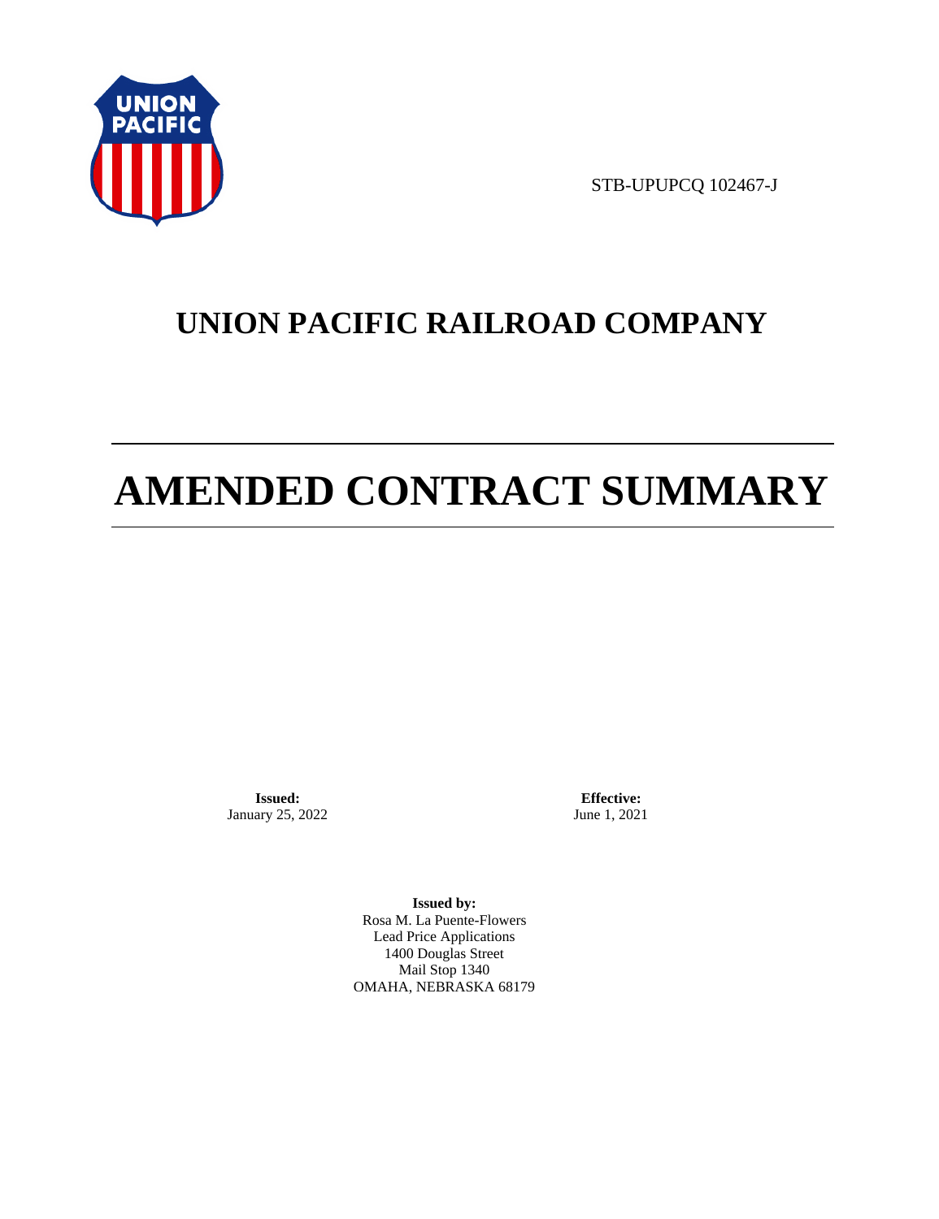STB-UPUPCQ 102467-J

# UNION PACIFIC RAILROAD COMPANY

# AMENDED CONTRACT SUMMARY

**Issued:**
January 25, 2022

**Effective:**
June 1, 2021

**Issued by:**
Rosa M. La Puente-Flowers
Lead Price Applications
1400 Douglas Street
Mail Stop 1340
OMAHA, NEBRASKA 68179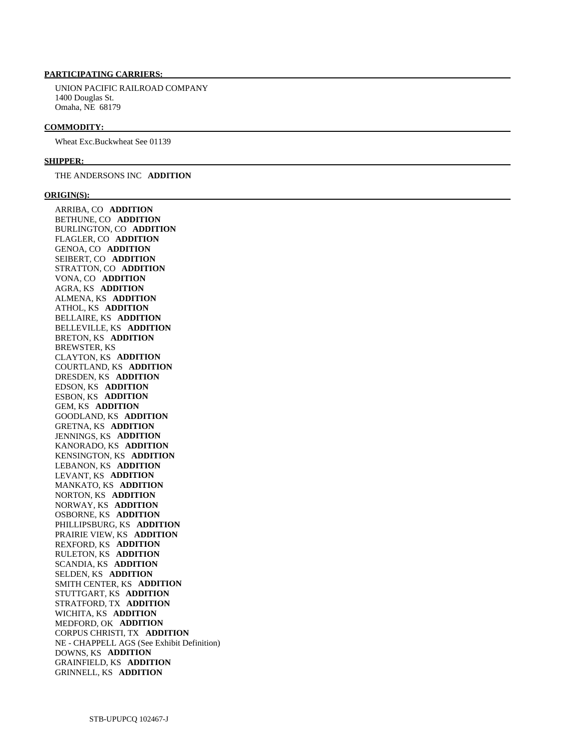**PARTICIPATING CARRIERS:**

UNION PACIFIC RAILROAD COMPANY
1400 Douglas St.
Omaha, NE 68179

**COMMODITY:**

Wheat Exc.Buckwheat See 01139

**SHIPPER:**

THE ANDERSONS INC **ADDITION**

**ORIGIN(S):**

ARRIBA, CO **ADDITION**
BETHUNE, CO **ADDITION**
BURLINGTON, CO **ADDITION**
FLAGLER, CO **ADDITION**
GENOA, CO **ADDITION**
SEIBERT, CO **ADDITION**
STRATTON, CO **ADDITION**
VONA, CO **ADDITION**
AGRA, KS **ADDITION**
ALMENA, KS **ADDITION**
ATHOL, KS **ADDITION**
BELLAIRE, KS **ADDITION**
BELLEVILLE, KS **ADDITION**
BRETON, KS **ADDITION**
BREWSTER, KS
CLAYTON, KS **ADDITION**
COURTLAND, KS **ADDITION**
DRESDEN, KS **ADDITION**
EDSON, KS **ADDITION**
ESBON, KS **ADDITION**
GEM, KS **ADDITION**
GOODLAND, KS **ADDITION**
GRETNA, KS **ADDITION**
JENNINGS, KS **ADDITION**
KANORADO, KS **ADDITION**
KENSINGTON, KS **ADDITION**
LEBANON, KS **ADDITION**
LEVANT, KS **ADDITION**
MANKATO, KS **ADDITION**
NORTON, KS **ADDITION**
NORWAY, KS **ADDITION**
OSBORNE, KS **ADDITION**
PHILLIPSBURG, KS **ADDITION**
PRAIRIE VIEW, KS **ADDITION**
REXFORD, KS **ADDITION**
RULETON, KS **ADDITION**
SCANDIA, KS **ADDITION**
SELDEN, KS **ADDITION**
SMITH CENTER, KS **ADDITION**
STUTTGART, KS **ADDITION**
STRATFORD, TX **ADDITION**
WICHITA, KS **ADDITION**
MEDFORD, OK **ADDITION**
CORPUS CHRISTI, TX **ADDITION**
NE - CHAPPELL AGS (See Exhibit Definition)
DOWNS, KS **ADDITION**
GRAINFIELD, KS **ADDITION**
GRINNELL, KS **ADDITION**

STB-UPUPCQ 102467-J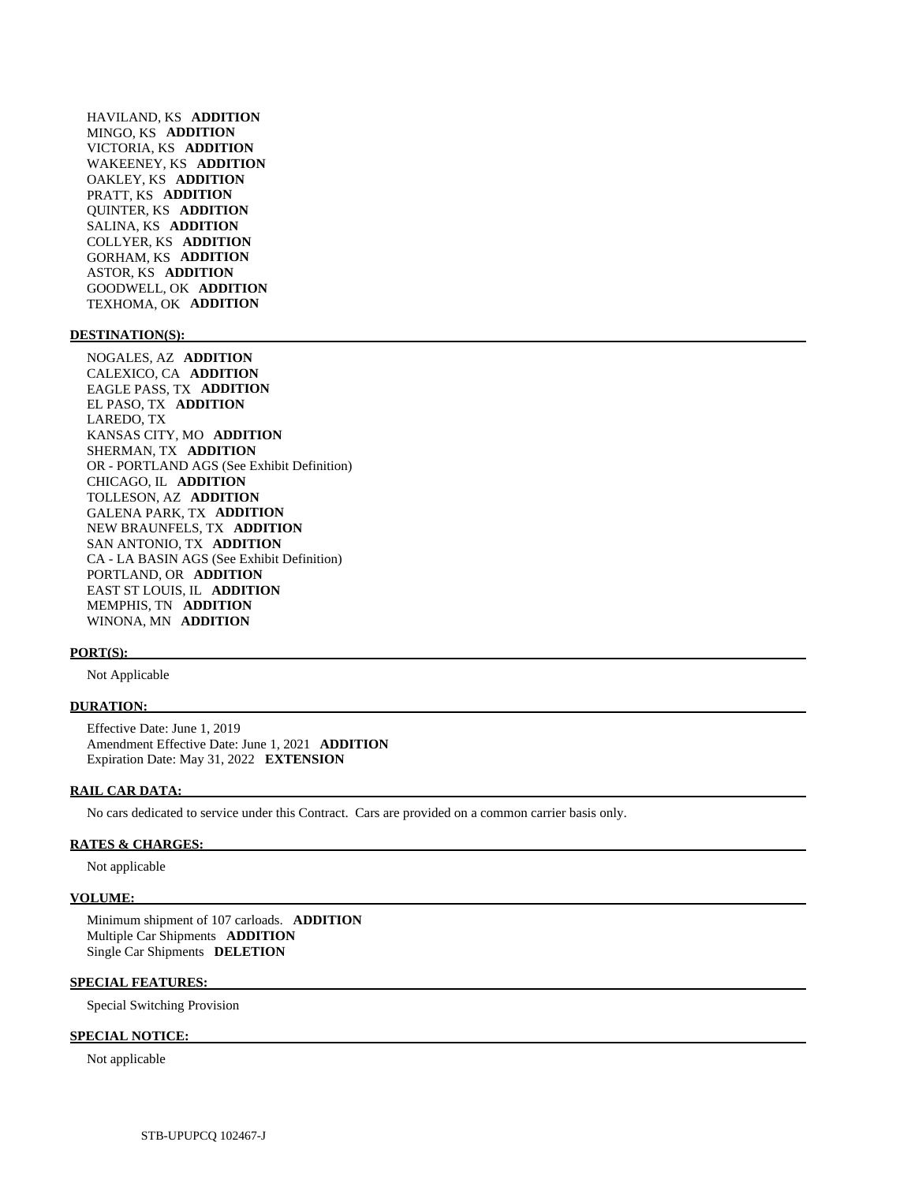HAVILAND, KS **ADDITION**
MINGO, KS **ADDITION**
VICTORIA, KS **ADDITION**
WAKEENEY, KS **ADDITION**
OAKLEY, KS **ADDITION**
PRATT, KS **ADDITION**
QUINTER, KS **ADDITION**
SALINA, KS **ADDITION**
COLLYER, KS **ADDITION**
GORHAM, KS **ADDITION**
ASTOR, KS **ADDITION**
GOODWELL, OK **ADDITION**
TEXHOMA, OK **ADDITION**

**DESTINATION(S):**

NOGALES, AZ **ADDITION**
CALEXICO, CA **ADDITION**
EAGLE PASS, TX **ADDITION**
EL PASO, TX **ADDITION**
LAREDO, TX
KANSAS CITY, MO **ADDITION**
SHERMAN, TX **ADDITION**
OR - PORTLAND AGS (See Exhibit Definition)
CHICAGO, IL **ADDITION**
TOLLESON, AZ **ADDITION**
GALENA PARK, TX **ADDITION**
NEW BRAUNFELS, TX **ADDITION**
SAN ANTONIO, TX **ADDITION**
CA - LA BASIN AGS (See Exhibit Definition)
PORTLAND, OR **ADDITION**
EAST ST LOUIS, IL **ADDITION**
MEMPHIS, TN **ADDITION**
WINONA, MN **ADDITION**

**PORT(S):**

Not Applicable

**DURATION:**

Effective Date: June 1, 2019
Amendment Effective Date: June 1, 2021 **ADDITION**
Expiration Date: May 31, 2022 **EXTENSION**

**RAIL CAR DATA:**

No cars dedicated to service under this Contract. Cars are provided on a common carrier basis only.

**RATES & CHARGES:**

Not applicable

**VOLUME:**

Minimum shipment of 107 carloads. **ADDITION**
Multiple Car Shipments **ADDITION**
Single Car Shipments **DELETION**

**SPECIAL FEATURES:**

Special Switching Provision

**SPECIAL NOTICE:**

Not applicable

STB-UPUPCQ 102467-J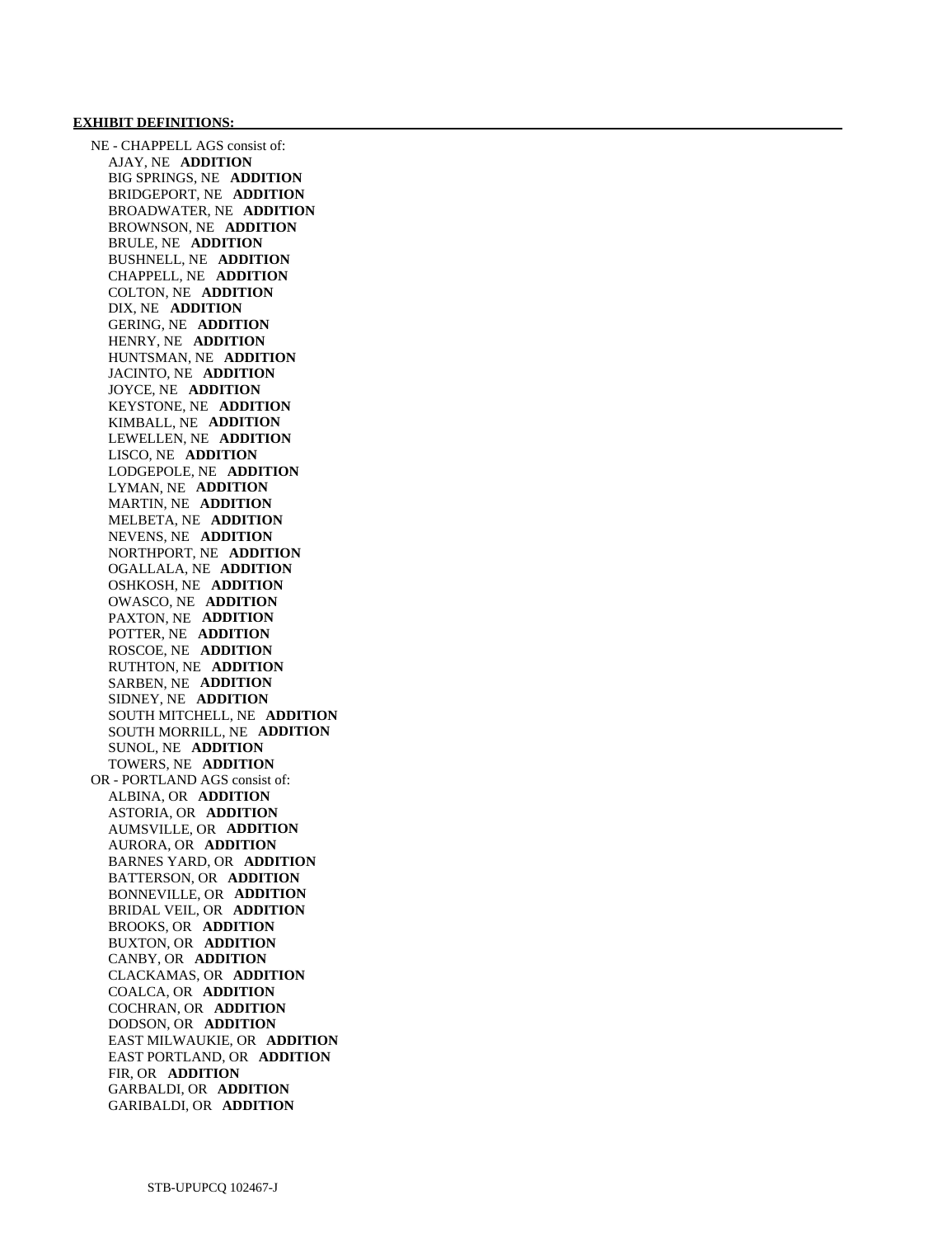**EXHIBIT DEFINITIONS:**

NE - CHAPPELL AGS consist of:
- AJAY, NE **ADDITION**
- BIG SPRINGS, NE **ADDITION**
- BRIDGEPORT, NE **ADDITION**
- BROADWATER, NE **ADDITION**
- BROWNSON, NE **ADDITION**
- BRULE, NE **ADDITION**
- BUSHNELL, NE **ADDITION**
- CHAPPELL, NE **ADDITION**
- COLTON, NE **ADDITION**
- DIX, NE **ADDITION**
- GERING, NE **ADDITION**
- HENRY, NE **ADDITION**
- HUNTSMAN, NE **ADDITION**
- JACINTO, NE **ADDITION**
- JOYCE, NE **ADDITION**
- KEYSTONE, NE **ADDITION**
- KIMBALL, NE **ADDITION**
- LEWELLEN, NE **ADDITION**
- LISCO, NE **ADDITION**
- LODGEPOLE, NE **ADDITION**
- LYMAN, NE **ADDITION**
- MARTIN, NE **ADDITION**
- MELBETA, NE **ADDITION**
- NEVENS, NE **ADDITION**
- NORTHPORT, NE **ADDITION**
- OGALLALA, NE **ADDITION**
- OSHKOSH, NE **ADDITION**
- OWASCO, NE **ADDITION**
- PAXTON, NE **ADDITION**
- POTTER, NE **ADDITION**
- ROSCOE, NE **ADDITION**
- RUTHTON, NE **ADDITION**
- SARBEN, NE **ADDITION**
- SIDNEY, NE **ADDITION**
- SOUTH MITCHELL, NE **ADDITION**
- SOUTH MORRILL, NE **ADDITION**
- SUNOL, NE **ADDITION**
- TOWERS, NE **ADDITION**

OR - PORTLAND AGS consist of:
- ALBINA, OR **ADDITION**
- ASTORIA, OR **ADDITION**
- AUMSVILLE, OR **ADDITION**
- AURORA, OR **ADDITION**
- BARNES YARD, OR **ADDITION**
- BATTERSON, OR **ADDITION**
- BONNEVILLE, OR **ADDITION**
- BRIDAL VEIL, OR **ADDITION**
- BROOKS, OR **ADDITION**
- BUXTON, OR **ADDITION**
- CANBY, OR **ADDITION**
- CLACKAMAS, OR **ADDITION**
- COALCA, OR **ADDITION**
- COCHRAN, OR **ADDITION**
- DODSON, OR **ADDITION**
- EAST MILWAUKIE, OR **ADDITION**
- EAST PORTLAND, OR **ADDITION**
- FIR, OR **ADDITION**
- GARBALDI, OR **ADDITION**
- GARIBALDI, OR **ADDITION**

STB-UPUPCQ 102467-J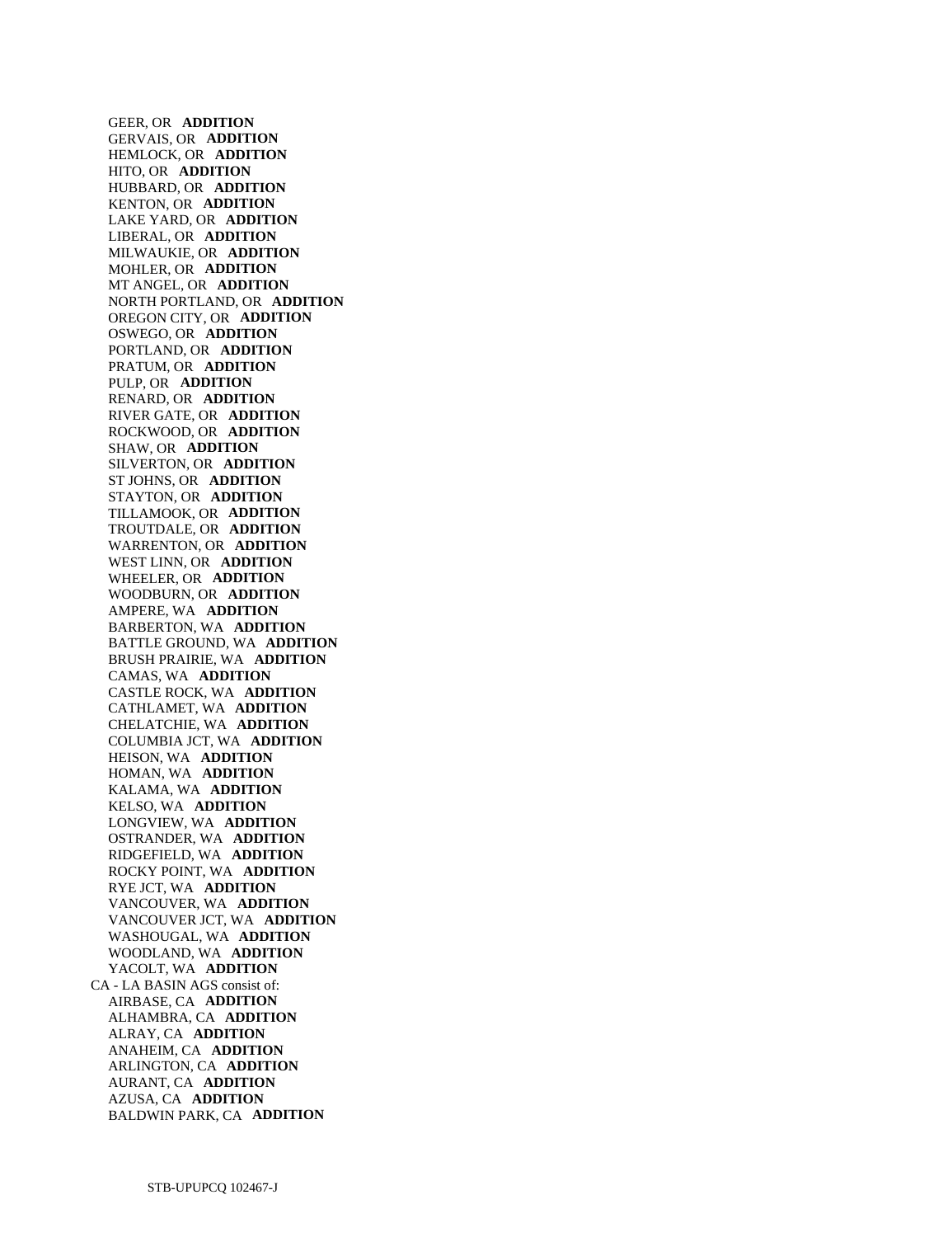GEER, OR **ADDITION**
GERVAIS, OR **ADDITION**
HEMLOCK, OR **ADDITION**
HITO, OR **ADDITION**
HUBBARD, OR **ADDITION**
KENTON, OR **ADDITION**
LAKE YARD, OR **ADDITION**
LIBERAL, OR **ADDITION**
MILWAUKIE, OR **ADDITION**
MOHLER, OR **ADDITION**
MT ANGEL, OR **ADDITION**
NORTH PORTLAND, OR **ADDITION**
OREGON CITY, OR **ADDITION**
OSWEGO, OR **ADDITION**
PORTLAND, OR **ADDITION**
PRATUM, OR **ADDITION**
PULP, OR **ADDITION**
RENARD, OR **ADDITION**
RIVER GATE, OR **ADDITION**
ROCKWOOD, OR **ADDITION**
SHAW, OR **ADDITION**
SILVERTON, OR **ADDITION**
ST JOHNS, OR **ADDITION**
STAYTON, OR **ADDITION**
TILLAMOOK, OR **ADDITION**
TROUTDALE, OR **ADDITION**
WARRENTON, OR **ADDITION**
WEST LINN, OR **ADDITION**
WHEELER, OR **ADDITION**
WOODBURN, OR **ADDITION**
AMPERE, WA **ADDITION**
BARBERTON, WA **ADDITION**
BATTLE GROUND, WA **ADDITION**
BRUSH PRAIRIE, WA **ADDITION**
CAMAS, WA **ADDITION**
CASTLE ROCK, WA **ADDITION**
CATHLAMET, WA **ADDITION**
CHELATCHIE, WA **ADDITION**
COLUMBIA JCT, WA **ADDITION**
HEISON, WA **ADDITION**
HOMAN, WA **ADDITION**
KALAMA, WA **ADDITION**
KELSO, WA **ADDITION**
LONGVIEW, WA **ADDITION**
OSTRANDER, WA **ADDITION**
RIDGEFIELD, WA **ADDITION**
ROCKY POINT, WA **ADDITION**
RYE JCT, WA **ADDITION**
VANCOUVER, WA **ADDITION**
VANCOUVER JCT, WA **ADDITION**
WASHOUGAL, WA **ADDITION**
WOODLAND, WA **ADDITION**
YACOLT, WA **ADDITION**

CA - LA BASIN AGS consist of:

AIRBASE, CA **ADDITION**
ALHAMBRA, CA **ADDITION**
ALRAY, CA **ADDITION**
ANAHEIM, CA **ADDITION**
ARLINGTON, CA **ADDITION**
AURANT, CA **ADDITION**
AZUSA, CA **ADDITION**
BALDWIN PARK, CA **ADDITION**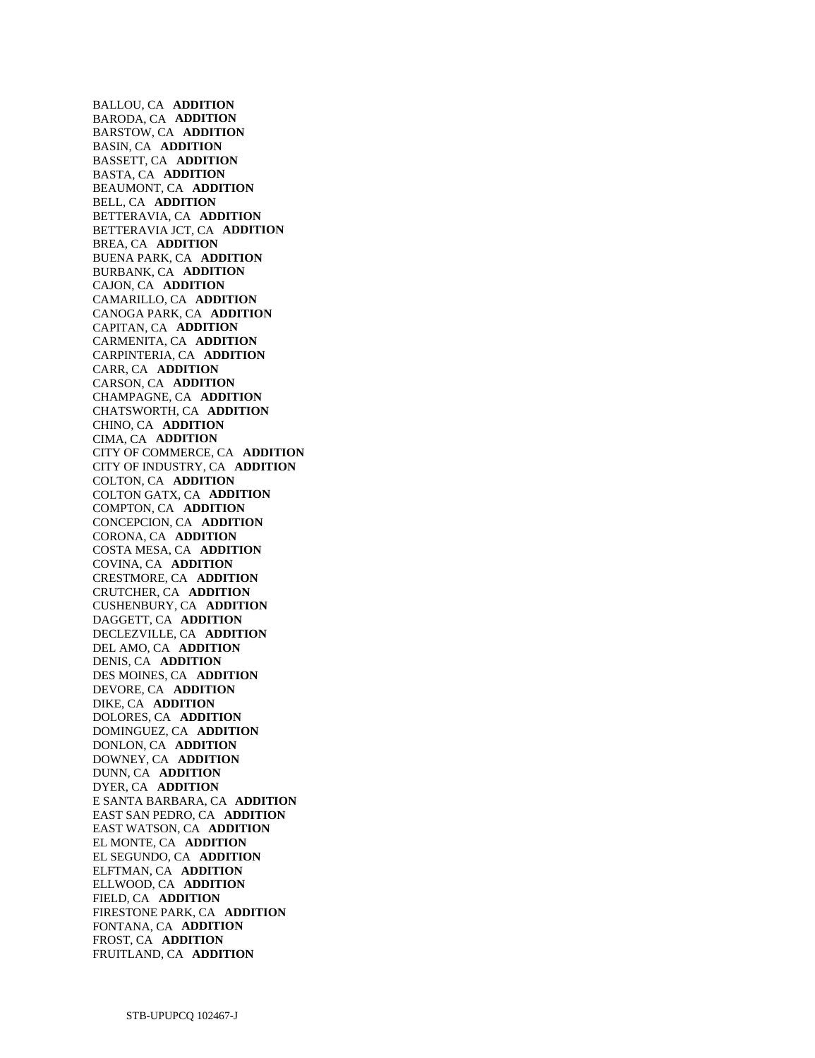BALLOU, CA **ADDITION**
BARODA, CA **ADDITION**
BARSTOW, CA **ADDITION**
BASIN, CA **ADDITION**
BASSETT, CA **ADDITION**
BASTA, CA **ADDITION**
BEAUMONT, CA **ADDITION**
BELL, CA **ADDITION**
BETTERAVIA, CA **ADDITION**
BETTERAVIA JCT, CA **ADDITION**
BREA, CA **ADDITION**
BUENA PARK, CA **ADDITION**
BURBANK, CA **ADDITION**
CAJON, CA **ADDITION**
CAMARILLO, CA **ADDITION**
CANOGA PARK, CA **ADDITION**
CAPITAN, CA **ADDITION**
CARMENITA, CA **ADDITION**
CARPINTERIA, CA **ADDITION**
CARR, CA **ADDITION**
CARSON, CA **ADDITION**
CHAMPAGNE, CA **ADDITION**
CHATSWORTH, CA **ADDITION**
CHINO, CA **ADDITION**
CIMA, CA **ADDITION**
CITY OF COMMERCE, CA **ADDITION**
CITY OF INDUSTRY, CA **ADDITION**
COLTON, CA **ADDITION**
COLTON GATX, CA **ADDITION**
COMPTON, CA **ADDITION**
CONCEPCION, CA **ADDITION**
CORONA, CA **ADDITION**
COSTA MESA, CA **ADDITION**
COVINA, CA **ADDITION**
CRESTMORE, CA **ADDITION**
CRUTCHER, CA **ADDITION**
CUSHENBURY, CA **ADDITION**
DAGGETT, CA **ADDITION**
DECLEZVILLE, CA **ADDITION**
DEL AMO, CA **ADDITION**
DENIS, CA **ADDITION**
DES MOINES, CA **ADDITION**
DEVORE, CA **ADDITION**
DIKE, CA **ADDITION**
DOLORES, CA **ADDITION**
DOMINGUEZ, CA **ADDITION**
DONLON, CA **ADDITION**
DOWNEY, CA **ADDITION**
DUNN, CA **ADDITION**
DYER, CA **ADDITION**
E SANTA BARBARA, CA **ADDITION**
EAST SAN PEDRO, CA **ADDITION**
EAST WATSON, CA **ADDITION**
EL MONTE, CA **ADDITION**
EL SEGUNDO, CA **ADDITION**
ELFTMAN, CA **ADDITION**
ELLWOOD, CA **ADDITION**
FIELD, CA **ADDITION**
FIRESTONE PARK, CA **ADDITION**
FONTANA, CA **ADDITION**
FROST, CA **ADDITION**
FRUITLAND, CA **ADDITION**

STB-UPUPCQ 102467-J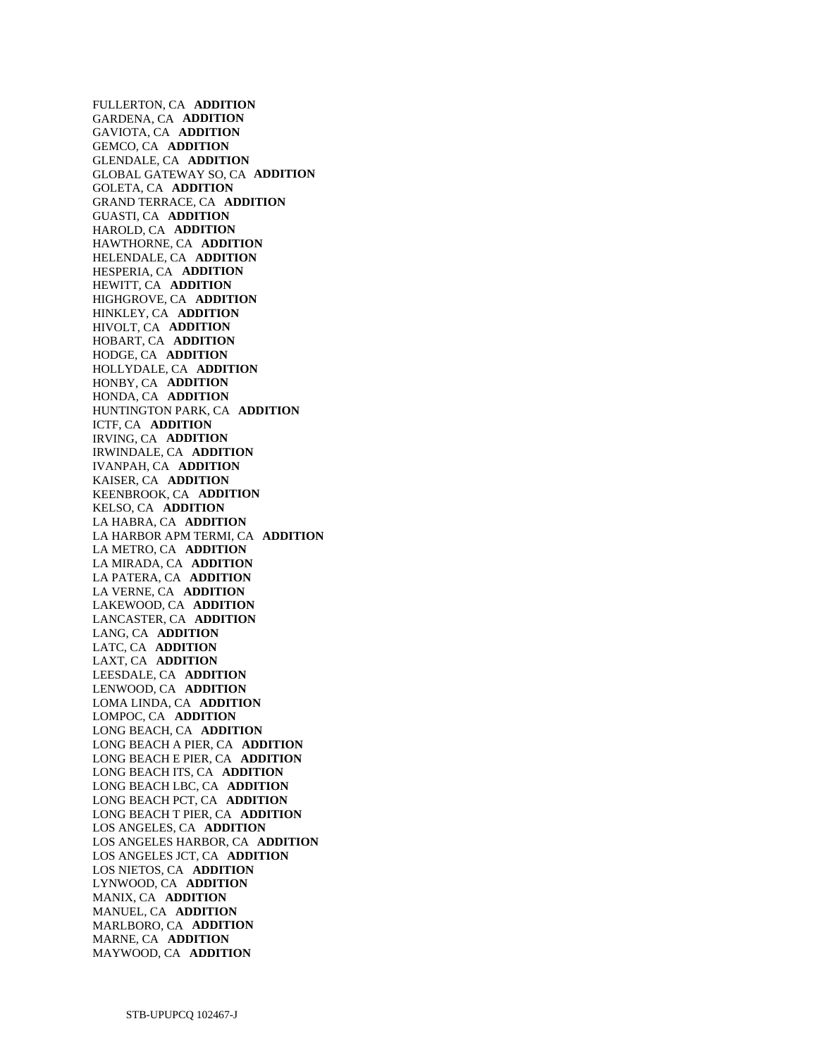FULLERTON, CA **ADDITION**
GARDENA, CA **ADDITION**
GAVIOTA, CA **ADDITION**
GEMCO, CA **ADDITION**
GLENDALE, CA **ADDITION**
GLOBAL GATEWAY SO, CA **ADDITION**
GOLETA, CA **ADDITION**
GRAND TERRACE, CA **ADDITION**
GUASTI, CA **ADDITION**
HAROLD, CA **ADDITION**
HAWTHORNE, CA **ADDITION**
HELENDALE, CA **ADDITION**
HESPERIA, CA **ADDITION**
HEWITT, CA **ADDITION**
HIGHGROVE, CA **ADDITION**
HINKLEY, CA **ADDITION**
HIVOLT, CA **ADDITION**
HOBART, CA **ADDITION**
HODGE, CA **ADDITION**
HOLLYDALE, CA **ADDITION**
HONBY, CA **ADDITION**
HONDA, CA **ADDITION**
HUNTINGTON PARK, CA **ADDITION**
ICTF, CA **ADDITION**
IRVING, CA **ADDITION**
IRWINDALE, CA **ADDITION**
IVANPAH, CA **ADDITION**
KAISER, CA **ADDITION**
KEENBROOK, CA **ADDITION**
KELSO, CA **ADDITION**
LA HABRA, CA **ADDITION**
LA HARBOR APM TERMI, CA **ADDITION**
LA METRO, CA **ADDITION**
LA MIRADA, CA **ADDITION**
LA PATERA, CA **ADDITION**
LA VERNE, CA **ADDITION**
LAKEWOOD, CA **ADDITION**
LANCASTER, CA **ADDITION**
LANG, CA **ADDITION**
LATC, CA **ADDITION**
LAXT, CA **ADDITION**
LEESDALE, CA **ADDITION**
LENWOOD, CA **ADDITION**
LOMA LINDA, CA **ADDITION**
LOMPOC, CA **ADDITION**
LONG BEACH, CA **ADDITION**
LONG BEACH A PIER, CA **ADDITION**
LONG BEACH E PIER, CA **ADDITION**
LONG BEACH ITS, CA **ADDITION**
LONG BEACH LBC, CA **ADDITION**
LONG BEACH PCT, CA **ADDITION**
LONG BEACH T PIER, CA **ADDITION**
LOS ANGELES, CA **ADDITION**
LOS ANGELES HARBOR, CA **ADDITION**
LOS ANGELES JCT, CA **ADDITION**
LOS NIETOS, CA **ADDITION**
LYNWOOD, CA **ADDITION**
MANIX, CA **ADDITION**
MANUEL, CA **ADDITION**
MARLBORO, CA **ADDITION**
MARNE, CA **ADDITION**
MAYWOOD, CA **ADDITION**

STB-UPUPCQ 102467-J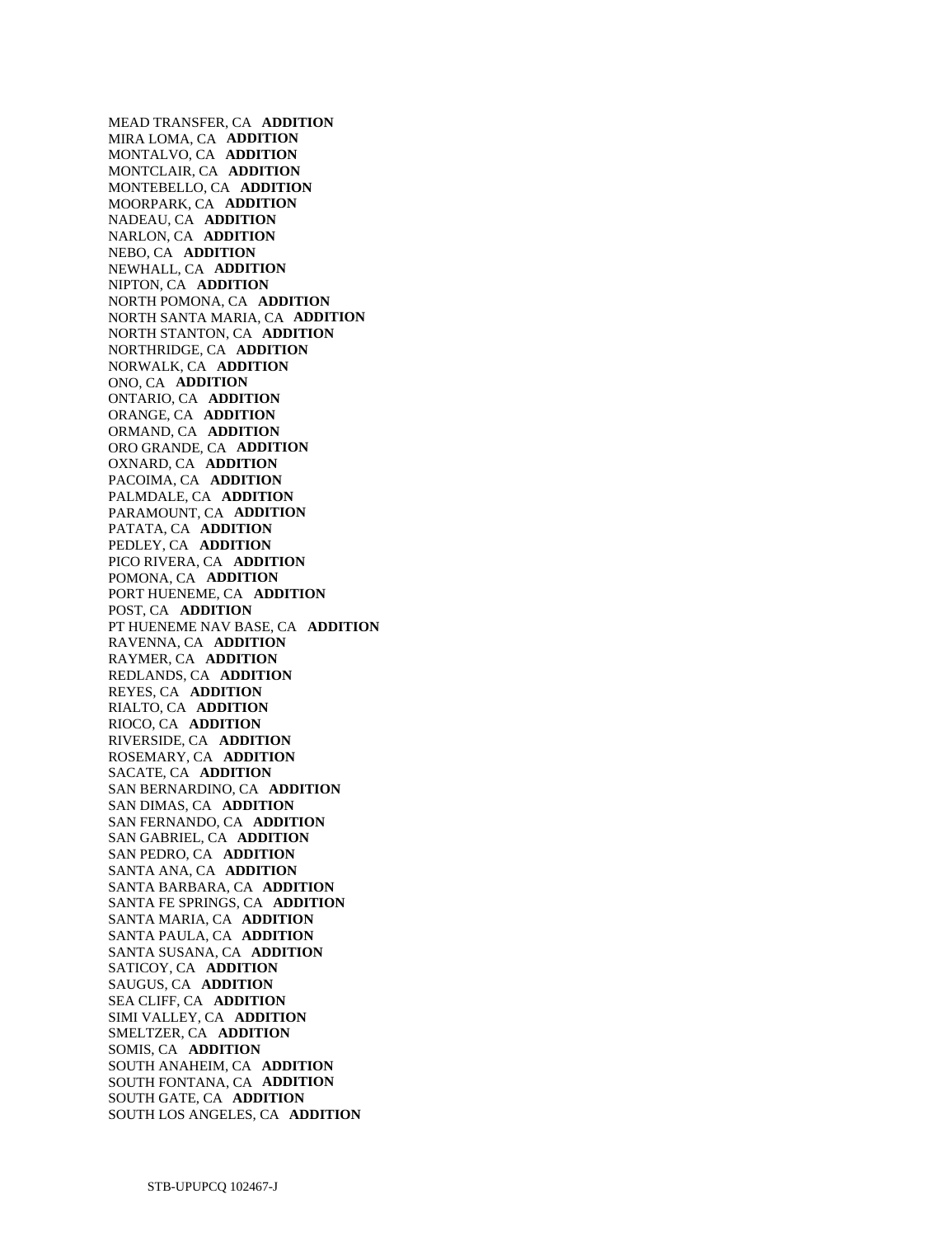MEAD TRANSFER, CA **ADDITION**
MIRA LOMA, CA **ADDITION**
MONTALVO, CA **ADDITION**
MONTCLAIR, CA **ADDITION**
MONTEBELLO, CA **ADDITION**
MOORPARK, CA **ADDITION**
NADEAU, CA **ADDITION**
NARLON, CA **ADDITION**
NEBO, CA **ADDITION**
NEWHALL, CA **ADDITION**
NIPTON, CA **ADDITION**
NORTH POMONA, CA **ADDITION**
NORTH SANTA MARIA, CA **ADDITION**
NORTH STANTON, CA **ADDITION**
NORTHRIDGE, CA **ADDITION**
NORWALK, CA **ADDITION**
ONO, CA **ADDITION**
ONTARIO, CA **ADDITION**
ORANGE, CA **ADDITION**
ORMAND, CA **ADDITION**
ORO GRANDE, CA **ADDITION**
OXNARD, CA **ADDITION**
PACOIMA, CA **ADDITION**
PALMDALE, CA **ADDITION**
PARAMOUNT, CA **ADDITION**
PATATA, CA **ADDITION**
PEDLEY, CA **ADDITION**
PICO RIVERA, CA **ADDITION**
POMONA, CA **ADDITION**
PORT HUENEME, CA **ADDITION**
POST, CA **ADDITION**
PT HUENEME NAV BASE, CA **ADDITION**
RAVENNA, CA **ADDITION**
RAYMER, CA **ADDITION**
REDLANDS, CA **ADDITION**
REYES, CA **ADDITION**
RIALTO, CA **ADDITION**
RIOCO, CA **ADDITION**
RIVERSIDE, CA **ADDITION**
ROSEMARY, CA **ADDITION**
SACATE, CA **ADDITION**
SAN BERNARDINO, CA **ADDITION**
SAN DIMAS, CA **ADDITION**
SAN FERNANDO, CA **ADDITION**
SAN GABRIEL, CA **ADDITION**
SAN PEDRO, CA **ADDITION**
SANTA ANA, CA **ADDITION**
SANTA BARBARA, CA **ADDITION**
SANTA FE SPRINGS, CA **ADDITION**
SANTA MARIA, CA **ADDITION**
SANTA PAULA, CA **ADDITION**
SANTA SUSANA, CA **ADDITION**
SATICOY, CA **ADDITION**
SAUGUS, CA **ADDITION**
SEA CLIFF, CA **ADDITION**
SIMI VALLEY, CA **ADDITION**
SMELTZER, CA **ADDITION**
SOMIS, CA **ADDITION**
SOUTH ANAHEIM, CA **ADDITION**
SOUTH FONTANA, CA **ADDITION**
SOUTH GATE, CA **ADDITION**
SOUTH LOS ANGELES, CA **ADDITION**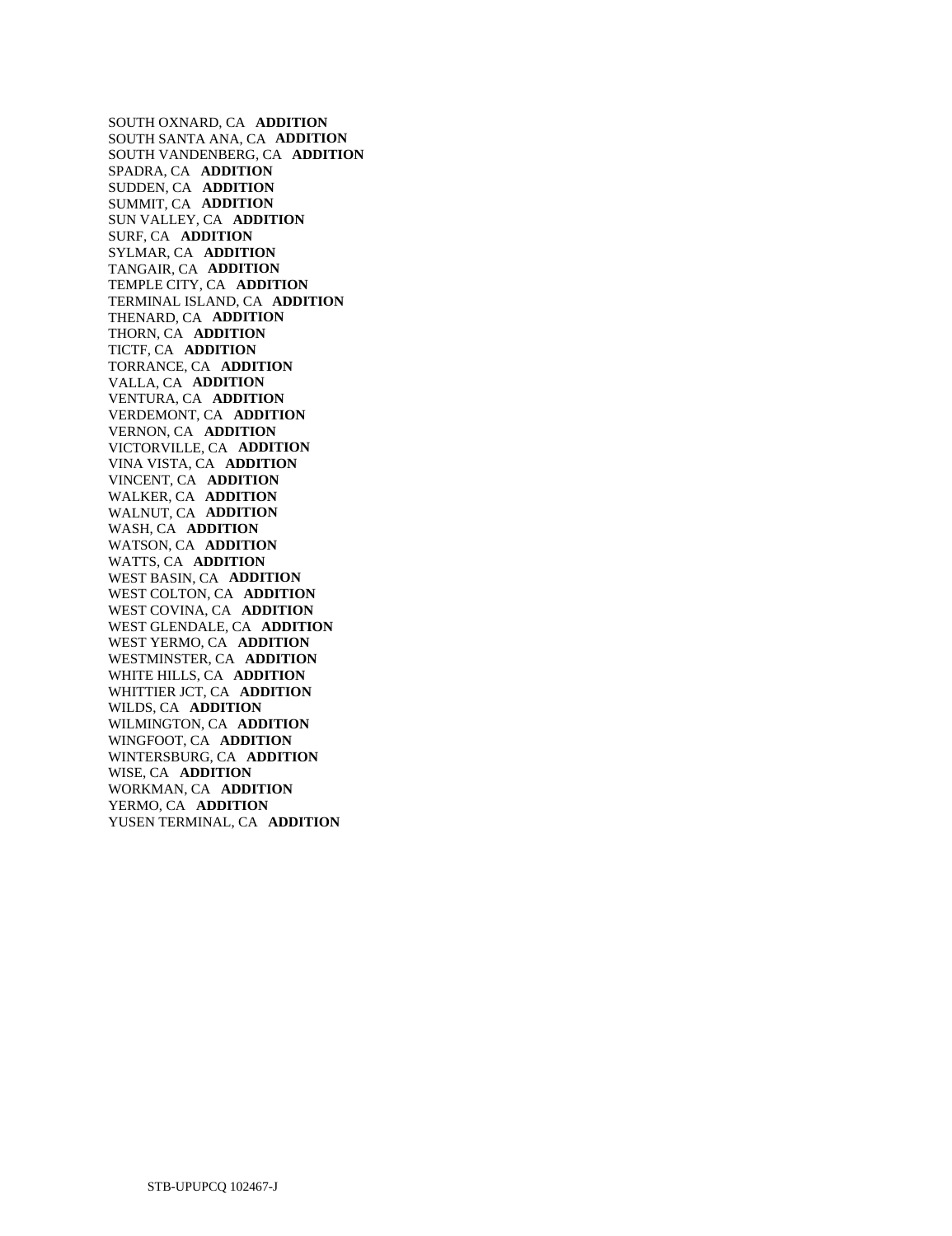SOUTH OXNARD, CA **ADDITION**
SOUTH SANTA ANA, CA **ADDITION**
SOUTH VANDENBERG, CA **ADDITION**
SPADRA, CA **ADDITION**
SUDDEN, CA **ADDITION**
SUMMIT, CA **ADDITION**
SUN VALLEY, CA **ADDITION**
SURF, CA **ADDITION**
SYLMAR, CA **ADDITION**
TANGAIR, CA **ADDITION**
TEMPLE CITY, CA **ADDITION**
TERMINAL ISLAND, CA **ADDITION**
THENARD, CA **ADDITION**
THORN, CA **ADDITION**
TICTF, CA **ADDITION**
TORRANCE, CA **ADDITION**
VALLA, CA **ADDITION**
VENTURA, CA **ADDITION**
VERDEMONT, CA **ADDITION**
VERNON, CA **ADDITION**
VICTORVILLE, CA **ADDITION**
VINA VISTA, CA **ADDITION**
VINCENT, CA **ADDITION**
WALKER, CA **ADDITION**
WALNUT, CA **ADDITION**
WASH, CA **ADDITION**
WATSON, CA **ADDITION**
WATTS, CA **ADDITION**
WEST BASIN, CA **ADDITION**
WEST COLTON, CA **ADDITION**
WEST COVINA, CA **ADDITION**
WEST GLENDALE, CA **ADDITION**
WEST YERMO, CA **ADDITION**
WESTMINSTER, CA **ADDITION**
WHITE HILLS, CA **ADDITION**
WHITTIER JCT, CA **ADDITION**
WILDS, CA **ADDITION**
WILMINGTON, CA **ADDITION**
WINGFOOT, CA **ADDITION**
WINTERSBURG, CA **ADDITION**
WISE, CA **ADDITION**
WORKMAN, CA **ADDITION**
YERMO, CA **ADDITION**
YUSEN TERMINAL, CA **ADDITION**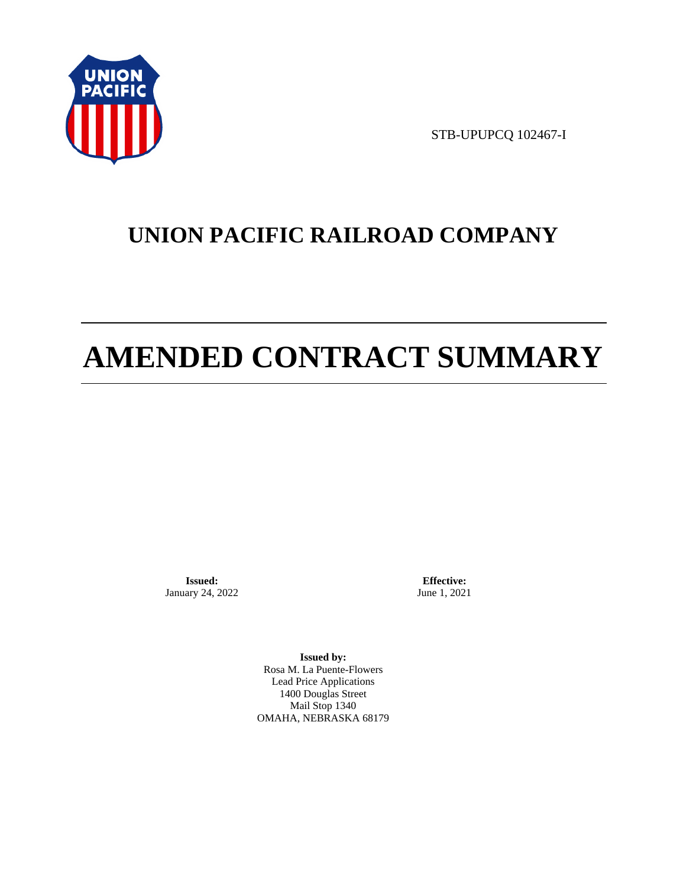STB-UPUPCQ 102467-I

# UNION PACIFIC RAILROAD COMPANY

# AMENDED CONTRACT SUMMARY

**Issued:**
January 24, 2022

**Effective:**
June 1, 2021

**Issued by:**
Rosa M. La Puente-Flowers
Lead Price Applications
1400 Douglas Street
Mail Stop 1340
OMAHA, NEBRASKA 68179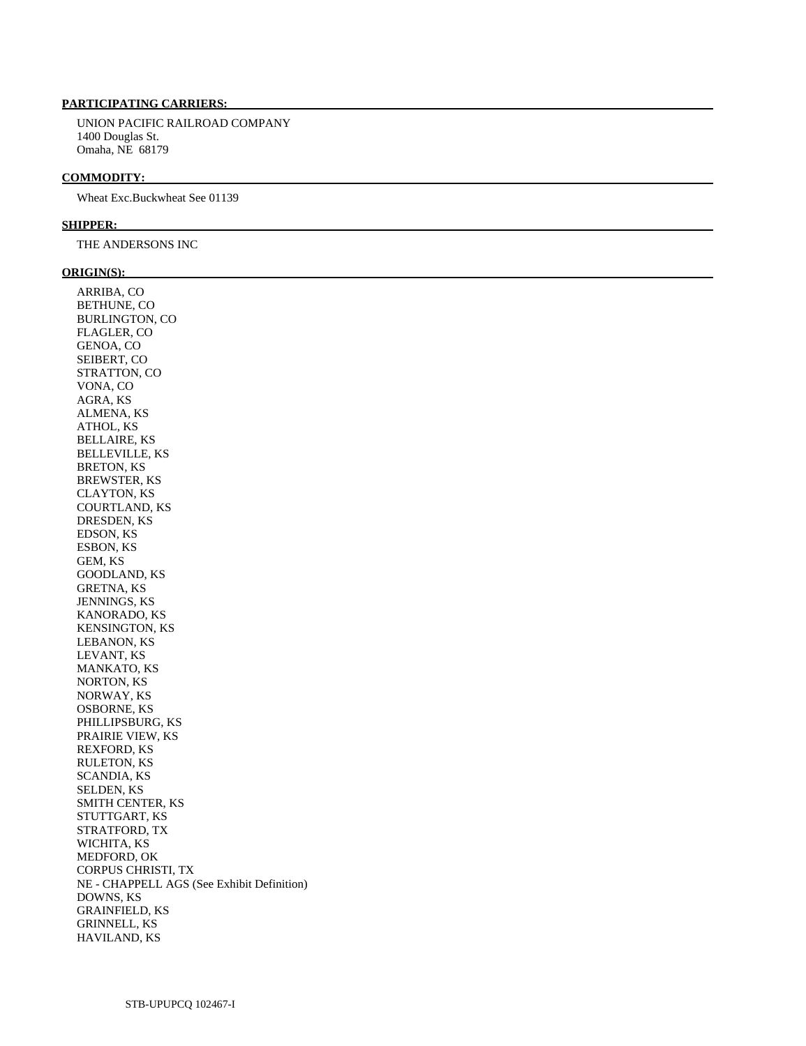**PARTICIPATING CARRIERS:**

UNION PACIFIC RAILROAD COMPANY
1400 Douglas St.
Omaha, NE 68179

**COMMODITY:**

Wheat Exc.Buckwheat See 01139

**SHIPPER:**

THE ANDERSONS INC

**ORIGIN(S):**

ARRIBA, CO
BETHUNE, CO
BURLINGTON, CO
FLAGLER, CO
GENOA, CO
SEIBERT, CO
STRATTON, CO
VONA, CO
AGRA, KS
ALMENA, KS
ATHOL, KS
BELLAIRE, KS
BELLEVILLE, KS
BRETON, KS
BREWSTER, KS
CLAYTON, KS
COURTLAND, KS
DRESDEN, KS
EDSON, KS
ESBON, KS
GEM, KS
GOODLAND, KS
GRETNA, KS
JENNINGS, KS
KANORADO, KS
KENSINGTON, KS
LEBANON, KS
LEVANT, KS
MANKATO, KS
NORTON, KS
NORWAY, KS
OSBORNE, KS
PHILLIPSBURG, KS
PRAIRIE VIEW, KS
REXFORD, KS
RULETON, KS
SCANDIA, KS
SELDEN, KS
SMITH CENTER, KS
STUTTGART, KS
STRATFORD, TX
WICHITA, KS
MEDFORD, OK
CORPUS CHRISTI, TX
NE - CHAPPELL AGS (See Exhibit Definition)
DOWNS, KS
GRAINFIELD, KS
GRINNELL, KS
HAVILAND, KS

STB-UPUPCQ 102467-I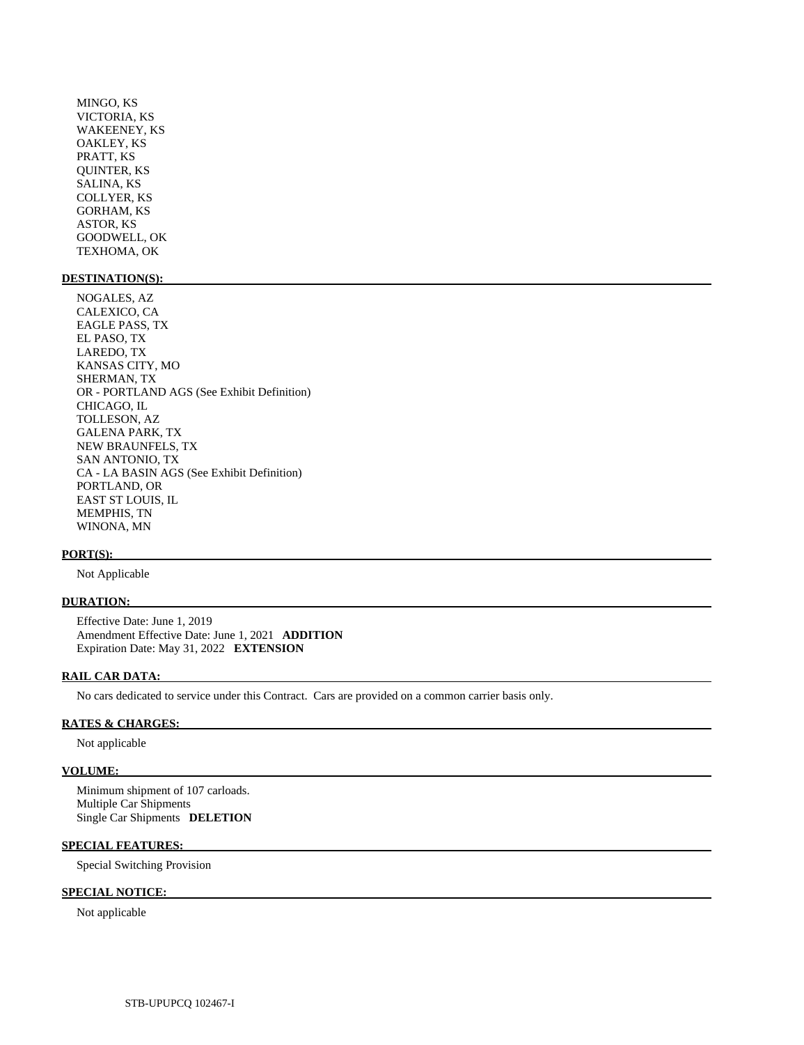MINGO, KS
VICTORIA, KS
WAKEENEY, KS
OAKLEY, KS
PRATT, KS
QUINTER, KS
SALINA, KS
COLLYER, KS
GORHAM, KS
ASTOR, KS
GOODWELL, OK
TEXHOMA, OK

**DESTINATION(S):**

NOGALES, AZ
CALEXICO, CA
EAGLE PASS, TX
EL PASO, TX
LAREDO, TX
KANSAS CITY, MO
SHERMAN, TX
OR - PORTLAND AGS (See Exhibit Definition)
CHICAGO, IL
TOLLESON, AZ
GALENA PARK, TX
NEW BRAUNFELS, TX
SAN ANTONIO, TX
CA - LA BASIN AGS (See Exhibit Definition)
PORTLAND, OR
EAST ST LOUIS, IL
MEMPHIS, TN
WINONA, MN

**PORT(S):**

Not Applicable

**DURATION:**

Effective Date: June 1, 2019
Amendment Effective Date: June 1, 2021 **ADDITION**
Expiration Date: May 31, 2022 **EXTENSION**

**RAIL CAR DATA:**

No cars dedicated to service under this Contract. Cars are provided on a common carrier basis only.

**RATES & CHARGES:**

Not applicable

**VOLUME:**

Minimum shipment of 107 carloads.
Multiple Car Shipments
Single Car Shipments **DELETION**

**SPECIAL FEATURES:**

Special Switching Provision

**SPECIAL NOTICE:**

Not applicable

STB-UPUPCQ 102467-I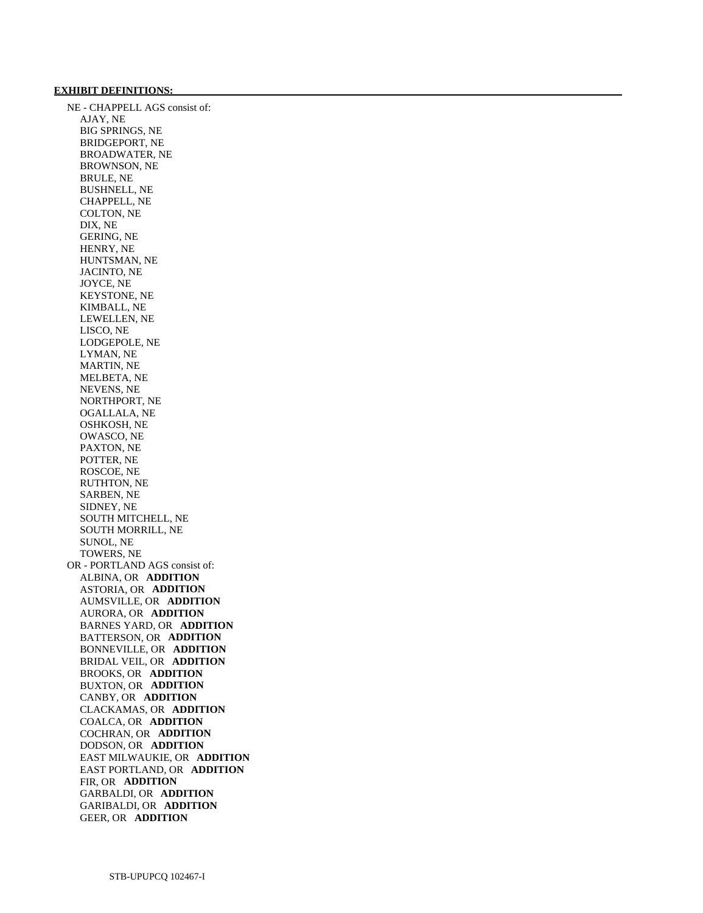**EXHIBIT DEFINITIONS:**

NE - CHAPPELL AGS consist of:

- AJAY, NE
- BIG SPRINGS, NE
- BRIDGEPORT, NE
- BROADWATER, NE
- BROWNSON, NE
- BRULE, NE
- BUSHNELL, NE
- CHAPPELL, NE
- COLTON, NE
- DIX, NE
- GERING, NE
- HENRY, NE
- HUNTSMAN, NE
- JACINTO, NE
- JOYCE, NE
- KEYSTONE, NE
- KIMBALL, NE
- LEWELLEN, NE
- LISCO, NE
- LODGEPOLE, NE
- LYMAN, NE
- MARTIN, NE
- MELBETA, NE
- NEVENS, NE
- NORTHPORT, NE
- OGALLALA, NE
- OSHKOSH, NE
- OWASCO, NE
- PAXTON, NE
- POTTER, NE
- ROSCOE, NE
- RUTHTON, NE
- SARBEN, NE
- SIDNEY, NE
- SOUTH MITCHELL, NE
- SOUTH MORRILL, NE
- SUNOL, NE
- TOWERS, NE

OR - PORTLAND AGS consist of:

- ALBINA, OR **ADDITION**
- ASTORIA, OR **ADDITION**
- AUMSVILLE, OR **ADDITION**
- AURORA, OR **ADDITION**
- BARNES YARD, OR **ADDITION**
- BATTERSON, OR **ADDITION**
- BONNEVILLE, OR **ADDITION**
- BRIDAL VEIL, OR **ADDITION**
- BROOKS, OR **ADDITION**
- BUXTON, OR **ADDITION**
- CANBY, OR **ADDITION**
- CLACKAMAS, OR **ADDITION**
- COALCA, OR **ADDITION**
- COCHRAN, OR **ADDITION**
- DODSON, OR **ADDITION**
- EAST MILWAUKIE, OR **ADDITION**
- EAST PORTLAND, OR **ADDITION**
- FIR, OR **ADDITION**
- GARBALDI, OR **ADDITION**
- GARIBALDI, OR **ADDITION**
- GEER, OR **ADDITION**

STB-UPUPCQ 102467-I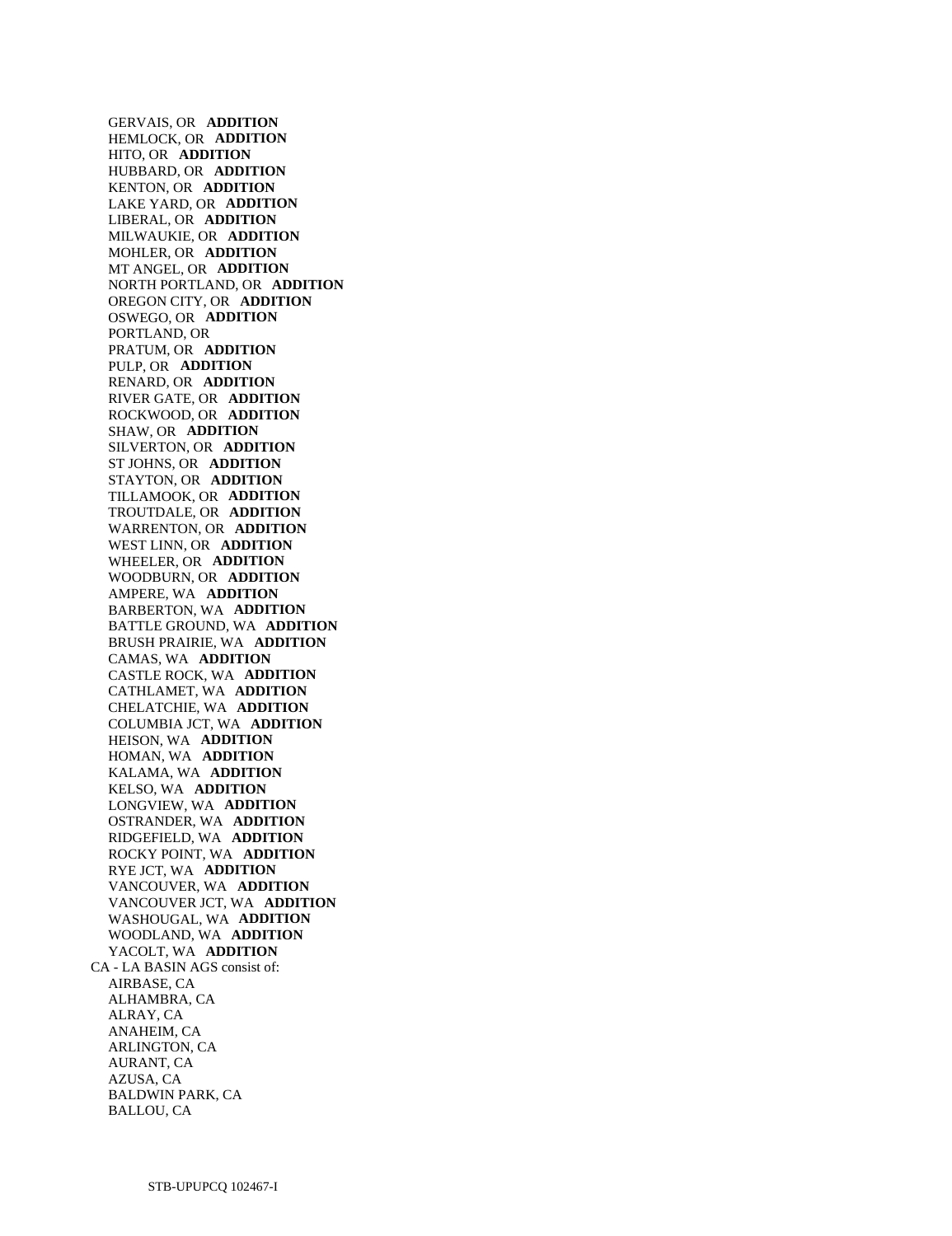GERVAIS, OR **ADDITION**
HEMLOCK, OR **ADDITION**
HITO, OR **ADDITION**
HUBBARD, OR **ADDITION**
KENTON, OR **ADDITION**
LAKE YARD, OR **ADDITION**
LIBERAL, OR **ADDITION**
MILWAUKIE, OR **ADDITION**
MOHLER, OR **ADDITION**
MT ANGEL, OR **ADDITION**
NORTH PORTLAND, OR **ADDITION**
OREGON CITY, OR **ADDITION**
OSWEGO, OR **ADDITION**
PORTLAND, OR
PRATUM, OR **ADDITION**
PULP, OR **ADDITION**
RENARD, OR **ADDITION**
RIVER GATE, OR **ADDITION**
ROCKWOOD, OR **ADDITION**
SHAW, OR **ADDITION**
SILVERTON, OR **ADDITION**
ST JOHNS, OR **ADDITION**
STAYTON, OR **ADDITION**
TILLAMOOK, OR **ADDITION**
TROUTDALE, OR **ADDITION**
WARRENTON, OR **ADDITION**
WEST LINN, OR **ADDITION**
WHEELER, OR **ADDITION**
WOODBURN, OR **ADDITION**
AMPERE, WA **ADDITION**
BARBERTON, WA **ADDITION**
BATTLE GROUND, WA **ADDITION**
BRUSH PRAIRIE, WA **ADDITION**
CAMAS, WA **ADDITION**
CASTLE ROCK, WA **ADDITION**
CATHLAMET, WA **ADDITION**
CHELATCHIE, WA **ADDITION**
COLUMBIA JCT, WA **ADDITION**
HEISON, WA **ADDITION**
HOMAN, WA **ADDITION**
KALAMA, WA **ADDITION**
KELSO, WA **ADDITION**
LONGVIEW, WA **ADDITION**
OSTRANDER, WA **ADDITION**
RIDGEFIELD, WA **ADDITION**
ROCKY POINT, WA **ADDITION**
RYE JCT, WA **ADDITION**
VANCOUVER, WA **ADDITION**
VANCOUVER JCT, WA **ADDITION**
WASHOUGAL, WA **ADDITION**
WOODLAND, WA **ADDITION**
YACOLT, WA **ADDITION**

CA - LA BASIN AGS consist of:
AIRBASE, CA
ALHAMBRA, CA
ALRAY, CA
ANAHEIM, CA
ARLINGTON, CA
AURANT, CA
AZUSA, CA
BALDWIN PARK, CA
BALLOU, CA

STB-UPUPCQ 102467-I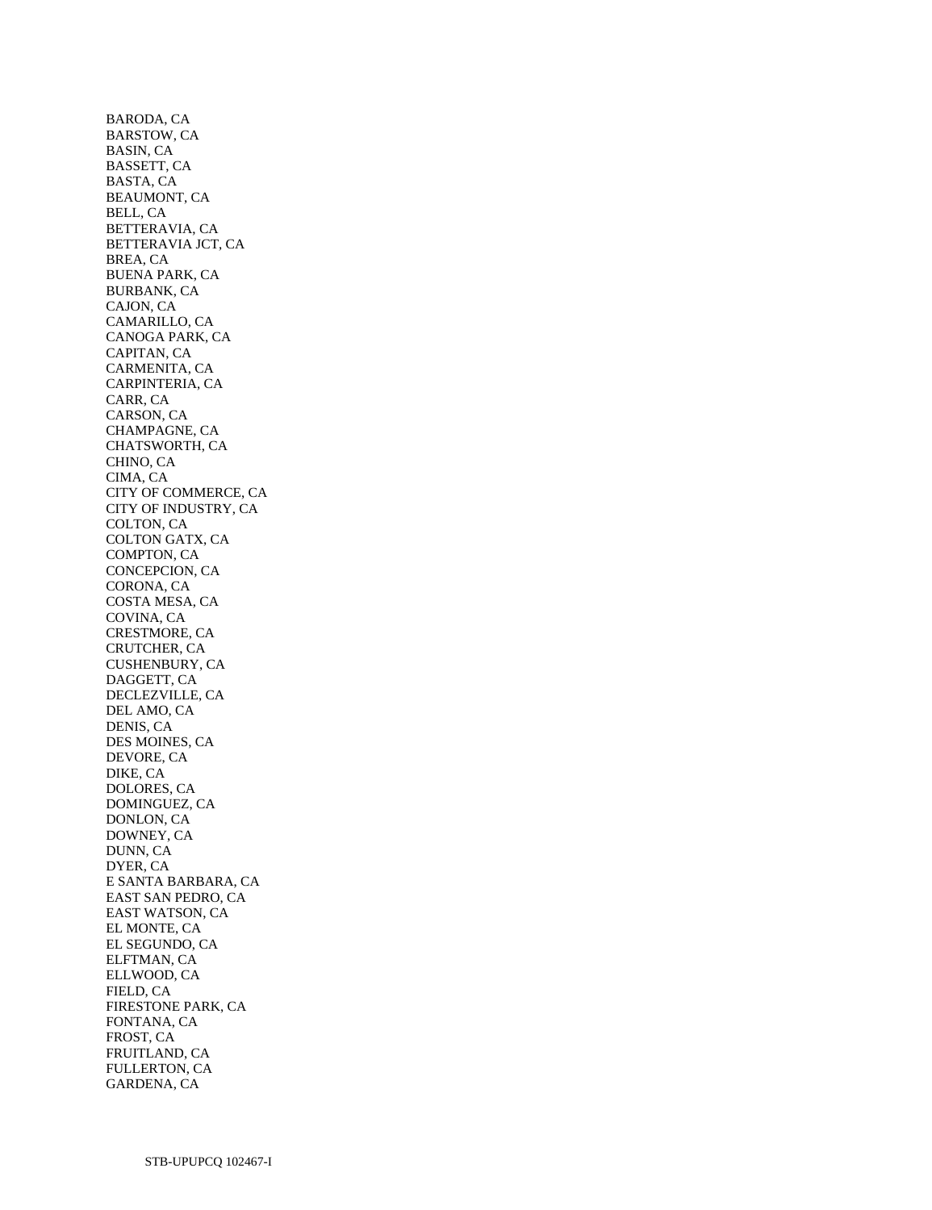BARODA, CA
BARSTOW, CA
BASIN, CA
BASSETT, CA
BASTA, CA
BEAUMONT, CA
BELL, CA
BETTERAVIA, CA
BETTERAVIA JCT, CA
BREA, CA
BUENA PARK, CA
BURBANK, CA
CAJON, CA
CAMARILLO, CA
CANOGA PARK, CA
CAPITAN, CA
CARMENITA, CA
CARPINTERIA, CA
CARR, CA
CARSON, CA
CHAMPAGNE, CA
CHATSWORTH, CA
CHINO, CA
CIMA, CA
CITY OF COMMERCE, CA
CITY OF INDUSTRY, CA
COLTON, CA
COLTON GATX, CA
COMPTON, CA
CONCEPCION, CA
CORONA, CA
COSTA MESA, CA
COVINA, CA
CRESTMORE, CA
CRUTCHER, CA
CUSHENBURY, CA
DAGGETT, CA
DECLEZVILLE, CA
DEL AMO, CA
DENIS, CA
DES MOINES, CA
DEVORE, CA
DIKE, CA
DOLORES, CA
DOMINGUEZ, CA
DONLON, CA
DOWNEY, CA
DUNN, CA
DYER, CA
E SANTA BARBARA, CA
EAST SAN PEDRO, CA
EAST WATSON, CA
EL MONTE, CA
EL SEGUNDO, CA
ELFTMAN, CA
ELLWOOD, CA
FIELD, CA
FIRESTONE PARK, CA
FONTANA, CA
FROST, CA
FRUITLAND, CA
FULLERTON, CA
GARDENA, CA

STB-UPUPCQ 102467-I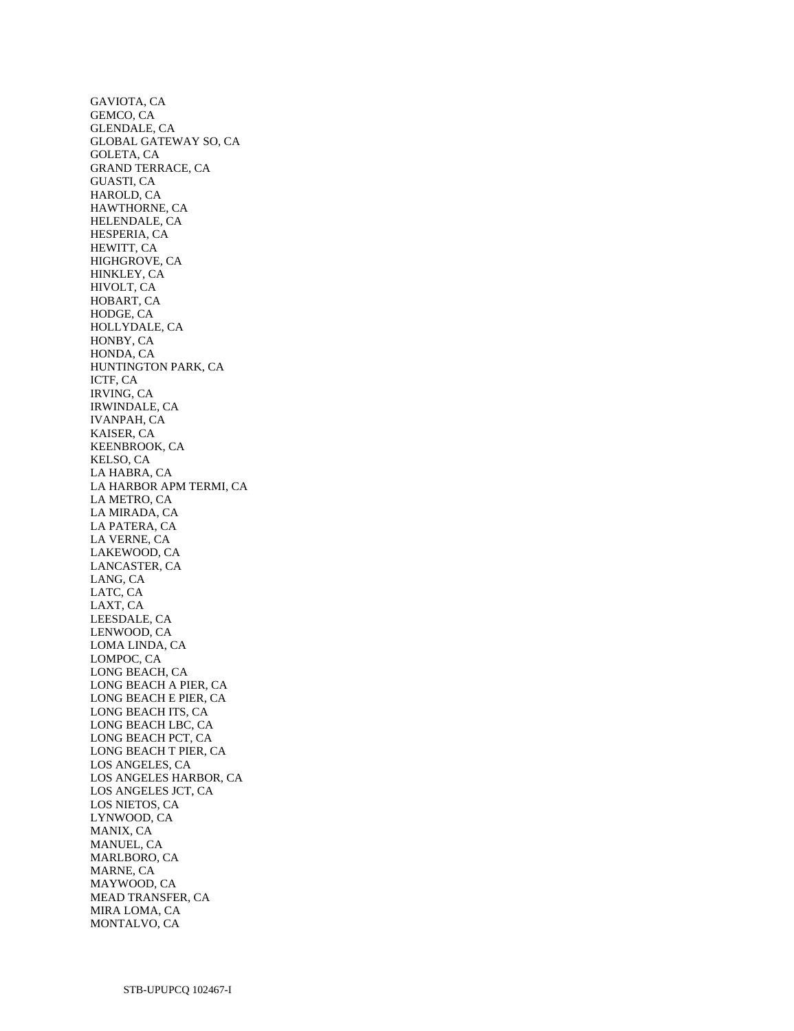GAVIOTA, CA
GEMCO, CA
GLENDALE, CA
GLOBAL GATEWAY SO, CA
GOLETA, CA
GRAND TERRACE, CA
GUASTI, CA
HAROLD, CA
HAWTHORNE, CA
HELENDALE, CA
HESPERIA, CA
HEWITT, CA
HIGHGROVE, CA
HINKLEY, CA
HIVOLT, CA
HOBART, CA
HODGE, CA
HOLLYDALE, CA
HONBY, CA
HONDA, CA
HUNTINGTON PARK, CA
ICTF, CA
IRVING, CA
IRWINDALE, CA
IVANPAH, CA
KAISER, CA
KEENBROOK, CA
KELSO, CA
LA HABRA, CA
LA HARBOR APM TERMI, CA
LA METRO, CA
LA MIRADA, CA
LA PATERA, CA
LA VERNE, CA
LAKEWOOD, CA
LANCASTER, CA
LANG, CA
LATC, CA
LAXT, CA
LEESDALE, CA
LENWOOD, CA
LOMA LINDA, CA
LOMPOC, CA
LONG BEACH, CA
LONG BEACH A PIER, CA
LONG BEACH E PIER, CA
LONG BEACH ITS, CA
LONG BEACH LBC, CA
LONG BEACH PCT, CA
LONG BEACH T PIER, CA
LOS ANGELES, CA
LOS ANGELES HARBOR, CA
LOS ANGELES JCT, CA
LOS NIETOS, CA
LYNWOOD, CA
MANIX, CA
MANUEL, CA
MARLBORO, CA
MARNE, CA
MAYWOOD, CA
MEAD TRANSFER, CA
MIRA LOMA, CA
MONTALVO, CA

STB-UPUPCQ 102467-I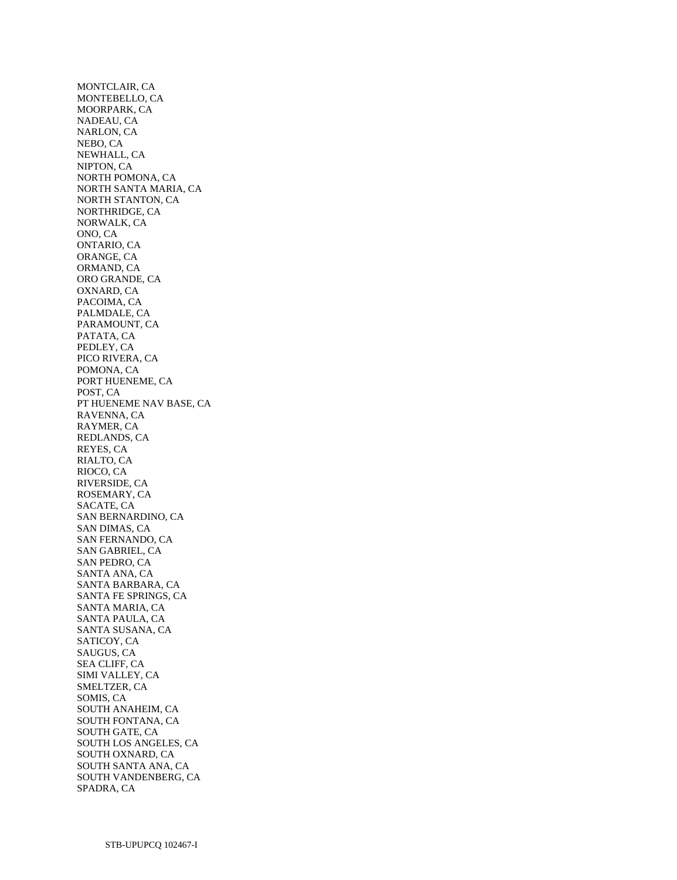MONTCLAIR, CA
MONTEBELLO, CA
MOORPARK, CA
NADEAU, CA
NARLON, CA
NEBO, CA
NEWHALL, CA
NIPTON, CA
NORTH POMONA, CA
NORTH SANTA MARIA, CA
NORTH STANTON, CA
NORTHRIDGE, CA
NORWALK, CA
ONO, CA
ONTARIO, CA
ORANGE, CA
ORMAND, CA
ORO GRANDE, CA
OXNARD, CA
PACOIMA, CA
PALMDALE, CA
PARAMOUNT, CA
PATATA, CA
PEDLEY, CA
PICO RIVERA, CA
POMONA, CA
PORT HUENEME, CA
POST, CA
PT HUENEME NAV BASE, CA
RAVENNA, CA
RAYMER, CA
REDLANDS, CA
REYES, CA
RIALTO, CA
RIOCO, CA
RIVERSIDE, CA
ROSEMARY, CA
SACATE, CA
SAN BERNARDINO, CA
SAN DIMAS, CA
SAN FERNANDO, CA
SAN GABRIEL, CA
SAN PEDRO, CA
SANTA ANA, CA
SANTA BARBARA, CA
SANTA FE SPRINGS, CA
SANTA MARIA, CA
SANTA PAULA, CA
SANTA SUSANA, CA
SATICOY, CA
SAUGUS, CA
SEA CLIFF, CA
SIMI VALLEY, CA
SMELTZER, CA
SOMIS, CA
SOUTH ANAHEIM, CA
SOUTH FONTANA, CA
SOUTH GATE, CA
SOUTH LOS ANGELES, CA
SOUTH OXNARD, CA
SOUTH SANTA ANA, CA
SOUTH VANDENBERG, CA
SPADRA, CA

STB-UPUPCQ 102467-I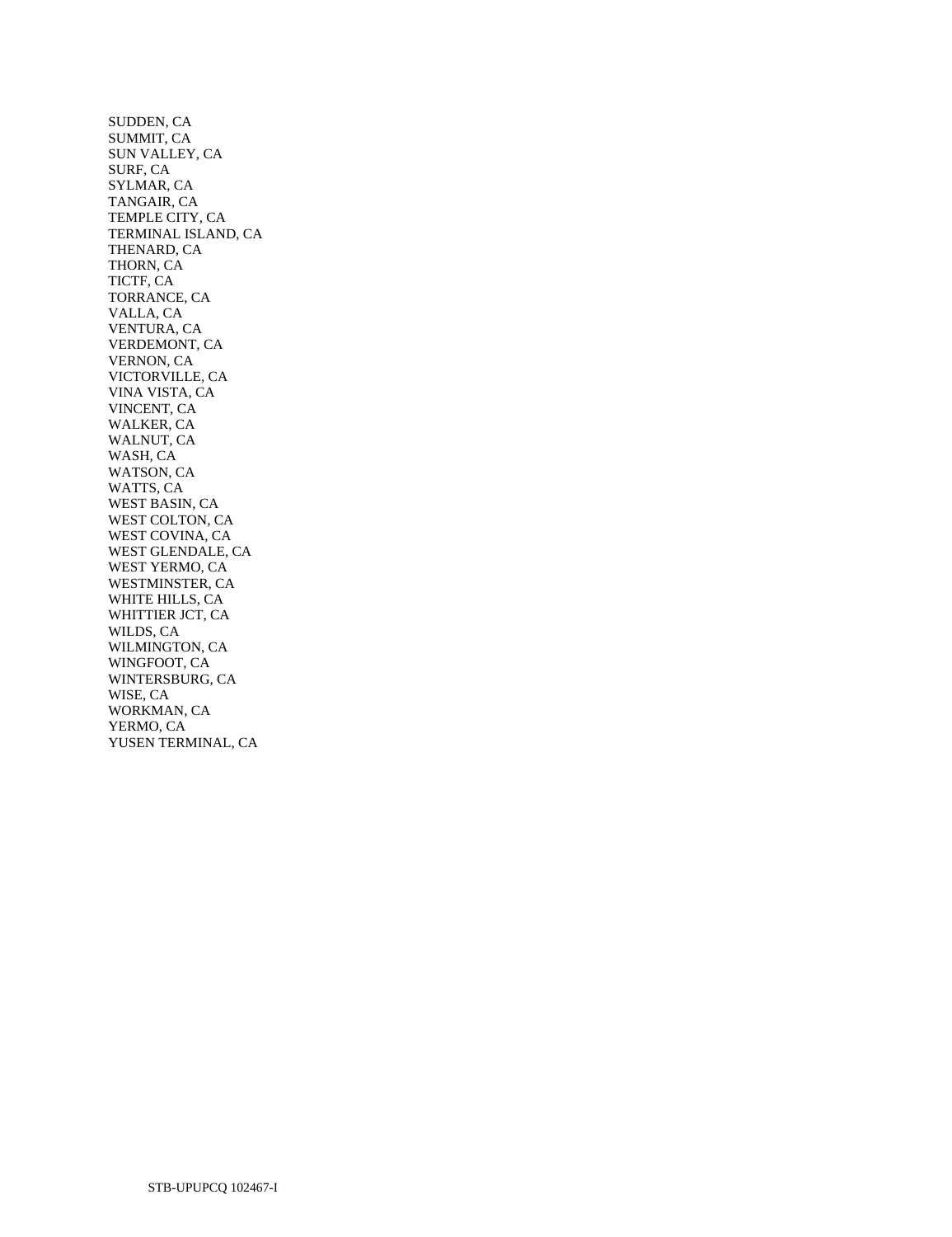SUDDEN, CA
SUMMIT, CA
SUN VALLEY, CA
SURF, CA
SYLMAR, CA
TANGAIR, CA
TEMPLE CITY, CA
TERMINAL ISLAND, CA
THENARD, CA
THORN, CA
TICTF, CA
TORRANCE, CA
VALLA, CA
VENTURA, CA
VERDEMONT, CA
VERNON, CA
VICTORVILLE, CA
VINA VISTA, CA
VINCENT, CA
WALKER, CA
WALNUT, CA
WASH, CA
WATSON, CA
WATTS, CA
WEST BASIN, CA
WEST COLTON, CA
WEST COVINA, CA
WEST GLENDALE, CA
WEST YERMO, CA
WESTMINSTER, CA
WHITE HILLS, CA
WHITTIER JCT, CA
WILDS, CA
WILMINGTON, CA
WINGFOOT, CA
WINTERSBURG, CA
WISE, CA
WORKMAN, CA
YERMO, CA
YUSEN TERMINAL, CA

STB-UPUPCQ 102467-I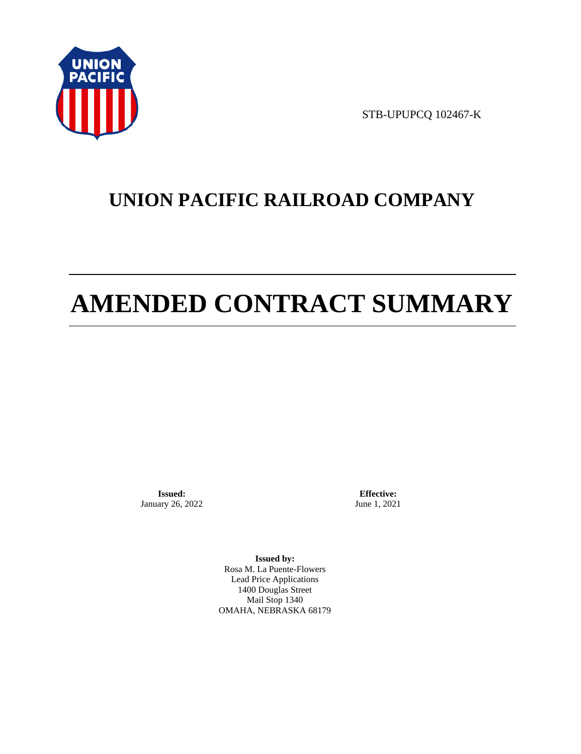STB-UPUPCQ 102467-K

# UNION PACIFIC RAILROAD COMPANY

# AMENDED CONTRACT SUMMARY

**Issued:**
January 26, 2022

**Effective:**
June 1, 2021

**Issued by:**
Rosa M. La Puente-Flowers
Lead Price Applications
1400 Douglas Street
Mail Stop 1340
OMAHA, NEBRASKA 68179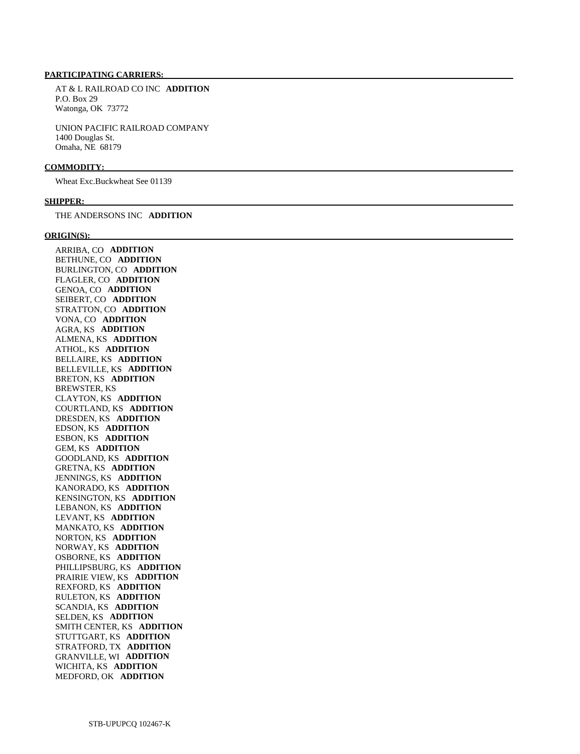**PARTICIPATING CARRIERS:**

AT & L RAILROAD CO INC **ADDITION**
P.O. Box 29
Watonga, OK 73772

UNION PACIFIC RAILROAD COMPANY
1400 Douglas St.
Omaha, NE 68179

**COMMODITY:**

Wheat Exc.Buckwheat See 01139

**SHIPPER:**

THE ANDERSONS INC **ADDITION**

**ORIGIN(S):**

ARRIBA, CO **ADDITION**
BETHUNE, CO **ADDITION**
BURLINGTON, CO **ADDITION**
FLAGLER, CO **ADDITION**
GENOA, CO **ADDITION**
SEIBERT, CO **ADDITION**
STRATTON, CO **ADDITION**
VONA, CO **ADDITION**
AGRA, KS **ADDITION**
ALMENA, KS **ADDITION**
ATHOL, KS **ADDITION**
BELLAIRE, KS **ADDITION**
BELLEVILLE, KS **ADDITION**
BRETON, KS **ADDITION**
BREWSTER, KS
CLAYTON, KS **ADDITION**
COURTLAND, KS **ADDITION**
DRESDEN, KS **ADDITION**
EDSON, KS **ADDITION**
ESBON, KS **ADDITION**
GEM, KS **ADDITION**
GOODLAND, KS **ADDITION**
GRETNA, KS **ADDITION**
JENNINGS, KS **ADDITION**
KANORADO, KS **ADDITION**
KENSINGTON, KS **ADDITION**
LEBANON, KS **ADDITION**
LEVANT, KS **ADDITION**
MANKATO, KS **ADDITION**
NORTON, KS **ADDITION**
NORWAY, KS **ADDITION**
OSBORNE, KS **ADDITION**
PHILLIPSBURG, KS **ADDITION**
PRAIRIE VIEW, KS **ADDITION**
REXFORD, KS **ADDITION**
RULETON, KS **ADDITION**
SCANDIA, KS **ADDITION**
SELDEN, KS **ADDITION**
SMITH CENTER, KS **ADDITION**
STUTTGART, KS **ADDITION**
STRATFORD, TX **ADDITION**
GRANVILLE, WI **ADDITION**
WICHITA, KS **ADDITION**
MEDFORD, OK **ADDITION**

STB-UPUPCQ 102467-K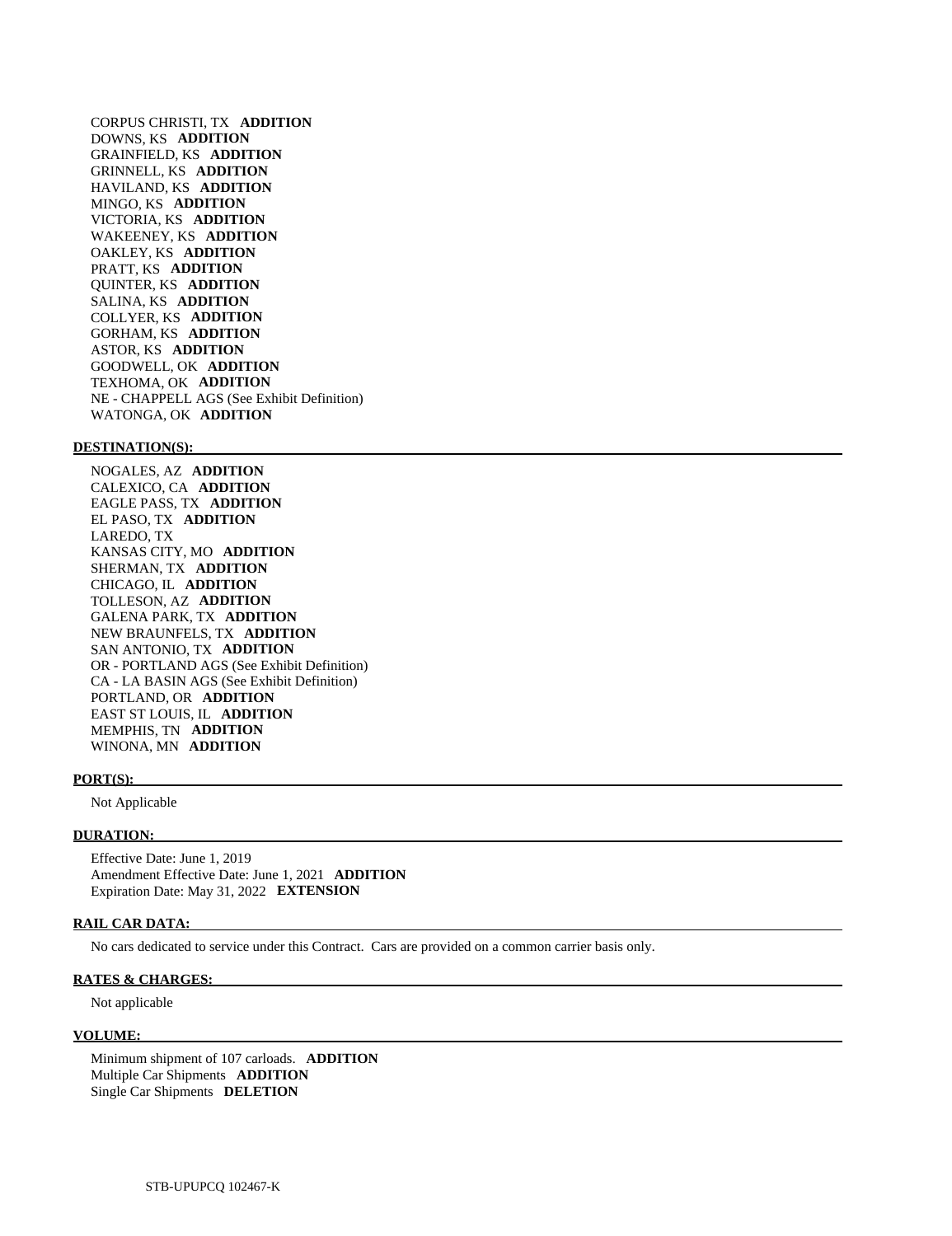CORPUS CHRISTI, TX **ADDITION**
DOWNS, KS **ADDITION**
GRAINFIELD, KS **ADDITION**
GRINNELL, KS **ADDITION**
HAVILAND, KS **ADDITION**
MINGO, KS **ADDITION**
VICTORIA, KS **ADDITION**
WAKEENEY, KS **ADDITION**
OAKLEY, KS **ADDITION**
PRATT, KS **ADDITION**
QUINTER, KS **ADDITION**
SALINA, KS **ADDITION**
COLLYER, KS **ADDITION**
GORHAM, KS **ADDITION**
ASTOR, KS **ADDITION**
GOODWELL, OK **ADDITION**
TEXHOMA, OK **ADDITION**
NE - CHAPPELL AGS (See Exhibit Definition)
WATONGA, OK **ADDITION**

**DESTINATION(S):**

NOGALES, AZ **ADDITION**
CALEXICO, CA **ADDITION**
EAGLE PASS, TX **ADDITION**
EL PASO, TX **ADDITION**
LAREDO, TX
KANSAS CITY, MO **ADDITION**
SHERMAN, TX **ADDITION**
CHICAGO, IL **ADDITION**
TOLLESON, AZ **ADDITION**
GALENA PARK, TX **ADDITION**
NEW BRAUNFELS, TX **ADDITION**
SAN ANTONIO, TX **ADDITION**
OR - PORTLAND AGS (See Exhibit Definition)
CA - LA BASIN AGS (See Exhibit Definition)
PORTLAND, OR **ADDITION**
EAST ST LOUIS, IL **ADDITION**
MEMPHIS, TN **ADDITION**
WINONA, MN **ADDITION**

**PORT(S):**

Not Applicable

**DURATION:**

Effective Date: June 1, 2019
Amendment Effective Date: June 1, 2021 **ADDITION**
Expiration Date: May 31, 2022 **EXTENSION**

**RAIL CAR DATA:**

No cars dedicated to service under this Contract. Cars are provided on a common carrier basis only.

**RATES & CHARGES:**

Not applicable

**VOLUME:**

Minimum shipment of 107 carloads. **ADDITION**
Multiple Car Shipments **ADDITION**
Single Car Shipments **DELETION**

STB-UPUPCQ 102467-K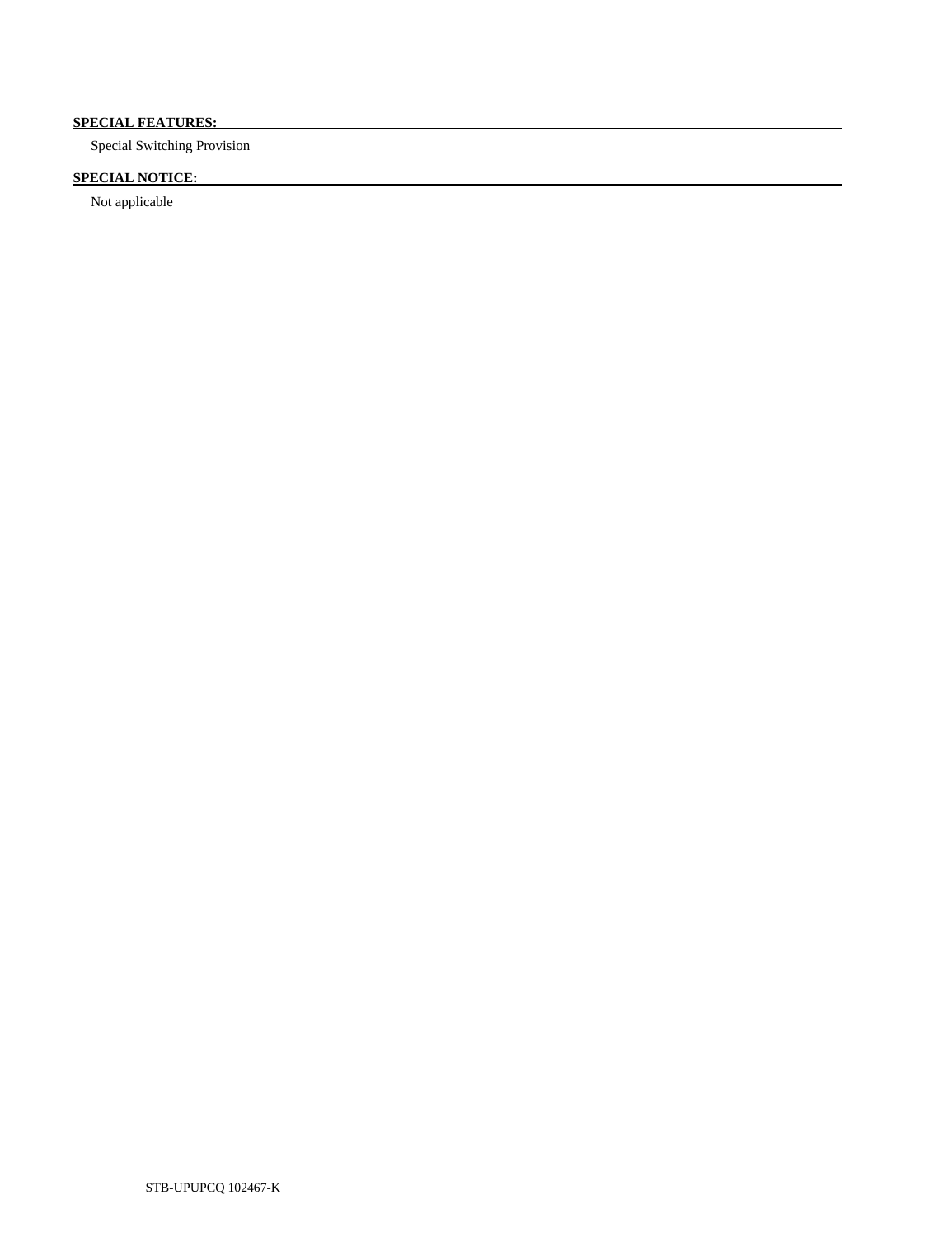**SPECIAL FEATURES:**

Special Switching Provision

**SPECIAL NOTICE:**

Not applicable

STB-UPUPCQ 102467-K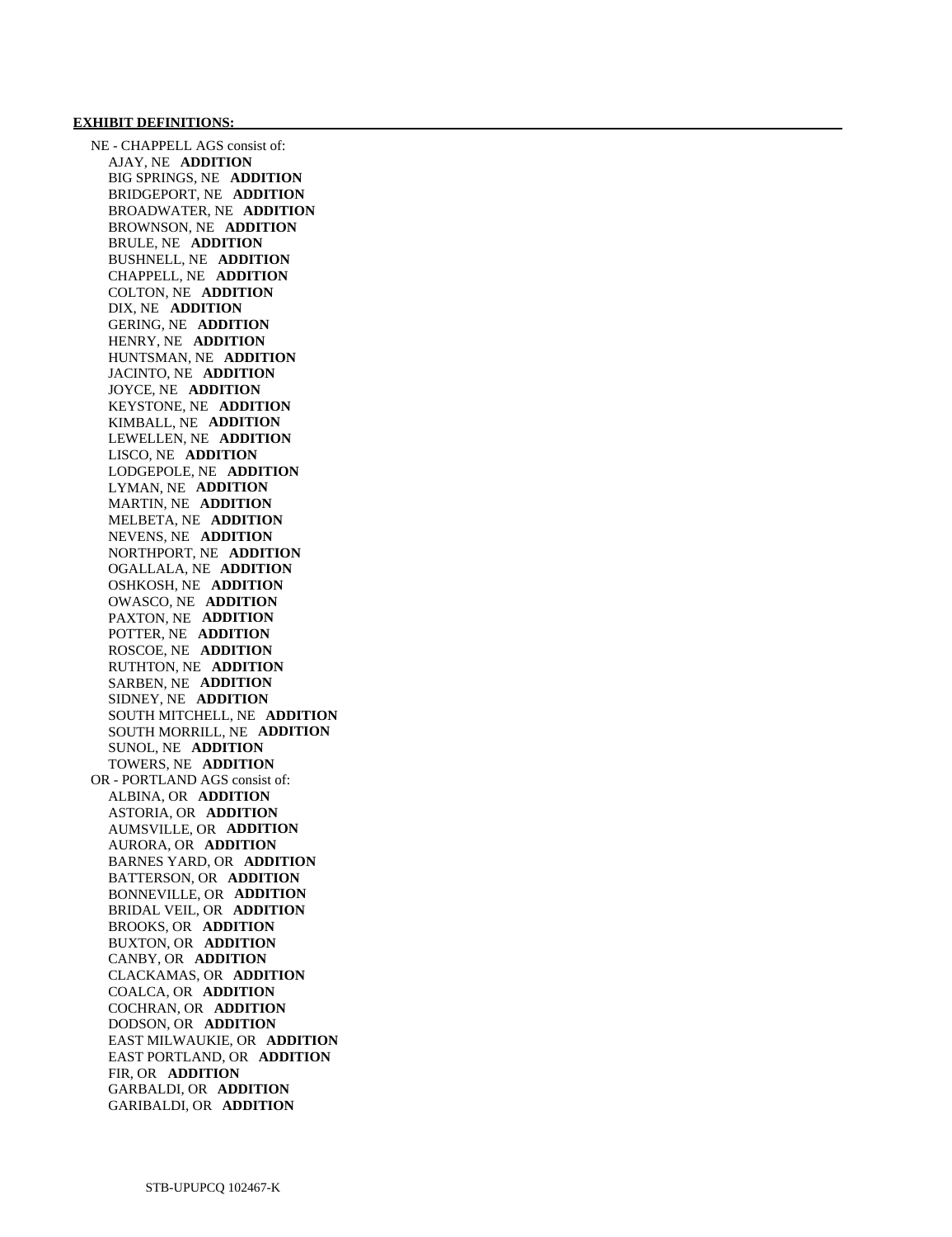**EXHIBIT DEFINITIONS:**

NE - CHAPPELL AGS consist of:
- AJAY, NE **ADDITION**
- BIG SPRINGS, NE **ADDITION**
- BRIDGEPORT, NE **ADDITION**
- BROADWATER, NE **ADDITION**
- BROWNSON, NE **ADDITION**
- BRULE, NE **ADDITION**
- BUSHNELL, NE **ADDITION**
- CHAPPELL, NE **ADDITION**
- COLTON, NE **ADDITION**
- DIX, NE **ADDITION**
- GERING, NE **ADDITION**
- HENRY, NE **ADDITION**
- HUNTSMAN, NE **ADDITION**
- JACINTO, NE **ADDITION**
- JOYCE, NE **ADDITION**
- KEYSTONE, NE **ADDITION**
- KIMBALL, NE **ADDITION**
- LEWELLEN, NE **ADDITION**
- LISCO, NE **ADDITION**
- LODGEPOLE, NE **ADDITION**
- LYMAN, NE **ADDITION**
- MARTIN, NE **ADDITION**
- MELBETA, NE **ADDITION**
- NEVENS, NE **ADDITION**
- NORTHPORT, NE **ADDITION**
- OGALLALA, NE **ADDITION**
- OSHKOSH, NE **ADDITION**
- OWASCO, NE **ADDITION**
- PAXTON, NE **ADDITION**
- POTTER, NE **ADDITION**
- ROSCOE, NE **ADDITION**
- RUTHTON, NE **ADDITION**
- SARBEN, NE **ADDITION**
- SIDNEY, NE **ADDITION**
- SOUTH MITCHELL, NE **ADDITION**
- SOUTH MORRILL, NE **ADDITION**
- SUNOL, NE **ADDITION**
- TOWERS, NE **ADDITION**

OR - PORTLAND AGS consist of:
- ALBINA, OR **ADDITION**
- ASTORIA, OR **ADDITION**
- AUMSVILLE, OR **ADDITION**
- AURORA, OR **ADDITION**
- BARNES YARD, OR **ADDITION**
- BATTERSON, OR **ADDITION**
- BONNEVILLE, OR **ADDITION**
- BRIDAL VEIL, OR **ADDITION**
- BROOKS, OR **ADDITION**
- BUXTON, OR **ADDITION**
- CANBY, OR **ADDITION**
- CLACKAMAS, OR **ADDITION**
- COALCA, OR **ADDITION**
- COCHRAN, OR **ADDITION**
- DODSON, OR **ADDITION**
- EAST MILWAUKIE, OR **ADDITION**
- EAST PORTLAND, OR **ADDITION**
- FIR, OR **ADDITION**
- GARBALDI, OR **ADDITION**
- GARIBALDI, OR **ADDITION**

STB-UPUPCQ 102467-K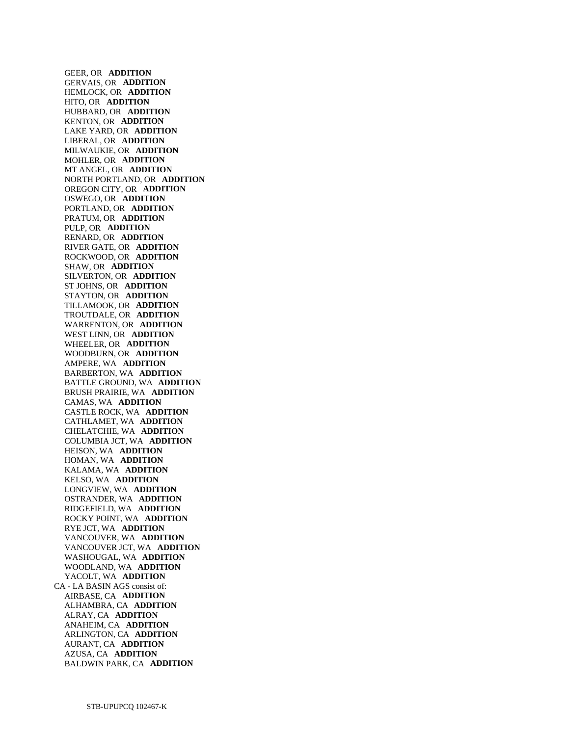GEER, OR **ADDITION**
GERVAIS, OR **ADDITION**
HEMLOCK, OR **ADDITION**
HITO, OR **ADDITION**
HUBBARD, OR **ADDITION**
KENTON, OR **ADDITION**
LAKE YARD, OR **ADDITION**
LIBERAL, OR **ADDITION**
MILWAUKIE, OR **ADDITION**
MOHLER, OR **ADDITION**
MT ANGEL, OR **ADDITION**
NORTH PORTLAND, OR **ADDITION**
OREGON CITY, OR **ADDITION**
OSWEGO, OR **ADDITION**
PORTLAND, OR **ADDITION**
PRATUM, OR **ADDITION**
PULP, OR **ADDITION**
RENARD, OR **ADDITION**
RIVER GATE, OR **ADDITION**
ROCKWOOD, OR **ADDITION**
SHAW, OR **ADDITION**
SILVERTON, OR **ADDITION**
ST JOHNS, OR **ADDITION**
STAYTON, OR **ADDITION**
TILLAMOOK, OR **ADDITION**
TROUTDALE, OR **ADDITION**
WARRENTON, OR **ADDITION**
WEST LINN, OR **ADDITION**
WHEELER, OR **ADDITION**
WOODBURN, OR **ADDITION**
AMPERE, WA **ADDITION**
BARBERTON, WA **ADDITION**
BATTLE GROUND, WA **ADDITION**
BRUSH PRAIRIE, WA **ADDITION**
CAMAS, WA **ADDITION**
CASTLE ROCK, WA **ADDITION**
CATHLAMET, WA **ADDITION**
CHELATCHIE, WA **ADDITION**
COLUMBIA JCT, WA **ADDITION**
HEISON, WA **ADDITION**
HOMAN, WA **ADDITION**
KALAMA, WA **ADDITION**
KELSO, WA **ADDITION**
LONGVIEW, WA **ADDITION**
OSTRANDER, WA **ADDITION**
RIDGEFIELD, WA **ADDITION**
ROCKY POINT, WA **ADDITION**
RYE JCT, WA **ADDITION**
VANCOUVER, WA **ADDITION**
VANCOUVER JCT, WA **ADDITION**
WASHOUGAL, WA **ADDITION**
WOODLAND, WA **ADDITION**
YACOLT, WA **ADDITION**

CA - LA BASIN AGS consist of:
AIRBASE, CA **ADDITION**
ALHAMBRA, CA **ADDITION**
ALRAY, CA **ADDITION**
ANAHEIM, CA **ADDITION**
ARLINGTON, CA **ADDITION**
AURANT, CA **ADDITION**
AZUSA, CA **ADDITION**
BALDWIN PARK, CA **ADDITION**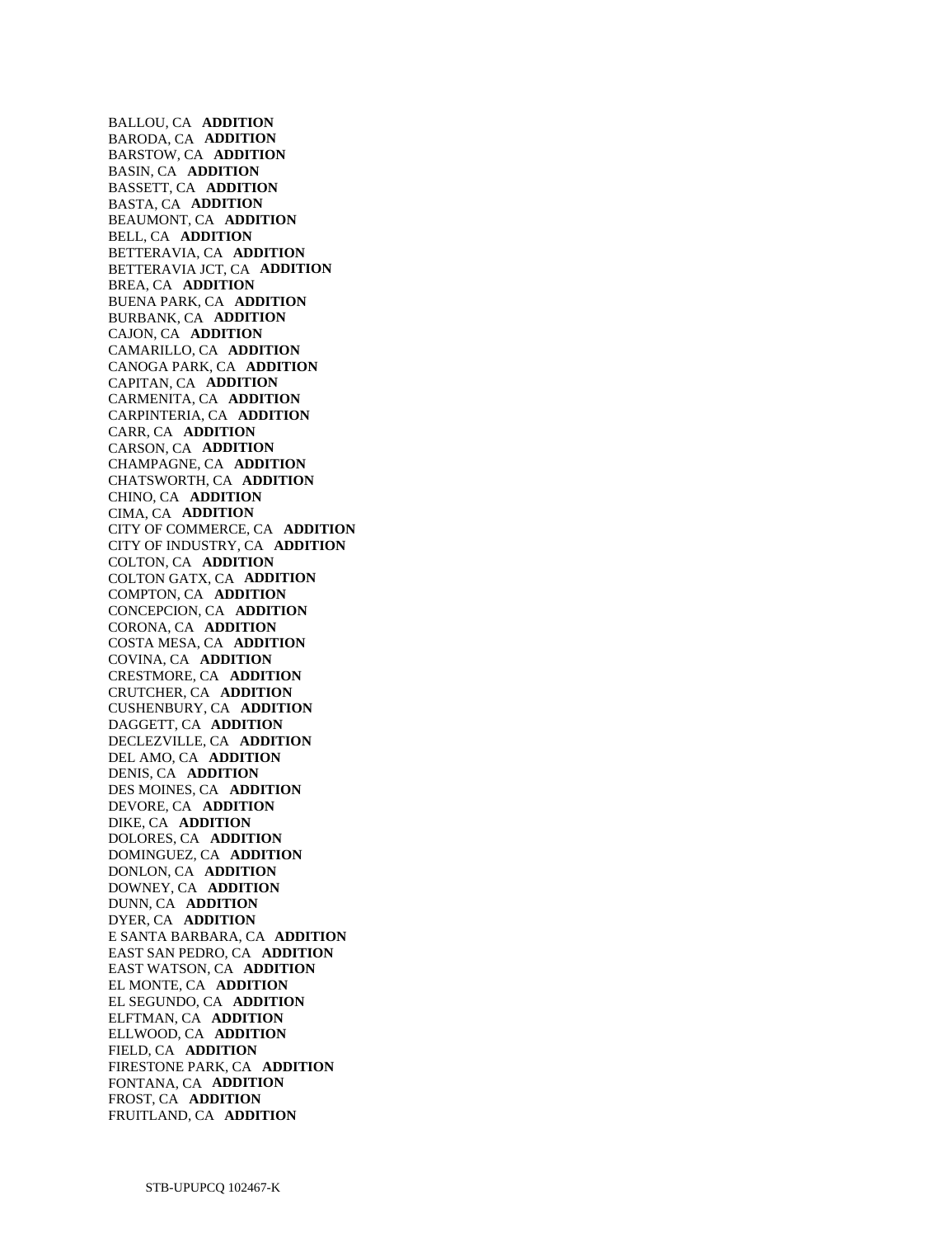BALLOU, CA **ADDITION**
BARODA, CA **ADDITION**
BARSTOW, CA **ADDITION**
BASIN, CA **ADDITION**
BASSETT, CA **ADDITION**
BASTA, CA **ADDITION**
BEAUMONT, CA **ADDITION**
BELL, CA **ADDITION**
BETTERAVIA, CA **ADDITION**
BETTERAVIA JCT, CA **ADDITION**
BREA, CA **ADDITION**
BUENA PARK, CA **ADDITION**
BURBANK, CA **ADDITION**
CAJON, CA **ADDITION**
CAMARILLO, CA **ADDITION**
CANOGA PARK, CA **ADDITION**
CAPITAN, CA **ADDITION**
CARMENITA, CA **ADDITION**
CARPINTERIA, CA **ADDITION**
CARR, CA **ADDITION**
CARSON, CA **ADDITION**
CHAMPAGNE, CA **ADDITION**
CHATSWORTH, CA **ADDITION**
CHINO, CA **ADDITION**
CIMA, CA **ADDITION**
CITY OF COMMERCE, CA **ADDITION**
CITY OF INDUSTRY, CA **ADDITION**
COLTON, CA **ADDITION**
COLTON GATX, CA **ADDITION**
COMPTON, CA **ADDITION**
CONCEPCION, CA **ADDITION**
CORONA, CA **ADDITION**
COSTA MESA, CA **ADDITION**
COVINA, CA **ADDITION**
CRESTMORE, CA **ADDITION**
CRUTCHER, CA **ADDITION**
CUSHENBURY, CA **ADDITION**
DAGGETT, CA **ADDITION**
DECLEZVILLE, CA **ADDITION**
DEL AMO, CA **ADDITION**
DENIS, CA **ADDITION**
DES MOINES, CA **ADDITION**
DEVORE, CA **ADDITION**
DIKE, CA **ADDITION**
DOLORES, CA **ADDITION**
DOMINGUEZ, CA **ADDITION**
DONLON, CA **ADDITION**
DOWNEY, CA **ADDITION**
DUNN, CA **ADDITION**
DYER, CA **ADDITION**
E SANTA BARBARA, CA **ADDITION**
EAST SAN PEDRO, CA **ADDITION**
EAST WATSON, CA **ADDITION**
EL MONTE, CA **ADDITION**
EL SEGUNDO, CA **ADDITION**
ELFTMAN, CA **ADDITION**
ELLWOOD, CA **ADDITION**
FIELD, CA **ADDITION**
FIRESTONE PARK, CA **ADDITION**
FONTANA, CA **ADDITION**
FROST, CA **ADDITION**
FRUITLAND, CA **ADDITION**

STB-UPUPCQ 102467-K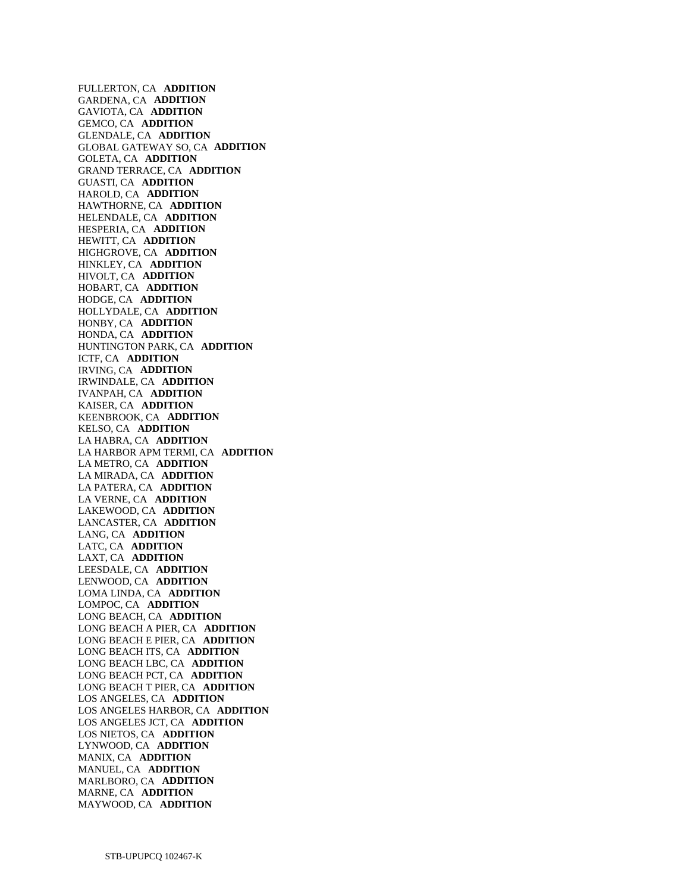FULLERTON, CA **ADDITION**
GARDENA, CA **ADDITION**
GAVIOTA, CA **ADDITION**
GEMCO, CA **ADDITION**
GLENDALE, CA **ADDITION**
GLOBAL GATEWAY SO, CA **ADDITION**
GOLETA, CA **ADDITION**
GRAND TERRACE, CA **ADDITION**
GUASTI, CA **ADDITION**
HAROLD, CA **ADDITION**
HAWTHORNE, CA **ADDITION**
HELENDALE, CA **ADDITION**
HESPERIA, CA **ADDITION**
HEWITT, CA **ADDITION**
HIGHGROVE, CA **ADDITION**
HINKLEY, CA **ADDITION**
HIVOLT, CA **ADDITION**
HOBART, CA **ADDITION**
HODGE, CA **ADDITION**
HOLLYDALE, CA **ADDITION**
HONBY, CA **ADDITION**
HONDA, CA **ADDITION**
HUNTINGTON PARK, CA **ADDITION**
ICTF, CA **ADDITION**
IRVING, CA **ADDITION**
IRWINDALE, CA **ADDITION**
IVANPAH, CA **ADDITION**
KAISER, CA **ADDITION**
KEENBROOK, CA **ADDITION**
KELSO, CA **ADDITION**
LA HABRA, CA **ADDITION**
LA HARBOR APM TERMI, CA **ADDITION**
LA METRO, CA **ADDITION**
LA MIRADA, CA **ADDITION**
LA PATERA, CA **ADDITION**
LA VERNE, CA **ADDITION**
LAKEWOOD, CA **ADDITION**
LANCASTER, CA **ADDITION**
LANG, CA **ADDITION**
LATC, CA **ADDITION**
LAXT, CA **ADDITION**
LEESDALE, CA **ADDITION**
LENWOOD, CA **ADDITION**
LOMA LINDA, CA **ADDITION**
LOMPOC, CA **ADDITION**
LONG BEACH, CA **ADDITION**
LONG BEACH A PIER, CA **ADDITION**
LONG BEACH E PIER, CA **ADDITION**
LONG BEACH ITS, CA **ADDITION**
LONG BEACH LBC, CA **ADDITION**
LONG BEACH PCT, CA **ADDITION**
LONG BEACH T PIER, CA **ADDITION**
LOS ANGELES, CA **ADDITION**
LOS ANGELES HARBOR, CA **ADDITION**
LOS ANGELES JCT, CA **ADDITION**
LOS NIETOS, CA **ADDITION**
LYNWOOD, CA **ADDITION**
MANIX, CA **ADDITION**
MANUEL, CA **ADDITION**
MARLBORO, CA **ADDITION**
MARNE, CA **ADDITION**
MAYWOOD, CA **ADDITION**

STB-UPUPCQ 102467-K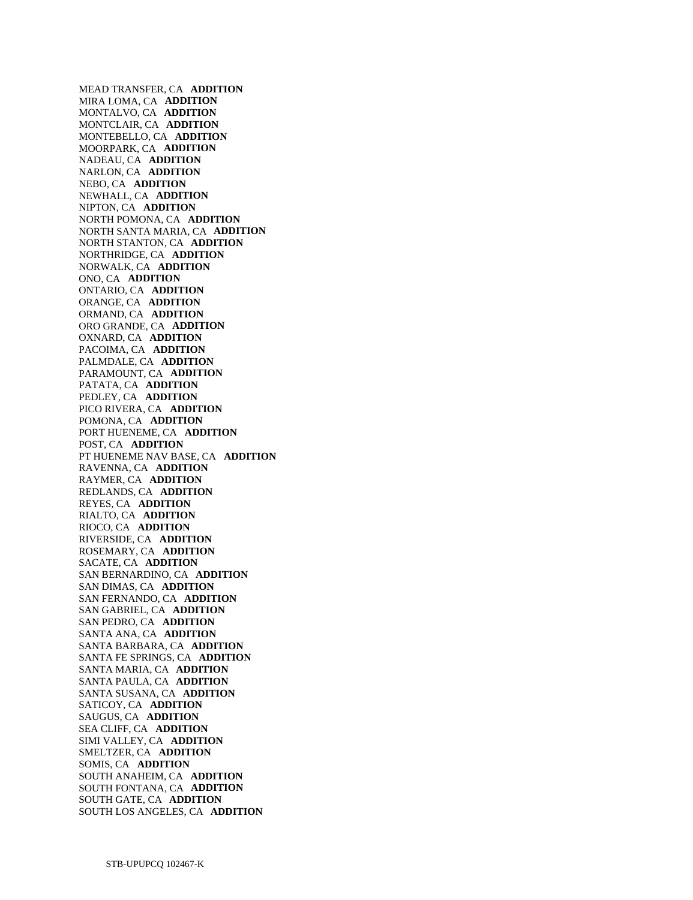MEAD TRANSFER, CA **ADDITION**
MIRA LOMA, CA **ADDITION**
MONTALVO, CA **ADDITION**
MONTCLAIR, CA **ADDITION**
MONTEBELLO, CA **ADDITION**
MOORPARK, CA **ADDITION**
NADEAU, CA **ADDITION**
NARLON, CA **ADDITION**
NEBO, CA **ADDITION**
NEWHALL, CA **ADDITION**
NIPTON, CA **ADDITION**
NORTH POMONA, CA **ADDITION**
NORTH SANTA MARIA, CA **ADDITION**
NORTH STANTON, CA **ADDITION**
NORTHRIDGE, CA **ADDITION**
NORWALK, CA **ADDITION**
ONO, CA **ADDITION**
ONTARIO, CA **ADDITION**
ORANGE, CA **ADDITION**
ORMAND, CA **ADDITION**
ORO GRANDE, CA **ADDITION**
OXNARD, CA **ADDITION**
PACOIMA, CA **ADDITION**
PALMDALE, CA **ADDITION**
PARAMOUNT, CA **ADDITION**
PATATA, CA **ADDITION**
PEDLEY, CA **ADDITION**
PICO RIVERA, CA **ADDITION**
POMONA, CA **ADDITION**
PORT HUENEME, CA **ADDITION**
POST, CA **ADDITION**
PT HUENEME NAV BASE, CA **ADDITION**
RAVENNA, CA **ADDITION**
RAYMER, CA **ADDITION**
REDLANDS, CA **ADDITION**
REYES, CA **ADDITION**
RIALTO, CA **ADDITION**
RIOCO, CA **ADDITION**
RIVERSIDE, CA **ADDITION**
ROSEMARY, CA **ADDITION**
SACATE, CA **ADDITION**
SAN BERNARDINO, CA **ADDITION**
SAN DIMAS, CA **ADDITION**
SAN FERNANDO, CA **ADDITION**
SAN GABRIEL, CA **ADDITION**
SAN PEDRO, CA **ADDITION**
SANTA ANA, CA **ADDITION**
SANTA BARBARA, CA **ADDITION**
SANTA FE SPRINGS, CA **ADDITION**
SANTA MARIA, CA **ADDITION**
SANTA PAULA, CA **ADDITION**
SANTA SUSANA, CA **ADDITION**
SATICOY, CA **ADDITION**
SAUGUS, CA **ADDITION**
SEA CLIFF, CA **ADDITION**
SIMI VALLEY, CA **ADDITION**
SMELTZER, CA **ADDITION**
SOMIS, CA **ADDITION**
SOUTH ANAHEIM, CA **ADDITION**
SOUTH FONTANA, CA **ADDITION**
SOUTH GATE, CA **ADDITION**
SOUTH LOS ANGELES, CA **ADDITION**

STB-UPUPCQ 102467-K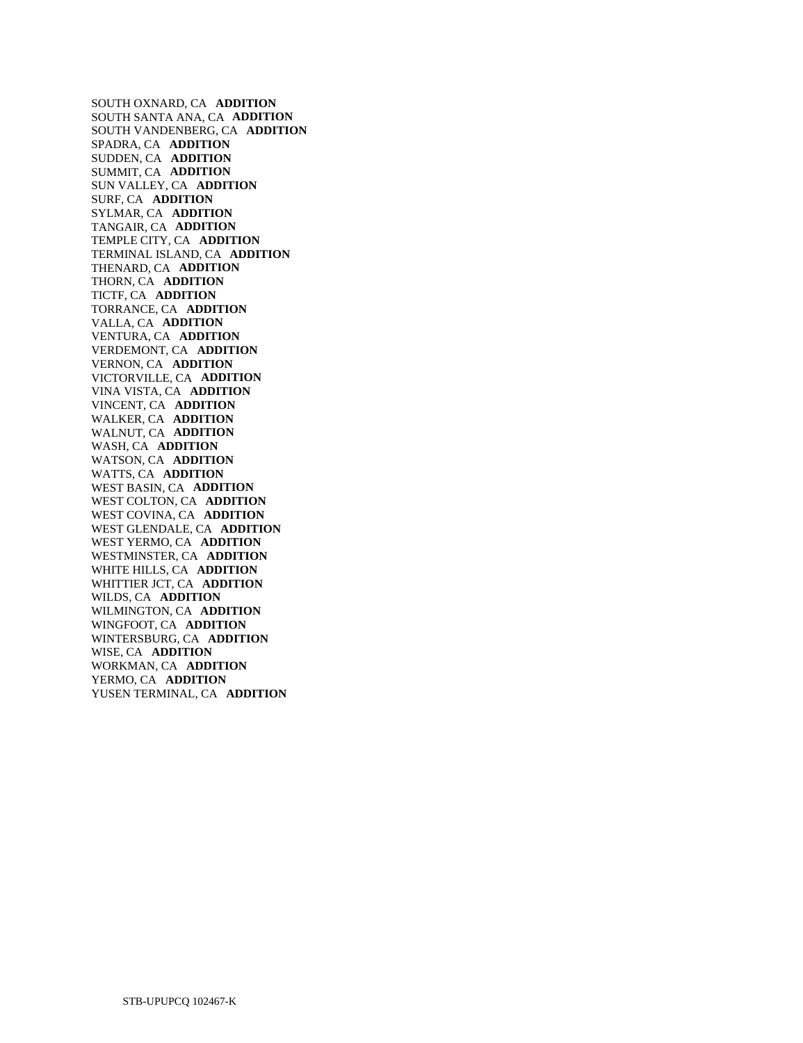SOUTH OXNARD, CA **ADDITION**
SOUTH SANTA ANA, CA **ADDITION**
SOUTH VANDENBERG, CA **ADDITION**
SPADRA, CA **ADDITION**
SUDDEN, CA **ADDITION**
SUMMIT, CA **ADDITION**
SUN VALLEY, CA **ADDITION**
SURF, CA **ADDITION**
SYLMAR, CA **ADDITION**
TANGAIR, CA **ADDITION**
TEMPLE CITY, CA **ADDITION**
TERMINAL ISLAND, CA **ADDITION**
THENARD, CA **ADDITION**
THORN, CA **ADDITION**
TICTF, CA **ADDITION**
TORRANCE, CA **ADDITION**
VALLA, CA **ADDITION**
VENTURA, CA **ADDITION**
VERDEMONT, CA **ADDITION**
VERNON, CA **ADDITION**
VICTORVILLE, CA **ADDITION**
VINA VISTA, CA **ADDITION**
VINCENT, CA **ADDITION**
WALKER, CA **ADDITION**
WALNUT, CA **ADDITION**
WASH, CA **ADDITION**
WATSON, CA **ADDITION**
WATTS, CA **ADDITION**
WEST BASIN, CA **ADDITION**
WEST COLTON, CA **ADDITION**
WEST COVINA, CA **ADDITION**
WEST GLENDALE, CA **ADDITION**
WEST YERMO, CA **ADDITION**
WESTMINSTER, CA **ADDITION**
WHITE HILLS, CA **ADDITION**
WHITTIER JCT, CA **ADDITION**
WILDS, CA **ADDITION**
WILMINGTON, CA **ADDITION**
WINGFOOT, CA **ADDITION**
WINTERSBURG, CA **ADDITION**
WISE, CA **ADDITION**
WORKMAN, CA **ADDITION**
YERMO, CA **ADDITION**
YUSEN TERMINAL, CA **ADDITION**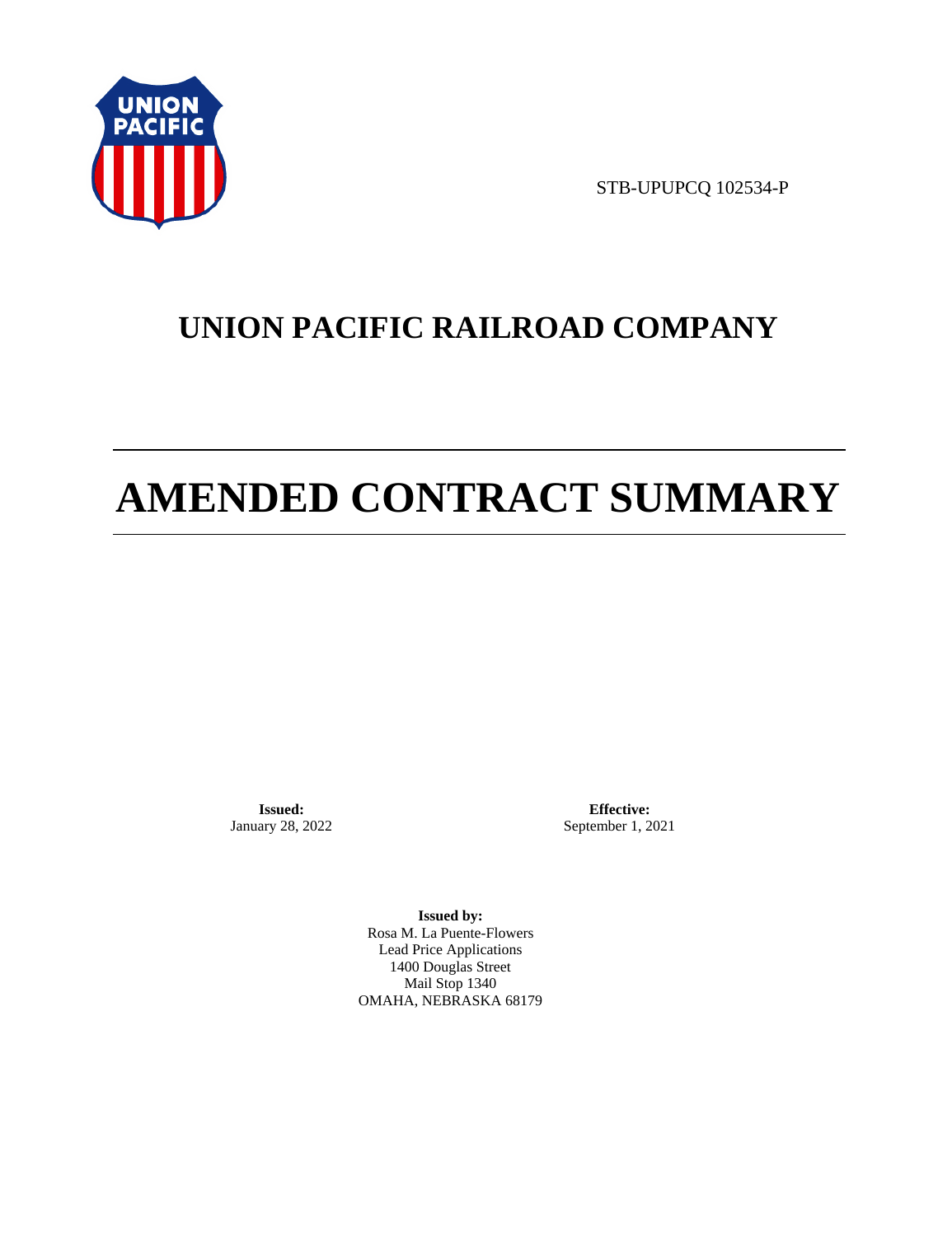STB-UPUPCQ 102534-P

# UNION PACIFIC RAILROAD COMPANY

# AMENDED CONTRACT SUMMARY

**Issued:**
January 28, 2022

**Effective:**
September 1, 2021

**Issued by:**
Rosa M. La Puente-Flowers
Lead Price Applications
1400 Douglas Street
Mail Stop 1340
OMAHA, NEBRASKA 68179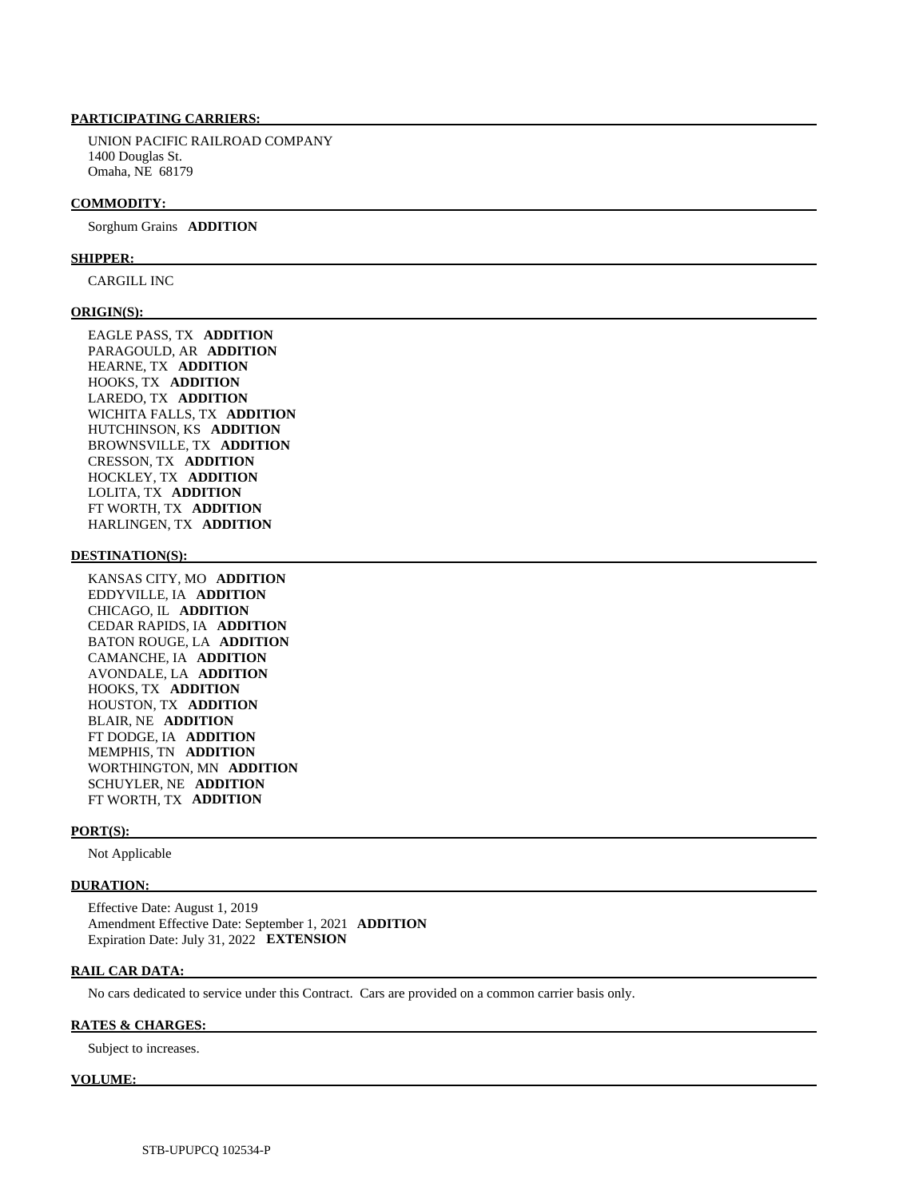**PARTICIPATING CARRIERS:**

UNION PACIFIC RAILROAD COMPANY
1400 Douglas St.
Omaha, NE 68179

**COMMODITY:**

Sorghum Grains **ADDITION**

**SHIPPER:**

CARGILL INC

**ORIGIN(S):**

EAGLE PASS, TX **ADDITION**
PARAGOULD, AR **ADDITION**
HEARNE, TX **ADDITION**
HOOKS, TX **ADDITION**
LAREDO, TX **ADDITION**
WICHITA FALLS, TX **ADDITION**
HUTCHINSON, KS **ADDITION**
BROWNSVILLE, TX **ADDITION**
CRESSON, TX **ADDITION**
HOCKLEY, TX **ADDITION**
LOLITA, TX **ADDITION**
FT WORTH, TX **ADDITION**
HARLINGEN, TX **ADDITION**

**DESTINATION(S):**

KANSAS CITY, MO **ADDITION**
EDDYVILLE, IA **ADDITION**
CHICAGO, IL **ADDITION**
CEDAR RAPIDS, IA **ADDITION**
BATON ROUGE, LA **ADDITION**
CAMANCHE, IA **ADDITION**
AVONDALE, LA **ADDITION**
HOOKS, TX **ADDITION**
HOUSTON, TX **ADDITION**
BLAIR, NE **ADDITION**
FT DODGE, IA **ADDITION**
MEMPHIS, TN **ADDITION**
WORTHINGTON, MN **ADDITION**
SCHUYLER, NE **ADDITION**
FT WORTH, TX **ADDITION**

**PORT(S):**

Not Applicable

**DURATION:**

Effective Date: August 1, 2019
Amendment Effective Date: September 1, 2021 **ADDITION**
Expiration Date: July 31, 2022 **EXTENSION**

**RAIL CAR DATA:**

No cars dedicated to service under this Contract. Cars are provided on a common carrier basis only.

**RATES & CHARGES:**

Subject to increases.

**VOLUME:**

STB-UPUPCQ 102534-P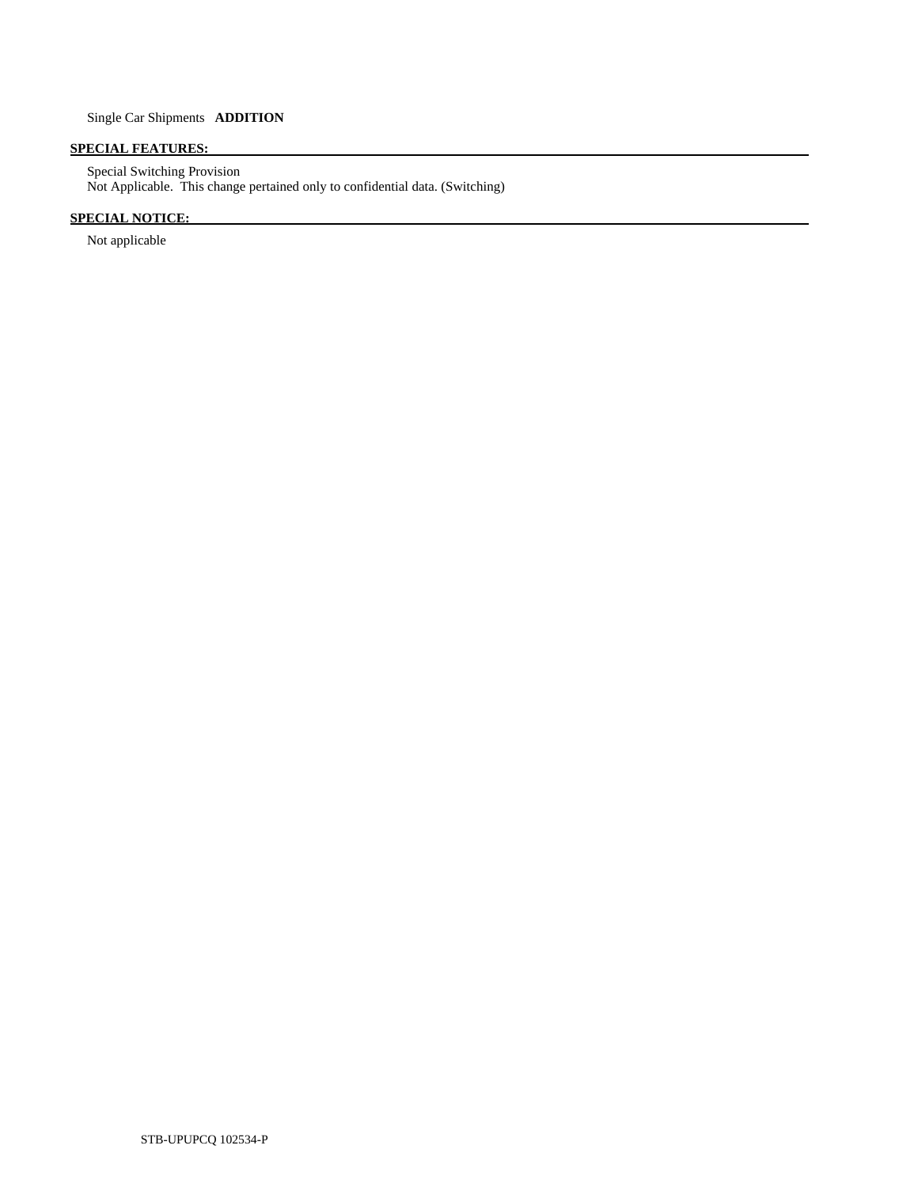Single Car Shipments **ADDITION**

**SPECIAL FEATURES:**

Special Switching Provision
Not Applicable. This change pertained only to confidential data. (Switching)

**SPECIAL NOTICE:**

Not applicable

STB-UPUPCQ 102534-P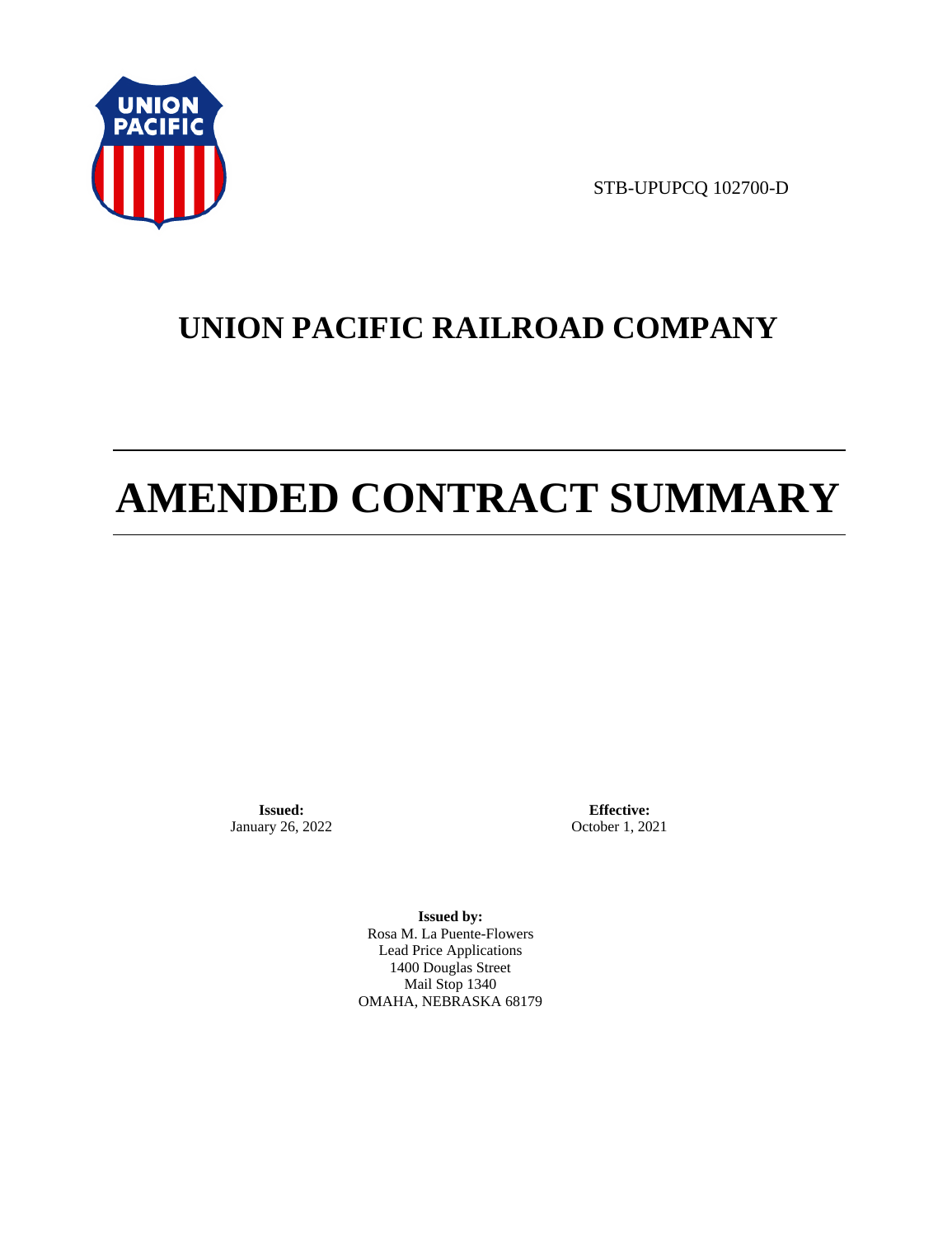STB-UPUPCQ 102700-D

# UNION PACIFIC RAILROAD COMPANY

# AMENDED CONTRACT SUMMARY

**Issued:**
January 26, 2022

**Effective:**
October 1, 2021

**Issued by:**
Rosa M. La Puente-Flowers
Lead Price Applications
1400 Douglas Street
Mail Stop 1340
OMAHA, NEBRASKA 68179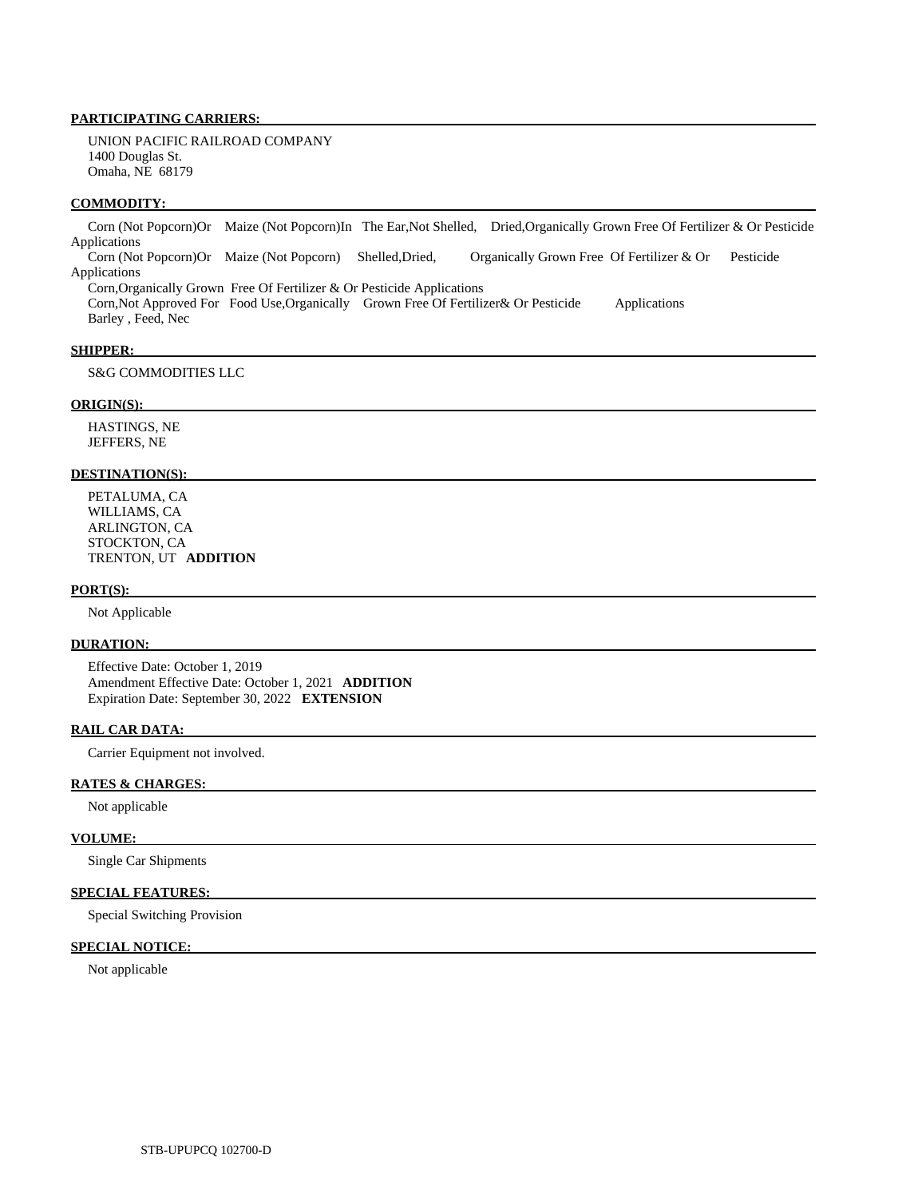**PARTICIPATING CARRIERS:**

UNION PACIFIC RAILROAD COMPANY
1400 Douglas St.
Omaha, NE 68179

**COMMODITY:**

Corn (Not Popcorn)Or Maize (Not Popcorn)In The Ear,Not Shelled, Dried,Organically Grown Free Of Fertilizer & Or Pesticide Applications
Corn (Not Popcorn)Or Maize (Not Popcorn) Shelled,Dried, Organically Grown Free Of Fertilizer & Or Pesticide Applications
Corn,Organically Grown Free Of Fertilizer & Or Pesticide Applications
Corn,Not Approved For Food Use,Organically Grown Free Of Fertilizer& Or Pesticide Applications
Barley , Feed, Nec

**SHIPPER:**

S&G COMMODITIES LLC

**ORIGIN(S):**

HASTINGS, NE
JEFFERS, NE

**DESTINATION(S):**

PETALUMA, CA
WILLIAMS, CA
ARLINGTON, CA
STOCKTON, CA
TRENTON, UT **ADDITION**

**PORT(S):**

Not Applicable

**DURATION:**

Effective Date: October 1, 2019
Amendment Effective Date: October 1, 2021 **ADDITION**
Expiration Date: September 30, 2022 **EXTENSION**

**RAIL CAR DATA:**

Carrier Equipment not involved.

**RATES & CHARGES:**

Not applicable

**VOLUME:**

Single Car Shipments

**SPECIAL FEATURES:**

Special Switching Provision

**SPECIAL NOTICE:**

Not applicable

STB-UPUPCQ 102700-D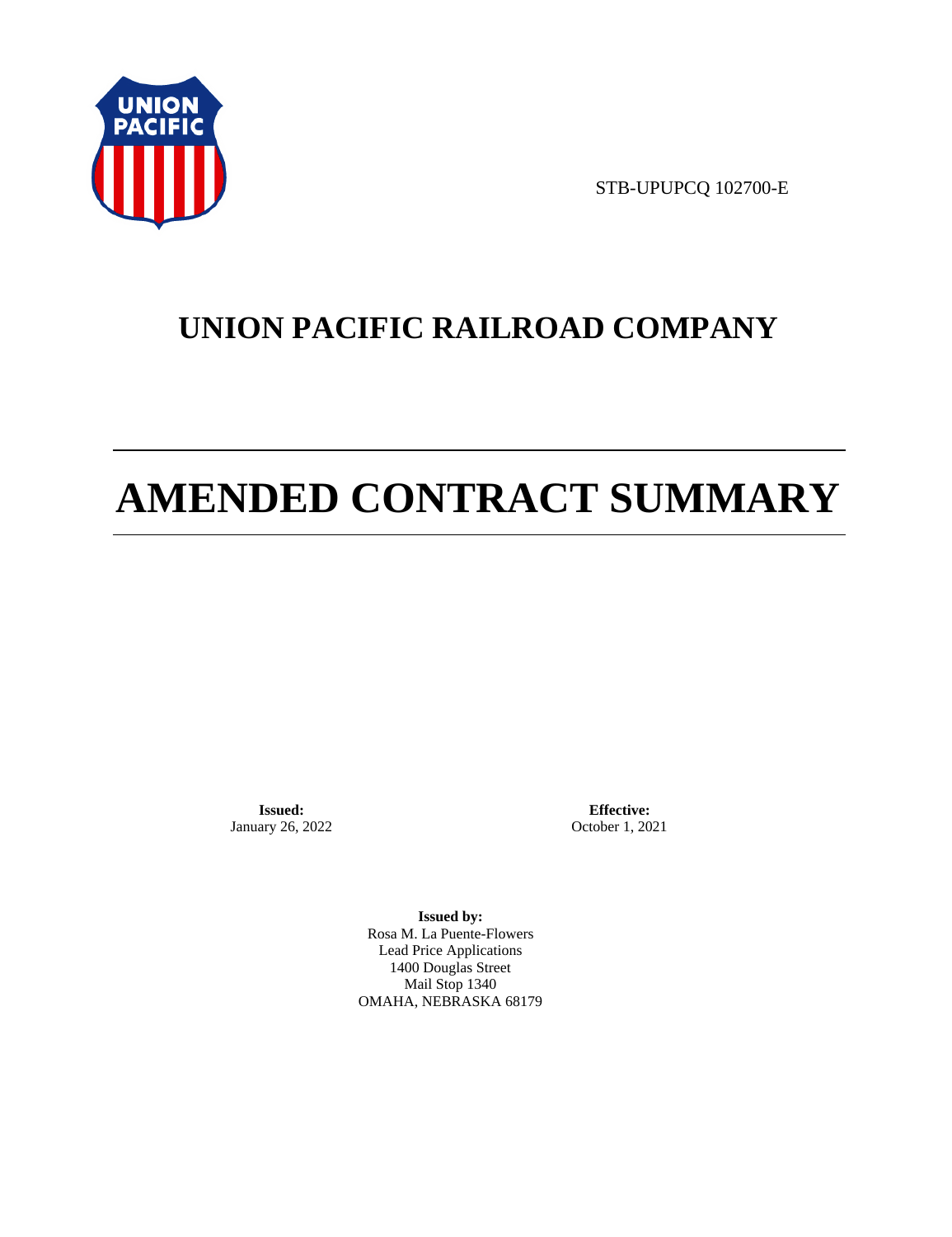STB-UPUPCQ 102700-E

# UNION PACIFIC RAILROAD COMPANY

# AMENDED CONTRACT SUMMARY

**Issued:**
January 26, 2022

**Effective:**
October 1, 2021

**Issued by:**
Rosa M. La Puente-Flowers
Lead Price Applications
1400 Douglas Street
Mail Stop 1340
OMAHA, NEBRASKA 68179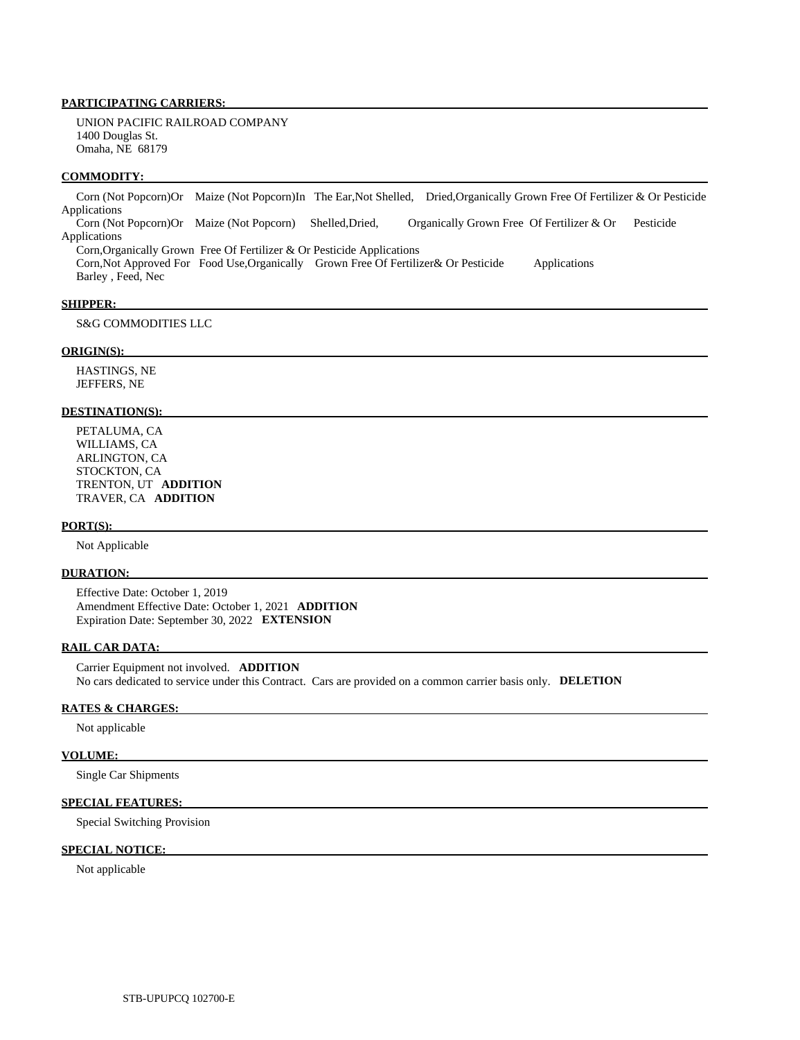**PARTICIPATING CARRIERS:**

UNION PACIFIC RAILROAD COMPANY
1400 Douglas St.
Omaha, NE 68179

**COMMODITY:**

Corn (Not Popcorn)Or Maize (Not Popcorn)In The Ear,Not Shelled, Dried,Organically Grown Free Of Fertilizer & Or Pesticide Applications
Corn (Not Popcorn)Or Maize (Not Popcorn) Shelled,Dried, Organically Grown Free Of Fertilizer & Or Pesticide Applications
Corn,Organically Grown Free Of Fertilizer & Or Pesticide Applications
Corn,Not Approved For Food Use,Organically Grown Free Of Fertilizer& Or Pesticide Applications
Barley , Feed, Nec

**SHIPPER:**

S&G COMMODITIES LLC

**ORIGIN(S):**

HASTINGS, NE
JEFFERS, NE

**DESTINATION(S):**

PETALUMA, CA
WILLIAMS, CA
ARLINGTON, CA
STOCKTON, CA
TRENTON, UT **ADDITION**
TRAVER, CA **ADDITION**

**PORT(S):**

Not Applicable

**DURATION:**

Effective Date: October 1, 2019
Amendment Effective Date: October 1, 2021 **ADDITION**
Expiration Date: September 30, 2022 **EXTENSION**

**RAIL CAR DATA:**

Carrier Equipment not involved. **ADDITION**
No cars dedicated to service under this Contract. Cars are provided on a common carrier basis only. **DELETION**

**RATES & CHARGES:**

Not applicable

**VOLUME:**

Single Car Shipments

**SPECIAL FEATURES:**

Special Switching Provision

**SPECIAL NOTICE:**

Not applicable

STB-UPUPCQ 102700-E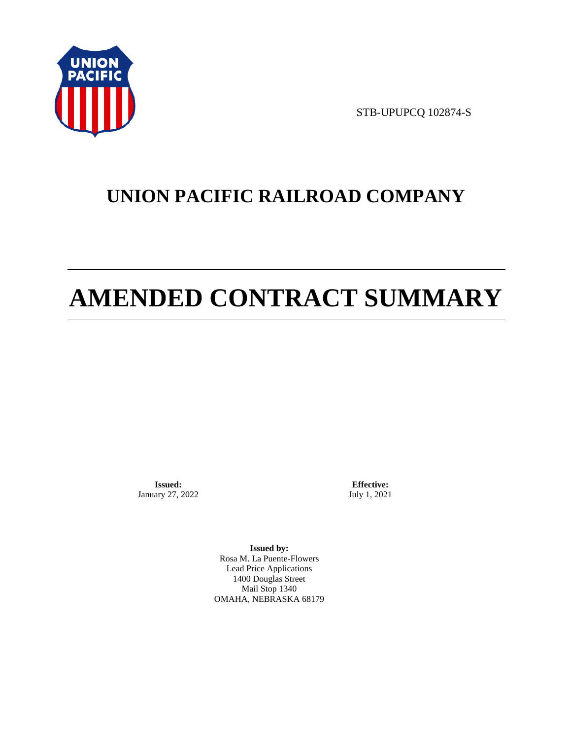STB-UPUPCQ 102874-S

# UNION PACIFIC RAILROAD COMPANY

# AMENDED CONTRACT SUMMARY

**Issued:**
January 27, 2022

**Effective:**
July 1, 2021

**Issued by:**
Rosa M. La Puente-Flowers
Lead Price Applications
1400 Douglas Street
Mail Stop 1340
OMAHA, NEBRASKA 68179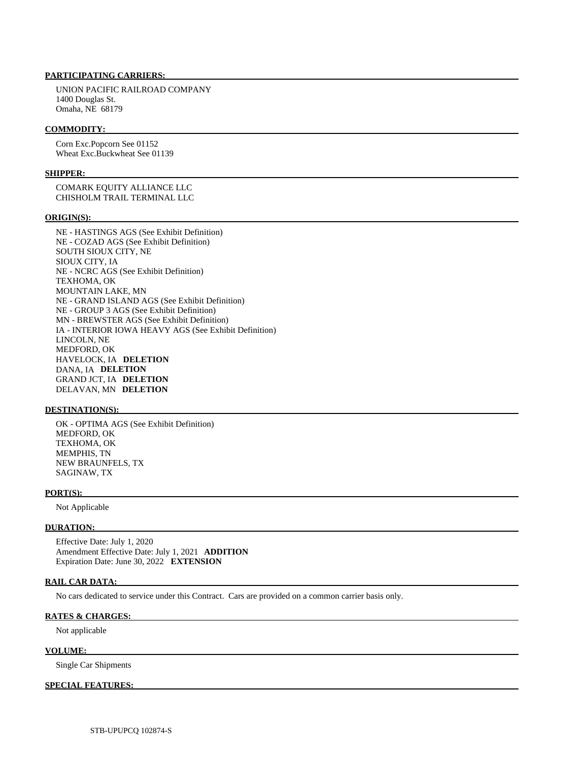**PARTICIPATING CARRIERS:**

UNION PACIFIC RAILROAD COMPANY
1400 Douglas St.
Omaha, NE 68179

**COMMODITY:**

Corn Exc.Popcorn See 01152
Wheat Exc.Buckwheat See 01139

**SHIPPER:**

COMARK EQUITY ALLIANCE LLC
CHISHOLM TRAIL TERMINAL LLC

**ORIGIN(S):**

NE - HASTINGS AGS (See Exhibit Definition)
NE - COZAD AGS (See Exhibit Definition)
SOUTH SIOUX CITY, NE
SIOUX CITY, IA
NE - NCRC AGS (See Exhibit Definition)
TEXHOMA, OK
MOUNTAIN LAKE, MN
NE - GRAND ISLAND AGS (See Exhibit Definition)
NE - GROUP 3 AGS (See Exhibit Definition)
MN - BREWSTER AGS (See Exhibit Definition)
IA - INTERIOR IOWA HEAVY AGS (See Exhibit Definition)
LINCOLN, NE
MEDFORD, OK
HAVELOCK, IA **DELETION**
DANA, IA **DELETION**
GRAND JCT, IA **DELETION**
DELAVAN, MN **DELETION**

**DESTINATION(S):**

OK - OPTIMA AGS (See Exhibit Definition)
MEDFORD, OK
TEXHOMA, OK
MEMPHIS, TN
NEW BRAUNFELS, TX
SAGINAW, TX

**PORT(S):**

Not Applicable

**DURATION:**

Effective Date: July 1, 2020
Amendment Effective Date: July 1, 2021 **ADDITION**
Expiration Date: June 30, 2022 **EXTENSION**

**RAIL CAR DATA:**

No cars dedicated to service under this Contract. Cars are provided on a common carrier basis only.

**RATES & CHARGES:**

Not applicable

**VOLUME:**

Single Car Shipments

**SPECIAL FEATURES:**

STB-UPUPCQ 102874-S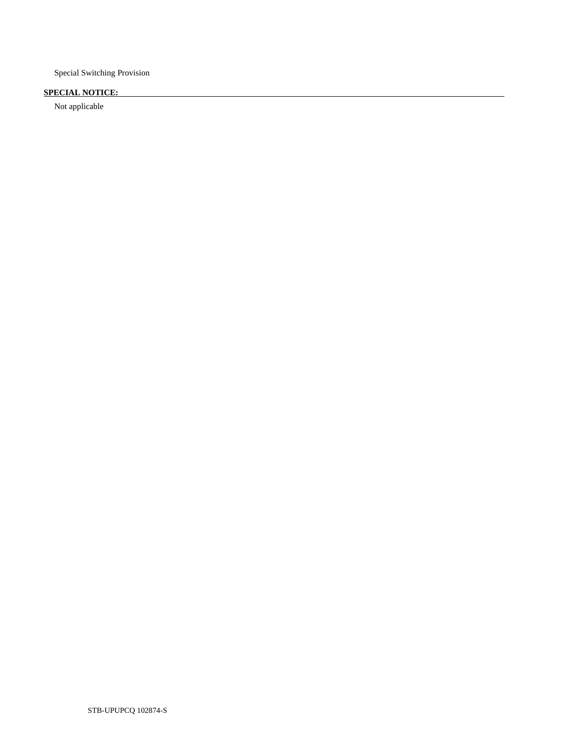Special Switching Provision

**SPECIAL NOTICE:**

Not applicable

STB-UPUPCQ 102874-S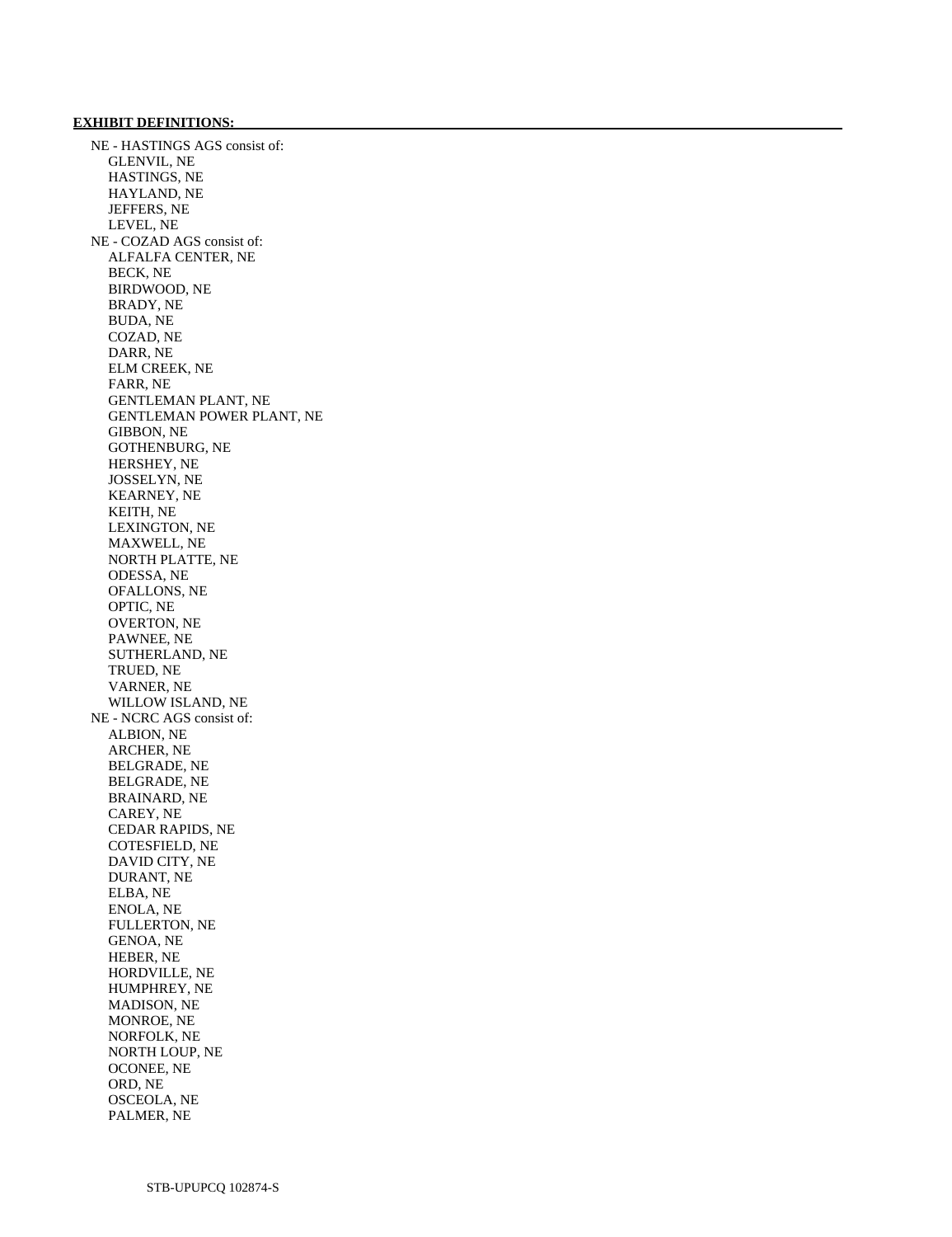**EXHIBIT DEFINITIONS:**

NE - HASTINGS AGS consist of:
- GLENVIL, NE
- HASTINGS, NE
- HAYLAND, NE
- JEFFERS, NE
- LEVEL, NE

NE - COZAD AGS consist of:
- ALFALFA CENTER, NE
- BECK, NE
- BIRDWOOD, NE
- BRADY, NE
- BUDA, NE
- COZAD, NE
- DARR, NE
- ELM CREEK, NE
- FARR, NE
- GENTLEMAN PLANT, NE
- GENTLEMAN POWER PLANT, NE
- GIBBON, NE
- GOTHENBURG, NE
- HERSHEY, NE
- JOSSELYN, NE
- KEARNEY, NE
- KEITH, NE
- LEXINGTON, NE
- MAXWELL, NE
- NORTH PLATTE, NE
- ODESSA, NE
- OFALLONS, NE
- OPTIC, NE
- OVERTON, NE
- PAWNEE, NE
- SUTHERLAND, NE
- TRUED, NE
- VARNER, NE
- WILLOW ISLAND, NE

NE - NCRC AGS consist of:
- ALBION, NE
- ARCHER, NE
- BELGRADE, NE
- BELGRADE, NE
- BRAINARD, NE
- CAREY, NE
- CEDAR RAPIDS, NE
- COTESFIELD, NE
- DAVID CITY, NE
- DURANT, NE
- ELBA, NE
- ENOLA, NE
- FULLERTON, NE
- GENOA, NE
- HEBER, NE
- HORDVILLE, NE
- HUMPHREY, NE
- MADISON, NE
- MONROE, NE
- NORFOLK, NE
- NORTH LOUP, NE
- OCONEE, NE
- ORD, NE
- OSCEOLA, NE
- PALMER, NE

STB-UPUPCQ 102874-S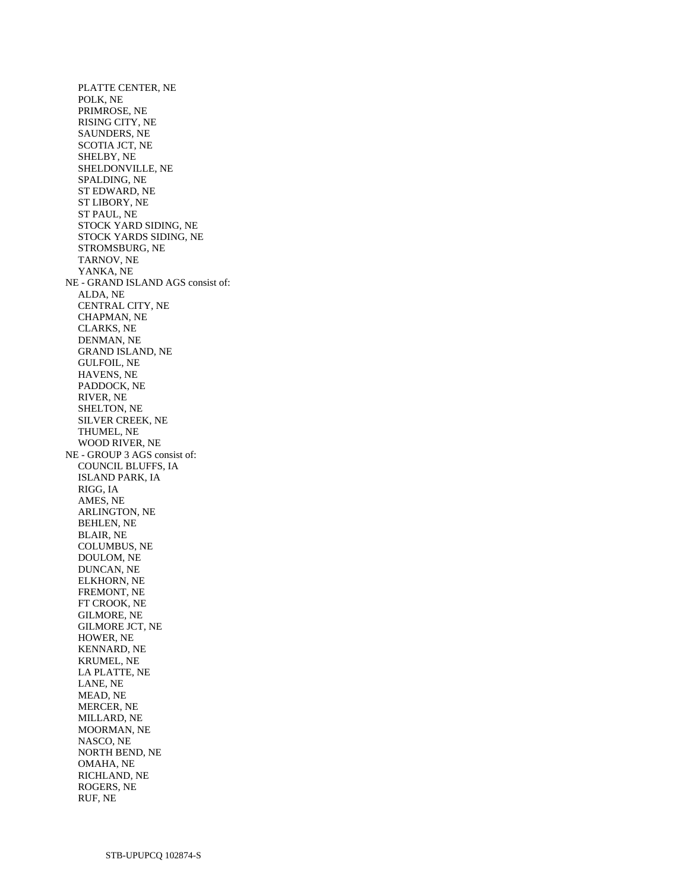PLATTE CENTER, NE
POLK, NE
PRIMROSE, NE
RISING CITY, NE
SAUNDERS, NE
SCOTIA JCT, NE
SHELBY, NE
SHELDONVILLE, NE
SPALDING, NE
ST EDWARD, NE
ST LIBORY, NE
ST PAUL, NE
STOCK YARD SIDING, NE
STOCK YARDS SIDING, NE
STROMSBURG, NE
TARNOV, NE
YANKA, NE

NE - GRAND ISLAND AGS consist of:
ALDA, NE
CENTRAL CITY, NE
CHAPMAN, NE
CLARKS, NE
DENMAN, NE
GRAND ISLAND, NE
GULFOIL, NE
HAVENS, NE
PADDOCK, NE
RIVER, NE
SHELTON, NE
SILVER CREEK, NE
THUMEL, NE
WOOD RIVER, NE

NE - GROUP 3 AGS consist of:
COUNCIL BLUFFS, IA
ISLAND PARK, IA
RIGG, IA
AMES, NE
ARLINGTON, NE
BEHLEN, NE
BLAIR, NE
COLUMBUS, NE
DOULOM, NE
DUNCAN, NE
ELKHORN, NE
FREMONT, NE
FT CROOK, NE
GILMORE, NE
GILMORE JCT, NE
HOWER, NE
KENNARD, NE
KRUMEL, NE
LA PLATTE, NE
LANE, NE
MEAD, NE
MERCER, NE
MILLARD, NE
MOORMAN, NE
NASCO, NE
NORTH BEND, NE
OMAHA, NE
RICHLAND, NE
ROGERS, NE
RUF, NE

STB-UPUPCQ 102874-S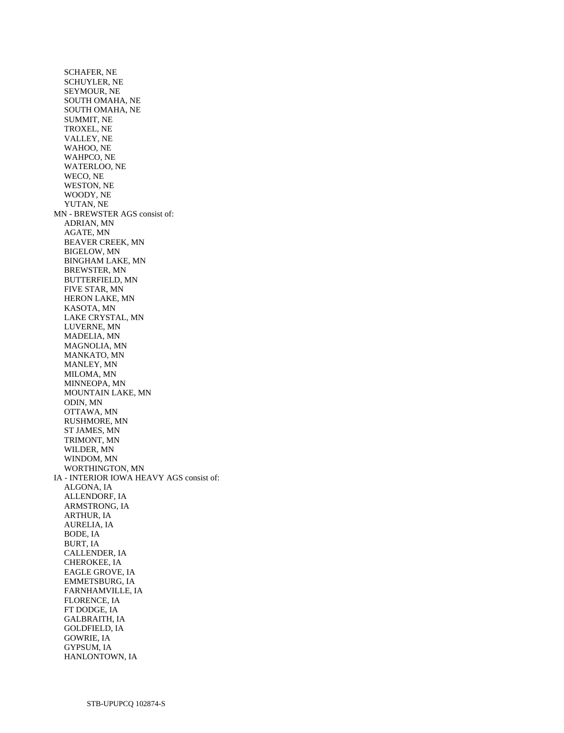SCHAFER, NE
SCHUYLER, NE
SEYMOUR, NE
SOUTH OMAHA, NE
SOUTH OMAHA, NE
SUMMIT, NE
TROXEL, NE
VALLEY, NE
WAHOO, NE
WAHPCO, NE
WATERLOO, NE
WECO, NE
WESTON, NE
WOODY, NE
YUTAN, NE

MN - BREWSTER AGS consist of:

ADRIAN, MN
AGATE, MN
BEAVER CREEK, MN
BIGELOW, MN
BINGHAM LAKE, MN
BREWSTER, MN
BUTTERFIELD, MN
FIVE STAR, MN
HERON LAKE, MN
KASOTA, MN
LAKE CRYSTAL, MN
LUVERNE, MN
MADELIA, MN
MAGNOLIA, MN
MANKATO, MN
MANLEY, MN
MILOMA, MN
MINNEOPA, MN
MOUNTAIN LAKE, MN
ODIN, MN
OTTAWA, MN
RUSHMORE, MN
ST JAMES, MN
TRIMONT, MN
WILDER, MN
WINDOM, MN
WORTHINGTON, MN

IA - INTERIOR IOWA HEAVY AGS consist of:

ALGONA, IA
ALLENDORF, IA
ARMSTRONG, IA
ARTHUR, IA
AURELIA, IA
BODE, IA
BURT, IA
CALLENDER, IA
CHEROKEE, IA
EAGLE GROVE, IA
EMMETSBURG, IA
FARNHAMVILLE, IA
FLORENCE, IA
FT DODGE, IA
GALBRAITH, IA
GOLDFIELD, IA
GOWRIE, IA
GYPSUM, IA
HANLONTOWN, IA

STB-UPUPCQ 102874-S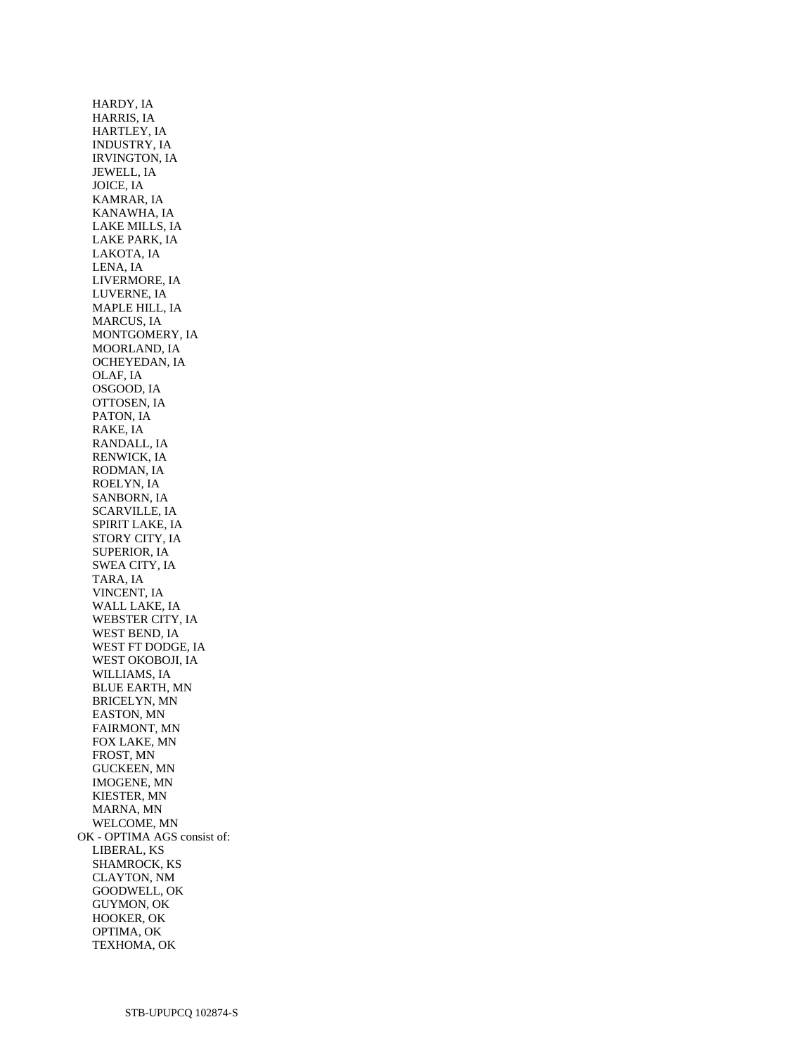HARDY, IA
HARRIS, IA
HARTLEY, IA
INDUSTRY, IA
IRVINGTON, IA
JEWELL, IA
JOICE, IA
KAMRAR, IA
KANAWHA, IA
LAKE MILLS, IA
LAKE PARK, IA
LAKOTA, IA
LENA, IA
LIVERMORE, IA
LUVERNE, IA
MAPLE HILL, IA
MARCUS, IA
MONTGOMERY, IA
MOORLAND, IA
OCHEYEDAN, IA
OLAF, IA
OSGOOD, IA
OTTOSEN, IA
PATON, IA
RAKE, IA
RANDALL, IA
RENWICK, IA
RODMAN, IA
ROELYN, IA
SANBORN, IA
SCARVILLE, IA
SPIRIT LAKE, IA
STORY CITY, IA
SUPERIOR, IA
SWEA CITY, IA
TARA, IA
VINCENT, IA
WALL LAKE, IA
WEBSTER CITY, IA
WEST BEND, IA
WEST FT DODGE, IA
WEST OKOBOJI, IA
WILLIAMS, IA
BLUE EARTH, MN
BRICELYN, MN
EASTON, MN
FAIRMONT, MN
FOX LAKE, MN
FROST, MN
GUCKEEN, MN
IMOGENE, MN
KIESTER, MN
MARNA, MN
WELCOME, MN

OK - OPTIMA AGS consist of:

LIBERAL, KS
SHAMROCK, KS
CLAYTON, NM
GOODWELL, OK
GUYMON, OK
HOOKER, OK
OPTIMA, OK
TEXHOMA, OK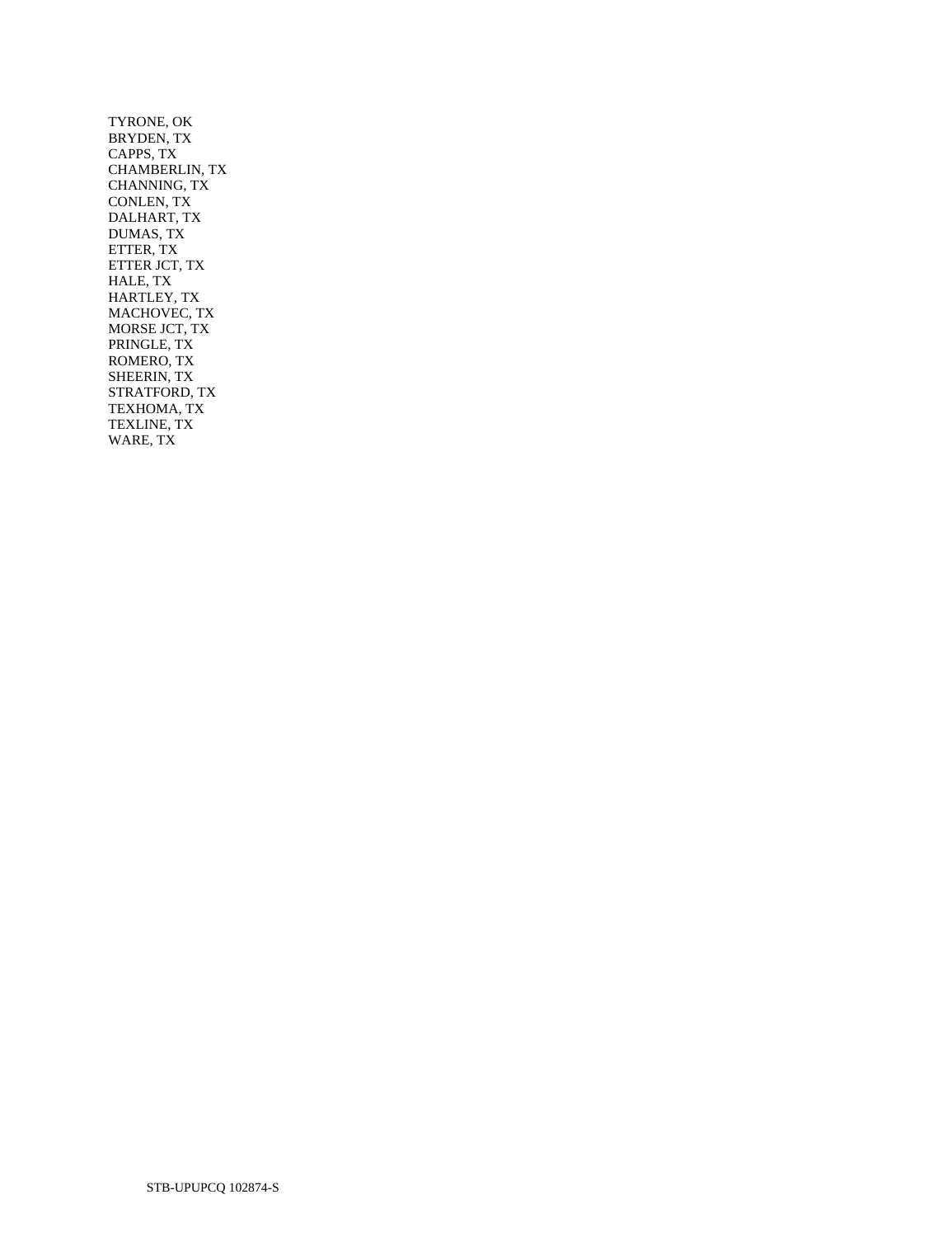TYRONE, OK
BRYDEN, TX
CAPPS, TX
CHAMBERLIN, TX
CHANNING, TX
CONLEN, TX
DALHART, TX
DUMAS, TX
ETTER, TX
ETTER JCT, TX
HALE, TX
HARTLEY, TX
MACHOVEC, TX
MORSE JCT, TX
PRINGLE, TX
ROMERO, TX
SHEERIN, TX
STRATFORD, TX
TEXHOMA, TX
TEXLINE, TX
WARE, TX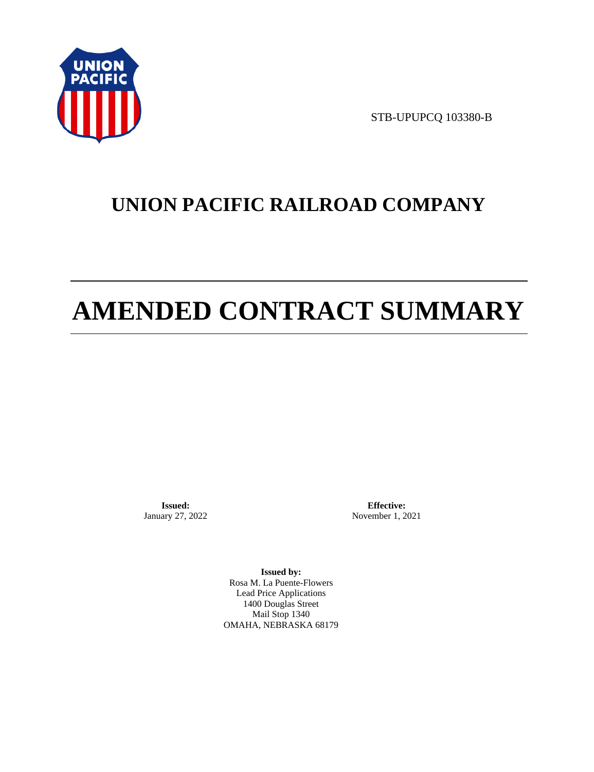STB-UPUPCQ 103380-B

# UNION PACIFIC RAILROAD COMPANY

# AMENDED CONTRACT SUMMARY

**Issued:**
January 27, 2022

**Effective:**
November 1, 2021

**Issued by:**
Rosa M. La Puente-Flowers
Lead Price Applications
1400 Douglas Street
Mail Stop 1340
OMAHA, NEBRASKA 68179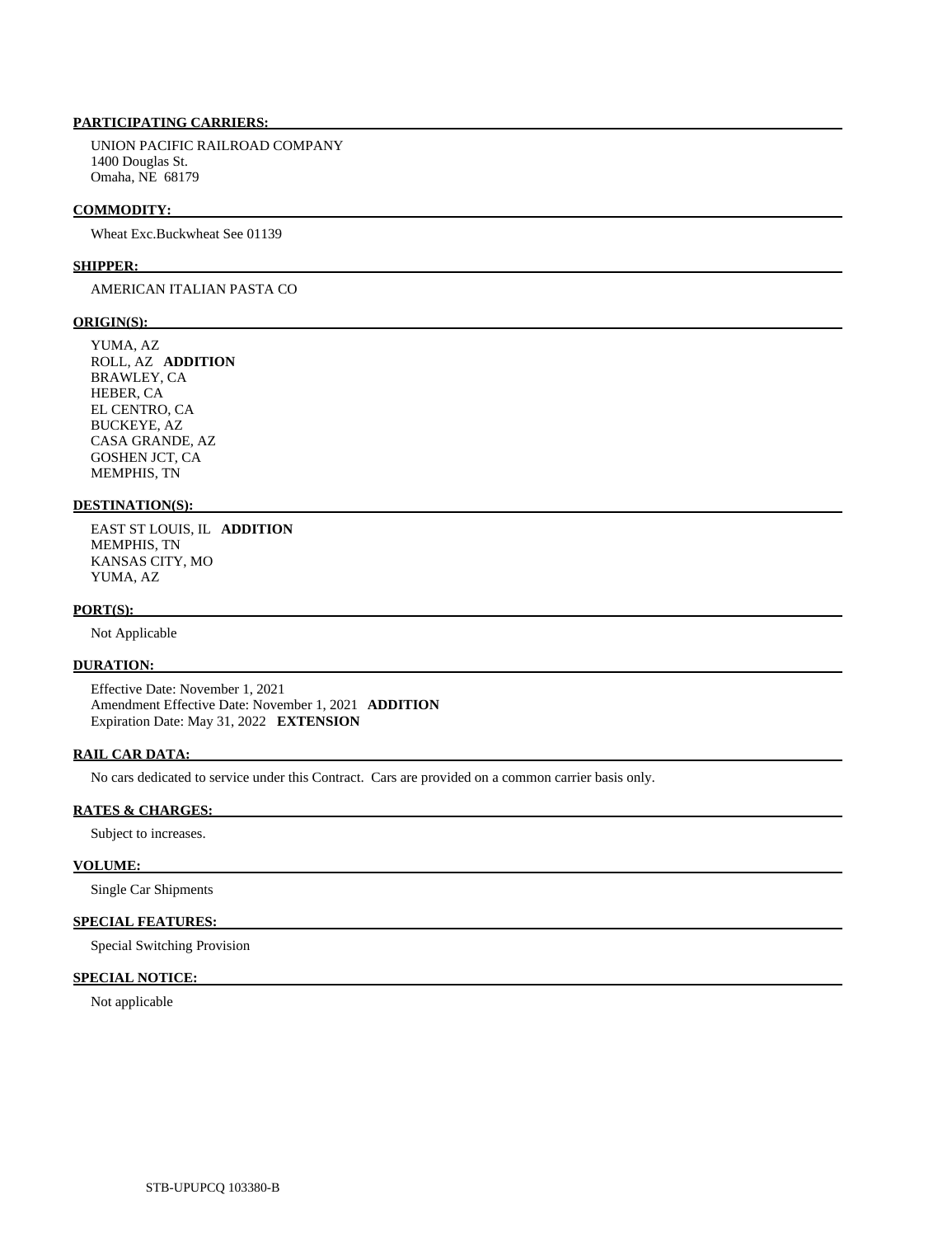**PARTICIPATING CARRIERS:**

UNION PACIFIC RAILROAD COMPANY
1400 Douglas St.
Omaha, NE 68179

**COMMODITY:**

Wheat Exc.Buckwheat See 01139

**SHIPPER:**

AMERICAN ITALIAN PASTA CO

**ORIGIN(S):**

YUMA, AZ
ROLL, AZ **ADDITION**
BRAWLEY, CA
HEBER, CA
EL CENTRO, CA
BUCKEYE, AZ
CASA GRANDE, AZ
GOSHEN JCT, CA
MEMPHIS, TN

**DESTINATION(S):**

EAST ST LOUIS, IL **ADDITION**
MEMPHIS, TN
KANSAS CITY, MO
YUMA, AZ

**PORT(S):**

Not Applicable

**DURATION:**

Effective Date: November 1, 2021
Amendment Effective Date: November 1, 2021 **ADDITION**
Expiration Date: May 31, 2022 **EXTENSION**

**RAIL CAR DATA:**

No cars dedicated to service under this Contract. Cars are provided on a common carrier basis only.

**RATES & CHARGES:**

Subject to increases.

**VOLUME:**

Single Car Shipments

**SPECIAL FEATURES:**

Special Switching Provision

**SPECIAL NOTICE:**

Not applicable

STB-UPUPCQ 103380-B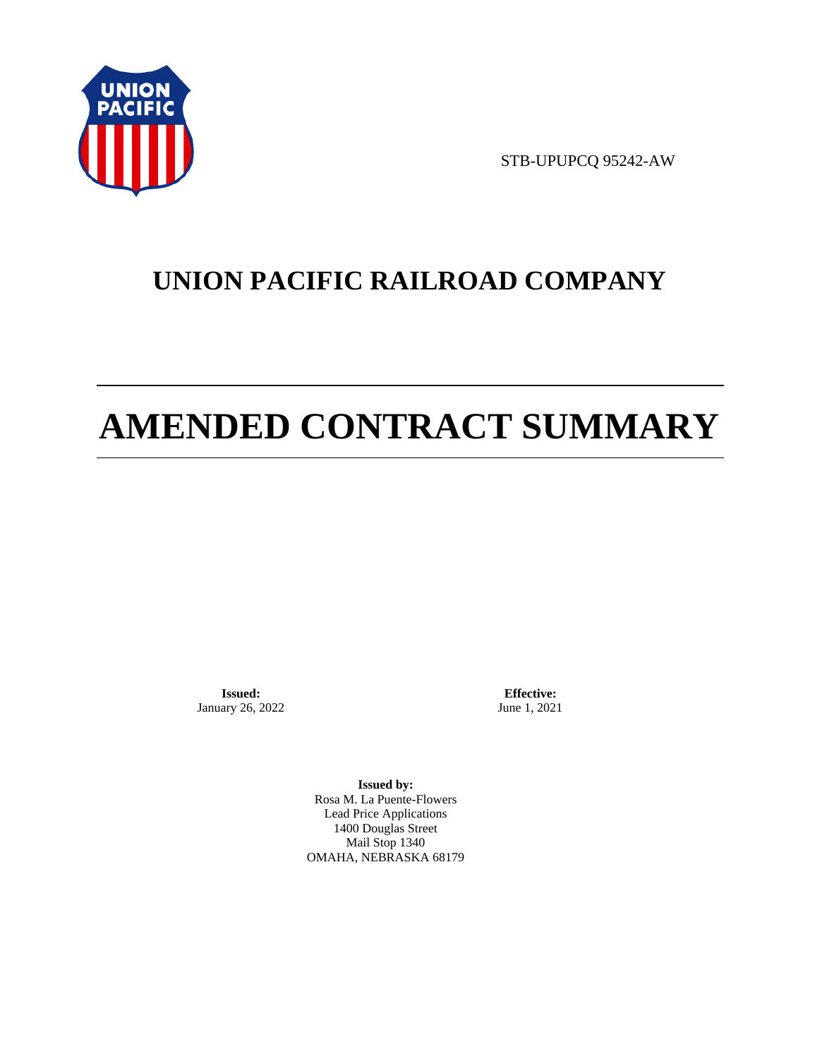STB-UPUPCQ 95242-AW

# UNION PACIFIC RAILROAD COMPANY

# AMENDED CONTRACT SUMMARY

**Issued:**
January 26, 2022

**Effective:**
June 1, 2021

**Issued by:**
Rosa M. La Puente-Flowers
Lead Price Applications
1400 Douglas Street
Mail Stop 1340
OMAHA, NEBRASKA 68179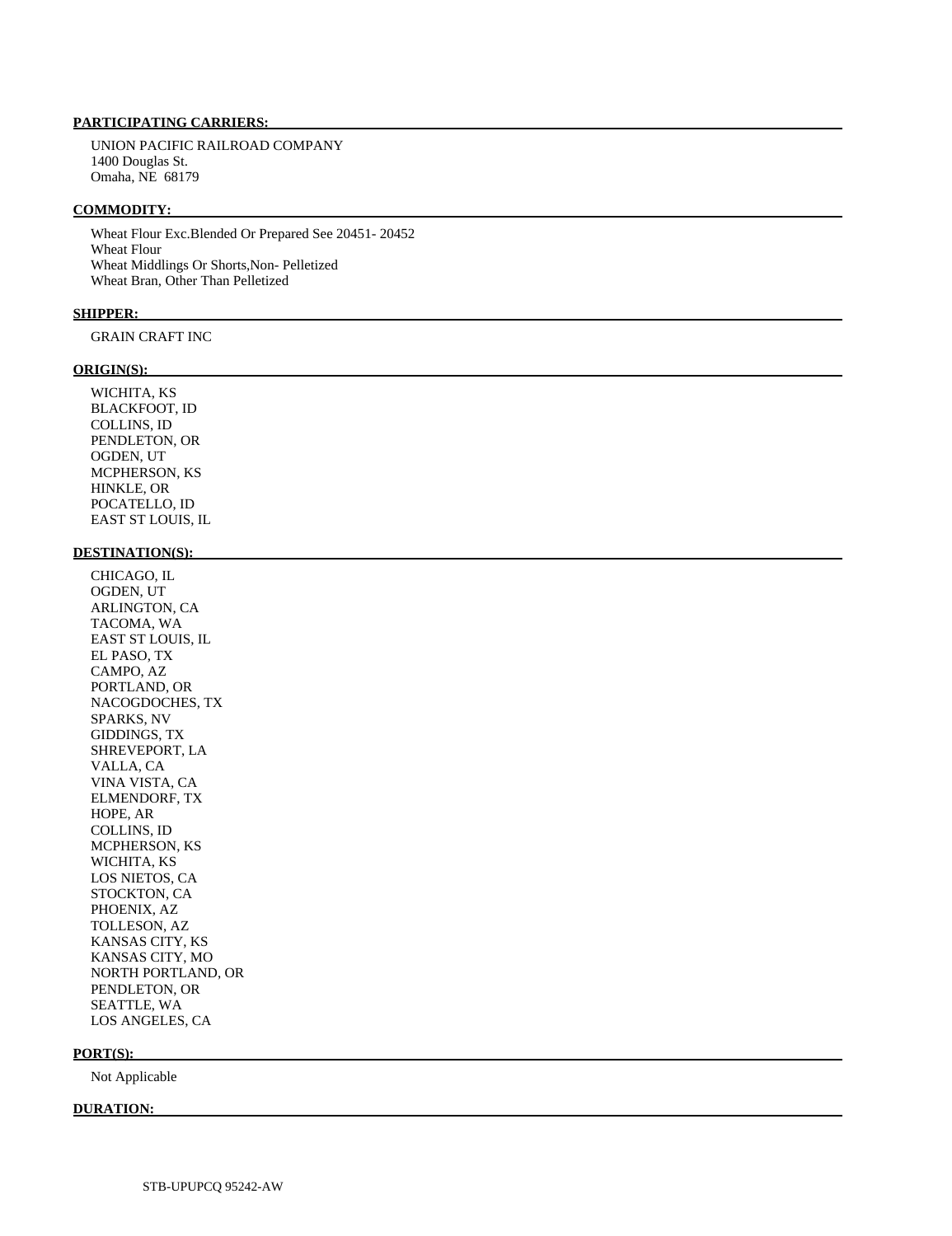**PARTICIPATING CARRIERS:**

UNION PACIFIC RAILROAD COMPANY
1400 Douglas St.
Omaha, NE 68179

**COMMODITY:**

Wheat Flour Exc.Blended Or Prepared See 20451- 20452
Wheat Flour
Wheat Middlings Or Shorts,Non- Pelletized
Wheat Bran, Other Than Pelletized

**SHIPPER:**

GRAIN CRAFT INC

**ORIGIN(S):**

WICHITA, KS
BLACKFOOT, ID
COLLINS, ID
PENDLETON, OR
OGDEN, UT
MCPHERSON, KS
HINKLE, OR
POCATELLO, ID
EAST ST LOUIS, IL

**DESTINATION(S):**

CHICAGO, IL
OGDEN, UT
ARLINGTON, CA
TACOMA, WA
EAST ST LOUIS, IL
EL PASO, TX
CAMPO, AZ
PORTLAND, OR
NACOGDOCHES, TX
SPARKS, NV
GIDDINGS, TX
SHREVEPORT, LA
VALLA, CA
VINA VISTA, CA
ELMENDORF, TX
HOPE, AR
COLLINS, ID
MCPHERSON, KS
WICHITA, KS
LOS NIETOS, CA
STOCKTON, CA
PHOENIX, AZ
TOLLESON, AZ
KANSAS CITY, KS
KANSAS CITY, MO
NORTH PORTLAND, OR
PENDLETON, OR
SEATTLE, WA
LOS ANGELES, CA

**PORT(S):**

Not Applicable

**DURATION:**

STB-UPUPCQ 95242-AW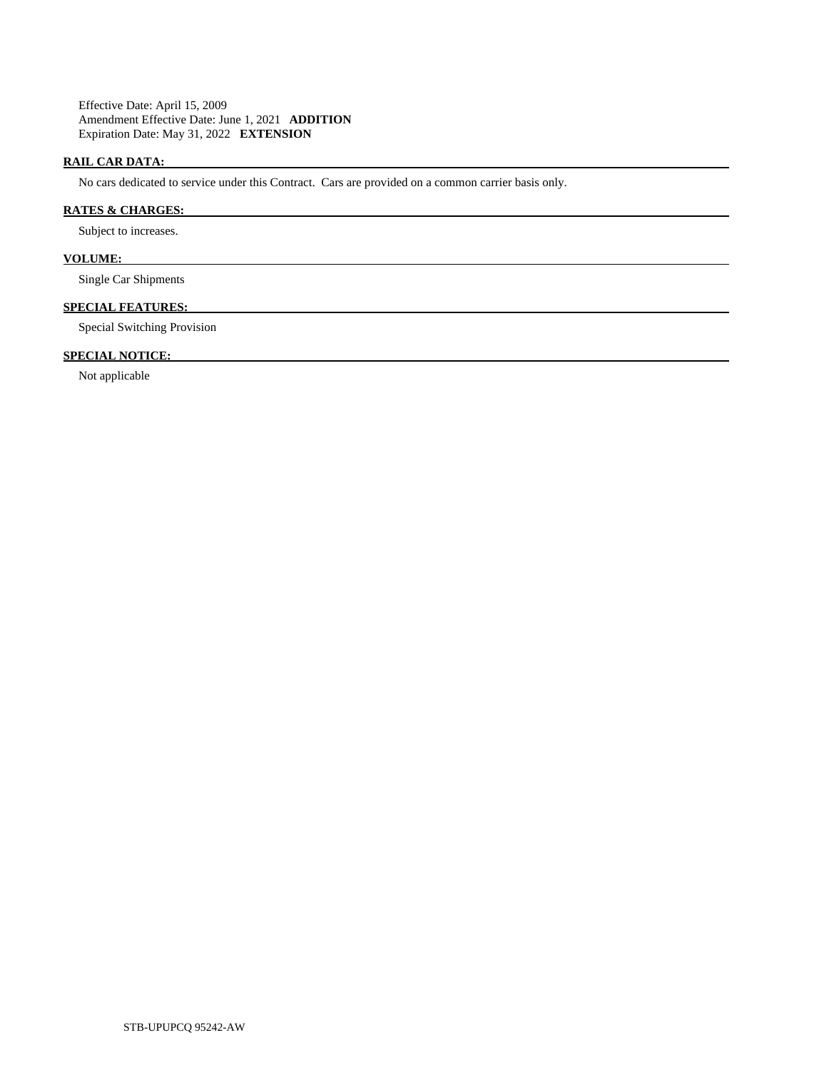Effective Date: April 15, 2009
Amendment Effective Date: June 1, 2021 **ADDITION**
Expiration Date: May 31, 2022 **EXTENSION**

**RAIL CAR DATA:**

No cars dedicated to service under this Contract. Cars are provided on a common carrier basis only.

**RATES & CHARGES:**

Subject to increases.

**VOLUME:**

Single Car Shipments

**SPECIAL FEATURES:**

Special Switching Provision

**SPECIAL NOTICE:**

Not applicable

STB-UPUPCQ 95242-AW